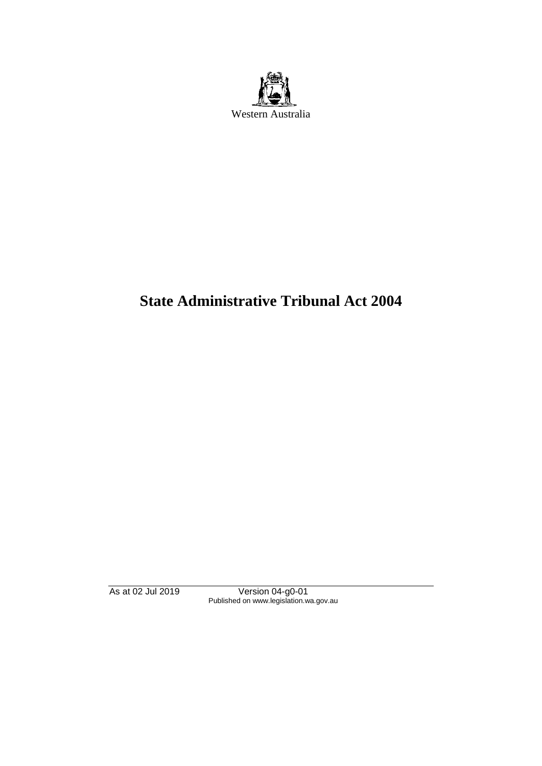Western Australia

# State Administrative Tribunal Act 2004

As at 02 Jul 2019 Version 04-g0-01
Published on www.legislation.wa.gov.au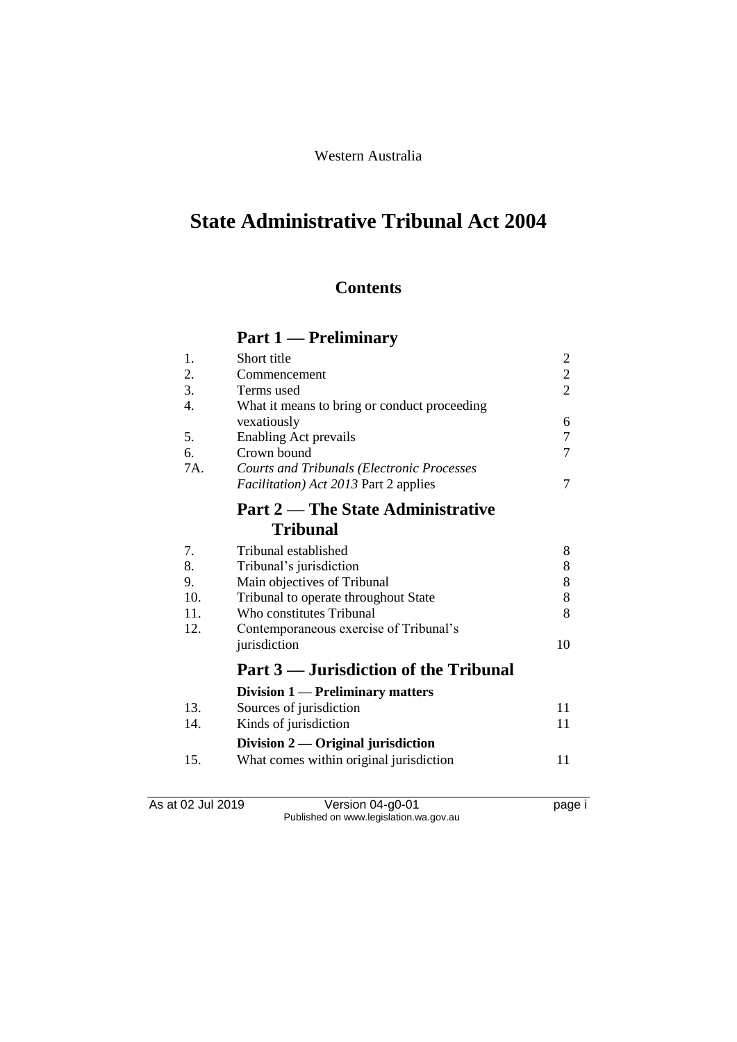Western Australia

# State Administrative Tribunal Act 2004

## Contents

### Part 1 — Preliminary

| | | |
|---|---|---|
| 1. | Short title | 2 |
| 2. | Commencement | 2 |
| 3. | Terms used | 2 |
| 4. | What it means to bring or conduct proceeding vexatiously | 6 |
| 5. | Enabling Act prevails | 7 |
| 6. | Crown bound | 7 |
| 7A. | *Courts and Tribunals (Electronic Processes Facilitation) Act 2013* Part 2 applies | 7 |

### Part 2 — The State Administrative Tribunal

| | | |
|---|---|---|
| 7. | Tribunal established | 8 |
| 8. | Tribunal's jurisdiction | 8 |
| 9. | Main objectives of Tribunal | 8 |
| 10. | Tribunal to operate throughout State | 8 |
| 11. | Who constitutes Tribunal | 8 |
| 12. | Contemporaneous exercise of Tribunal's jurisdiction | 10 |

### Part 3 — Jurisdiction of the Tribunal

#### Division 1 — Preliminary matters

| | | |
|---|---|---|
| 13. | Sources of jurisdiction | 11 |
| 14. | Kinds of jurisdiction | 11 |

#### Division 2 — Original jurisdiction

| | | |
|---|---|---|
| 15. | What comes within original jurisdiction | 11 |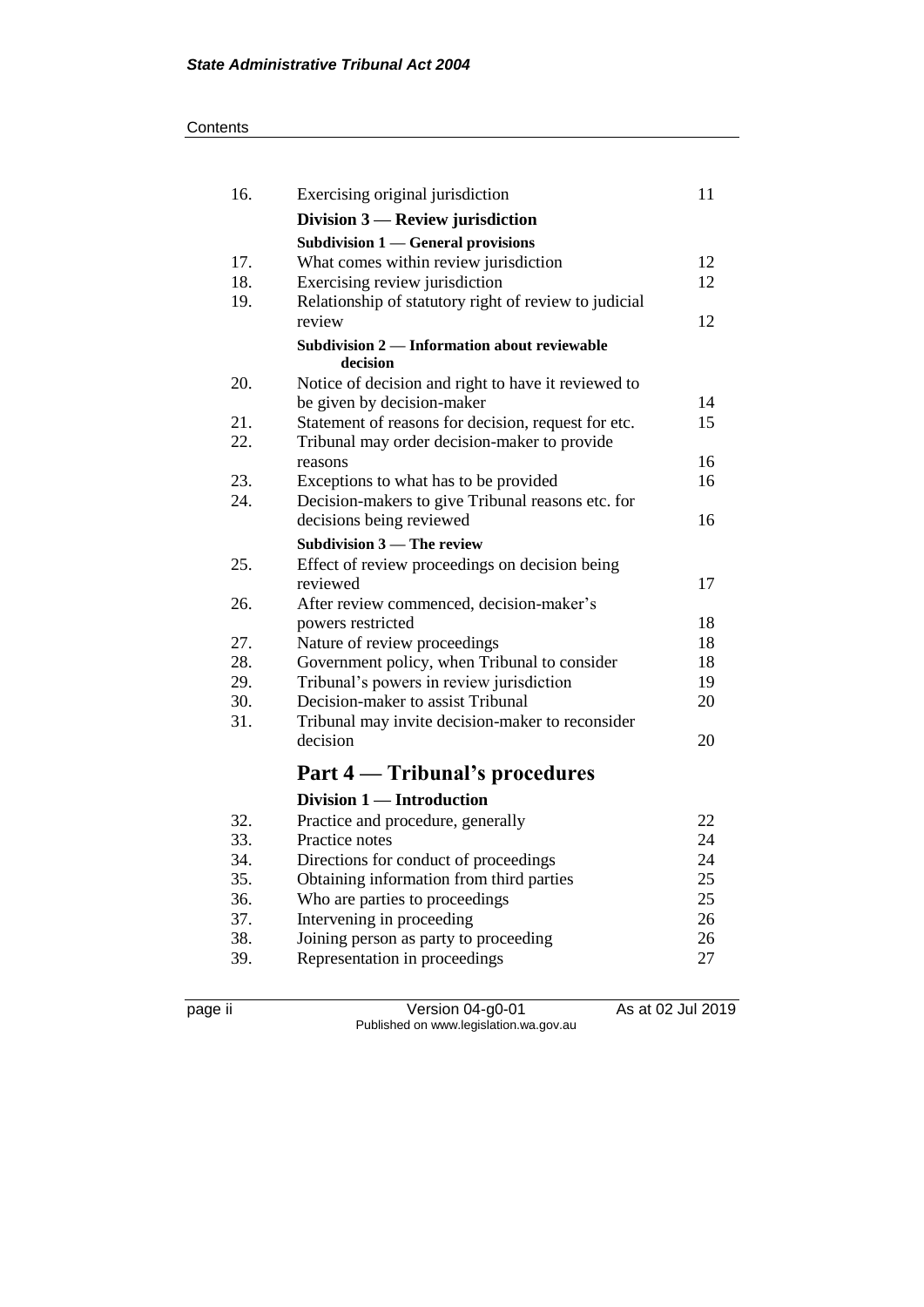| | | |
|---|---|---|
| 16. | Exercising original jurisdiction | 11 |
| | **Division 3 — Review jurisdiction** | |
| | **Subdivision 1 — General provisions** | |
| 17. | What comes within review jurisdiction | 12 |
| 18. | Exercising review jurisdiction | 12 |
| 19. | Relationship of statutory right of review to judicial review | 12 |
| | **Subdivision 2 — Information about reviewable decision** | |
| 20. | Notice of decision and right to have it reviewed to be given by decision-maker | 14 |
| 21. | Statement of reasons for decision, request for etc. | 15 |
| 22. | Tribunal may order decision-maker to provide reasons | 16 |
| 23. | Exceptions to what has to be provided | 16 |
| 24. | Decision-makers to give Tribunal reasons etc. for decisions being reviewed | 16 |
| | **Subdivision 3 — The review** | |
| 25. | Effect of review proceedings on decision being reviewed | 17 |
| 26. | After review commenced, decision-maker's powers restricted | 18 |
| 27. | Nature of review proceedings | 18 |
| 28. | Government policy, when Tribunal to consider | 18 |
| 29. | Tribunal's powers in review jurisdiction | 19 |
| 30. | Decision-maker to assist Tribunal | 20 |
| 31. | Tribunal may invite decision-maker to reconsider decision | 20 |

## Part 4 — Tribunal's procedures

| | | |
|---|---|---|
| | **Division 1 — Introduction** | |
| 32. | Practice and procedure, generally | 22 |
| 33. | Practice notes | 24 |
| 34. | Directions for conduct of proceedings | 24 |
| 35. | Obtaining information from third parties | 25 |
| 36. | Who are parties to proceedings | 25 |
| 37. | Intervening in proceeding | 26 |
| 38. | Joining person as party to proceeding | 26 |
| 39. | Representation in proceedings | 27 |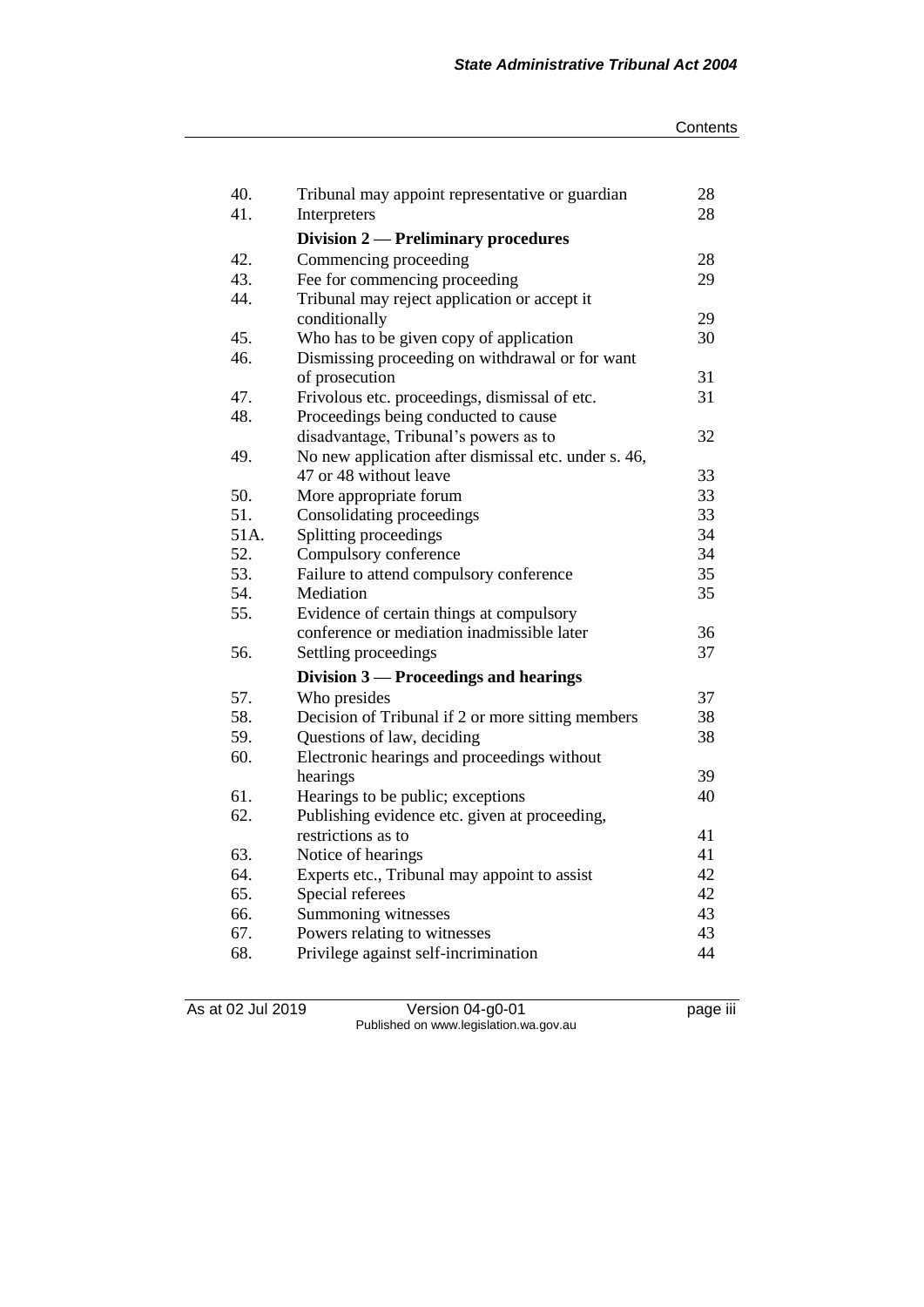| | | |
|---|---|---|
| 40. | Tribunal may appoint representative or guardian | 28 |
| 41. | Interpreters | 28 |
| | **Division 2 — Preliminary procedures** | |
| 42. | Commencing proceeding | 28 |
| 43. | Fee for commencing proceeding | 29 |
| 44. | Tribunal may reject application or accept it conditionally | 29 |
| 45. | Who has to be given copy of application | 30 |
| 46. | Dismissing proceeding on withdrawal or for want of prosecution | 31 |
| 47. | Frivolous etc. proceedings, dismissal of etc. | 31 |
| 48. | Proceedings being conducted to cause disadvantage, Tribunal's powers as to | 32 |
| 49. | No new application after dismissal etc. under s. 46, 47 or 48 without leave | 33 |
| 50. | More appropriate forum | 33 |
| 51. | Consolidating proceedings | 33 |
| 51A. | Splitting proceedings | 34 |
| 52. | Compulsory conference | 34 |
| 53. | Failure to attend compulsory conference | 35 |
| 54. | Mediation | 35 |
| 55. | Evidence of certain things at compulsory conference or mediation inadmissible later | 36 |
| 56. | Settling proceedings | 37 |
| | **Division 3 — Proceedings and hearings** | |
| 57. | Who presides | 37 |
| 58. | Decision of Tribunal if 2 or more sitting members | 38 |
| 59. | Questions of law, deciding | 38 |
| 60. | Electronic hearings and proceedings without hearings | 39 |
| 61. | Hearings to be public; exceptions | 40 |
| 62. | Publishing evidence etc. given at proceeding, restrictions as to | 41 |
| 63. | Notice of hearings | 41 |
| 64. | Experts etc., Tribunal may appoint to assist | 42 |
| 65. | Special referees | 42 |
| 66. | Summoning witnesses | 43 |
| 67. | Powers relating to witnesses | 43 |
| 68. | Privilege against self-incrimination | 44 |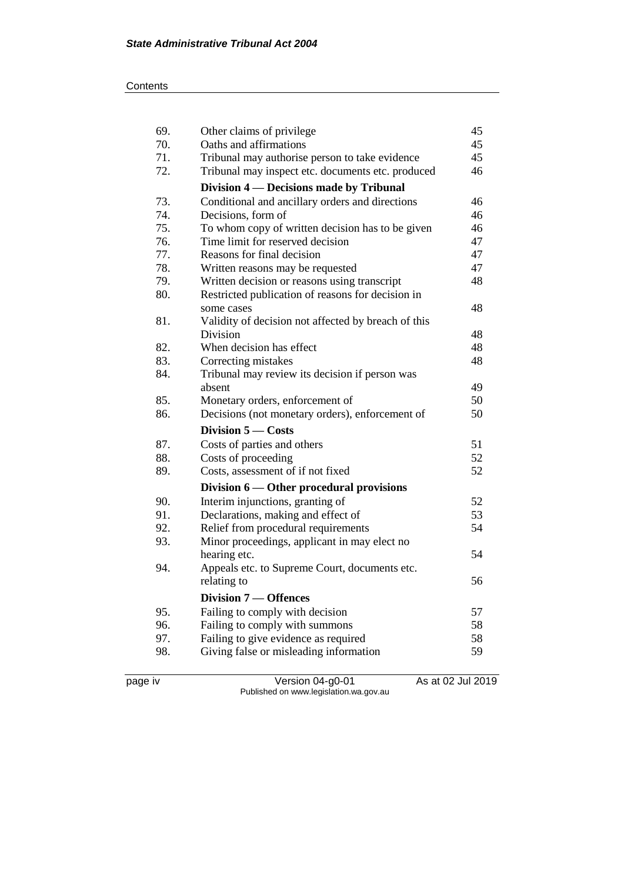| | | |
|---|---|---|
| 69. | Other claims of privilege | 45 |
| 70. | Oaths and affirmations | 45 |
| 71. | Tribunal may authorise person to take evidence | 45 |
| 72. | Tribunal may inspect etc. documents etc. produced | 46 |
| | **Division 4 — Decisions made by Tribunal** | |
| 73. | Conditional and ancillary orders and directions | 46 |
| 74. | Decisions, form of | 46 |
| 75. | To whom copy of written decision has to be given | 46 |
| 76. | Time limit for reserved decision | 47 |
| 77. | Reasons for final decision | 47 |
| 78. | Written reasons may be requested | 47 |
| 79. | Written decision or reasons using transcript | 48 |
| 80. | Restricted publication of reasons for decision in some cases | 48 |
| 81. | Validity of decision not affected by breach of this Division | 48 |
| 82. | When decision has effect | 48 |
| 83. | Correcting mistakes | 48 |
| 84. | Tribunal may review its decision if person was absent | 49 |
| 85. | Monetary orders, enforcement of | 50 |
| 86. | Decisions (not monetary orders), enforcement of | 50 |
| | **Division 5 — Costs** | |
| 87. | Costs of parties and others | 51 |
| 88. | Costs of proceeding | 52 |
| 89. | Costs, assessment of if not fixed | 52 |
| | **Division 6 — Other procedural provisions** | |
| 90. | Interim injunctions, granting of | 52 |
| 91. | Declarations, making and effect of | 53 |
| 92. | Relief from procedural requirements | 54 |
| 93. | Minor proceedings, applicant in may elect no hearing etc. | 54 |
| 94. | Appeals etc. to Supreme Court, documents etc. relating to | 56 |
| | **Division 7 — Offences** | |
| 95. | Failing to comply with decision | 57 |
| 96. | Failing to comply with summons | 58 |
| 97. | Failing to give evidence as required | 58 |
| 98. | Giving false or misleading information | 59 |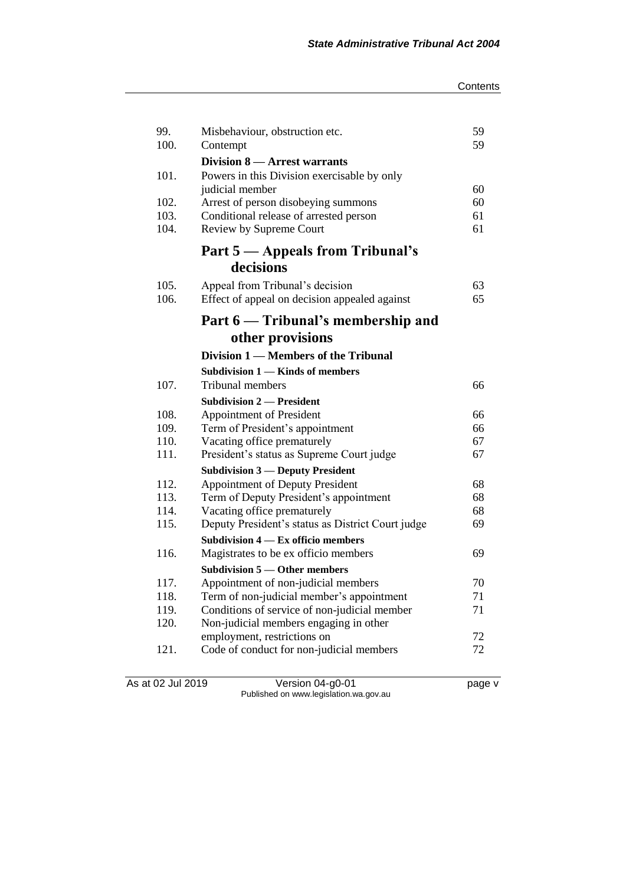| | | |
|---|---|---|
| 99. | Misbehaviour, obstruction etc. | 59 |
| 100. | Contempt | 59 |
| | **Division 8 — Arrest warrants** | |
| 101. | Powers in this Division exercisable by only judicial member | 60 |
| 102. | Arrest of person disobeying summons | 60 |
| 103. | Conditional release of arrested person | 61 |
| 104. | Review by Supreme Court | 61 |
| | **Part 5 — Appeals from Tribunal's decisions** | |
| 105. | Appeal from Tribunal's decision | 63 |
| 106. | Effect of appeal on decision appealed against | 65 |
| | **Part 6 — Tribunal's membership and other provisions** | |
| | **Division 1 — Members of the Tribunal** | |
| | **Subdivision 1 — Kinds of members** | |
| 107. | Tribunal members | 66 |
| | **Subdivision 2 — President** | |
| 108. | Appointment of President | 66 |
| 109. | Term of President's appointment | 66 |
| 110. | Vacating office prematurely | 67 |
| 111. | President's status as Supreme Court judge | 67 |
| | **Subdivision 3 — Deputy President** | |
| 112. | Appointment of Deputy President | 68 |
| 113. | Term of Deputy President's appointment | 68 |
| 114. | Vacating office prematurely | 68 |
| 115. | Deputy President's status as District Court judge | 69 |
| | **Subdivision 4 — Ex officio members** | |
| 116. | Magistrates to be ex officio members | 69 |
| | **Subdivision 5 — Other members** | |
| 117. | Appointment of non-judicial members | 70 |
| 118. | Term of non-judicial member's appointment | 71 |
| 119. | Conditions of service of non-judicial member | 71 |
| 120. | Non-judicial members engaging in other employment, restrictions on | 72 |
| 121. | Code of conduct for non-judicial members | 72 |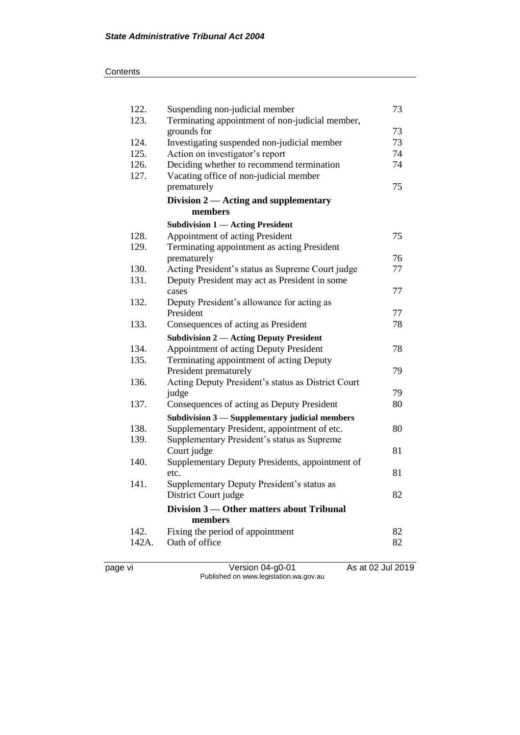| | | |
|---|---|---|
| 122. | Suspending non-judicial member | 73 |
| 123. | Terminating appointment of non-judicial member, grounds for | 73 |
| 124. | Investigating suspended non-judicial member | 73 |
| 125. | Action on investigator's report | 74 |
| 126. | Deciding whether to recommend termination | 74 |
| 127. | Vacating office of non-judicial member prematurely | 75 |
| | **Division 2 — Acting and supplementary members** | |
| | **Subdivision 1 — Acting President** | |
| 128. | Appointment of acting President | 75 |
| 129. | Terminating appointment as acting President prematurely | 76 |
| 130. | Acting President's status as Supreme Court judge | 77 |
| 131. | Deputy President may act as President in some cases | 77 |
| 132. | Deputy President's allowance for acting as President | 77 |
| 133. | Consequences of acting as President | 78 |
| | **Subdivision 2 — Acting Deputy President** | |
| 134. | Appointment of acting Deputy President | 78 |
| 135. | Terminating appointment of acting Deputy President prematurely | 79 |
| 136. | Acting Deputy President's status as District Court judge | 79 |
| 137. | Consequences of acting as Deputy President | 80 |
| | **Subdivision 3 — Supplementary judicial members** | |
| 138. | Supplementary President, appointment of etc. | 80 |
| 139. | Supplementary President's status as Supreme Court judge | 81 |
| 140. | Supplementary Deputy Presidents, appointment of etc. | 81 |
| 141. | Supplementary Deputy President's status as District Court judge | 82 |
| | **Division 3 — Other matters about Tribunal members** | |
| 142. | Fixing the period of appointment | 82 |
| 142A. | Oath of office | 82 |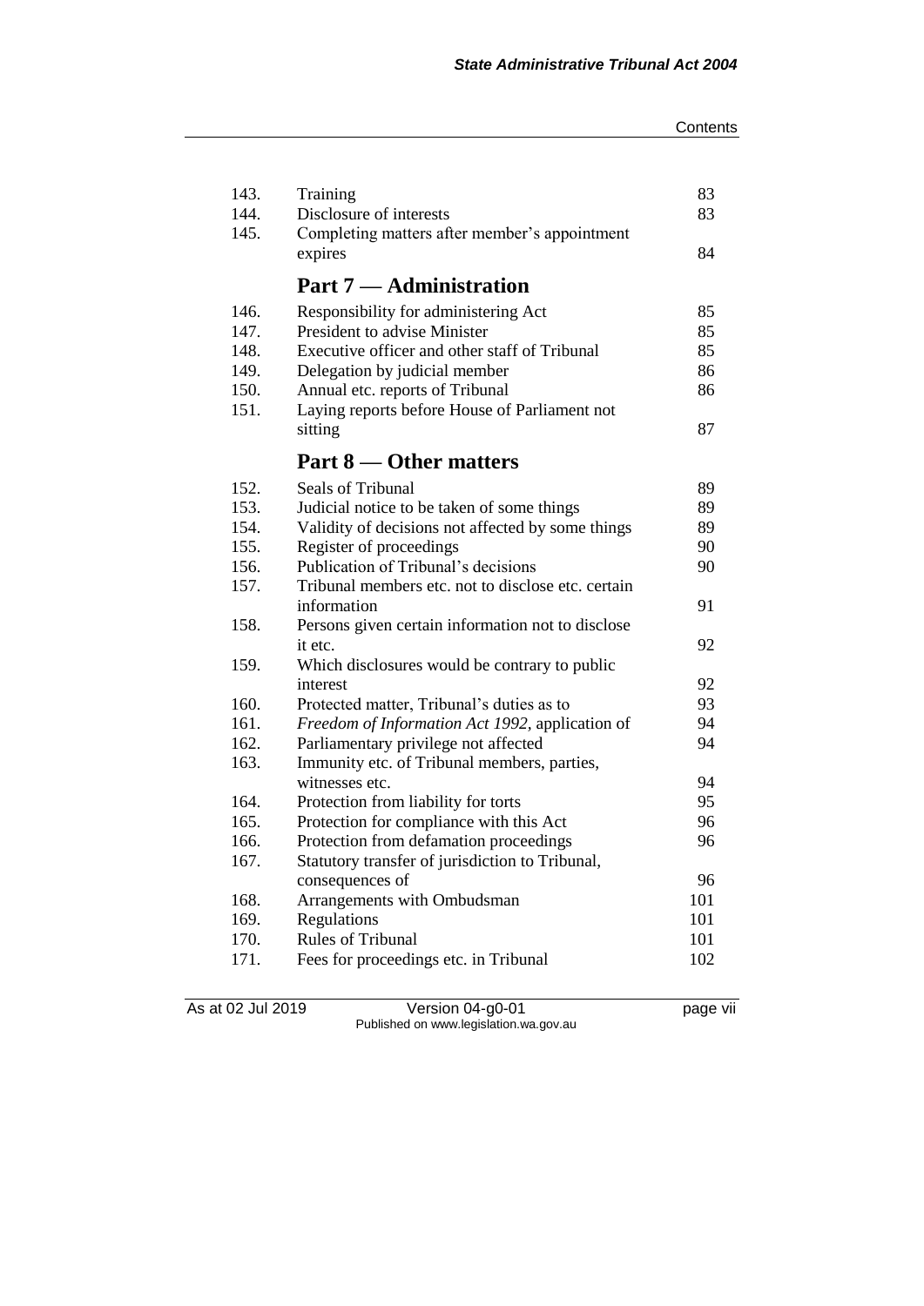| | | |
|---|---|---|
| 143. | Training | 83 |
| 144. | Disclosure of interests | 83 |
| 145. | Completing matters after member's appointment expires | 84 |

## Part 7 — Administration

| | | |
|---|---|---|
| 146. | Responsibility for administering Act | 85 |
| 147. | President to advise Minister | 85 |
| 148. | Executive officer and other staff of Tribunal | 85 |
| 149. | Delegation by judicial member | 86 |
| 150. | Annual etc. reports of Tribunal | 86 |
| 151. | Laying reports before House of Parliament not sitting | 87 |

## Part 8 — Other matters

| | | |
|---|---|---|
| 152. | Seals of Tribunal | 89 |
| 153. | Judicial notice to be taken of some things | 89 |
| 154. | Validity of decisions not affected by some things | 89 |
| 155. | Register of proceedings | 90 |
| 156. | Publication of Tribunal's decisions | 90 |
| 157. | Tribunal members etc. not to disclose etc. certain information | 91 |
| 158. | Persons given certain information not to disclose it etc. | 92 |
| 159. | Which disclosures would be contrary to public interest | 92 |
| 160. | Protected matter, Tribunal's duties as to | 93 |
| 161. | *Freedom of Information Act 1992*, application of | 94 |
| 162. | Parliamentary privilege not affected | 94 |
| 163. | Immunity etc. of Tribunal members, parties, witnesses etc. | 94 |
| 164. | Protection from liability for torts | 95 |
| 165. | Protection for compliance with this Act | 96 |
| 166. | Protection from defamation proceedings | 96 |
| 167. | Statutory transfer of jurisdiction to Tribunal, consequences of | 96 |
| 168. | Arrangements with Ombudsman | 101 |
| 169. | Regulations | 101 |
| 170. | Rules of Tribunal | 101 |
| 171. | Fees for proceedings etc. in Tribunal | 102 |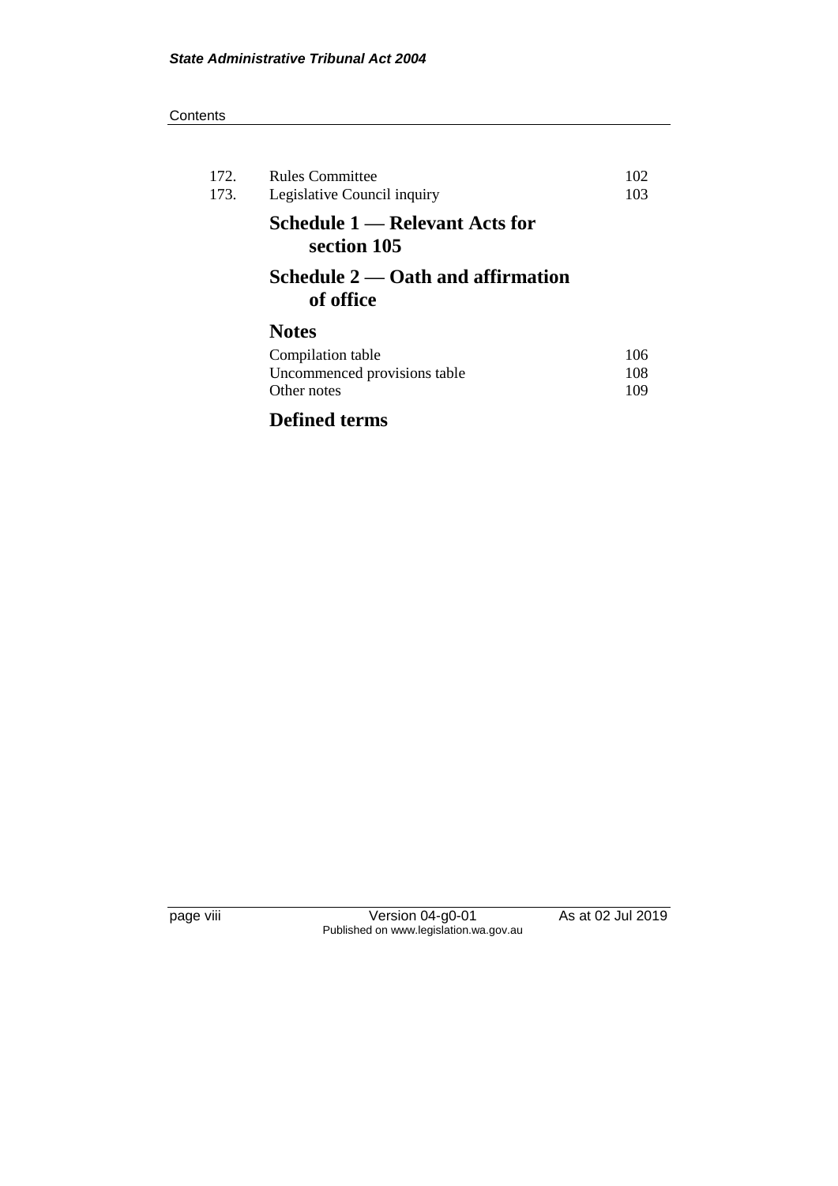| | | |
|---|---|---|
| 172. | Rules Committee | 102 |
| 173. | Legislative Council inquiry | 103 |

## Schedule 1 — Relevant Acts for section 105

## Schedule 2 — Oath and affirmation of office

## Notes

| | |
|---|---|
| Compilation table | 106 |
| Uncommenced provisions table | 108 |
| Other notes | 109 |

## Defined terms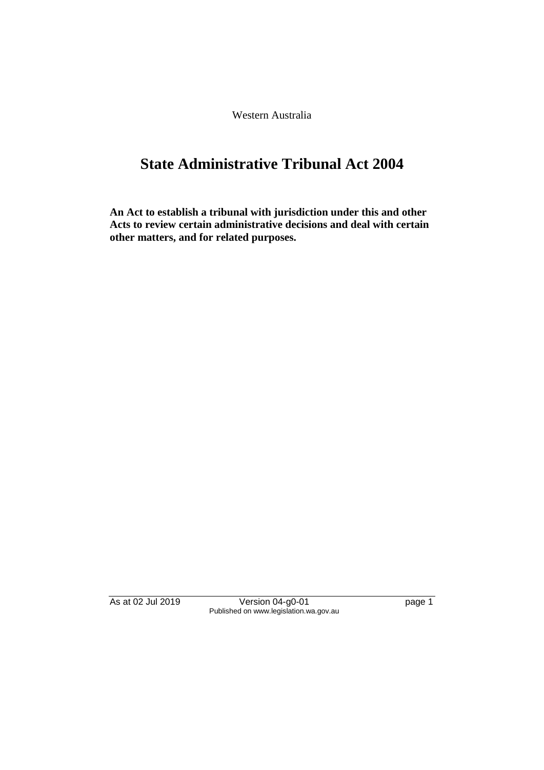Western Australia

# State Administrative Tribunal Act 2004

**An Act to establish a tribunal with jurisdiction under this and other Acts to review certain administrative decisions and deal with certain other matters, and for related purposes.**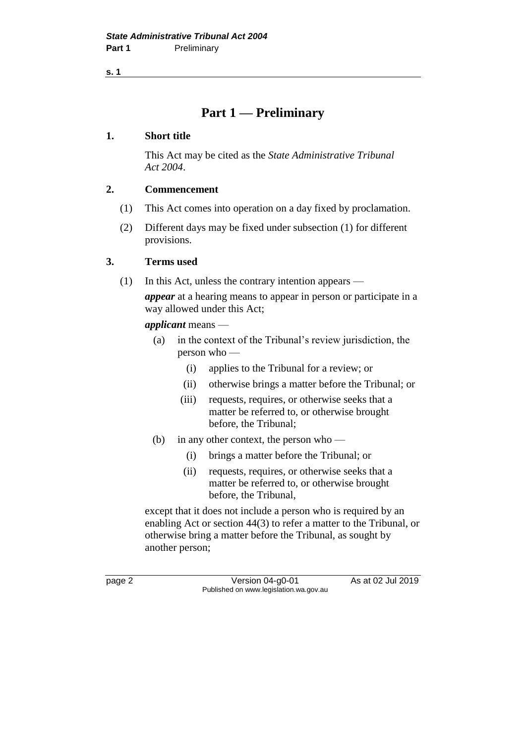# Part 1 — Preliminary

## 1. Short title

This Act may be cited as the *State Administrative Tribunal Act 2004*.

## 2. Commencement

(1) This Act comes into operation on a day fixed by proclamation.

(2) Different days may be fixed under subsection (1) for different provisions.

## 3. Terms used

(1) In this Act, unless the contrary intention appears —

***appear*** at a hearing means to appear in person or participate in a way allowed under this Act;

***applicant*** means —

- (a) in the context of the Tribunal's review jurisdiction, the person who —
  - (i) applies to the Tribunal for a review; or
  - (ii) otherwise brings a matter before the Tribunal; or
  - (iii) requests, requires, or otherwise seeks that a matter be referred to, or otherwise brought before, the Tribunal;
- (b) in any other context, the person who —
  - (i) brings a matter before the Tribunal; or
  - (ii) requests, requires, or otherwise seeks that a matter be referred to, or otherwise brought before, the Tribunal,

except that it does not include a person who is required by an enabling Act or section 44(3) to refer a matter to the Tribunal, or otherwise bring a matter before the Tribunal, as sought by another person;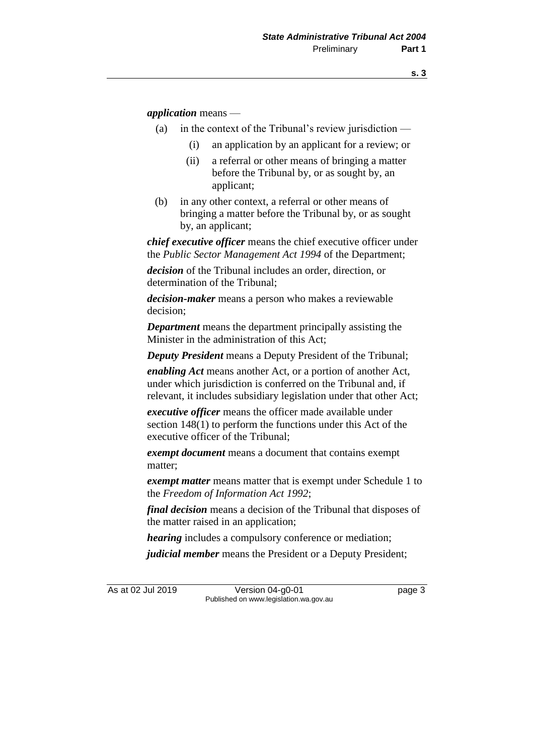***application*** means —

- (a) in the context of the Tribunal's review jurisdiction —
  - (i) an application by an applicant for a review; or
  - (ii) a referral or other means of bringing a matter before the Tribunal by, or as sought by, an applicant;
- (b) in any other context, a referral or other means of bringing a matter before the Tribunal by, or as sought by, an applicant;

***chief executive officer*** means the chief executive officer under the *Public Sector Management Act 1994* of the Department;

***decision*** of the Tribunal includes an order, direction, or determination of the Tribunal;

***decision-maker*** means a person who makes a reviewable decision;

***Department*** means the department principally assisting the Minister in the administration of this Act;

***Deputy President*** means a Deputy President of the Tribunal;

***enabling Act*** means another Act, or a portion of another Act, under which jurisdiction is conferred on the Tribunal and, if relevant, it includes subsidiary legislation under that other Act;

***executive officer*** means the officer made available under section 148(1) to perform the functions under this Act of the executive officer of the Tribunal;

***exempt document*** means a document that contains exempt matter;

***exempt matter*** means matter that is exempt under Schedule 1 to the *Freedom of Information Act 1992*;

***final decision*** means a decision of the Tribunal that disposes of the matter raised in an application;

***hearing*** includes a compulsory conference or mediation;

***judicial member*** means the President or a Deputy President;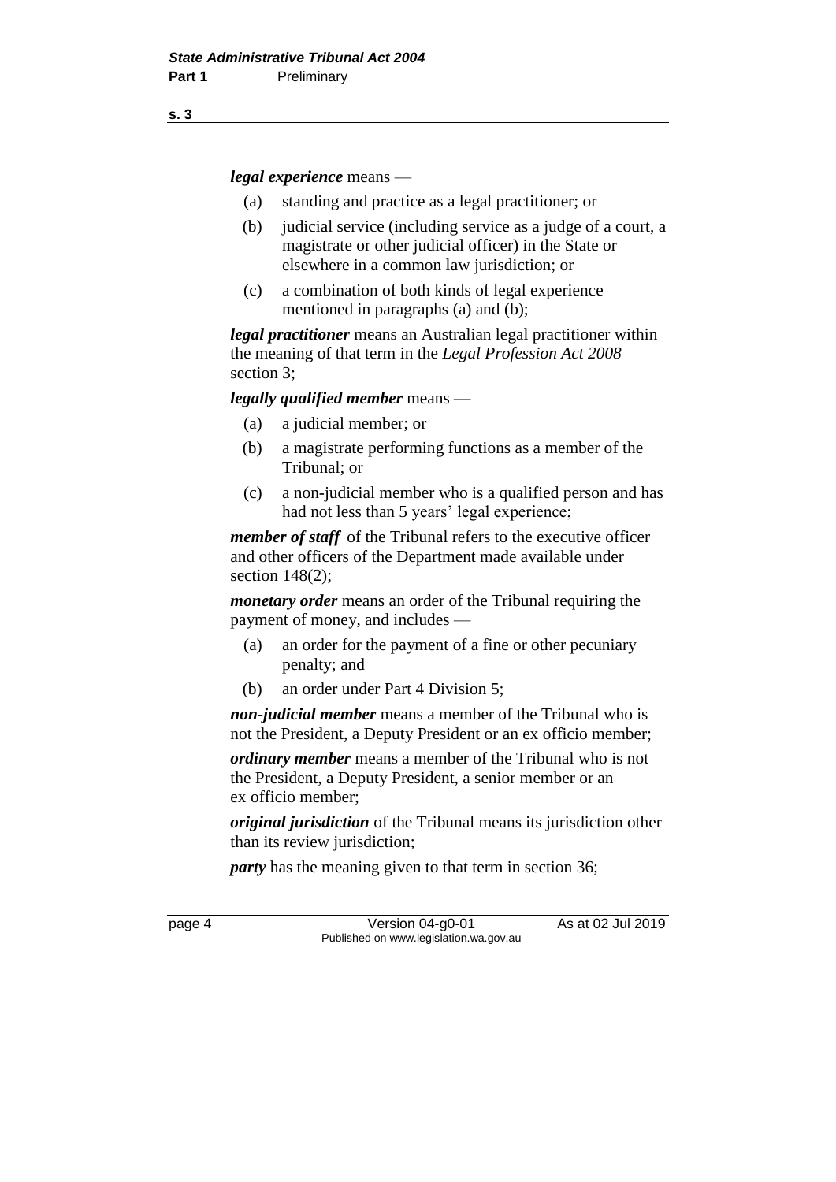***legal experience*** means —

- (a) standing and practice as a legal practitioner; or
- (b) judicial service (including service as a judge of a court, a magistrate or other judicial officer) in the State or elsewhere in a common law jurisdiction; or
- (c) a combination of both kinds of legal experience mentioned in paragraphs (a) and (b);

***legal practitioner*** means an Australian legal practitioner within the meaning of that term in the *Legal Profession Act 2008* section 3;

***legally qualified member*** means —

- (a) a judicial member; or
- (b) a magistrate performing functions as a member of the Tribunal; or
- (c) a non-judicial member who is a qualified person and has had not less than 5 years' legal experience;

***member of staff*** of the Tribunal refers to the executive officer and other officers of the Department made available under section 148(2);

***monetary order*** means an order of the Tribunal requiring the payment of money, and includes —

- (a) an order for the payment of a fine or other pecuniary penalty; and
- (b) an order under Part 4 Division 5;

***non-judicial member*** means a member of the Tribunal who is not the President, a Deputy President or an ex officio member;

***ordinary member*** means a member of the Tribunal who is not the President, a Deputy President, a senior member or an ex officio member;

***original jurisdiction*** of the Tribunal means its jurisdiction other than its review jurisdiction;

***party*** has the meaning given to that term in section 36;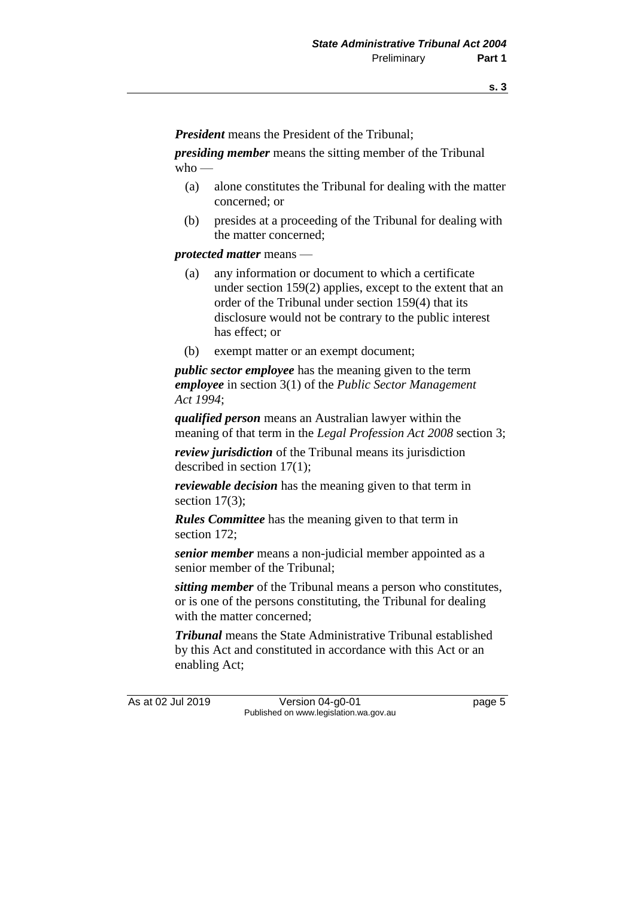***President*** means the President of the Tribunal;

***presiding member*** means the sitting member of the Tribunal who —

(a) alone constitutes the Tribunal for dealing with the matter concerned; or

(b) presides at a proceeding of the Tribunal for dealing with the matter concerned;

***protected matter*** means —

(a) any information or document to which a certificate under section 159(2) applies, except to the extent that an order of the Tribunal under section 159(4) that its disclosure would not be contrary to the public interest has effect; or

(b) exempt matter or an exempt document;

***public sector employee*** has the meaning given to the term ***employee*** in section 3(1) of the *Public Sector Management Act 1994*;

***qualified person*** means an Australian lawyer within the meaning of that term in the *Legal Profession Act 2008* section 3;

***review jurisdiction*** of the Tribunal means its jurisdiction described in section 17(1);

***reviewable decision*** has the meaning given to that term in section 17(3);

***Rules Committee*** has the meaning given to that term in section 172;

***senior member*** means a non-judicial member appointed as a senior member of the Tribunal;

***sitting member*** of the Tribunal means a person who constitutes, or is one of the persons constituting, the Tribunal for dealing with the matter concerned;

***Tribunal*** means the State Administrative Tribunal established by this Act and constituted in accordance with this Act or an enabling Act;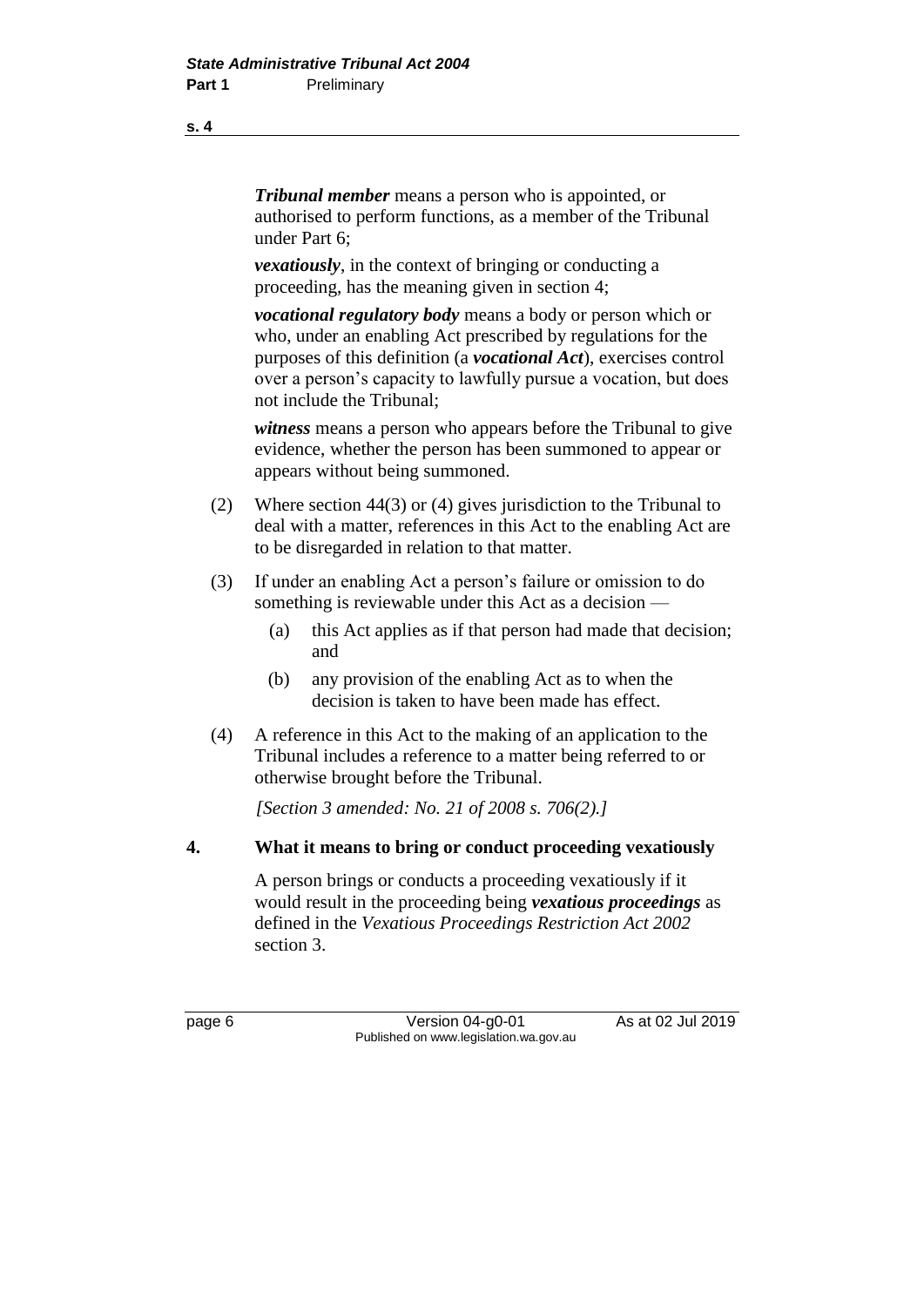***Tribunal member*** means a person who is appointed, or authorised to perform functions, as a member of the Tribunal under Part 6;

***vexatiously***, in the context of bringing or conducting a proceeding, has the meaning given in section 4;

***vocational regulatory body*** means a body or person which or who, under an enabling Act prescribed by regulations for the purposes of this definition (a ***vocational Act***), exercises control over a person's capacity to lawfully pursue a vocation, but does not include the Tribunal;

***witness*** means a person who appears before the Tribunal to give evidence, whether the person has been summoned to appear or appears without being summoned.

(2) Where section 44(3) or (4) gives jurisdiction to the Tribunal to deal with a matter, references in this Act to the enabling Act are to be disregarded in relation to that matter.

(3) If under an enabling Act a person's failure or omission to do something is reviewable under this Act as a decision —

- (a) this Act applies as if that person had made that decision; and
- (b) any provision of the enabling Act as to when the decision is taken to have been made has effect.

(4) A reference in this Act to the making of an application to the Tribunal includes a reference to a matter being referred to or otherwise brought before the Tribunal.

*[Section 3 amended: No. 21 of 2008 s. 706(2).]*

## 4. What it means to bring or conduct proceeding vexatiously

A person brings or conducts a proceeding vexatiously if it would result in the proceeding being ***vexatious proceedings*** as defined in the *Vexatious Proceedings Restriction Act 2002* section 3.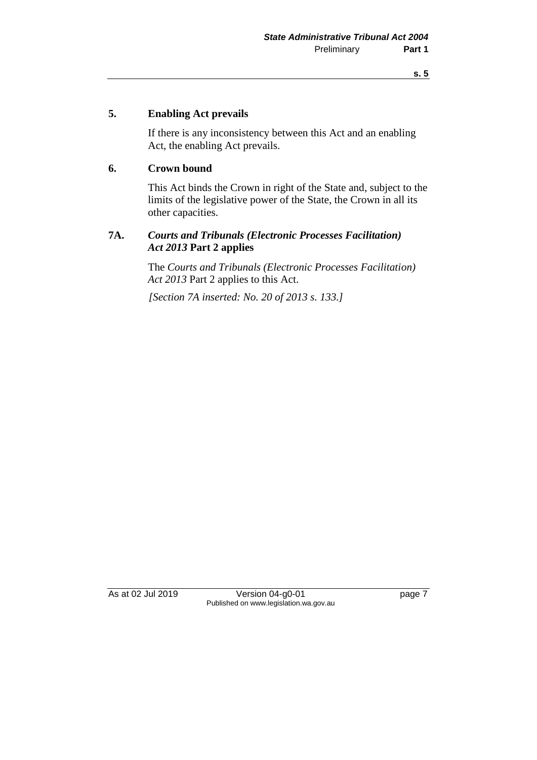## 5. Enabling Act prevails

If there is any inconsistency between this Act and an enabling Act, the enabling Act prevails.

## 6. Crown bound

This Act binds the Crown in right of the State and, subject to the limits of the legislative power of the State, the Crown in all its other capacities.

## 7A. *Courts and Tribunals (Electronic Processes Facilitation) Act 2013* Part 2 applies

The *Courts and Tribunals (Electronic Processes Facilitation) Act 2013* Part 2 applies to this Act.

*[Section 7A inserted: No. 20 of 2013 s. 133.]*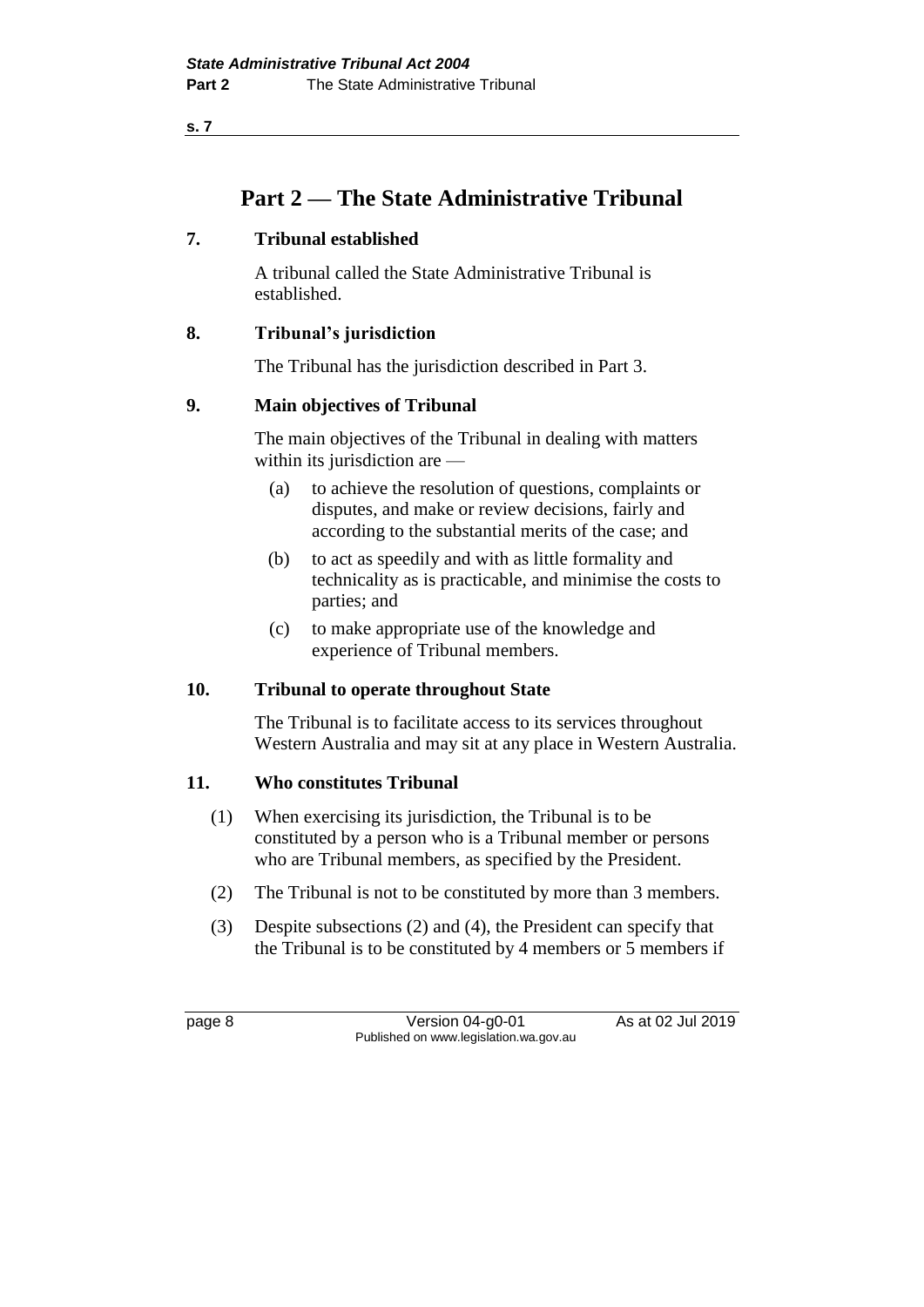# Part 2 — The State Administrative Tribunal

### 7. Tribunal established

A tribunal called the State Administrative Tribunal is established.

### 8. Tribunal's jurisdiction

The Tribunal has the jurisdiction described in Part 3.

### 9. Main objectives of Tribunal

The main objectives of the Tribunal in dealing with matters within its jurisdiction are —

(a) to achieve the resolution of questions, complaints or disputes, and make or review decisions, fairly and according to the substantial merits of the case; and

(b) to act as speedily and with as little formality and technicality as is practicable, and minimise the costs to parties; and

(c) to make appropriate use of the knowledge and experience of Tribunal members.

### 10. Tribunal to operate throughout State

The Tribunal is to facilitate access to its services throughout Western Australia and may sit at any place in Western Australia.

### 11. Who constitutes Tribunal

(1) When exercising its jurisdiction, the Tribunal is to be constituted by a person who is a Tribunal member or persons who are Tribunal members, as specified by the President.

(2) The Tribunal is not to be constituted by more than 3 members.

(3) Despite subsections (2) and (4), the President can specify that the Tribunal is to be constituted by 4 members or 5 members if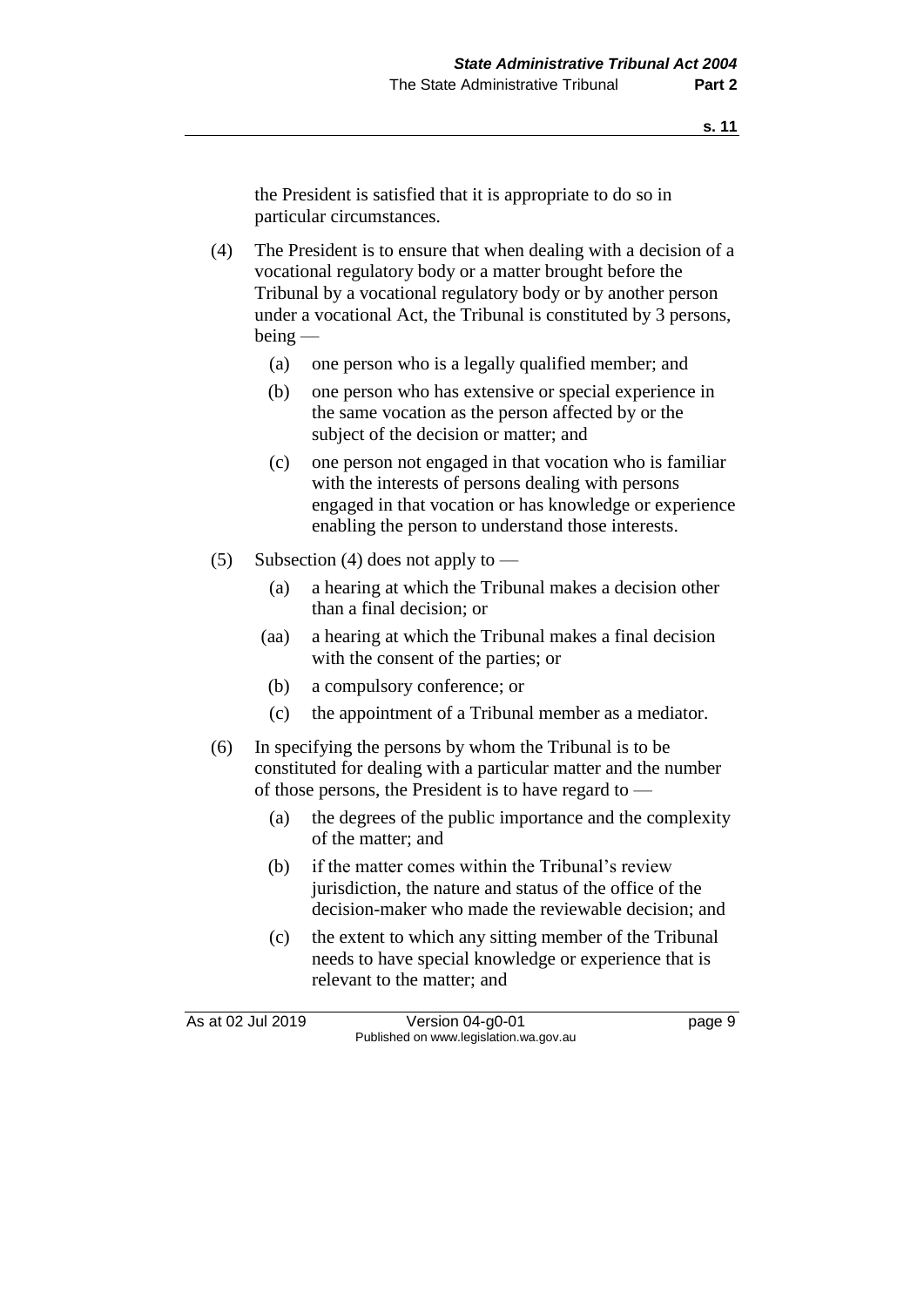the President is satisfied that it is appropriate to do so in particular circumstances.

(4) The President is to ensure that when dealing with a decision of a vocational regulatory body or a matter brought before the Tribunal by a vocational regulatory body or by another person under a vocational Act, the Tribunal is constituted by 3 persons, being —

(a) one person who is a legally qualified member; and

(b) one person who has extensive or special experience in the same vocation as the person affected by or the subject of the decision or matter; and

(c) one person not engaged in that vocation who is familiar with the interests of persons dealing with persons engaged in that vocation or has knowledge or experience enabling the person to understand those interests.

(5) Subsection (4) does not apply to —

(a) a hearing at which the Tribunal makes a decision other than a final decision; or

(aa) a hearing at which the Tribunal makes a final decision with the consent of the parties; or

(b) a compulsory conference; or

(c) the appointment of a Tribunal member as a mediator.

(6) In specifying the persons by whom the Tribunal is to be constituted for dealing with a particular matter and the number of those persons, the President is to have regard to —

(a) the degrees of the public importance and the complexity of the matter; and

(b) if the matter comes within the Tribunal's review jurisdiction, the nature and status of the office of the decision-maker who made the reviewable decision; and

(c) the extent to which any sitting member of the Tribunal needs to have special knowledge or experience that is relevant to the matter; and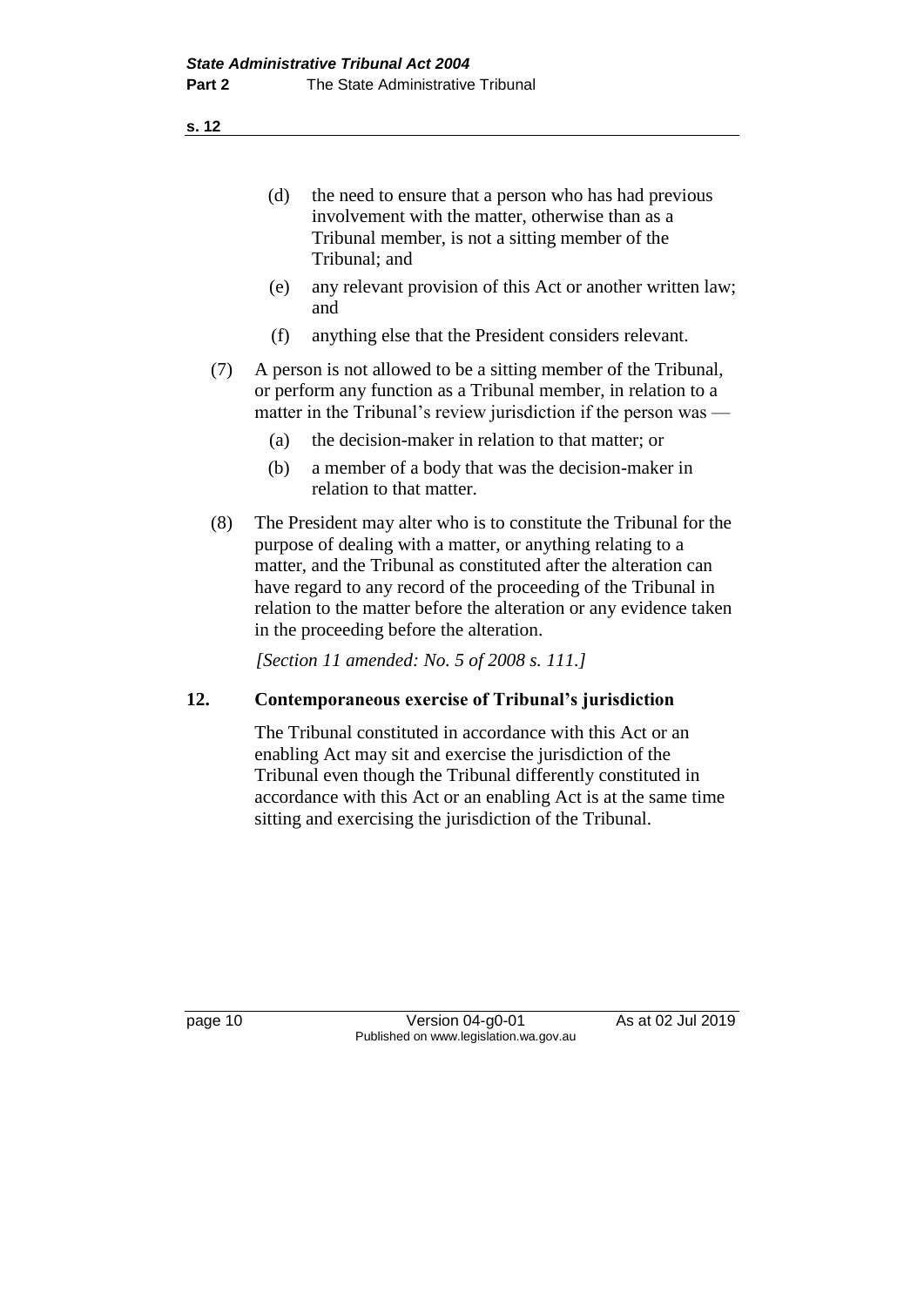(d) the need to ensure that a person who has had previous involvement with the matter, otherwise than as a Tribunal member, is not a sitting member of the Tribunal; and

(e) any relevant provision of this Act or another written law; and

(f) anything else that the President considers relevant.

(7) A person is not allowed to be a sitting member of the Tribunal, or perform any function as a Tribunal member, in relation to a matter in the Tribunal's review jurisdiction if the person was —

(a) the decision-maker in relation to that matter; or

(b) a member of a body that was the decision-maker in relation to that matter.

(8) The President may alter who is to constitute the Tribunal for the purpose of dealing with a matter, or anything relating to a matter, and the Tribunal as constituted after the alteration can have regard to any record of the proceeding of the Tribunal in relation to the matter before the alteration or any evidence taken in the proceeding before the alteration.

*[Section 11 amended: No. 5 of 2008 s. 111.]*

### 12. Contemporaneous exercise of Tribunal's jurisdiction

The Tribunal constituted in accordance with this Act or an enabling Act may sit and exercise the jurisdiction of the Tribunal even though the Tribunal differently constituted in accordance with this Act or an enabling Act is at the same time sitting and exercising the jurisdiction of the Tribunal.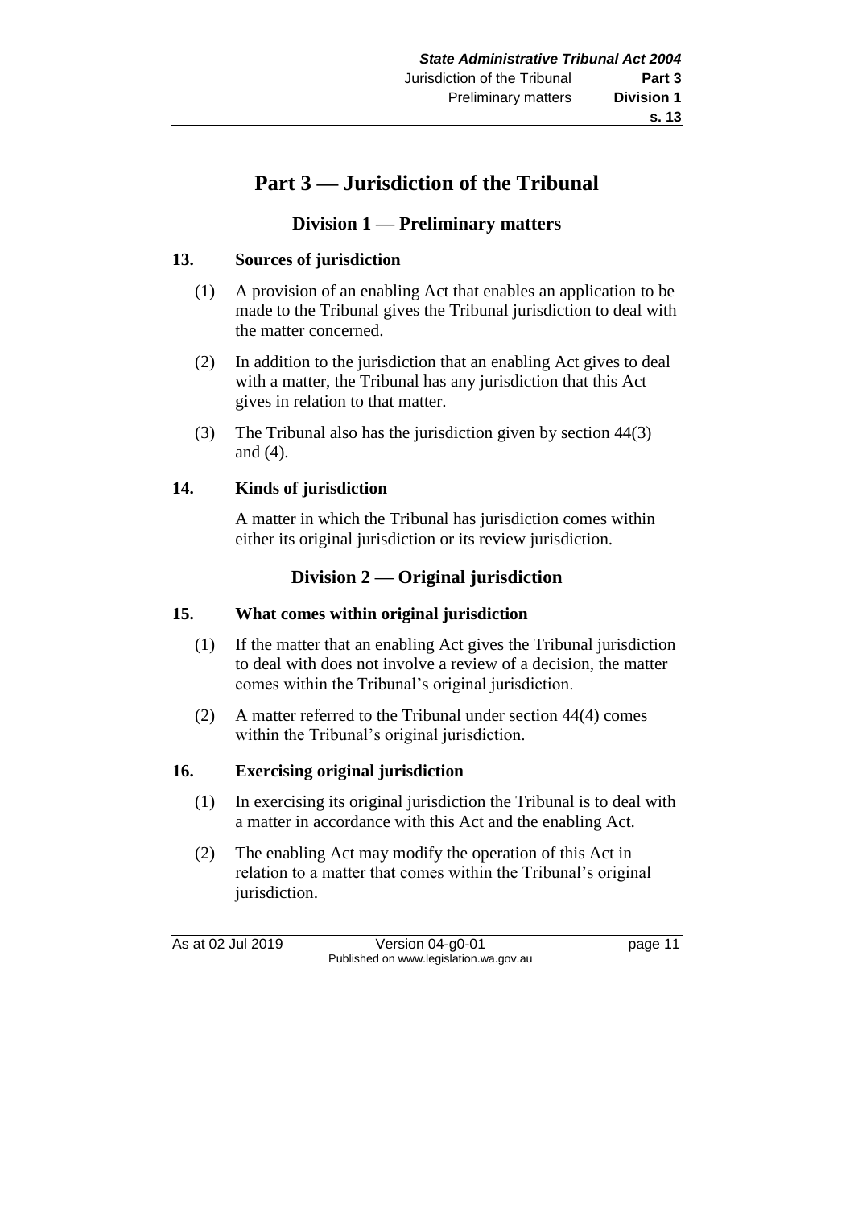# Part 3 — Jurisdiction of the Tribunal

## Division 1 — Preliminary matters

### 13. Sources of jurisdiction

(1) A provision of an enabling Act that enables an application to be made to the Tribunal gives the Tribunal jurisdiction to deal with the matter concerned.

(2) In addition to the jurisdiction that an enabling Act gives to deal with a matter, the Tribunal has any jurisdiction that this Act gives in relation to that matter.

(3) The Tribunal also has the jurisdiction given by section 44(3) and (4).

### 14. Kinds of jurisdiction

A matter in which the Tribunal has jurisdiction comes within either its original jurisdiction or its review jurisdiction.

## Division 2 — Original jurisdiction

### 15. What comes within original jurisdiction

(1) If the matter that an enabling Act gives the Tribunal jurisdiction to deal with does not involve a review of a decision, the matter comes within the Tribunal's original jurisdiction.

(2) A matter referred to the Tribunal under section 44(4) comes within the Tribunal's original jurisdiction.

### 16. Exercising original jurisdiction

(1) In exercising its original jurisdiction the Tribunal is to deal with a matter in accordance with this Act and the enabling Act.

(2) The enabling Act may modify the operation of this Act in relation to a matter that comes within the Tribunal's original jurisdiction.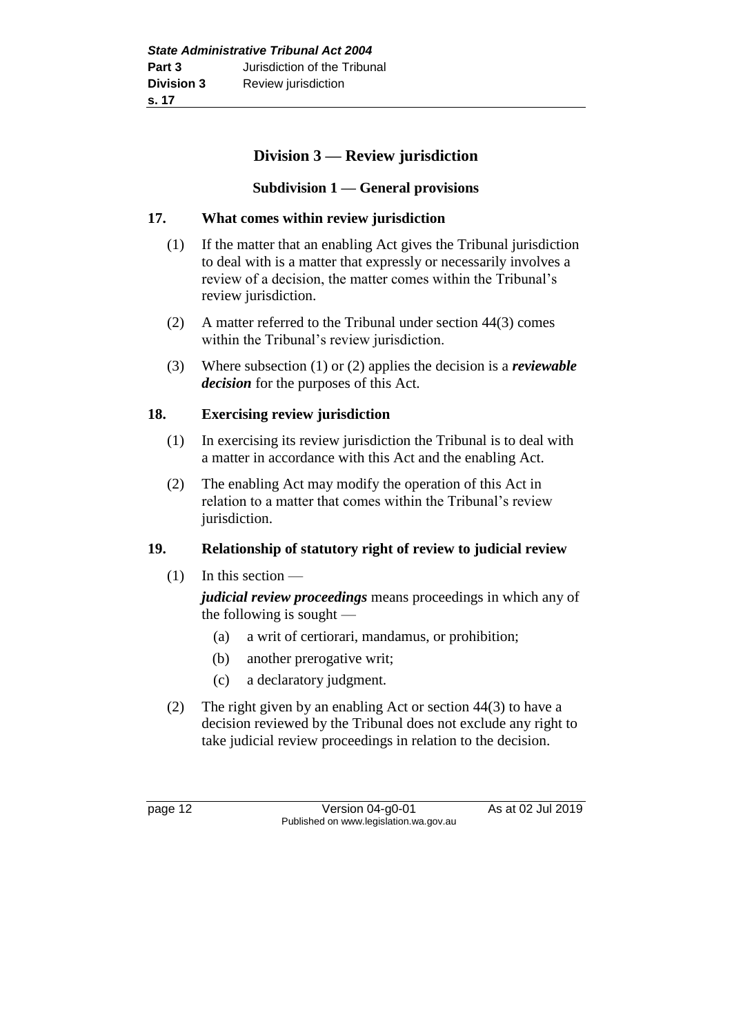## Division 3 — Review jurisdiction

### Subdivision 1 — General provisions

**17. What comes within review jurisdiction**

(1) If the matter that an enabling Act gives the Tribunal jurisdiction to deal with is a matter that expressly or necessarily involves a review of a decision, the matter comes within the Tribunal's review jurisdiction.

(2) A matter referred to the Tribunal under section 44(3) comes within the Tribunal's review jurisdiction.

(3) Where subsection (1) or (2) applies the decision is a ***reviewable decision*** for the purposes of this Act.

**18. Exercising review jurisdiction**

(1) In exercising its review jurisdiction the Tribunal is to deal with a matter in accordance with this Act and the enabling Act.

(2) The enabling Act may modify the operation of this Act in relation to a matter that comes within the Tribunal's review jurisdiction.

**19. Relationship of statutory right of review to judicial review**

(1) In this section —

***judicial review proceedings*** means proceedings in which any of the following is sought —

- (a) a writ of certiorari, mandamus, or prohibition;
- (b) another prerogative writ;
- (c) a declaratory judgment.

(2) The right given by an enabling Act or section 44(3) to have a decision reviewed by the Tribunal does not exclude any right to take judicial review proceedings in relation to the decision.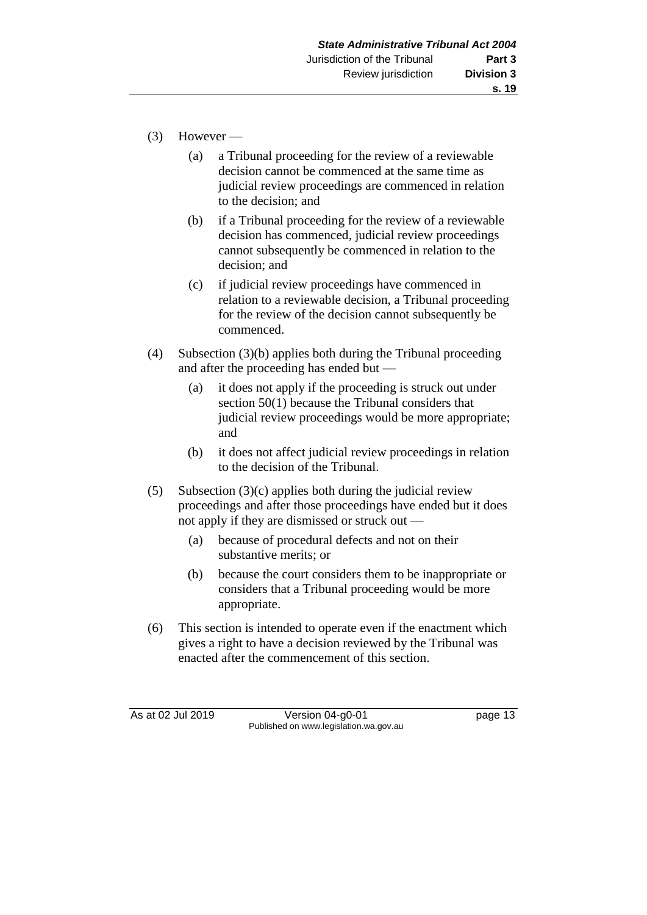(3) However —

   (a) a Tribunal proceeding for the review of a reviewable decision cannot be commenced at the same time as judicial review proceedings are commenced in relation to the decision; and

   (b) if a Tribunal proceeding for the review of a reviewable decision has commenced, judicial review proceedings cannot subsequently be commenced in relation to the decision; and

   (c) if judicial review proceedings have commenced in relation to a reviewable decision, a Tribunal proceeding for the review of the decision cannot subsequently be commenced.

(4) Subsection (3)(b) applies both during the Tribunal proceeding and after the proceeding has ended but —

   (a) it does not apply if the proceeding is struck out under section 50(1) because the Tribunal considers that judicial review proceedings would be more appropriate; and

   (b) it does not affect judicial review proceedings in relation to the decision of the Tribunal.

(5) Subsection (3)(c) applies both during the judicial review proceedings and after those proceedings have ended but it does not apply if they are dismissed or struck out —

   (a) because of procedural defects and not on their substantive merits; or

   (b) because the court considers them to be inappropriate or considers that a Tribunal proceeding would be more appropriate.

(6) This section is intended to operate even if the enactment which gives a right to have a decision reviewed by the Tribunal was enacted after the commencement of this section.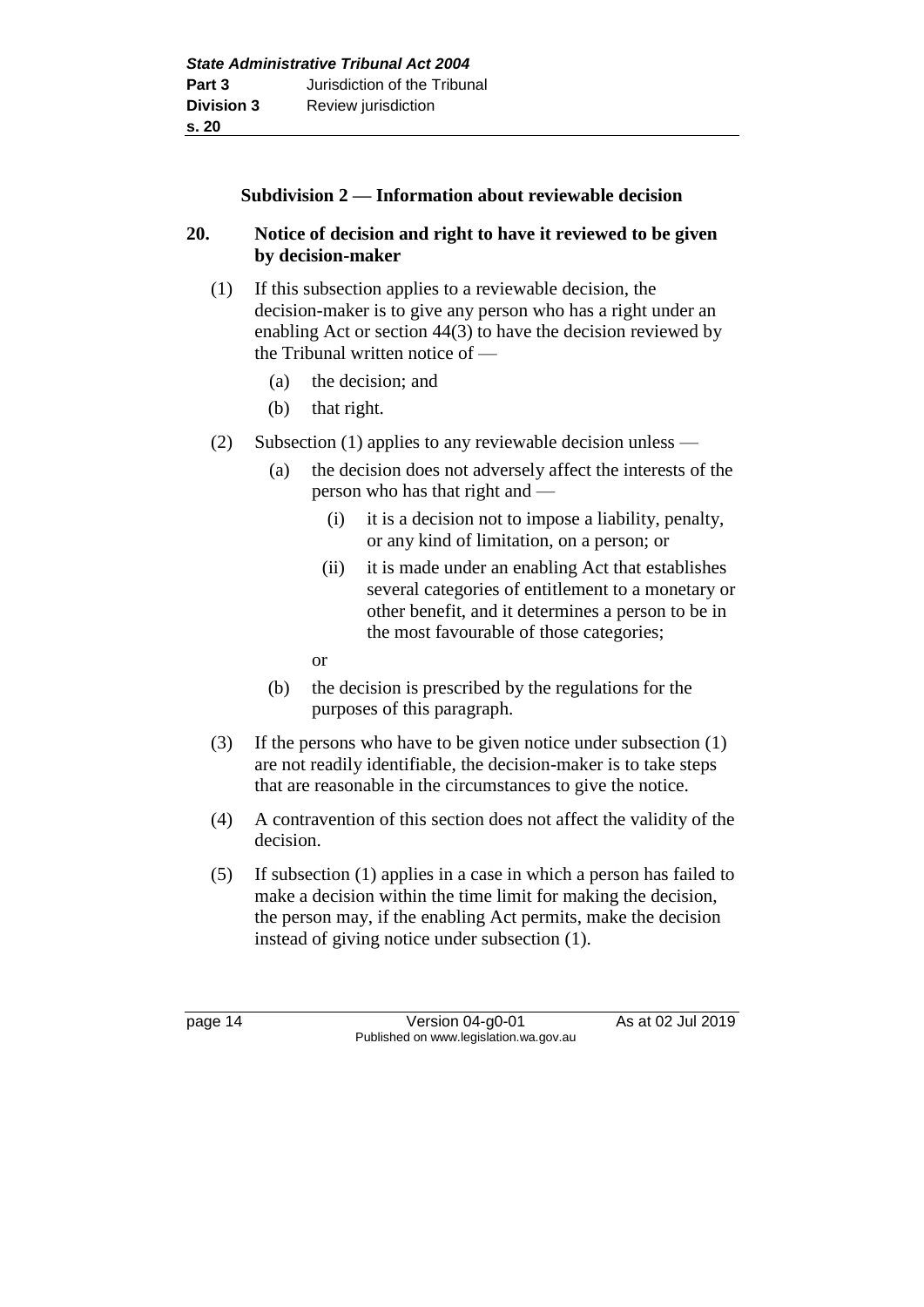### Subdivision 2 — Information about reviewable decision

**20. Notice of decision and right to have it reviewed to be given by decision-maker**

(1) If this subsection applies to a reviewable decision, the decision-maker is to give any person who has a right under an enabling Act or section 44(3) to have the decision reviewed by the Tribunal written notice of —

- (a) the decision; and
- (b) that right.

(2) Subsection (1) applies to any reviewable decision unless —

- (a) the decision does not adversely affect the interests of the person who has that right and —
  - (i) it is a decision not to impose a liability, penalty, or any kind of limitation, on a person; or
  - (ii) it is made under an enabling Act that establishes several categories of entitlement to a monetary or other benefit, and it determines a person to be in the most favourable of those categories;

  or
- (b) the decision is prescribed by the regulations for the purposes of this paragraph.

(3) If the persons who have to be given notice under subsection (1) are not readily identifiable, the decision-maker is to take steps that are reasonable in the circumstances to give the notice.

(4) A contravention of this section does not affect the validity of the decision.

(5) If subsection (1) applies in a case in which a person has failed to make a decision within the time limit for making the decision, the person may, if the enabling Act permits, make the decision instead of giving notice under subsection (1).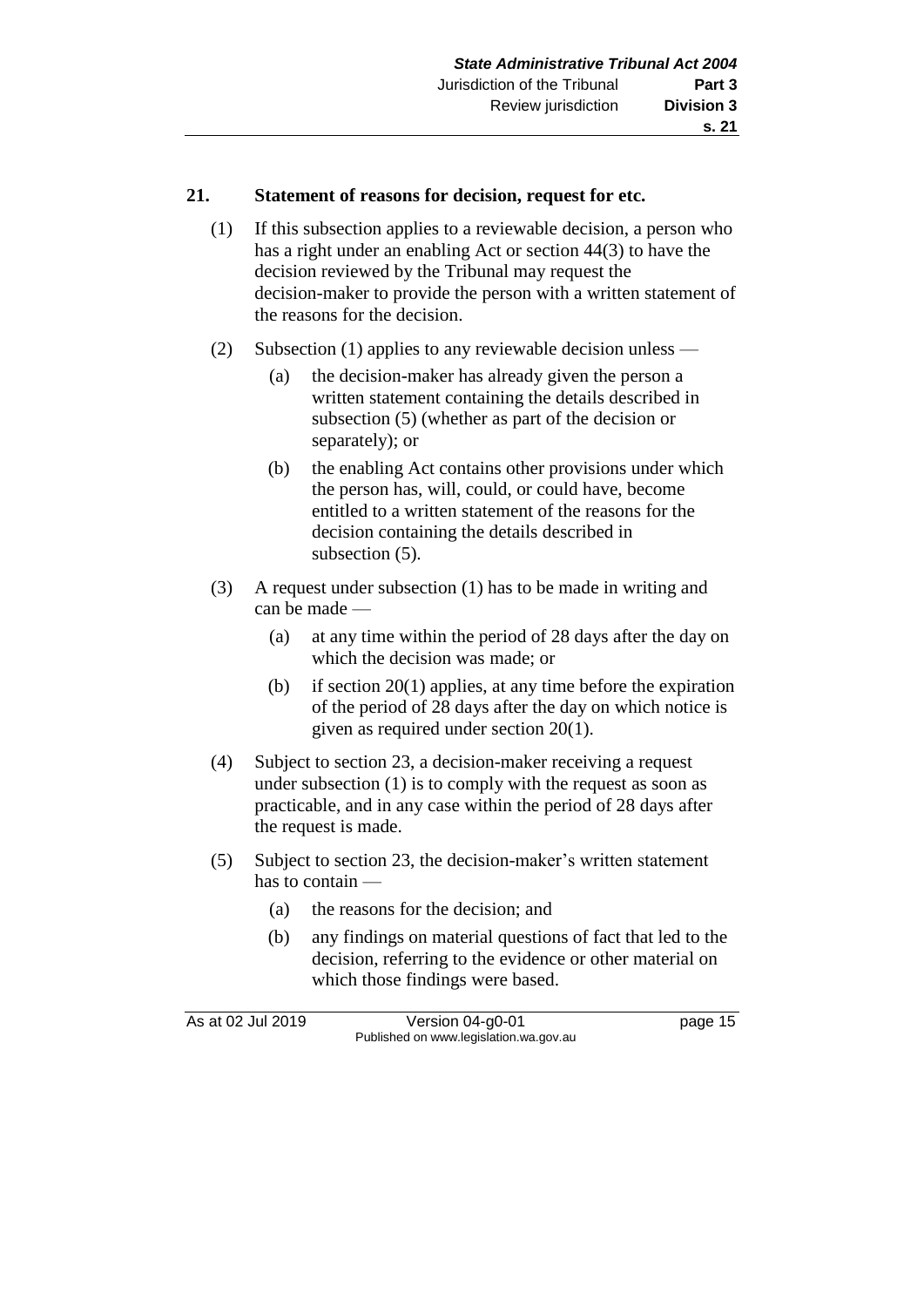## 21. Statement of reasons for decision, request for etc.

(1) If this subsection applies to a reviewable decision, a person who has a right under an enabling Act or section 44(3) to have the decision reviewed by the Tribunal may request the decision-maker to provide the person with a written statement of the reasons for the decision.

(2) Subsection (1) applies to any reviewable decision unless —

(a) the decision-maker has already given the person a written statement containing the details described in subsection (5) (whether as part of the decision or separately); or

(b) the enabling Act contains other provisions under which the person has, will, could, or could have, become entitled to a written statement of the reasons for the decision containing the details described in subsection (5).

(3) A request under subsection (1) has to be made in writing and can be made —

(a) at any time within the period of 28 days after the day on which the decision was made; or

(b) if section 20(1) applies, at any time before the expiration of the period of 28 days after the day on which notice is given as required under section 20(1).

(4) Subject to section 23, a decision-maker receiving a request under subsection (1) is to comply with the request as soon as practicable, and in any case within the period of 28 days after the request is made.

(5) Subject to section 23, the decision-maker's written statement has to contain —

(a) the reasons for the decision; and

(b) any findings on material questions of fact that led to the decision, referring to the evidence or other material on which those findings were based.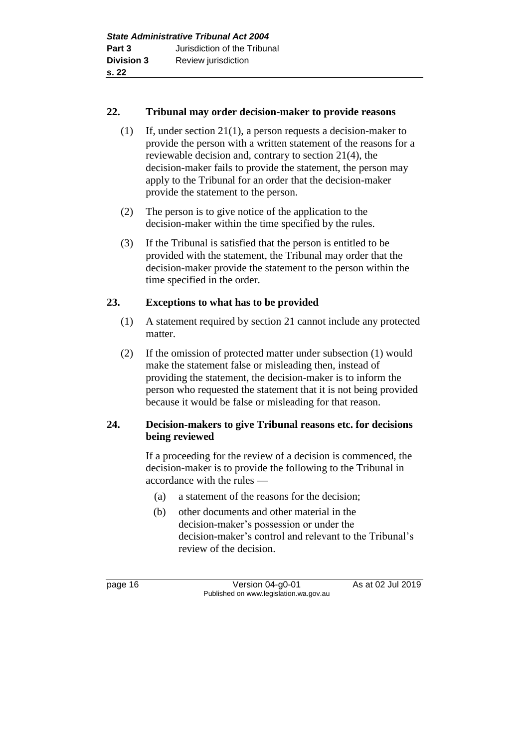## 22. Tribunal may order decision-maker to provide reasons

(1) If, under section 21(1), a person requests a decision-maker to provide the person with a written statement of the reasons for a reviewable decision and, contrary to section 21(4), the decision-maker fails to provide the statement, the person may apply to the Tribunal for an order that the decision-maker provide the statement to the person.

(2) The person is to give notice of the application to the decision-maker within the time specified by the rules.

(3) If the Tribunal is satisfied that the person is entitled to be provided with the statement, the Tribunal may order that the decision-maker provide the statement to the person within the time specified in the order.

## 23. Exceptions to what has to be provided

(1) A statement required by section 21 cannot include any protected matter.

(2) If the omission of protected matter under subsection (1) would make the statement false or misleading then, instead of providing the statement, the decision-maker is to inform the person who requested the statement that it is not being provided because it would be false or misleading for that reason.

## 24. Decision-makers to give Tribunal reasons etc. for decisions being reviewed

If a proceeding for the review of a decision is commenced, the decision-maker is to provide the following to the Tribunal in accordance with the rules —

(a) a statement of the reasons for the decision;

(b) other documents and other material in the decision-maker's possession or under the decision-maker's control and relevant to the Tribunal's review of the decision.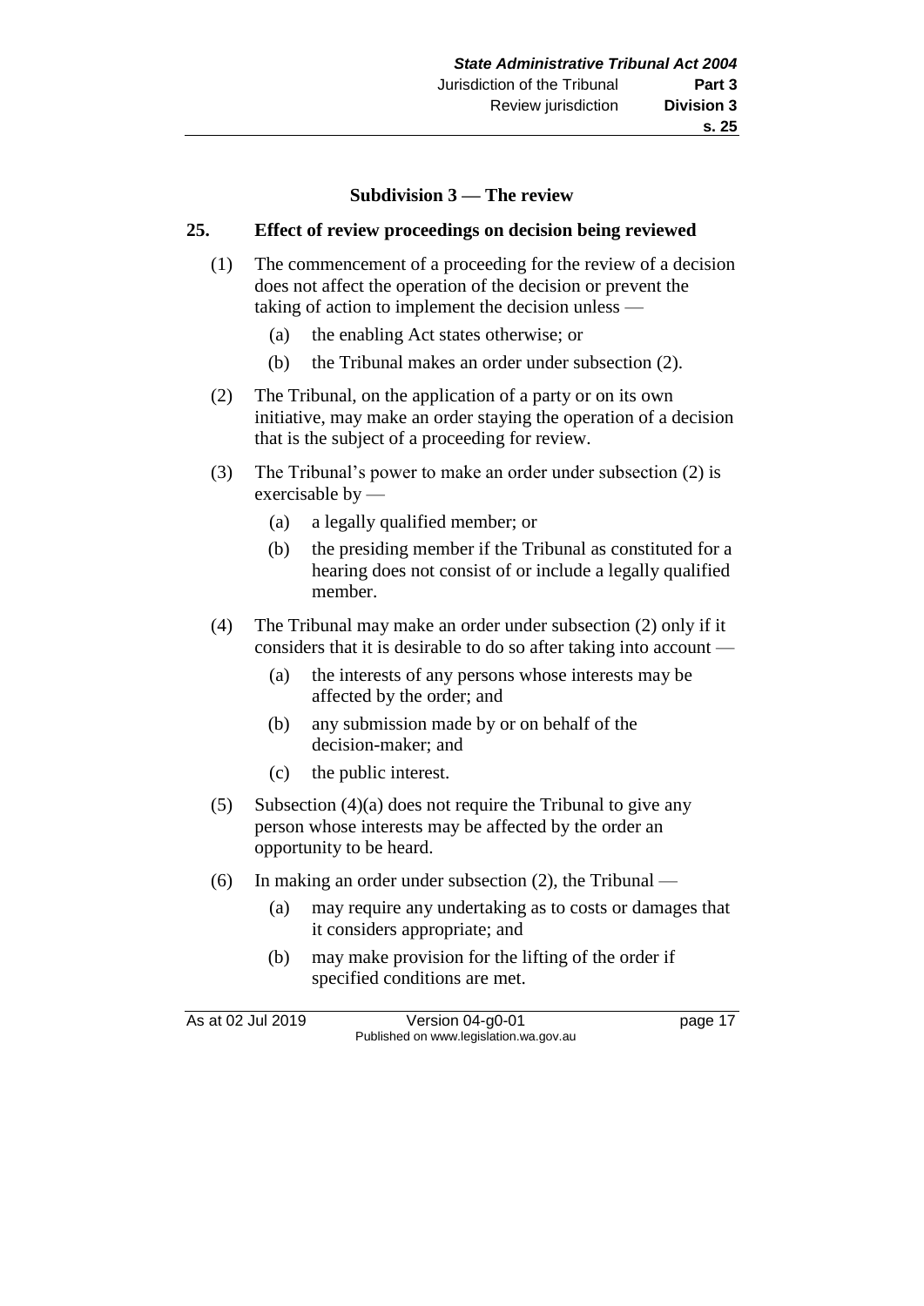### Subdivision 3 — The review

## 25. Effect of review proceedings on decision being reviewed

(1) The commencement of a proceeding for the review of a decision does not affect the operation of the decision or prevent the taking of action to implement the decision unless —

- (a) the enabling Act states otherwise; or
- (b) the Tribunal makes an order under subsection (2).

(2) The Tribunal, on the application of a party or on its own initiative, may make an order staying the operation of a decision that is the subject of a proceeding for review.

(3) The Tribunal's power to make an order under subsection (2) is exercisable by —

- (a) a legally qualified member; or
- (b) the presiding member if the Tribunal as constituted for a hearing does not consist of or include a legally qualified member.

(4) The Tribunal may make an order under subsection (2) only if it considers that it is desirable to do so after taking into account —

- (a) the interests of any persons whose interests may be affected by the order; and
- (b) any submission made by or on behalf of the decision-maker; and
- (c) the public interest.

(5) Subsection (4)(a) does not require the Tribunal to give any person whose interests may be affected by the order an opportunity to be heard.

(6) In making an order under subsection (2), the Tribunal —

- (a) may require any undertaking as to costs or damages that it considers appropriate; and
- (b) may make provision for the lifting of the order if specified conditions are met.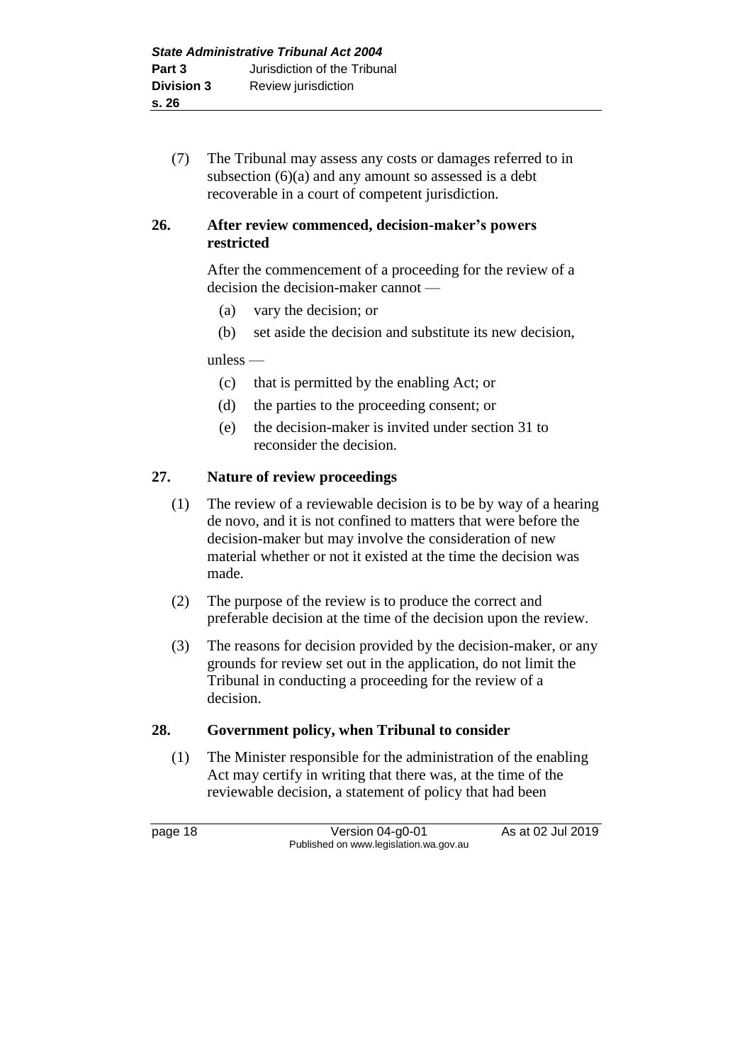(7) The Tribunal may assess any costs or damages referred to in subsection (6)(a) and any amount so assessed is a debt recoverable in a court of competent jurisdiction.

## 26. After review commenced, decision-maker's powers restricted

After the commencement of a proceeding for the review of a decision the decision-maker cannot —

(a) vary the decision; or

(b) set aside the decision and substitute its new decision,

unless —

(c) that is permitted by the enabling Act; or

(d) the parties to the proceeding consent; or

(e) the decision-maker is invited under section 31 to reconsider the decision.

## 27. Nature of review proceedings

(1) The review of a reviewable decision is to be by way of a hearing de novo, and it is not confined to matters that were before the decision-maker but may involve the consideration of new material whether or not it existed at the time the decision was made.

(2) The purpose of the review is to produce the correct and preferable decision at the time of the decision upon the review.

(3) The reasons for decision provided by the decision-maker, or any grounds for review set out in the application, do not limit the Tribunal in conducting a proceeding for the review of a decision.

## 28. Government policy, when Tribunal to consider

(1) The Minister responsible for the administration of the enabling Act may certify in writing that there was, at the time of the reviewable decision, a statement of policy that had been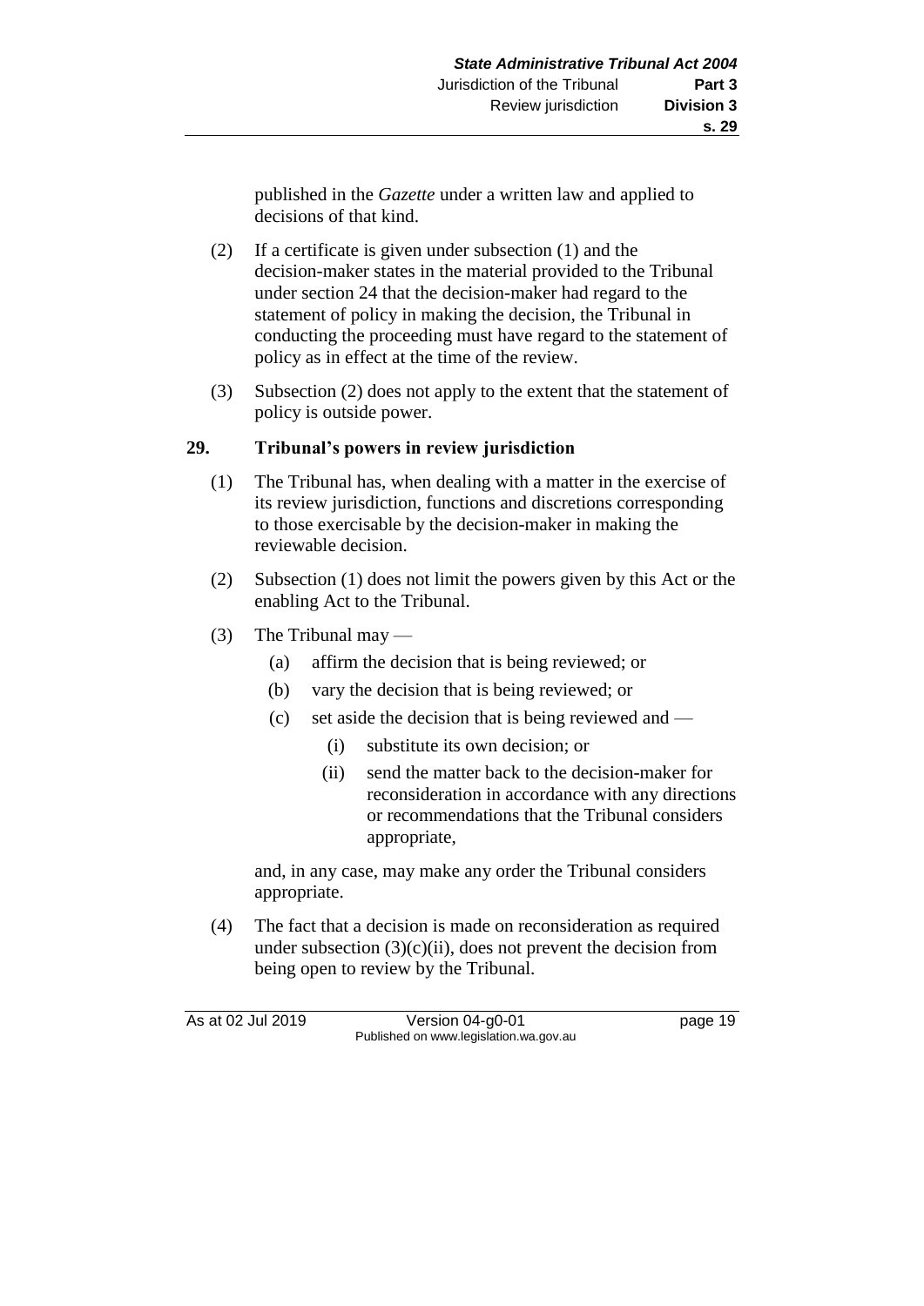published in the *Gazette* under a written law and applied to decisions of that kind.

(2) If a certificate is given under subsection (1) and the decision-maker states in the material provided to the Tribunal under section 24 that the decision-maker had regard to the statement of policy in making the decision, the Tribunal in conducting the proceeding must have regard to the statement of policy as in effect at the time of the review.

(3) Subsection (2) does not apply to the extent that the statement of policy is outside power.

## 29. Tribunal's powers in review jurisdiction

(1) The Tribunal has, when dealing with a matter in the exercise of its review jurisdiction, functions and discretions corresponding to those exercisable by the decision-maker in making the reviewable decision.

(2) Subsection (1) does not limit the powers given by this Act or the enabling Act to the Tribunal.

(3) The Tribunal may —

- (a) affirm the decision that is being reviewed; or
- (b) vary the decision that is being reviewed; or
- (c) set aside the decision that is being reviewed and —
  - (i) substitute its own decision; or
  - (ii) send the matter back to the decision-maker for reconsideration in accordance with any directions or recommendations that the Tribunal considers appropriate,

and, in any case, may make any order the Tribunal considers appropriate.

(4) The fact that a decision is made on reconsideration as required under subsection (3)(c)(ii), does not prevent the decision from being open to review by the Tribunal.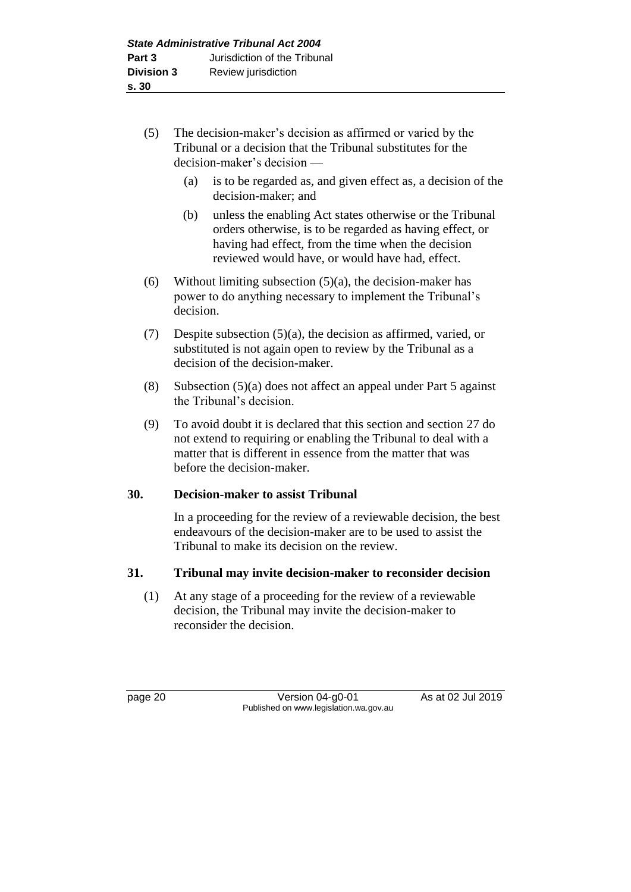(5) The decision-maker's decision as affirmed or varied by the Tribunal or a decision that the Tribunal substitutes for the decision-maker's decision —

  (a) is to be regarded as, and given effect as, a decision of the decision-maker; and

  (b) unless the enabling Act states otherwise or the Tribunal orders otherwise, is to be regarded as having effect, or having had effect, from the time when the decision reviewed would have, or would have had, effect.

(6) Without limiting subsection (5)(a), the decision-maker has power to do anything necessary to implement the Tribunal's decision.

(7) Despite subsection (5)(a), the decision as affirmed, varied, or substituted is not again open to review by the Tribunal as a decision of the decision-maker.

(8) Subsection (5)(a) does not affect an appeal under Part 5 against the Tribunal's decision.

(9) To avoid doubt it is declared that this section and section 27 do not extend to requiring or enabling the Tribunal to deal with a matter that is different in essence from the matter that was before the decision-maker.

## 30. Decision-maker to assist Tribunal

In a proceeding for the review of a reviewable decision, the best endeavours of the decision-maker are to be used to assist the Tribunal to make its decision on the review.

## 31. Tribunal may invite decision-maker to reconsider decision

(1) At any stage of a proceeding for the review of a reviewable decision, the Tribunal may invite the decision-maker to reconsider the decision.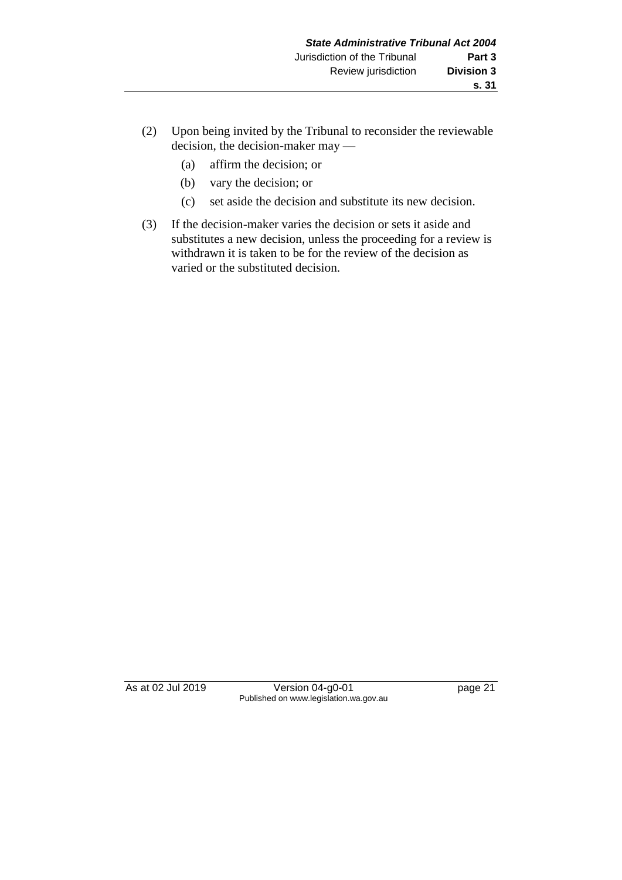(2) Upon being invited by the Tribunal to reconsider the reviewable decision, the decision-maker may —

  (a) affirm the decision; or

  (b) vary the decision; or

  (c) set aside the decision and substitute its new decision.

(3) If the decision-maker varies the decision or sets it aside and substitutes a new decision, unless the proceeding for a review is withdrawn it is taken to be for the review of the decision as varied or the substituted decision.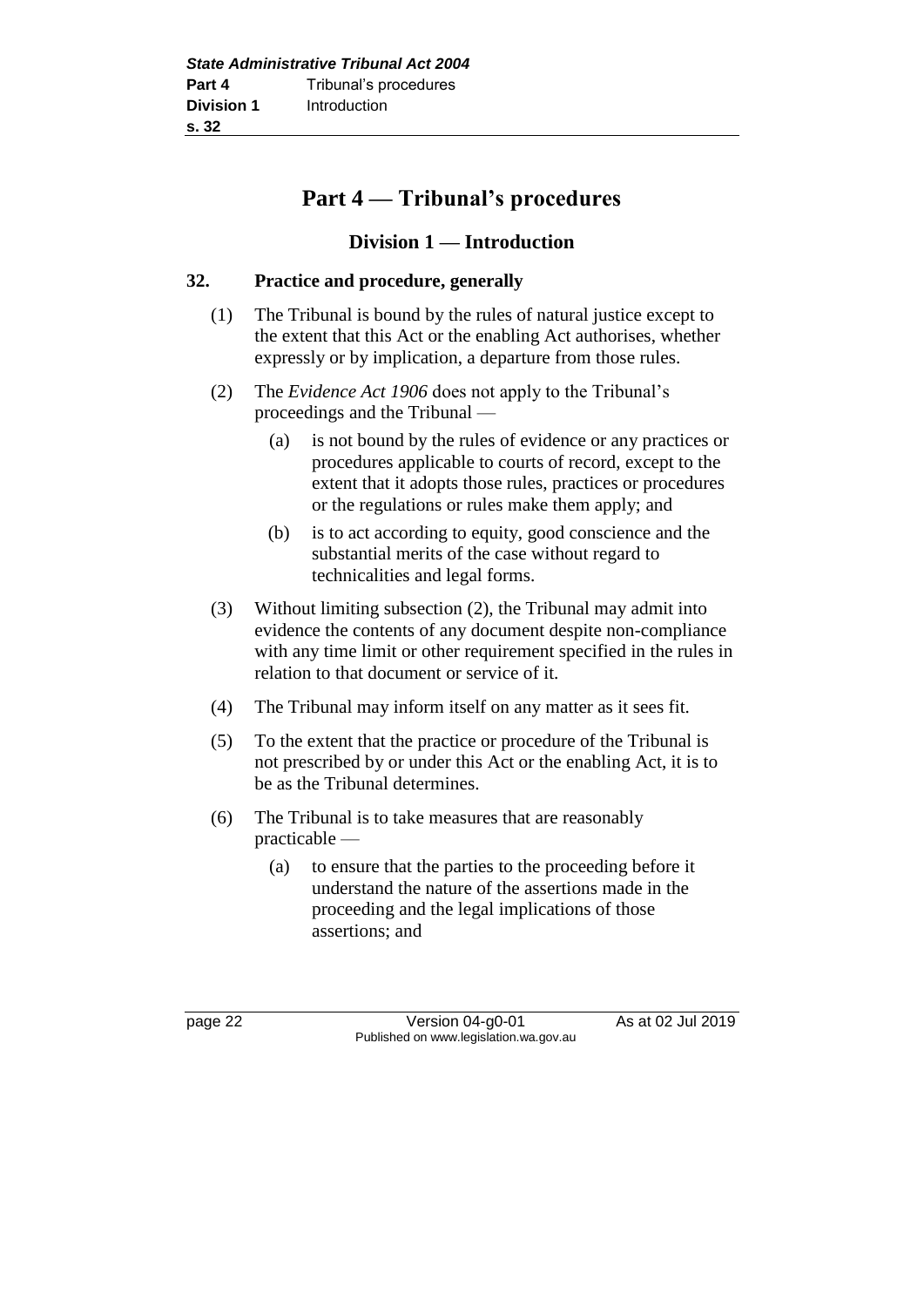# Part 4 — Tribunal's procedures

## Division 1 — Introduction

### 32. Practice and procedure, generally

(1) The Tribunal is bound by the rules of natural justice except to the extent that this Act or the enabling Act authorises, whether expressly or by implication, a departure from those rules.

(2) The *Evidence Act 1906* does not apply to the Tribunal's proceedings and the Tribunal —

(a) is not bound by the rules of evidence or any practices or procedures applicable to courts of record, except to the extent that it adopts those rules, practices or procedures or the regulations or rules make them apply; and

(b) is to act according to equity, good conscience and the substantial merits of the case without regard to technicalities and legal forms.

(3) Without limiting subsection (2), the Tribunal may admit into evidence the contents of any document despite non-compliance with any time limit or other requirement specified in the rules in relation to that document or service of it.

(4) The Tribunal may inform itself on any matter as it sees fit.

(5) To the extent that the practice or procedure of the Tribunal is not prescribed by or under this Act or the enabling Act, it is to be as the Tribunal determines.

(6) The Tribunal is to take measures that are reasonably practicable —

(a) to ensure that the parties to the proceeding before it understand the nature of the assertions made in the proceeding and the legal implications of those assertions; and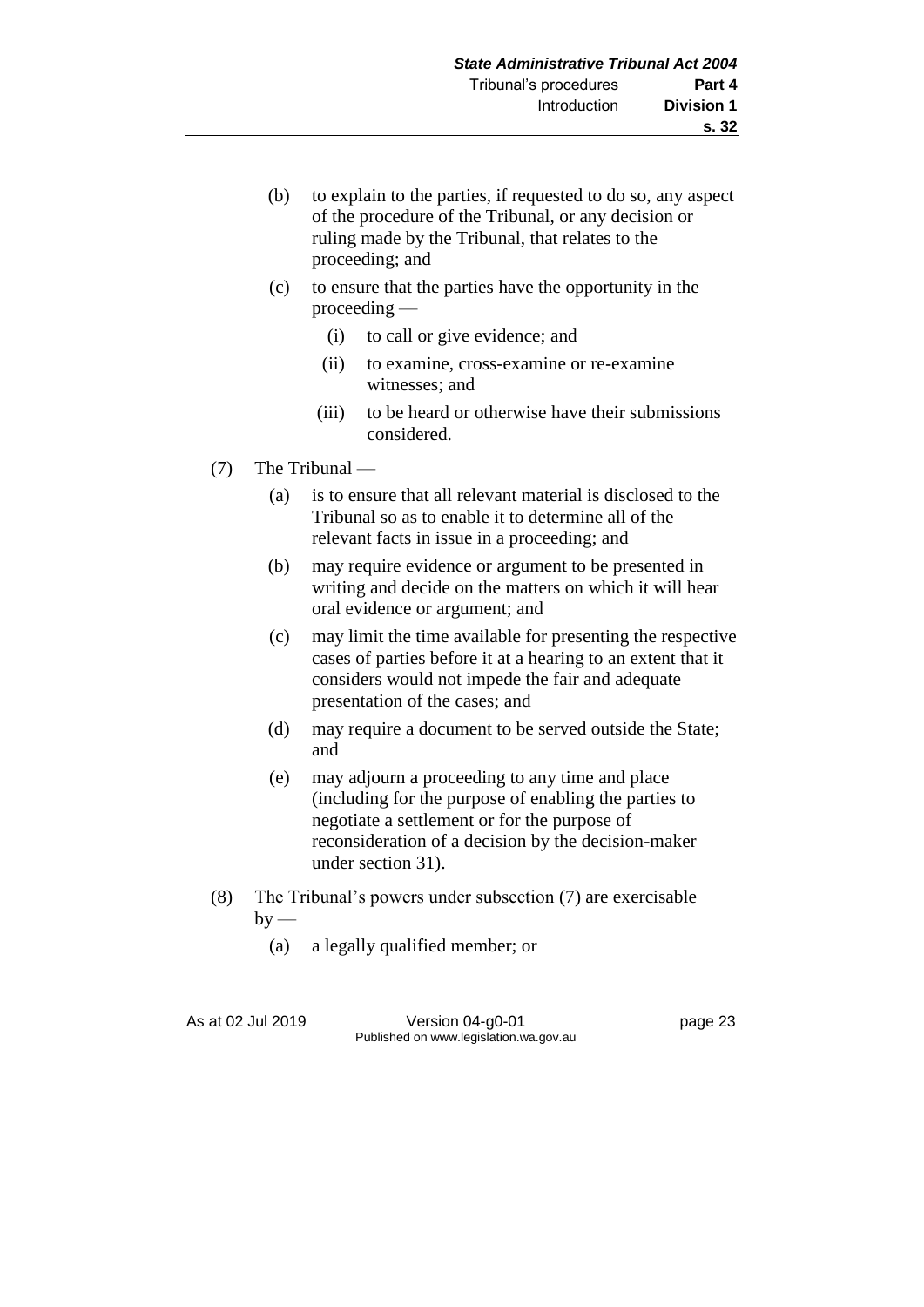(b) to explain to the parties, if requested to do so, any aspect of the procedure of the Tribunal, or any decision or ruling made by the Tribunal, that relates to the proceeding; and

(c) to ensure that the parties have the opportunity in the proceeding —

(i) to call or give evidence; and

(ii) to examine, cross-examine or re-examine witnesses; and

(iii) to be heard or otherwise have their submissions considered.

(7) The Tribunal —

(a) is to ensure that all relevant material is disclosed to the Tribunal so as to enable it to determine all of the relevant facts in issue in a proceeding; and

(b) may require evidence or argument to be presented in writing and decide on the matters on which it will hear oral evidence or argument; and

(c) may limit the time available for presenting the respective cases of parties before it at a hearing to an extent that it considers would not impede the fair and adequate presentation of the cases; and

(d) may require a document to be served outside the State; and

(e) may adjourn a proceeding to any time and place (including for the purpose of enabling the parties to negotiate a settlement or for the purpose of reconsideration of a decision by the decision-maker under section 31).

(8) The Tribunal's powers under subsection (7) are exercisable by —

(a) a legally qualified member; or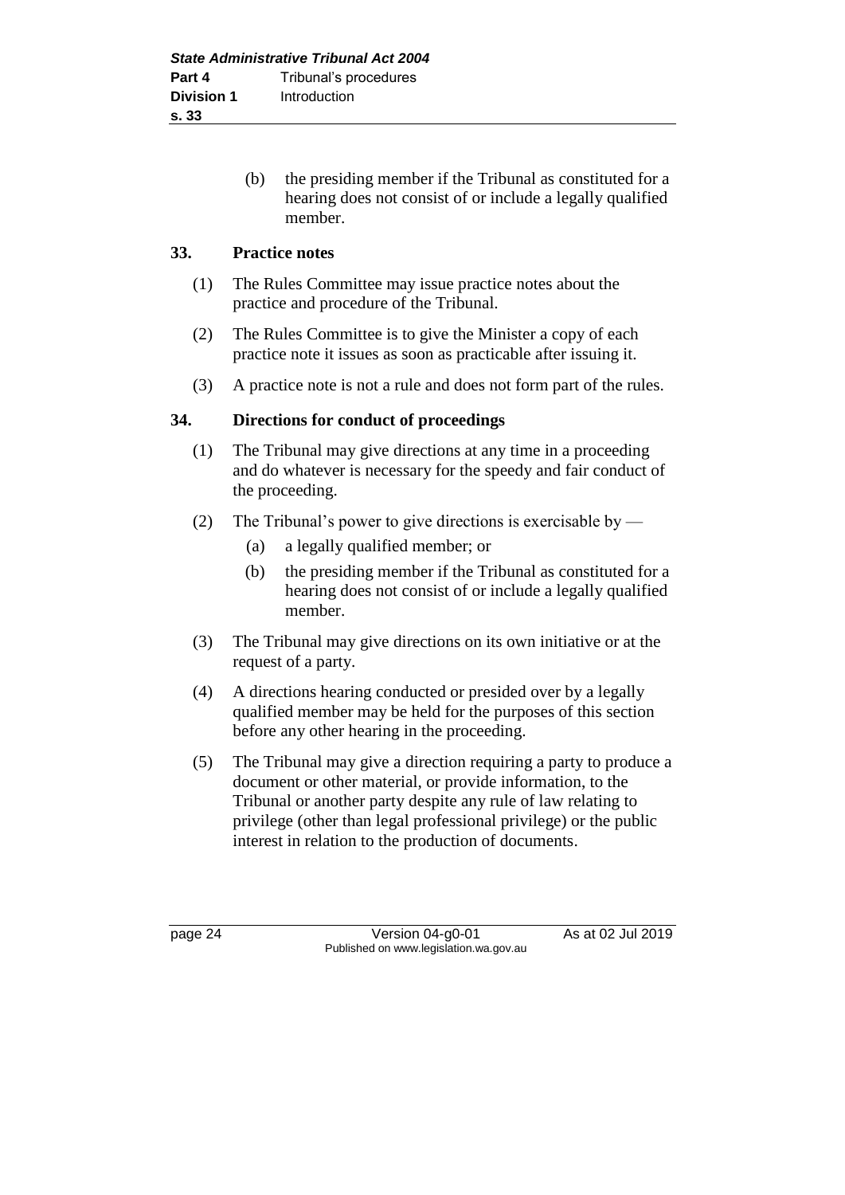(b) the presiding member if the Tribunal as constituted for a hearing does not consist of or include a legally qualified member.

### 33. Practice notes

(1) The Rules Committee may issue practice notes about the practice and procedure of the Tribunal.

(2) The Rules Committee is to give the Minister a copy of each practice note it issues as soon as practicable after issuing it.

(3) A practice note is not a rule and does not form part of the rules.

### 34. Directions for conduct of proceedings

(1) The Tribunal may give directions at any time in a proceeding and do whatever is necessary for the speedy and fair conduct of the proceeding.

(2) The Tribunal's power to give directions is exercisable by —

(a) a legally qualified member; or

(b) the presiding member if the Tribunal as constituted for a hearing does not consist of or include a legally qualified member.

(3) The Tribunal may give directions on its own initiative or at the request of a party.

(4) A directions hearing conducted or presided over by a legally qualified member may be held for the purposes of this section before any other hearing in the proceeding.

(5) The Tribunal may give a direction requiring a party to produce a document or other material, or provide information, to the Tribunal or another party despite any rule of law relating to privilege (other than legal professional privilege) or the public interest in relation to the production of documents.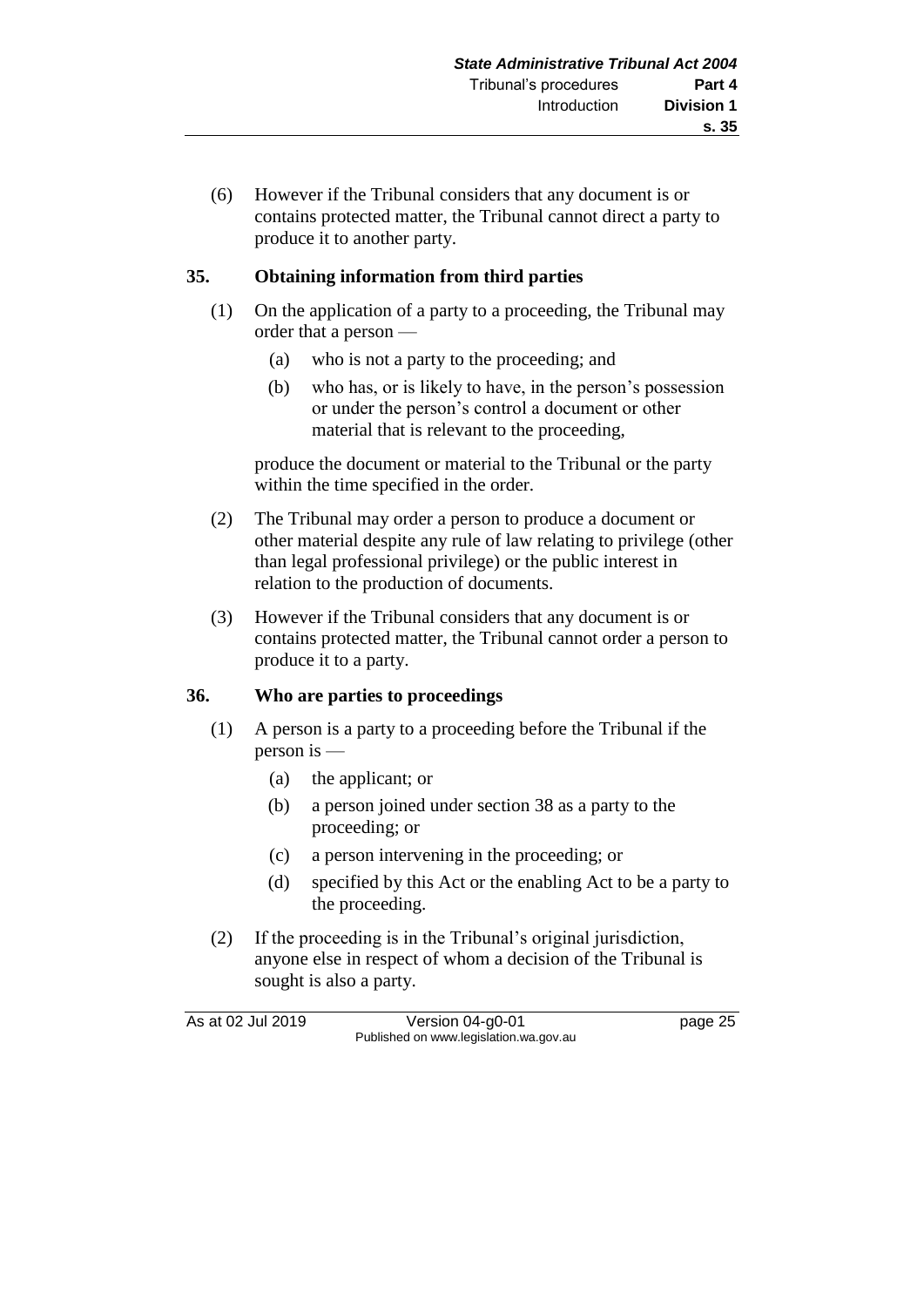(6) However if the Tribunal considers that any document is or contains protected matter, the Tribunal cannot direct a party to produce it to another party.

## 35. Obtaining information from third parties

(1) On the application of a party to a proceeding, the Tribunal may order that a person —

  (a) who is not a party to the proceeding; and

  (b) who has, or is likely to have, in the person's possession or under the person's control a document or other material that is relevant to the proceeding,

produce the document or material to the Tribunal or the party within the time specified in the order.

(2) The Tribunal may order a person to produce a document or other material despite any rule of law relating to privilege (other than legal professional privilege) or the public interest in relation to the production of documents.

(3) However if the Tribunal considers that any document is or contains protected matter, the Tribunal cannot order a person to produce it to a party.

## 36. Who are parties to proceedings

(1) A person is a party to a proceeding before the Tribunal if the person is —

  (a) the applicant; or

  (b) a person joined under section 38 as a party to the proceeding; or

  (c) a person intervening in the proceeding; or

  (d) specified by this Act or the enabling Act to be a party to the proceeding.

(2) If the proceeding is in the Tribunal's original jurisdiction, anyone else in respect of whom a decision of the Tribunal is sought is also a party.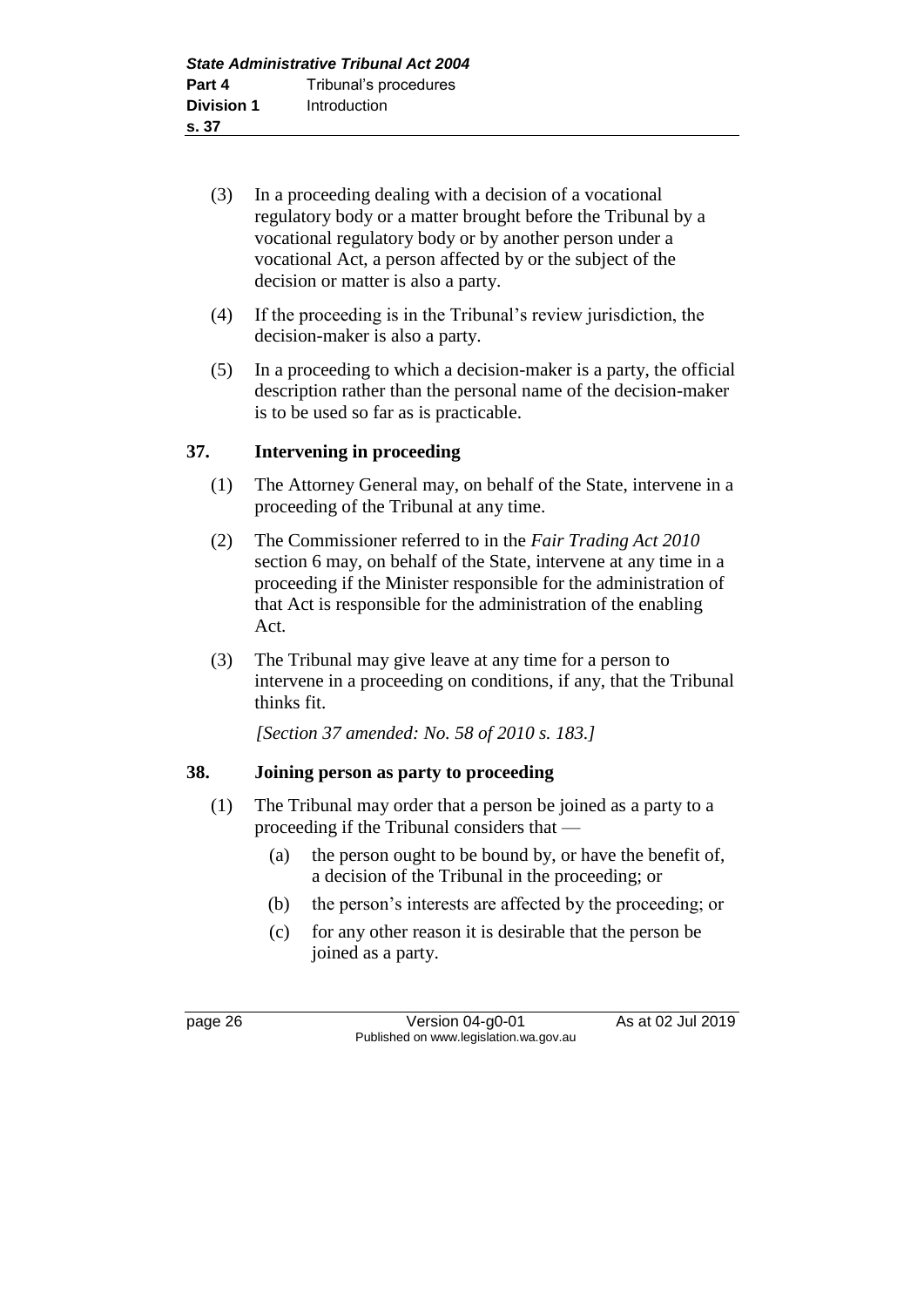(3) In a proceeding dealing with a decision of a vocational regulatory body or a matter brought before the Tribunal by a vocational regulatory body or by another person under a vocational Act, a person affected by or the subject of the decision or matter is also a party.

(4) If the proceeding is in the Tribunal's review jurisdiction, the decision-maker is also a party.

(5) In a proceeding to which a decision-maker is a party, the official description rather than the personal name of the decision-maker is to be used so far as is practicable.

## 37. Intervening in proceeding

(1) The Attorney General may, on behalf of the State, intervene in a proceeding of the Tribunal at any time.

(2) The Commissioner referred to in the *Fair Trading Act 2010* section 6 may, on behalf of the State, intervene at any time in a proceeding if the Minister responsible for the administration of that Act is responsible for the administration of the enabling Act.

(3) The Tribunal may give leave at any time for a person to intervene in a proceeding on conditions, if any, that the Tribunal thinks fit.

*[Section 37 amended: No. 58 of 2010 s. 183.]*

## 38. Joining person as party to proceeding

(1) The Tribunal may order that a person be joined as a party to a proceeding if the Tribunal considers that —

(a) the person ought to be bound by, or have the benefit of, a decision of the Tribunal in the proceeding; or

(b) the person's interests are affected by the proceeding; or

(c) for any other reason it is desirable that the person be joined as a party.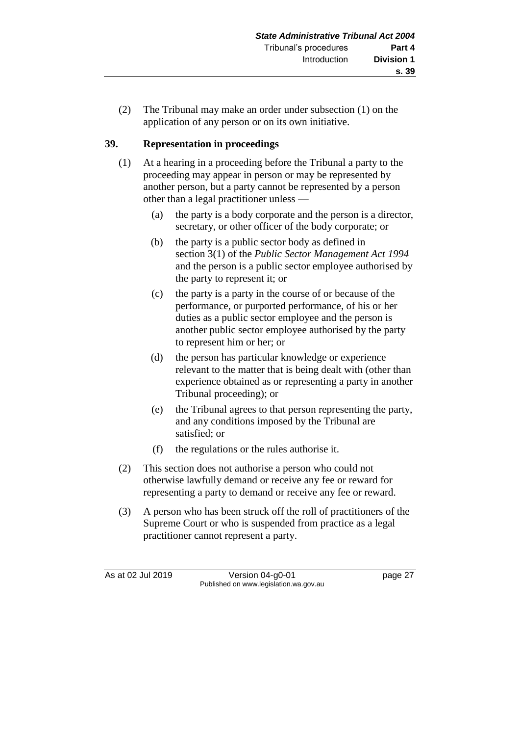(2) The Tribunal may make an order under subsection (1) on the application of any person or on its own initiative.

## 39. Representation in proceedings

(1) At a hearing in a proceeding before the Tribunal a party to the proceeding may appear in person or may be represented by another person, but a party cannot be represented by a person other than a legal practitioner unless —

(a) the party is a body corporate and the person is a director, secretary, or other officer of the body corporate; or

(b) the party is a public sector body as defined in section 3(1) of the *Public Sector Management Act 1994* and the person is a public sector employee authorised by the party to represent it; or

(c) the party is a party in the course of or because of the performance, or purported performance, of his or her duties as a public sector employee and the person is another public sector employee authorised by the party to represent him or her; or

(d) the person has particular knowledge or experience relevant to the matter that is being dealt with (other than experience obtained as or representing a party in another Tribunal proceeding); or

(e) the Tribunal agrees to that person representing the party, and any conditions imposed by the Tribunal are satisfied; or

(f) the regulations or the rules authorise it.

(2) This section does not authorise a person who could not otherwise lawfully demand or receive any fee or reward for representing a party to demand or receive any fee or reward.

(3) A person who has been struck off the roll of practitioners of the Supreme Court or who is suspended from practice as a legal practitioner cannot represent a party.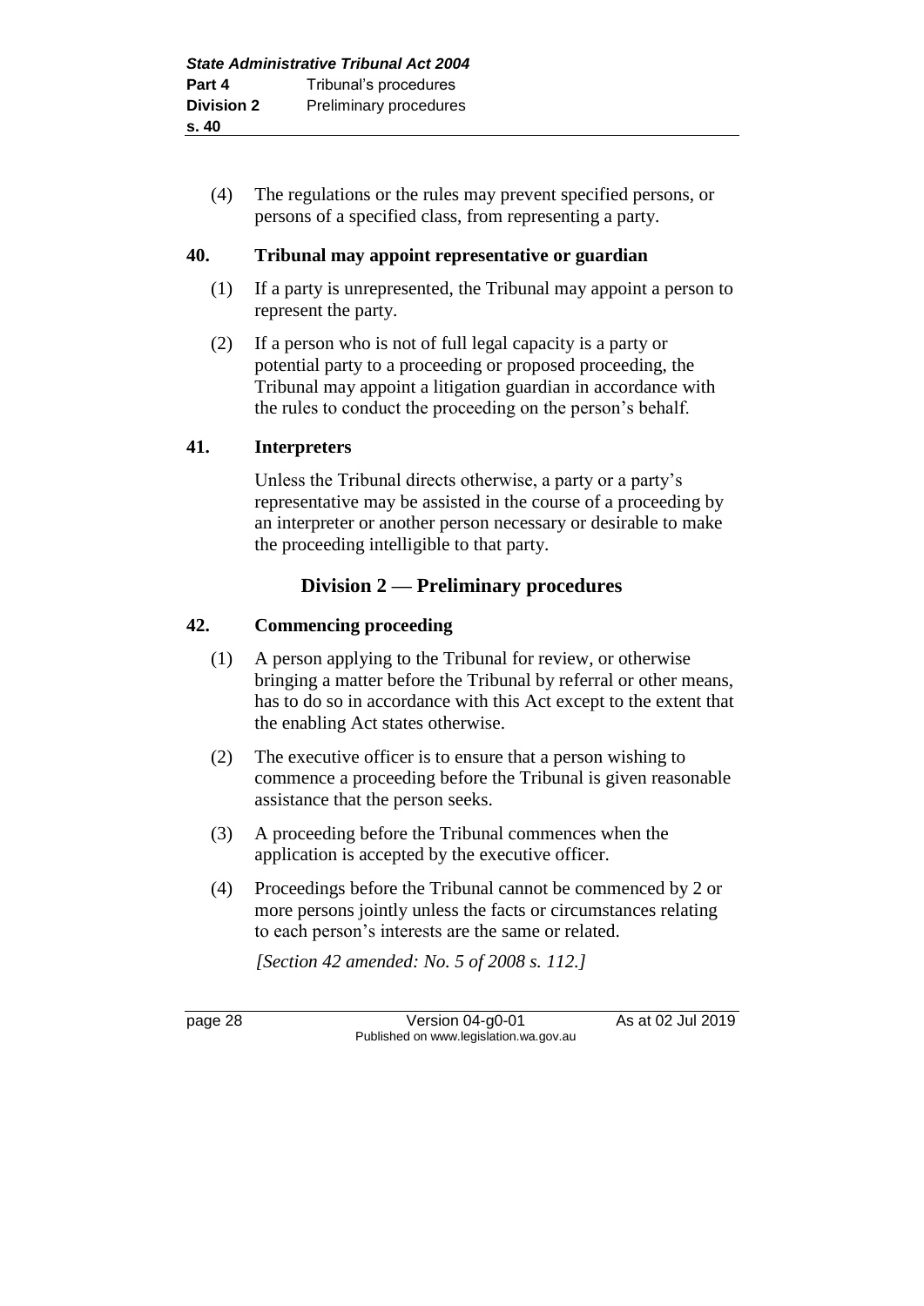(4) The regulations or the rules may prevent specified persons, or persons of a specified class, from representing a party.

### 40. Tribunal may appoint representative or guardian

(1) If a party is unrepresented, the Tribunal may appoint a person to represent the party.

(2) If a person who is not of full legal capacity is a party or potential party to a proceeding or proposed proceeding, the Tribunal may appoint a litigation guardian in accordance with the rules to conduct the proceeding on the person's behalf.

### 41. Interpreters

Unless the Tribunal directs otherwise, a party or a party's representative may be assisted in the course of a proceeding by an interpreter or another person necessary or desirable to make the proceeding intelligible to that party.

## Division 2 — Preliminary procedures

### 42. Commencing proceeding

(1) A person applying to the Tribunal for review, or otherwise bringing a matter before the Tribunal by referral or other means, has to do so in accordance with this Act except to the extent that the enabling Act states otherwise.

(2) The executive officer is to ensure that a person wishing to commence a proceeding before the Tribunal is given reasonable assistance that the person seeks.

(3) A proceeding before the Tribunal commences when the application is accepted by the executive officer.

(4) Proceedings before the Tribunal cannot be commenced by 2 or more persons jointly unless the facts or circumstances relating to each person's interests are the same or related.

*[Section 42 amended: No. 5 of 2008 s. 112.]*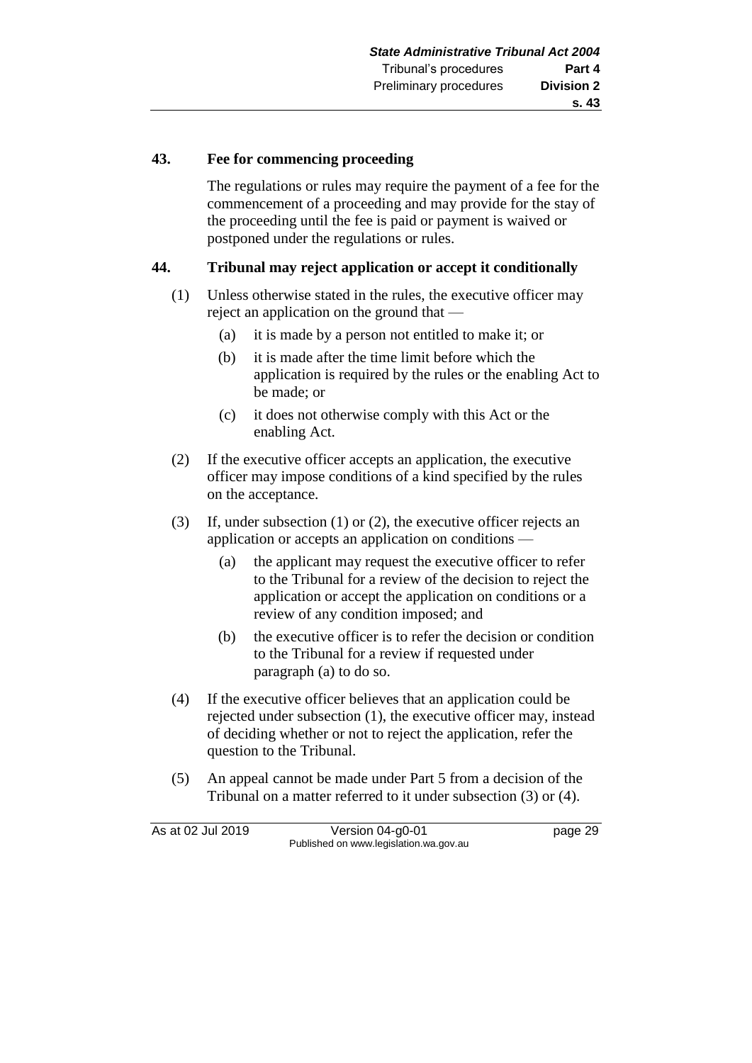## 43. Fee for commencing proceeding

The regulations or rules may require the payment of a fee for the commencement of a proceeding and may provide for the stay of the proceeding until the fee is paid or payment is waived or postponed under the regulations or rules.

## 44. Tribunal may reject application or accept it conditionally

(1) Unless otherwise stated in the rules, the executive officer may reject an application on the ground that —

- (a) it is made by a person not entitled to make it; or
- (b) it is made after the time limit before which the application is required by the rules or the enabling Act to be made; or
- (c) it does not otherwise comply with this Act or the enabling Act.

(2) If the executive officer accepts an application, the executive officer may impose conditions of a kind specified by the rules on the acceptance.

(3) If, under subsection (1) or (2), the executive officer rejects an application or accepts an application on conditions —

- (a) the applicant may request the executive officer to refer to the Tribunal for a review of the decision to reject the application or accept the application on conditions or a review of any condition imposed; and
- (b) the executive officer is to refer the decision or condition to the Tribunal for a review if requested under paragraph (a) to do so.

(4) If the executive officer believes that an application could be rejected under subsection (1), the executive officer may, instead of deciding whether or not to reject the application, refer the question to the Tribunal.

(5) An appeal cannot be made under Part 5 from a decision of the Tribunal on a matter referred to it under subsection (3) or (4).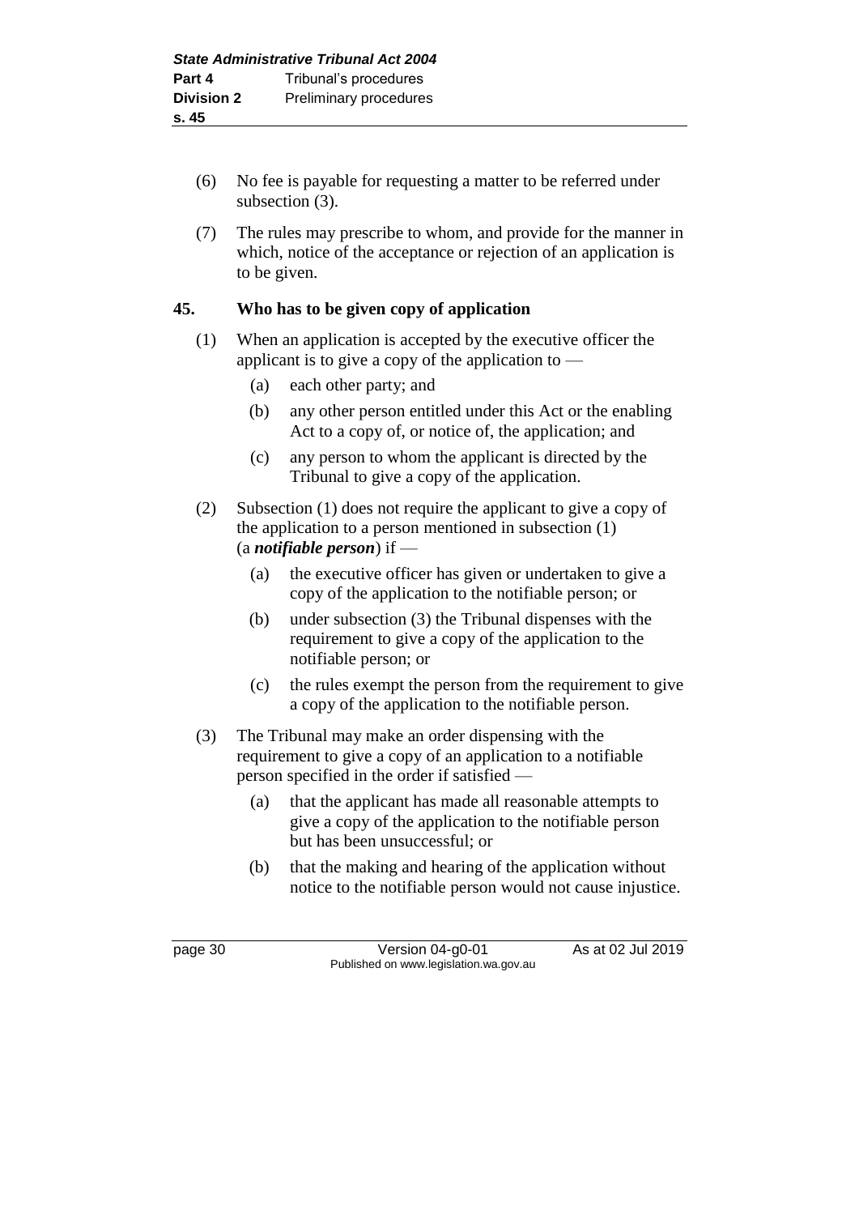(6) No fee is payable for requesting a matter to be referred under subsection (3).

(7) The rules may prescribe to whom, and provide for the manner in which, notice of the acceptance or rejection of an application is to be given.

## 45. Who has to be given copy of application

(1) When an application is accepted by the executive officer the applicant is to give a copy of the application to —

  (a) each other party; and

  (b) any other person entitled under this Act or the enabling Act to a copy of, or notice of, the application; and

  (c) any person to whom the applicant is directed by the Tribunal to give a copy of the application.

(2) Subsection (1) does not require the applicant to give a copy of the application to a person mentioned in subsection (1) (a ***notifiable person***) if —

  (a) the executive officer has given or undertaken to give a copy of the application to the notifiable person; or

  (b) under subsection (3) the Tribunal dispenses with the requirement to give a copy of the application to the notifiable person; or

  (c) the rules exempt the person from the requirement to give a copy of the application to the notifiable person.

(3) The Tribunal may make an order dispensing with the requirement to give a copy of an application to a notifiable person specified in the order if satisfied —

  (a) that the applicant has made all reasonable attempts to give a copy of the application to the notifiable person but has been unsuccessful; or

  (b) that the making and hearing of the application without notice to the notifiable person would not cause injustice.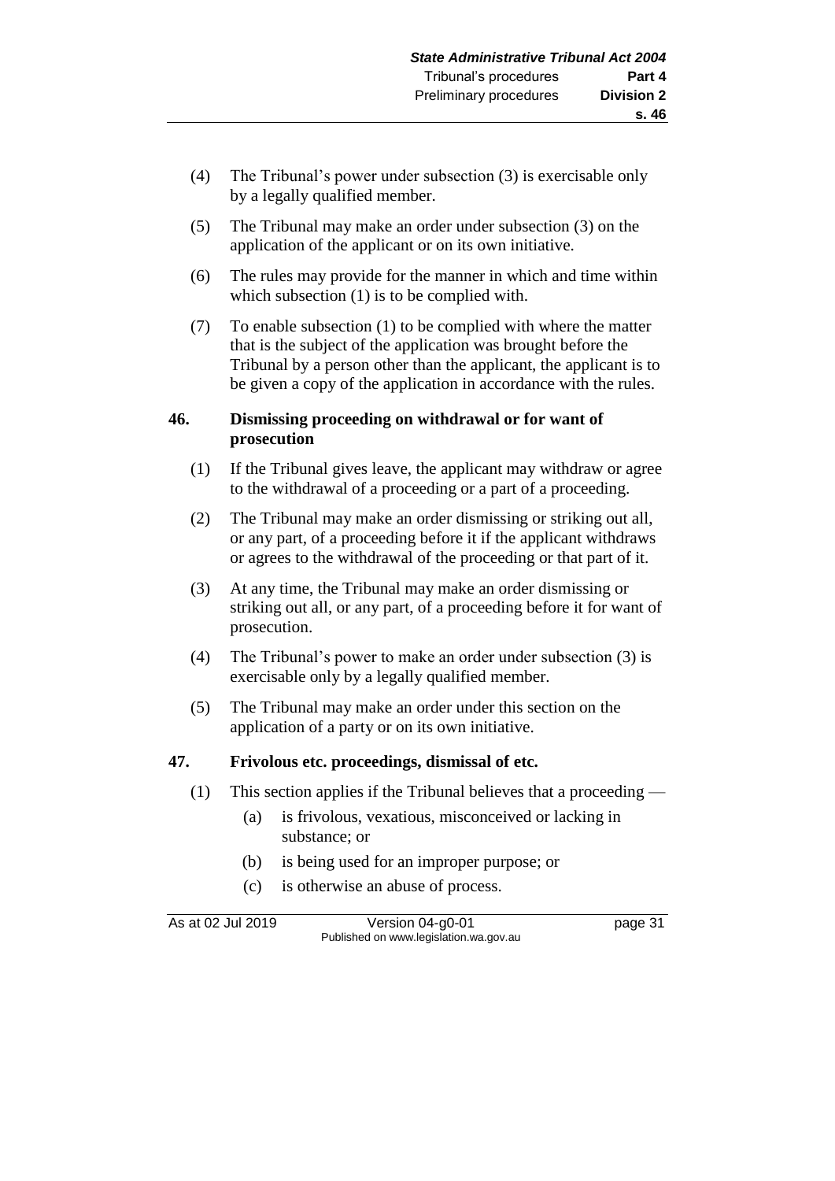(4) The Tribunal's power under subsection (3) is exercisable only by a legally qualified member.

(5) The Tribunal may make an order under subsection (3) on the application of the applicant or on its own initiative.

(6) The rules may provide for the manner in which and time within which subsection (1) is to be complied with.

(7) To enable subsection (1) to be complied with where the matter that is the subject of the application was brought before the Tribunal by a person other than the applicant, the applicant is to be given a copy of the application in accordance with the rules.

### 46. Dismissing proceeding on withdrawal or for want of prosecution

(1) If the Tribunal gives leave, the applicant may withdraw or agree to the withdrawal of a proceeding or a part of a proceeding.

(2) The Tribunal may make an order dismissing or striking out all, or any part, of a proceeding before it if the applicant withdraws or agrees to the withdrawal of the proceeding or that part of it.

(3) At any time, the Tribunal may make an order dismissing or striking out all, or any part, of a proceeding before it for want of prosecution.

(4) The Tribunal's power to make an order under subsection (3) is exercisable only by a legally qualified member.

(5) The Tribunal may make an order under this section on the application of a party or on its own initiative.

### 47. Frivolous etc. proceedings, dismissal of etc.

(1) This section applies if the Tribunal believes that a proceeding —

(a) is frivolous, vexatious, misconceived or lacking in substance; or

(b) is being used for an improper purpose; or

(c) is otherwise an abuse of process.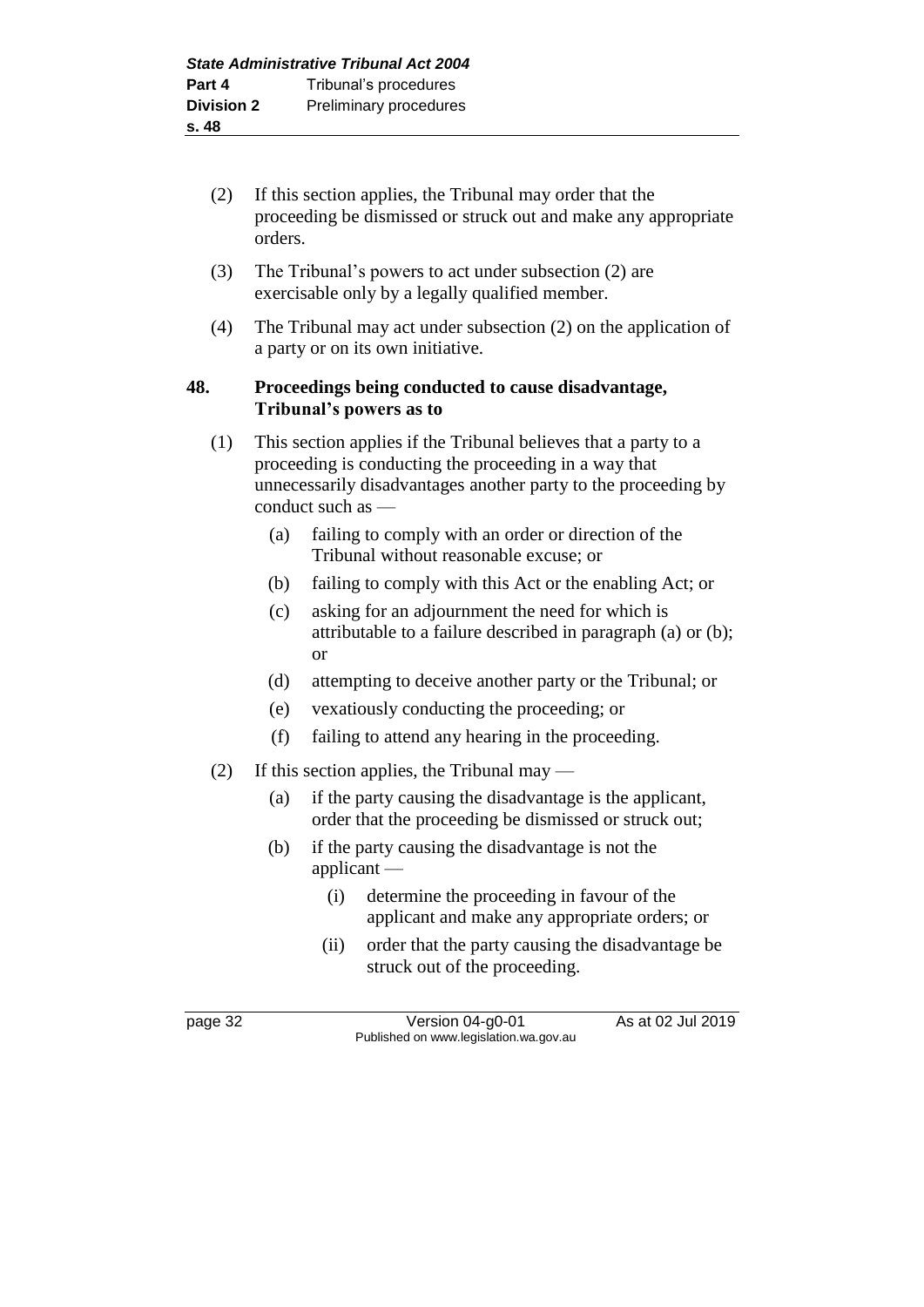(2) If this section applies, the Tribunal may order that the proceeding be dismissed or struck out and make any appropriate orders.

(3) The Tribunal's powers to act under subsection (2) are exercisable only by a legally qualified member.

(4) The Tribunal may act under subsection (2) on the application of a party or on its own initiative.

**48. Proceedings being conducted to cause disadvantage, Tribunal's powers as to**

(1) This section applies if the Tribunal believes that a party to a proceeding is conducting the proceeding in a way that unnecessarily disadvantages another party to the proceeding by conduct such as —

- (a) failing to comply with an order or direction of the Tribunal without reasonable excuse; or
- (b) failing to comply with this Act or the enabling Act; or
- (c) asking for an adjournment the need for which is attributable to a failure described in paragraph (a) or (b); or
- (d) attempting to deceive another party or the Tribunal; or
- (e) vexatiously conducting the proceeding; or
- (f) failing to attend any hearing in the proceeding.

(2) If this section applies, the Tribunal may —

- (a) if the party causing the disadvantage is the applicant, order that the proceeding be dismissed or struck out;
- (b) if the party causing the disadvantage is not the applicant —
  - (i) determine the proceeding in favour of the applicant and make any appropriate orders; or
  - (ii) order that the party causing the disadvantage be struck out of the proceeding.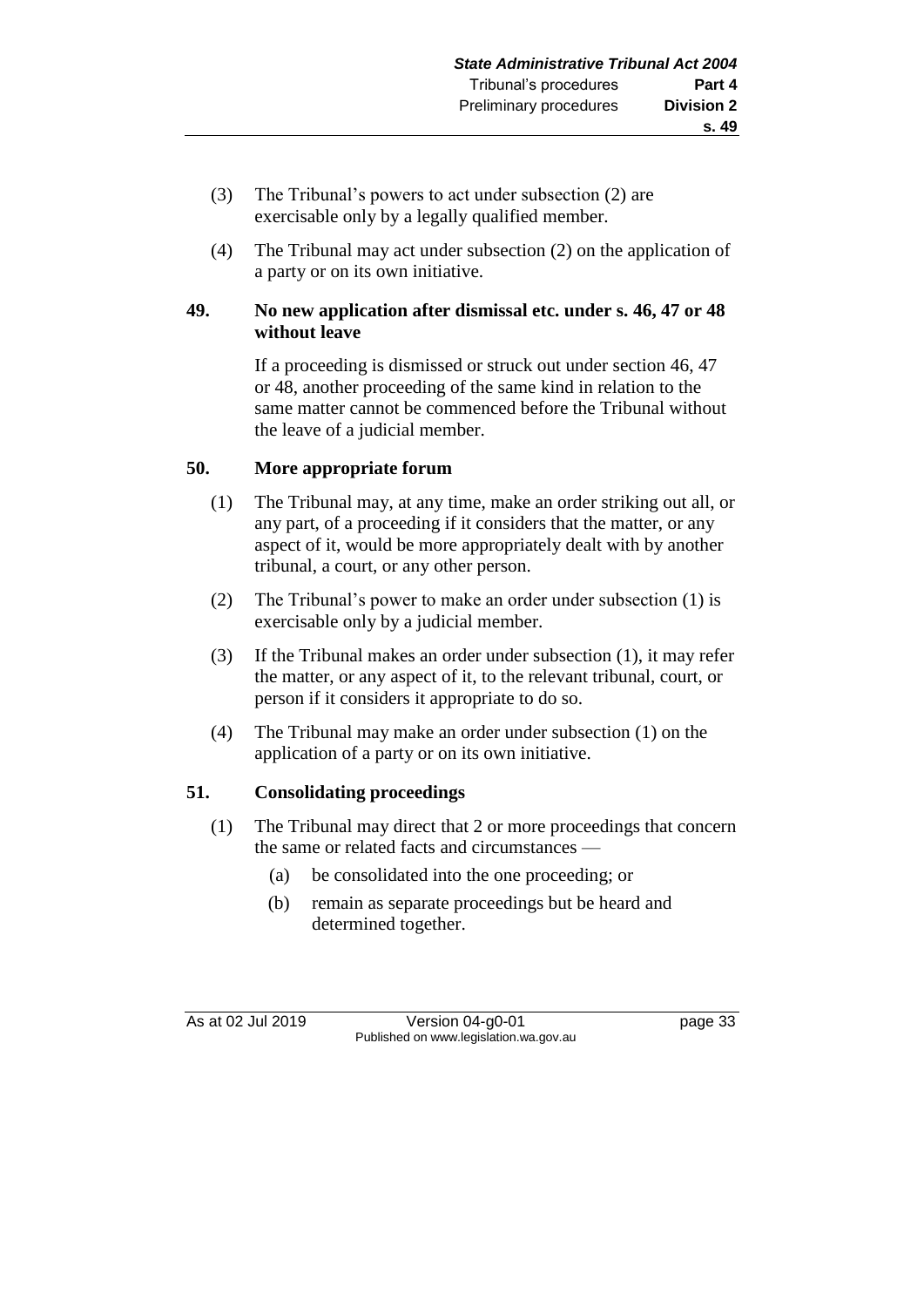(3) The Tribunal's powers to act under subsection (2) are exercisable only by a legally qualified member.

(4) The Tribunal may act under subsection (2) on the application of a party or on its own initiative.

## 49. No new application after dismissal etc. under s. 46, 47 or 48 without leave

If a proceeding is dismissed or struck out under section 46, 47 or 48, another proceeding of the same kind in relation to the same matter cannot be commenced before the Tribunal without the leave of a judicial member.

## 50. More appropriate forum

(1) The Tribunal may, at any time, make an order striking out all, or any part, of a proceeding if it considers that the matter, or any aspect of it, would be more appropriately dealt with by another tribunal, a court, or any other person.

(2) The Tribunal's power to make an order under subsection (1) is exercisable only by a judicial member.

(3) If the Tribunal makes an order under subsection (1), it may refer the matter, or any aspect of it, to the relevant tribunal, court, or person if it considers it appropriate to do so.

(4) The Tribunal may make an order under subsection (1) on the application of a party or on its own initiative.

## 51. Consolidating proceedings

(1) The Tribunal may direct that 2 or more proceedings that concern the same or related facts and circumstances —

(a) be consolidated into the one proceeding; or

(b) remain as separate proceedings but be heard and determined together.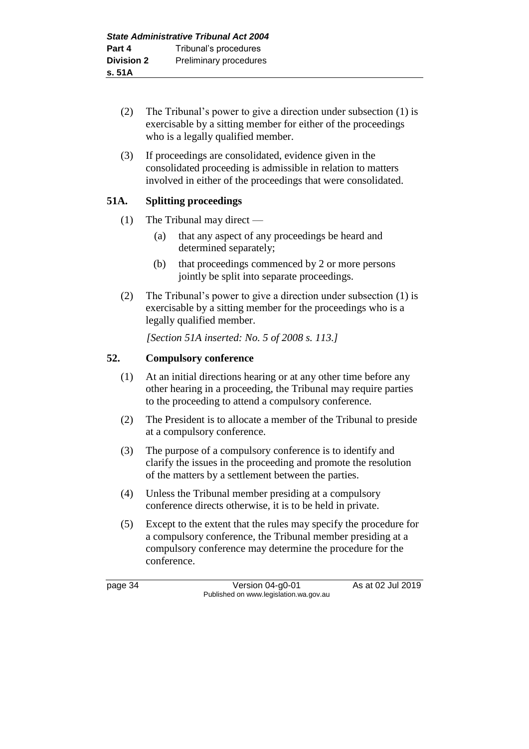(2) The Tribunal's power to give a direction under subsection (1) is exercisable by a sitting member for either of the proceedings who is a legally qualified member.

(3) If proceedings are consolidated, evidence given in the consolidated proceeding is admissible in relation to matters involved in either of the proceedings that were consolidated.

## 51A. Splitting proceedings

(1) The Tribunal may direct —

- (a) that any aspect of any proceedings be heard and determined separately;
- (b) that proceedings commenced by 2 or more persons jointly be split into separate proceedings.

(2) The Tribunal's power to give a direction under subsection (1) is exercisable by a sitting member for the proceedings who is a legally qualified member.

*[Section 51A inserted: No. 5 of 2008 s. 113.]*

## 52. Compulsory conference

(1) At an initial directions hearing or at any other time before any other hearing in a proceeding, the Tribunal may require parties to the proceeding to attend a compulsory conference.

(2) The President is to allocate a member of the Tribunal to preside at a compulsory conference.

(3) The purpose of a compulsory conference is to identify and clarify the issues in the proceeding and promote the resolution of the matters by a settlement between the parties.

(4) Unless the Tribunal member presiding at a compulsory conference directs otherwise, it is to be held in private.

(5) Except to the extent that the rules may specify the procedure for a compulsory conference, the Tribunal member presiding at a compulsory conference may determine the procedure for the conference.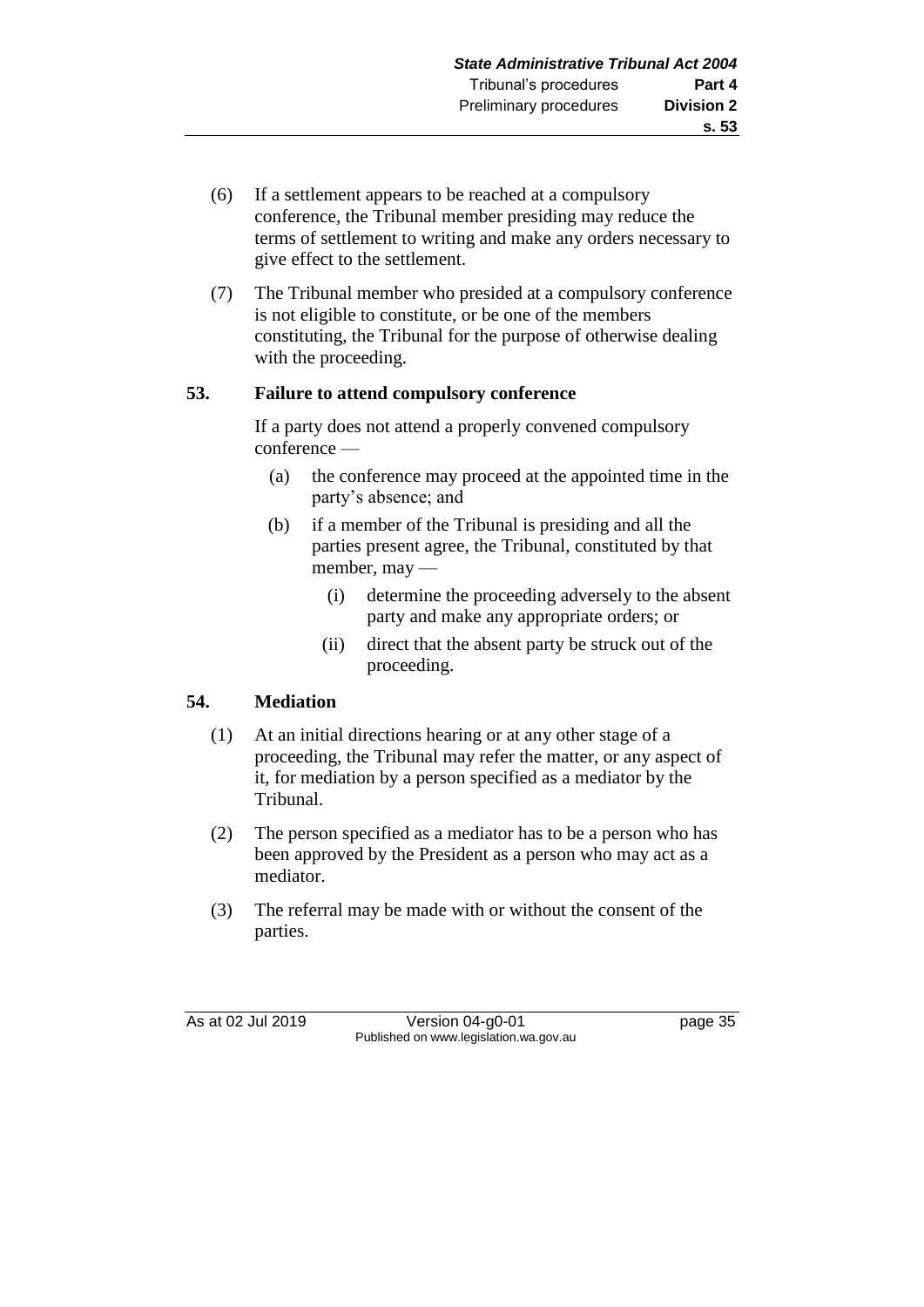(6) If a settlement appears to be reached at a compulsory conference, the Tribunal member presiding may reduce the terms of settlement to writing and make any orders necessary to give effect to the settlement.

(7) The Tribunal member who presided at a compulsory conference is not eligible to constitute, or be one of the members constituting, the Tribunal for the purpose of otherwise dealing with the proceeding.

## 53. Failure to attend compulsory conference

If a party does not attend a properly convened compulsory conference —

(a) the conference may proceed at the appointed time in the party's absence; and

(b) if a member of the Tribunal is presiding and all the parties present agree, the Tribunal, constituted by that member, may —

(i) determine the proceeding adversely to the absent party and make any appropriate orders; or

(ii) direct that the absent party be struck out of the proceeding.

## 54. Mediation

(1) At an initial directions hearing or at any other stage of a proceeding, the Tribunal may refer the matter, or any aspect of it, for mediation by a person specified as a mediator by the Tribunal.

(2) The person specified as a mediator has to be a person who has been approved by the President as a person who may act as a mediator.

(3) The referral may be made with or without the consent of the parties.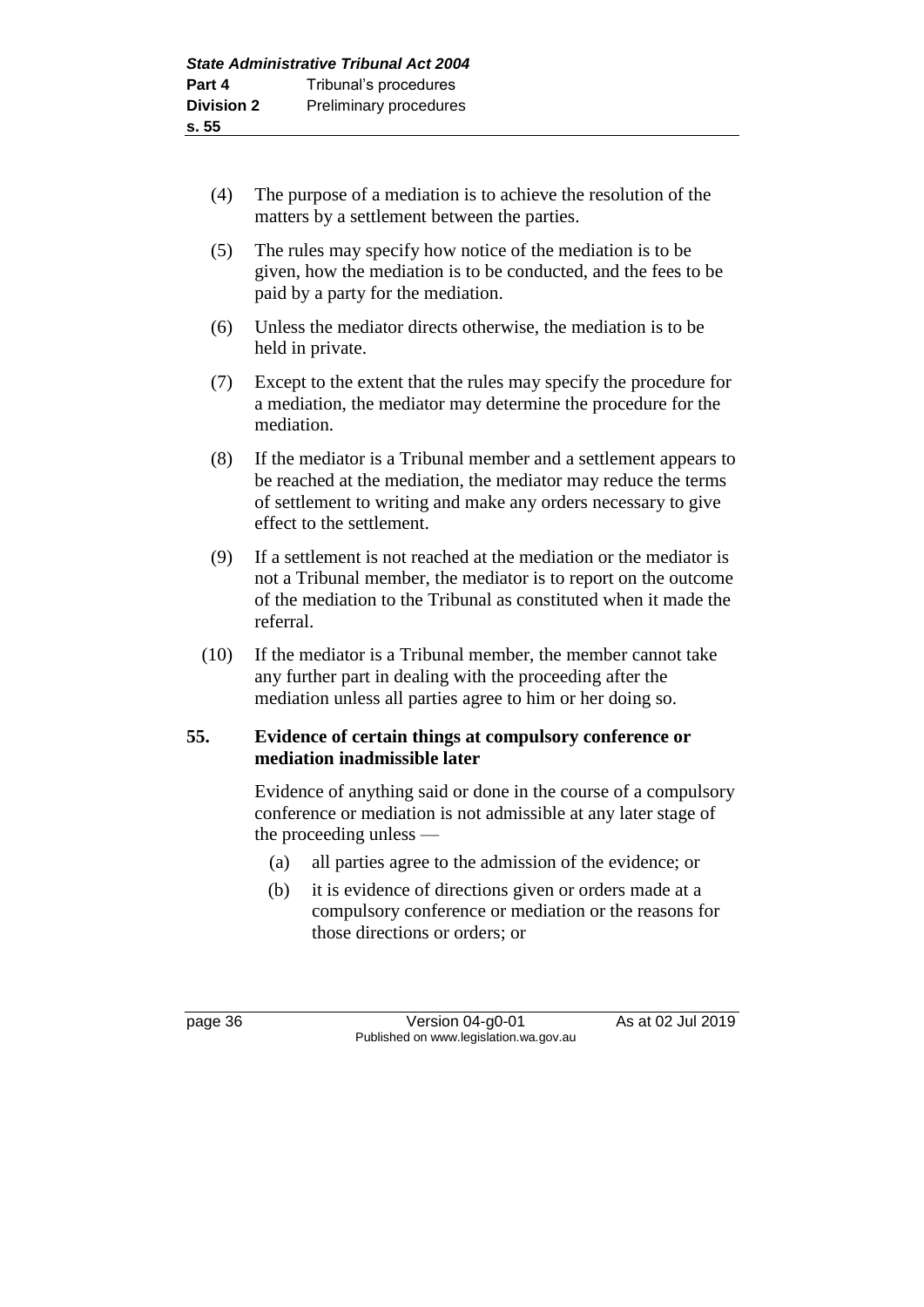(4) The purpose of a mediation is to achieve the resolution of the matters by a settlement between the parties.

(5) The rules may specify how notice of the mediation is to be given, how the mediation is to be conducted, and the fees to be paid by a party for the mediation.

(6) Unless the mediator directs otherwise, the mediation is to be held in private.

(7) Except to the extent that the rules may specify the procedure for a mediation, the mediator may determine the procedure for the mediation.

(8) If the mediator is a Tribunal member and a settlement appears to be reached at the mediation, the mediator may reduce the terms of settlement to writing and make any orders necessary to give effect to the settlement.

(9) If a settlement is not reached at the mediation or the mediator is not a Tribunal member, the mediator is to report on the outcome of the mediation to the Tribunal as constituted when it made the referral.

(10) If the mediator is a Tribunal member, the member cannot take any further part in dealing with the proceeding after the mediation unless all parties agree to him or her doing so.

**55. Evidence of certain things at compulsory conference or mediation inadmissible later**

Evidence of anything said or done in the course of a compulsory conference or mediation is not admissible at any later stage of the proceeding unless —

(a) all parties agree to the admission of the evidence; or

(b) it is evidence of directions given or orders made at a compulsory conference or mediation or the reasons for those directions or orders; or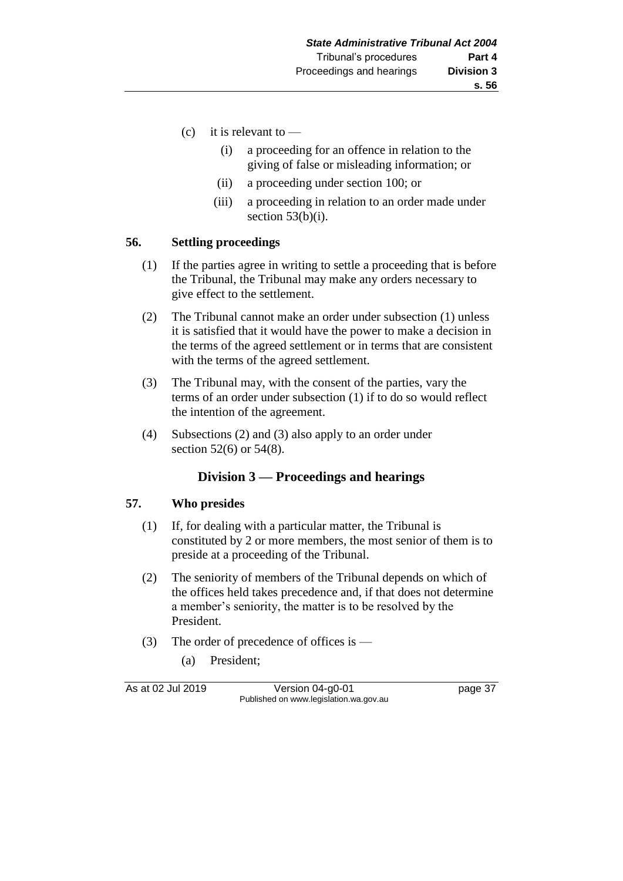(c) it is relevant to —

  (i) a proceeding for an offence in relation to the giving of false or misleading information; or

  (ii) a proceeding under section 100; or

  (iii) a proceeding in relation to an order made under section 53(b)(i).

**56. Settling proceedings**

(1) If the parties agree in writing to settle a proceeding that is before the Tribunal, the Tribunal may make any orders necessary to give effect to the settlement.

(2) The Tribunal cannot make an order under subsection (1) unless it is satisfied that it would have the power to make a decision in the terms of the agreed settlement or in terms that are consistent with the terms of the agreed settlement.

(3) The Tribunal may, with the consent of the parties, vary the terms of an order under subsection (1) if to do so would reflect the intention of the agreement.

(4) Subsections (2) and (3) also apply to an order under section 52(6) or 54(8).

## Division 3 — Proceedings and hearings

**57. Who presides**

(1) If, for dealing with a particular matter, the Tribunal is constituted by 2 or more members, the most senior of them is to preside at a proceeding of the Tribunal.

(2) The seniority of members of the Tribunal depends on which of the offices held takes precedence and, if that does not determine a member's seniority, the matter is to be resolved by the President.

(3) The order of precedence of offices is —

  (a) President;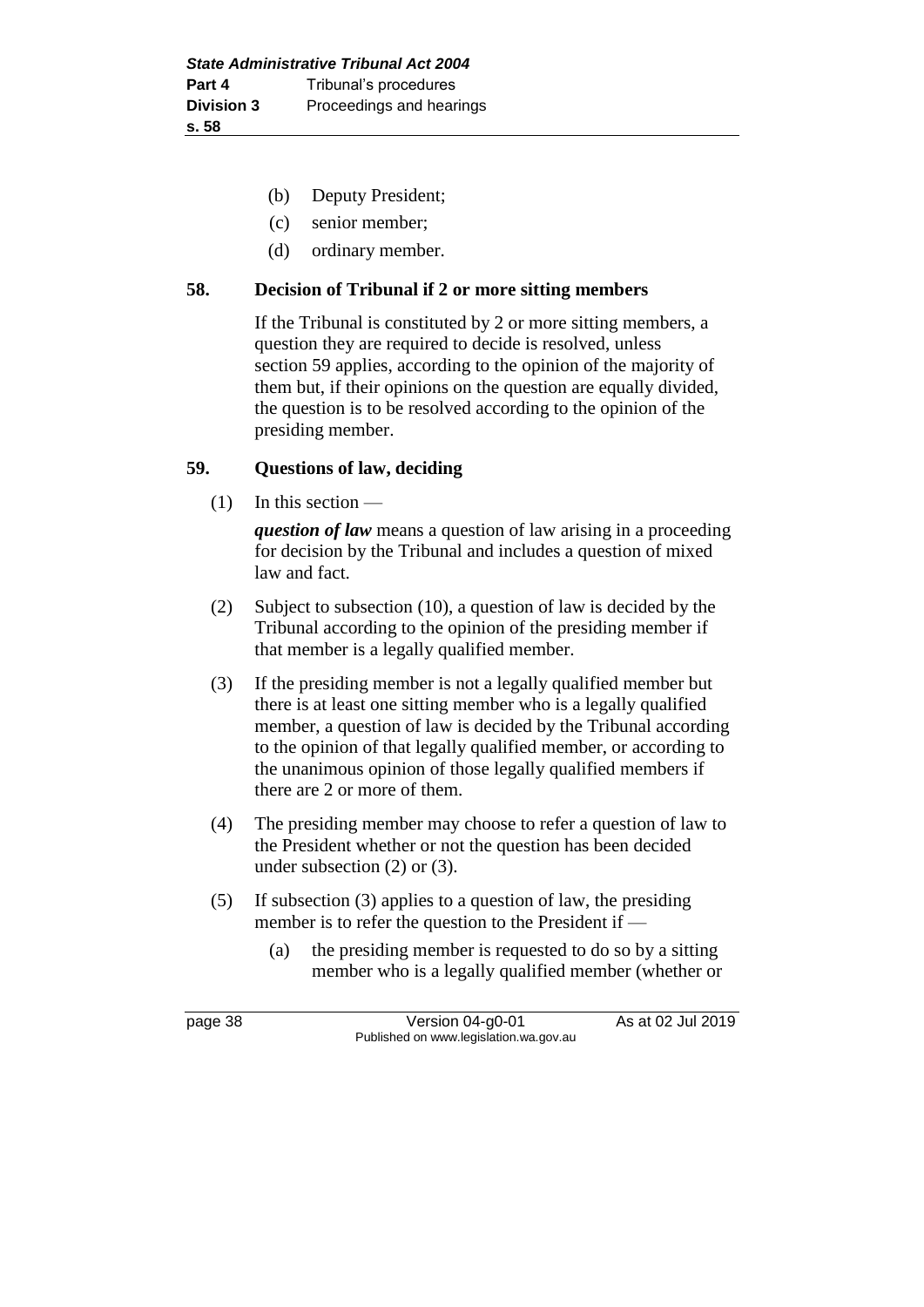(b) Deputy President;

(c) senior member;

(d) ordinary member.

## 58. Decision of Tribunal if 2 or more sitting members

If the Tribunal is constituted by 2 or more sitting members, a question they are required to decide is resolved, unless section 59 applies, according to the opinion of the majority of them but, if their opinions on the question are equally divided, the question is to be resolved according to the opinion of the presiding member.

## 59. Questions of law, deciding

(1) In this section —

***question of law*** means a question of law arising in a proceeding for decision by the Tribunal and includes a question of mixed law and fact.

(2) Subject to subsection (10), a question of law is decided by the Tribunal according to the opinion of the presiding member if that member is a legally qualified member.

(3) If the presiding member is not a legally qualified member but there is at least one sitting member who is a legally qualified member, a question of law is decided by the Tribunal according to the opinion of that legally qualified member, or according to the unanimous opinion of those legally qualified members if there are 2 or more of them.

(4) The presiding member may choose to refer a question of law to the President whether or not the question has been decided under subsection (2) or (3).

(5) If subsection (3) applies to a question of law, the presiding member is to refer the question to the President if —

(a) the presiding member is requested to do so by a sitting member who is a legally qualified member (whether or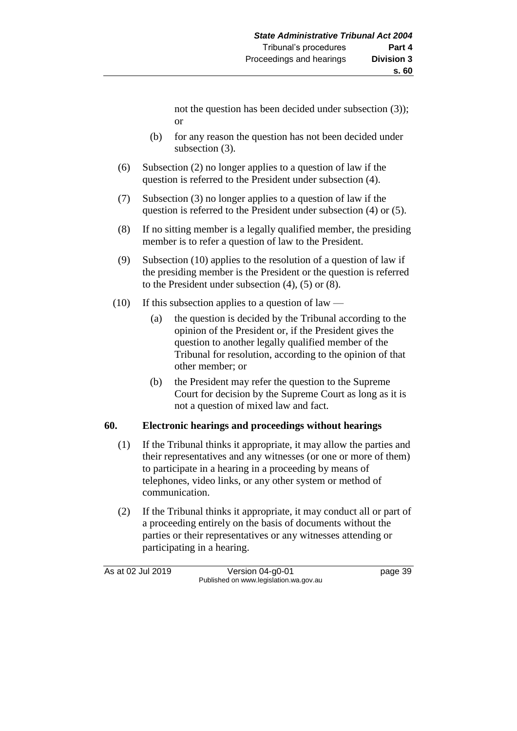not the question has been decided under subsection (3)); or

(b) for any reason the question has not been decided under subsection (3).

(6) Subsection (2) no longer applies to a question of law if the question is referred to the President under subsection (4).

(7) Subsection (3) no longer applies to a question of law if the question is referred to the President under subsection (4) or (5).

(8) If no sitting member is a legally qualified member, the presiding member is to refer a question of law to the President.

(9) Subsection (10) applies to the resolution of a question of law if the presiding member is the President or the question is referred to the President under subsection (4), (5) or (8).

(10) If this subsection applies to a question of law —

(a) the question is decided by the Tribunal according to the opinion of the President or, if the President gives the question to another legally qualified member of the Tribunal for resolution, according to the opinion of that other member; or

(b) the President may refer the question to the Supreme Court for decision by the Supreme Court as long as it is not a question of mixed law and fact.

## 60. Electronic hearings and proceedings without hearings

(1) If the Tribunal thinks it appropriate, it may allow the parties and their representatives and any witnesses (or one or more of them) to participate in a hearing in a proceeding by means of telephones, video links, or any other system or method of communication.

(2) If the Tribunal thinks it appropriate, it may conduct all or part of a proceeding entirely on the basis of documents without the parties or their representatives or any witnesses attending or participating in a hearing.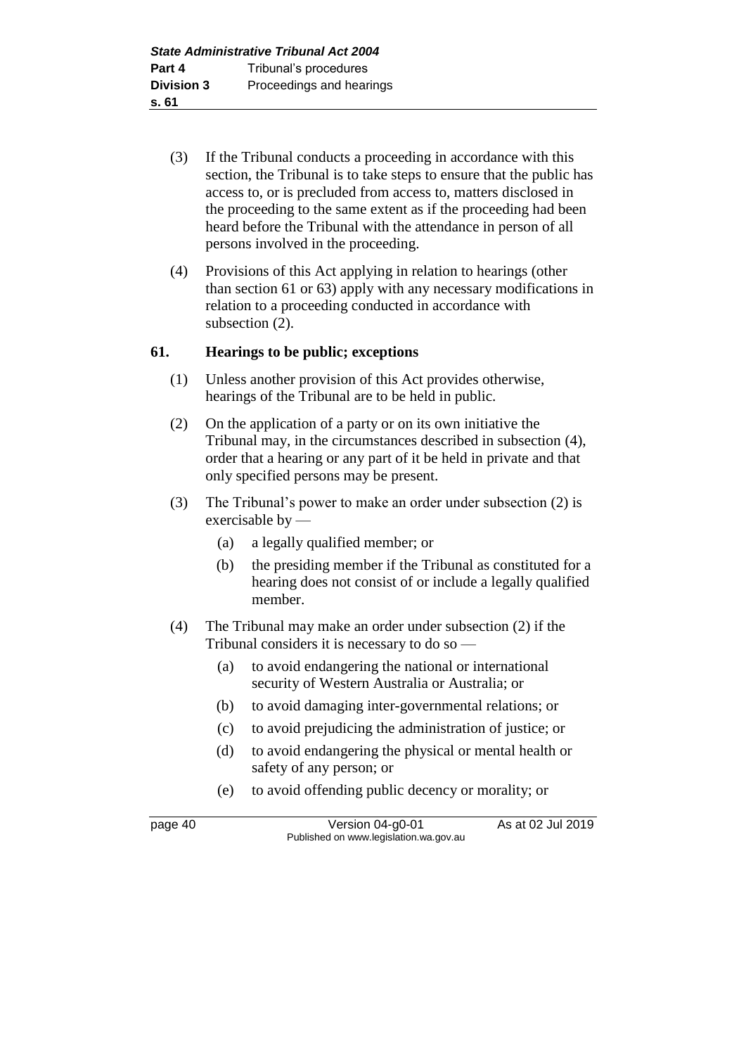(3) If the Tribunal conducts a proceeding in accordance with this section, the Tribunal is to take steps to ensure that the public has access to, or is precluded from access to, matters disclosed in the proceeding to the same extent as if the proceeding had been heard before the Tribunal with the attendance in person of all persons involved in the proceeding.

(4) Provisions of this Act applying in relation to hearings (other than section 61 or 63) apply with any necessary modifications in relation to a proceeding conducted in accordance with subsection (2).

## 61. Hearings to be public; exceptions

(1) Unless another provision of this Act provides otherwise, hearings of the Tribunal are to be held in public.

(2) On the application of a party or on its own initiative the Tribunal may, in the circumstances described in subsection (4), order that a hearing or any part of it be held in private and that only specified persons may be present.

(3) The Tribunal's power to make an order under subsection (2) is exercisable by —

- (a) a legally qualified member; or
- (b) the presiding member if the Tribunal as constituted for a hearing does not consist of or include a legally qualified member.

(4) The Tribunal may make an order under subsection (2) if the Tribunal considers it is necessary to do so —

- (a) to avoid endangering the national or international security of Western Australia or Australia; or
- (b) to avoid damaging inter-governmental relations; or
- (c) to avoid prejudicing the administration of justice; or
- (d) to avoid endangering the physical or mental health or safety of any person; or
- (e) to avoid offending public decency or morality; or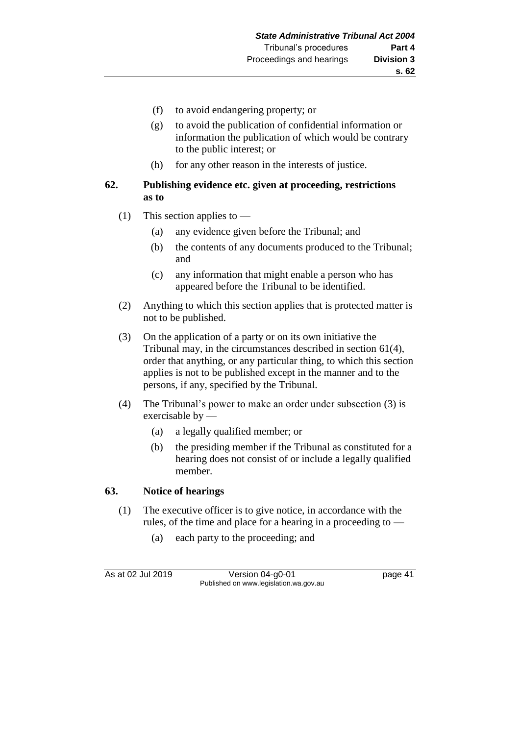(f) to avoid endangering property; or

(g) to avoid the publication of confidential information or information the publication of which would be contrary to the public interest; or

(h) for any other reason in the interests of justice.

### 62. Publishing evidence etc. given at proceeding, restrictions as to

(1) This section applies to —

(a) any evidence given before the Tribunal; and

(b) the contents of any documents produced to the Tribunal; and

(c) any information that might enable a person who has appeared before the Tribunal to be identified.

(2) Anything to which this section applies that is protected matter is not to be published.

(3) On the application of a party or on its own initiative the Tribunal may, in the circumstances described in section 61(4), order that anything, or any particular thing, to which this section applies is not to be published except in the manner and to the persons, if any, specified by the Tribunal.

(4) The Tribunal's power to make an order under subsection (3) is exercisable by —

(a) a legally qualified member; or

(b) the presiding member if the Tribunal as constituted for a hearing does not consist of or include a legally qualified member.

### 63. Notice of hearings

(1) The executive officer is to give notice, in accordance with the rules, of the time and place for a hearing in a proceeding to —

(a) each party to the proceeding; and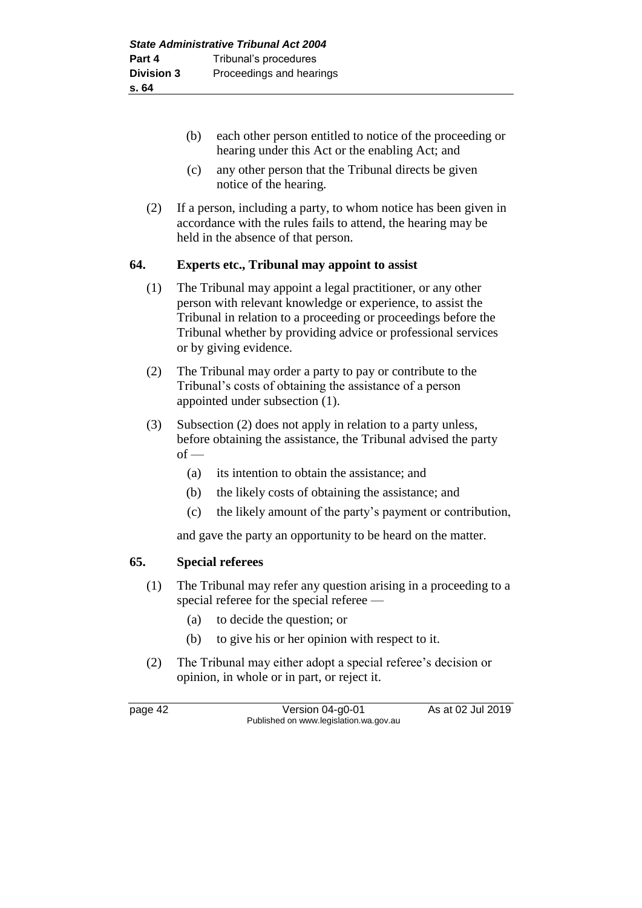(b) each other person entitled to notice of the proceeding or hearing under this Act or the enabling Act; and

(c) any other person that the Tribunal directs be given notice of the hearing.

(2) If a person, including a party, to whom notice has been given in accordance with the rules fails to attend, the hearing may be held in the absence of that person.

### 64. Experts etc., Tribunal may appoint to assist

(1) The Tribunal may appoint a legal practitioner, or any other person with relevant knowledge or experience, to assist the Tribunal in relation to a proceeding or proceedings before the Tribunal whether by providing advice or professional services or by giving evidence.

(2) The Tribunal may order a party to pay or contribute to the Tribunal's costs of obtaining the assistance of a person appointed under subsection (1).

(3) Subsection (2) does not apply in relation to a party unless, before obtaining the assistance, the Tribunal advised the party of —

(a) its intention to obtain the assistance; and

(b) the likely costs of obtaining the assistance; and

(c) the likely amount of the party's payment or contribution,

and gave the party an opportunity to be heard on the matter.

### 65. Special referees

(1) The Tribunal may refer any question arising in a proceeding to a special referee for the special referee —

(a) to decide the question; or

(b) to give his or her opinion with respect to it.

(2) The Tribunal may either adopt a special referee's decision or opinion, in whole or in part, or reject it.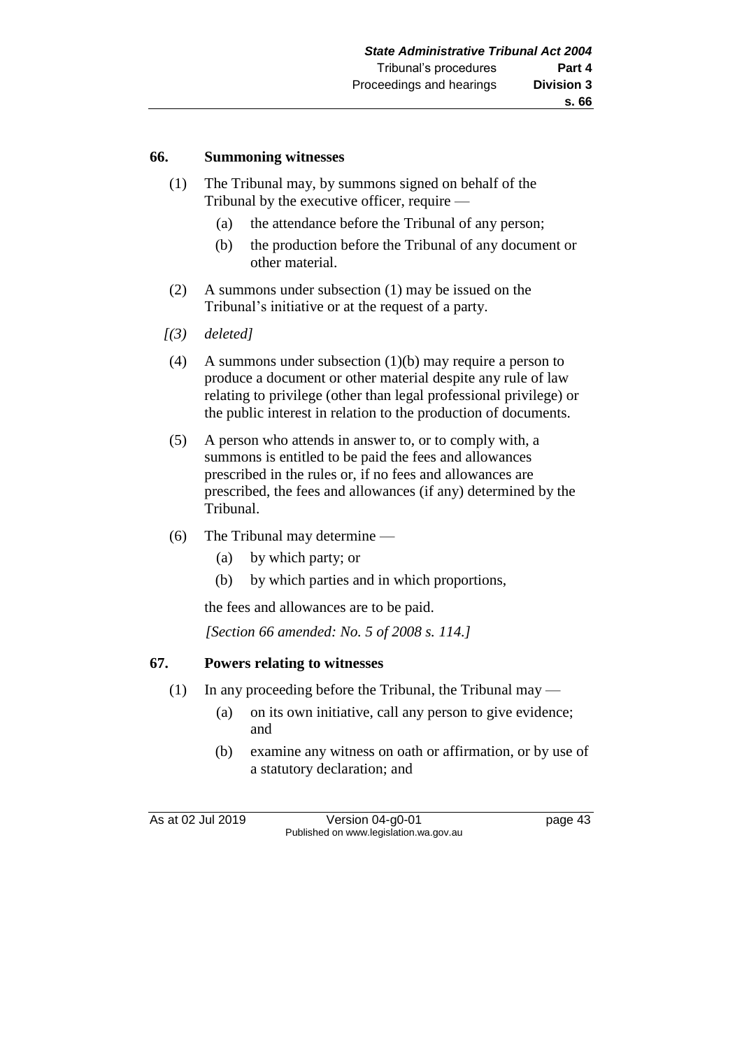## 66. Summoning witnesses

(1) The Tribunal may, by summons signed on behalf of the Tribunal by the executive officer, require —

(a) the attendance before the Tribunal of any person;

(b) the production before the Tribunal of any document or other material.

(2) A summons under subsection (1) may be issued on the Tribunal's initiative or at the request of a party.

*[(3) deleted]*

(4) A summons under subsection (1)(b) may require a person to produce a document or other material despite any rule of law relating to privilege (other than legal professional privilege) or the public interest in relation to the production of documents.

(5) A person who attends in answer to, or to comply with, a summons is entitled to be paid the fees and allowances prescribed in the rules or, if no fees and allowances are prescribed, the fees and allowances (if any) determined by the Tribunal.

(6) The Tribunal may determine —

(a) by which party; or

(b) by which parties and in which proportions,

the fees and allowances are to be paid.

*[Section 66 amended: No. 5 of 2008 s. 114.]*

## 67. Powers relating to witnesses

(1) In any proceeding before the Tribunal, the Tribunal may —

(a) on its own initiative, call any person to give evidence; and

(b) examine any witness on oath or affirmation, or by use of a statutory declaration; and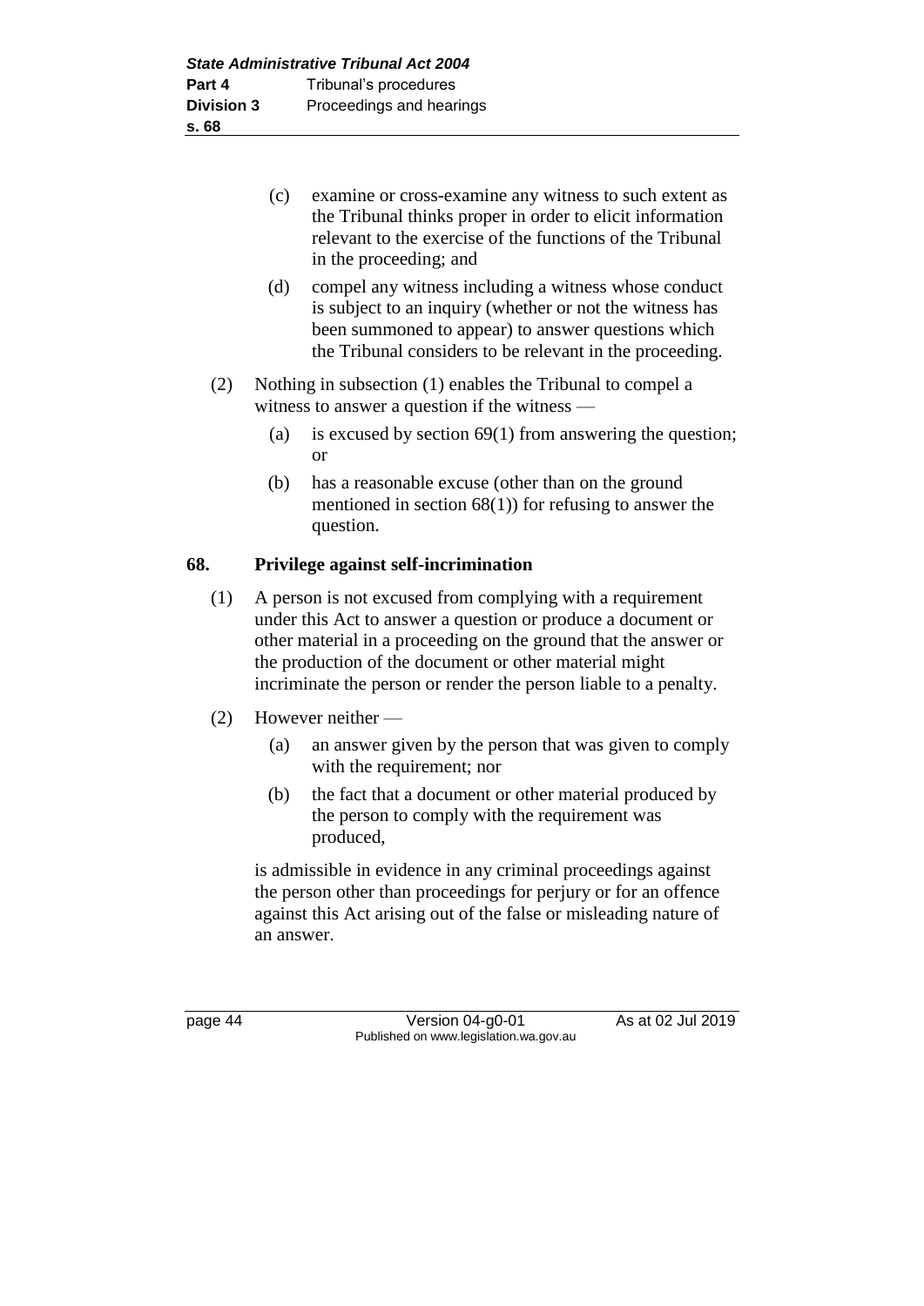(c) examine or cross-examine any witness to such extent as the Tribunal thinks proper in order to elicit information relevant to the exercise of the functions of the Tribunal in the proceeding; and

(d) compel any witness including a witness whose conduct is subject to an inquiry (whether or not the witness has been summoned to appear) to answer questions which the Tribunal considers to be relevant in the proceeding.

(2) Nothing in subsection (1) enables the Tribunal to compel a witness to answer a question if the witness —

(a) is excused by section 69(1) from answering the question; or

(b) has a reasonable excuse (other than on the ground mentioned in section 68(1)) for refusing to answer the question.

## 68. Privilege against self-incrimination

(1) A person is not excused from complying with a requirement under this Act to answer a question or produce a document or other material in a proceeding on the ground that the answer or the production of the document or other material might incriminate the person or render the person liable to a penalty.

(2) However neither —

(a) an answer given by the person that was given to comply with the requirement; nor

(b) the fact that a document or other material produced by the person to comply with the requirement was produced,

is admissible in evidence in any criminal proceedings against the person other than proceedings for perjury or for an offence against this Act arising out of the false or misleading nature of an answer.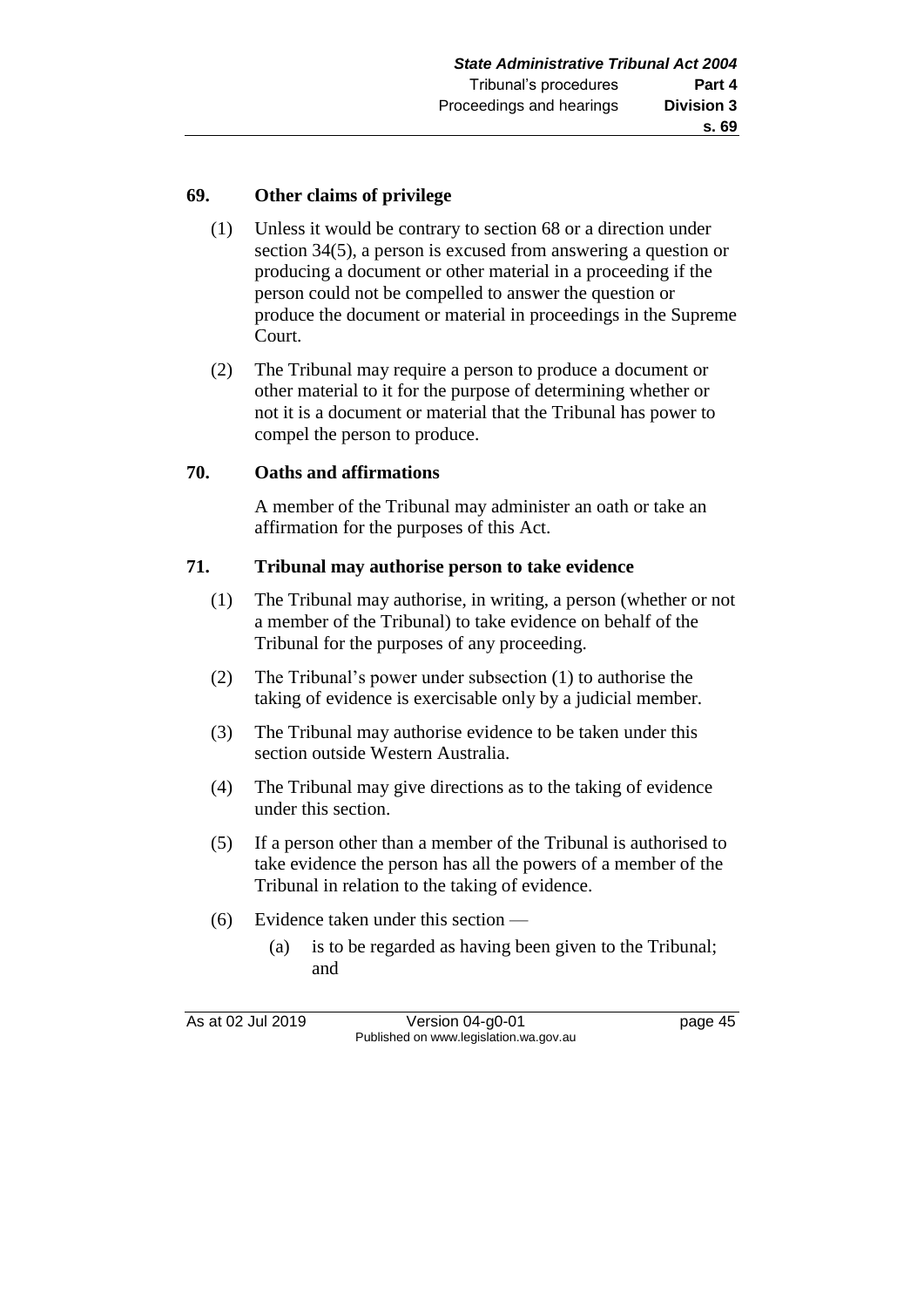## 69. Other claims of privilege

(1) Unless it would be contrary to section 68 or a direction under section 34(5), a person is excused from answering a question or producing a document or other material in a proceeding if the person could not be compelled to answer the question or produce the document or material in proceedings in the Supreme Court.

(2) The Tribunal may require a person to produce a document or other material to it for the purpose of determining whether or not it is a document or material that the Tribunal has power to compel the person to produce.

## 70. Oaths and affirmations

A member of the Tribunal may administer an oath or take an affirmation for the purposes of this Act.

## 71. Tribunal may authorise person to take evidence

(1) The Tribunal may authorise, in writing, a person (whether or not a member of the Tribunal) to take evidence on behalf of the Tribunal for the purposes of any proceeding.

(2) The Tribunal's power under subsection (1) to authorise the taking of evidence is exercisable only by a judicial member.

(3) The Tribunal may authorise evidence to be taken under this section outside Western Australia.

(4) The Tribunal may give directions as to the taking of evidence under this section.

(5) If a person other than a member of the Tribunal is authorised to take evidence the person has all the powers of a member of the Tribunal in relation to the taking of evidence.

(6) Evidence taken under this section —

(a) is to be regarded as having been given to the Tribunal; and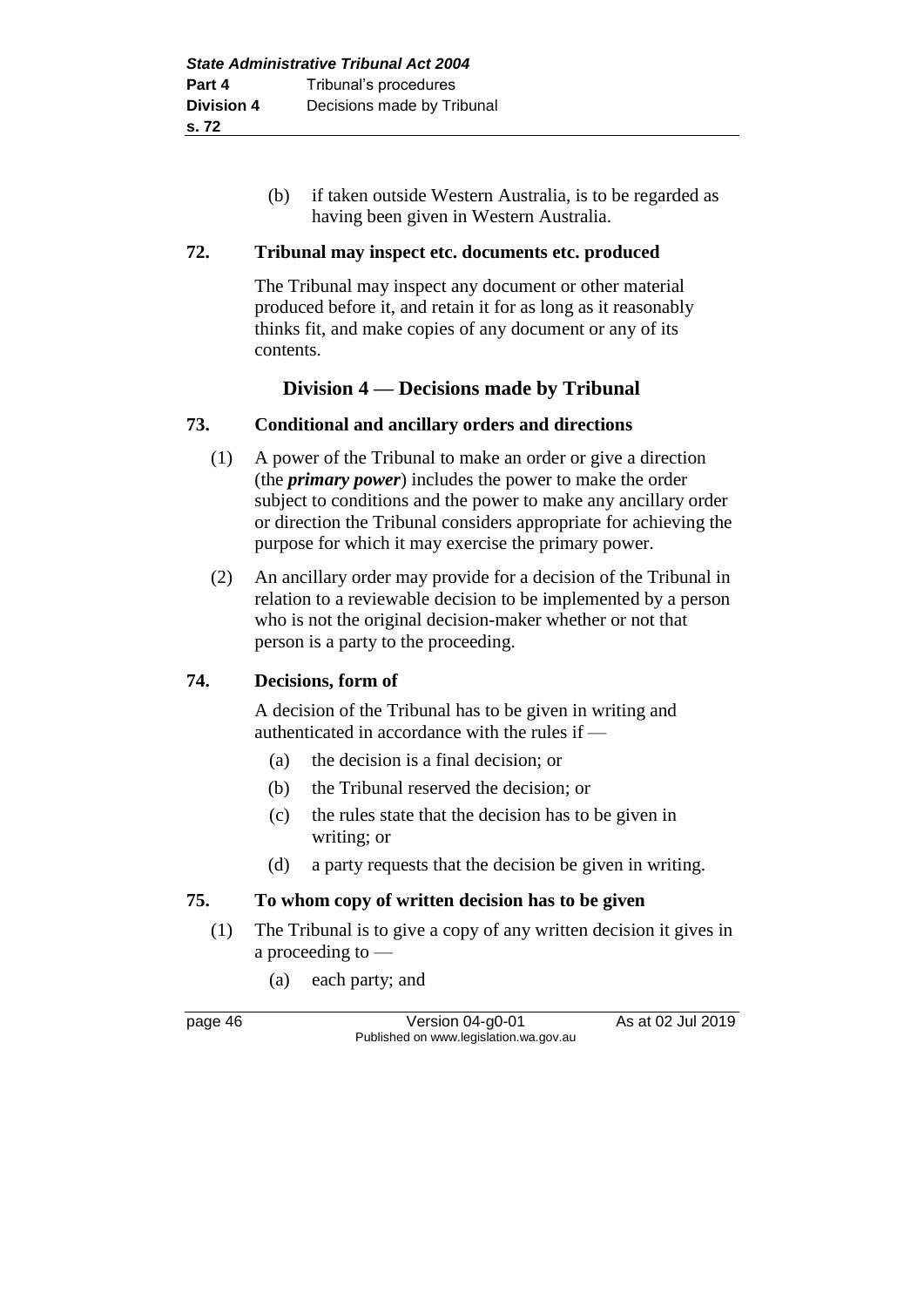(b) if taken outside Western Australia, is to be regarded as having been given in Western Australia.

**72. Tribunal may inspect etc. documents etc. produced**

The Tribunal may inspect any document or other material produced before it, and retain it for as long as it reasonably thinks fit, and make copies of any document or any of its contents.

## Division 4 — Decisions made by Tribunal

**73. Conditional and ancillary orders and directions**

(1) A power of the Tribunal to make an order or give a direction (the ***primary power***) includes the power to make the order subject to conditions and the power to make any ancillary order or direction the Tribunal considers appropriate for achieving the purpose for which it may exercise the primary power.

(2) An ancillary order may provide for a decision of the Tribunal in relation to a reviewable decision to be implemented by a person who is not the original decision-maker whether or not that person is a party to the proceeding.

**74. Decisions, form of**

A decision of the Tribunal has to be given in writing and authenticated in accordance with the rules if —

(a) the decision is a final decision; or

(b) the Tribunal reserved the decision; or

(c) the rules state that the decision has to be given in writing; or

(d) a party requests that the decision be given in writing.

**75. To whom copy of written decision has to be given**

(1) The Tribunal is to give a copy of any written decision it gives in a proceeding to —

(a) each party; and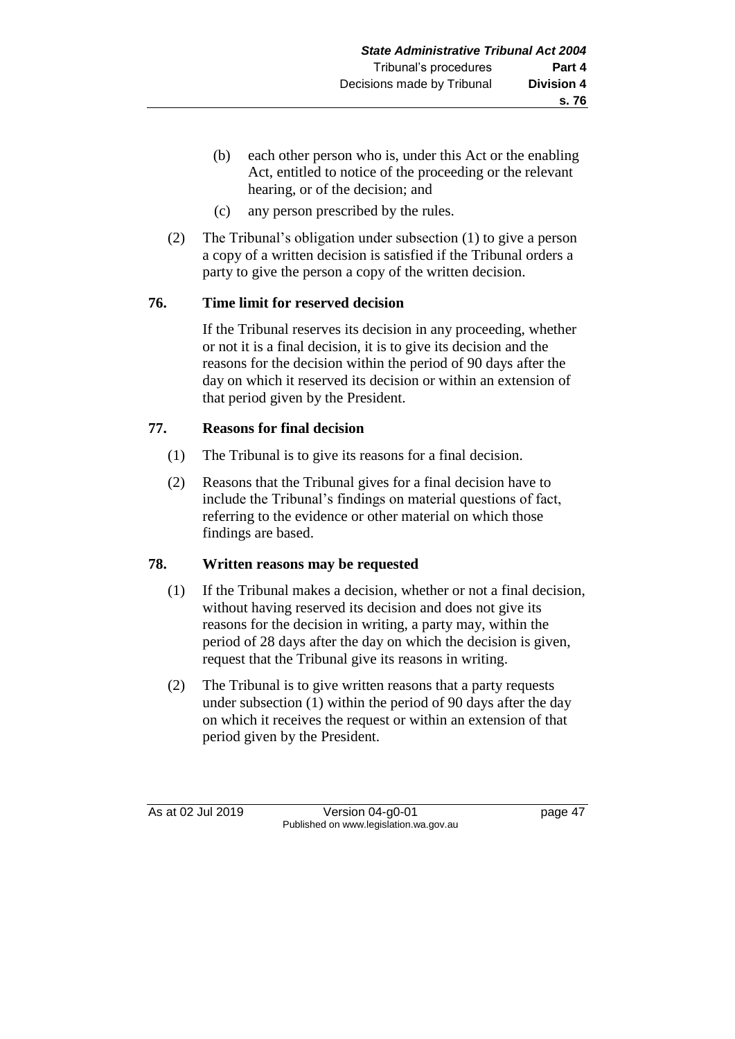(b) each other person who is, under this Act or the enabling Act, entitled to notice of the proceeding or the relevant hearing, or of the decision; and

(c) any person prescribed by the rules.

(2) The Tribunal's obligation under subsection (1) to give a person a copy of a written decision is satisfied if the Tribunal orders a party to give the person a copy of the written decision.

### 76. Time limit for reserved decision

If the Tribunal reserves its decision in any proceeding, whether or not it is a final decision, it is to give its decision and the reasons for the decision within the period of 90 days after the day on which it reserved its decision or within an extension of that period given by the President.

### 77. Reasons for final decision

(1) The Tribunal is to give its reasons for a final decision.

(2) Reasons that the Tribunal gives for a final decision have to include the Tribunal's findings on material questions of fact, referring to the evidence or other material on which those findings are based.

### 78. Written reasons may be requested

(1) If the Tribunal makes a decision, whether or not a final decision, without having reserved its decision and does not give its reasons for the decision in writing, a party may, within the period of 28 days after the day on which the decision is given, request that the Tribunal give its reasons in writing.

(2) The Tribunal is to give written reasons that a party requests under subsection (1) within the period of 90 days after the day on which it receives the request or within an extension of that period given by the President.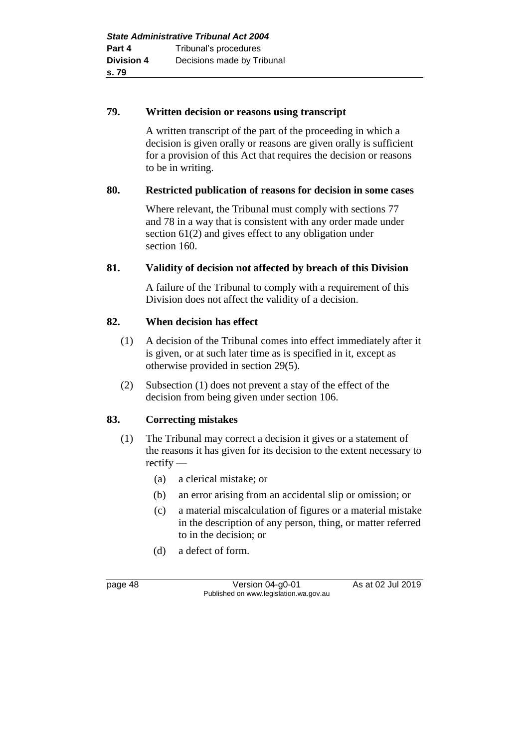**79. Written decision or reasons using transcript**

A written transcript of the part of the proceeding in which a decision is given orally or reasons are given orally is sufficient for a provision of this Act that requires the decision or reasons to be in writing.

**80. Restricted publication of reasons for decision in some cases**

Where relevant, the Tribunal must comply with sections 77 and 78 in a way that is consistent with any order made under section 61(2) and gives effect to any obligation under section 160.

**81. Validity of decision not affected by breach of this Division**

A failure of the Tribunal to comply with a requirement of this Division does not affect the validity of a decision.

**82. When decision has effect**

(1) A decision of the Tribunal comes into effect immediately after it is given, or at such later time as is specified in it, except as otherwise provided in section 29(5).

(2) Subsection (1) does not prevent a stay of the effect of the decision from being given under section 106.

**83. Correcting mistakes**

(1) The Tribunal may correct a decision it gives or a statement of the reasons it has given for its decision to the extent necessary to rectify —

(a) a clerical mistake; or

(b) an error arising from an accidental slip or omission; or

(c) a material miscalculation of figures or a material mistake in the description of any person, thing, or matter referred to in the decision; or

(d) a defect of form.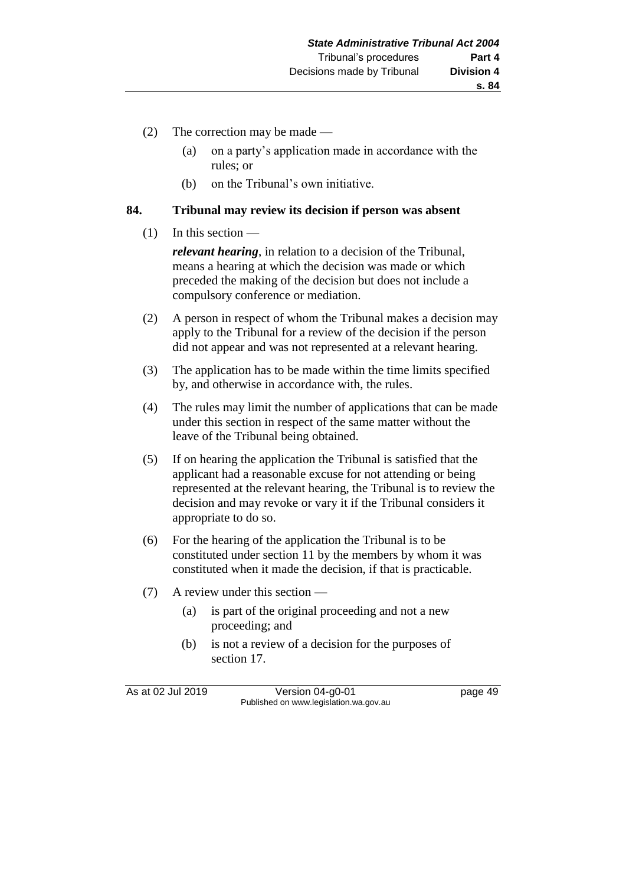(2) The correction may be made —

(a) on a party's application made in accordance with the rules; or

(b) on the Tribunal's own initiative.

## 84. Tribunal may review its decision if person was absent

(1) In this section —

***relevant hearing***, in relation to a decision of the Tribunal, means a hearing at which the decision was made or which preceded the making of the decision but does not include a compulsory conference or mediation.

(2) A person in respect of whom the Tribunal makes a decision may apply to the Tribunal for a review of the decision if the person did not appear and was not represented at a relevant hearing.

(3) The application has to be made within the time limits specified by, and otherwise in accordance with, the rules.

(4) The rules may limit the number of applications that can be made under this section in respect of the same matter without the leave of the Tribunal being obtained.

(5) If on hearing the application the Tribunal is satisfied that the applicant had a reasonable excuse for not attending or being represented at the relevant hearing, the Tribunal is to review the decision and may revoke or vary it if the Tribunal considers it appropriate to do so.

(6) For the hearing of the application the Tribunal is to be constituted under section 11 by the members by whom it was constituted when it made the decision, if that is practicable.

(7) A review under this section —

(a) is part of the original proceeding and not a new proceeding; and

(b) is not a review of a decision for the purposes of section 17.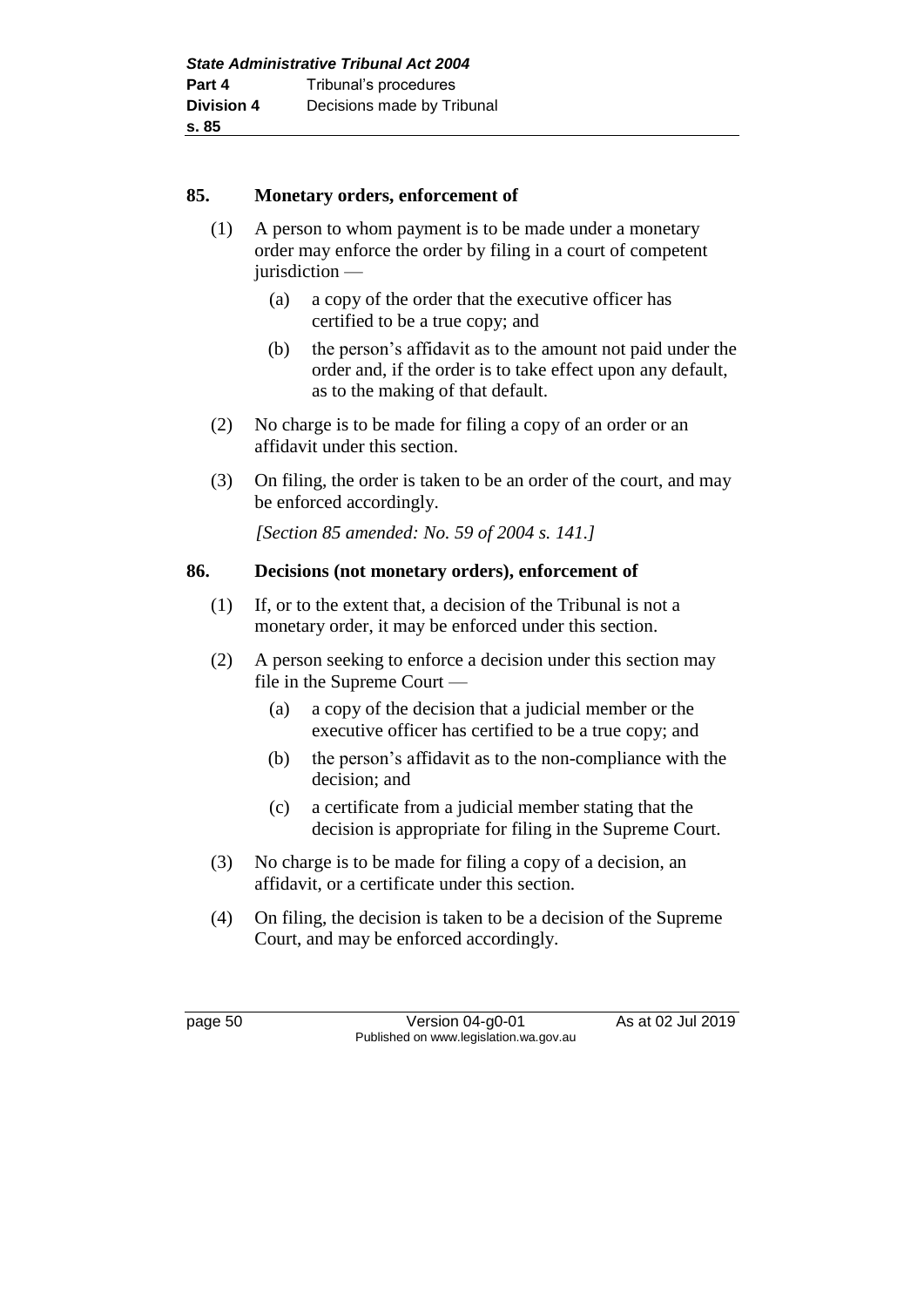## 85. Monetary orders, enforcement of

(1) A person to whom payment is to be made under a monetary order may enforce the order by filing in a court of competent jurisdiction —

- (a) a copy of the order that the executive officer has certified to be a true copy; and
- (b) the person's affidavit as to the amount not paid under the order and, if the order is to take effect upon any default, as to the making of that default.

(2) No charge is to be made for filing a copy of an order or an affidavit under this section.

(3) On filing, the order is taken to be an order of the court, and may be enforced accordingly.

*[Section 85 amended: No. 59 of 2004 s. 141.]*

## 86. Decisions (not monetary orders), enforcement of

(1) If, or to the extent that, a decision of the Tribunal is not a monetary order, it may be enforced under this section.

(2) A person seeking to enforce a decision under this section may file in the Supreme Court —

- (a) a copy of the decision that a judicial member or the executive officer has certified to be a true copy; and
- (b) the person's affidavit as to the non-compliance with the decision; and
- (c) a certificate from a judicial member stating that the decision is appropriate for filing in the Supreme Court.

(3) No charge is to be made for filing a copy of a decision, an affidavit, or a certificate under this section.

(4) On filing, the decision is taken to be a decision of the Supreme Court, and may be enforced accordingly.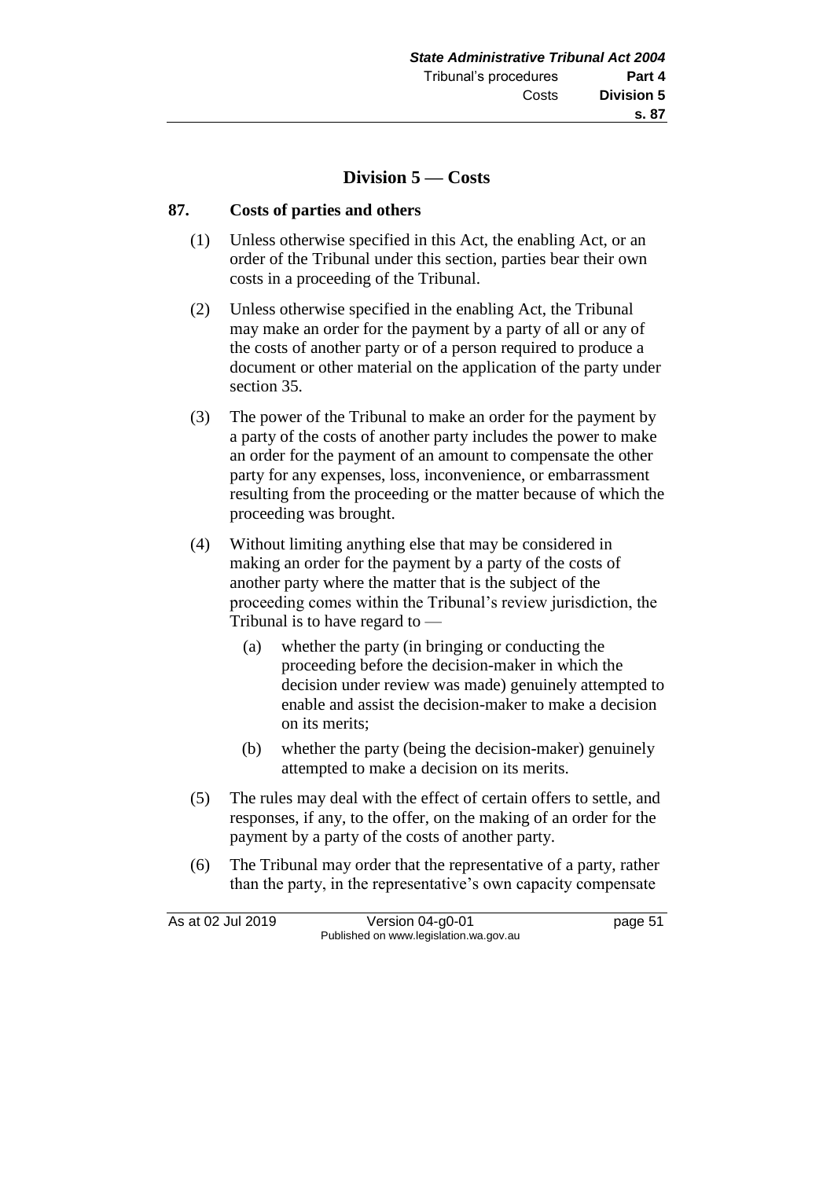## Division 5 — Costs

### 87. Costs of parties and others

(1) Unless otherwise specified in this Act, the enabling Act, or an order of the Tribunal under this section, parties bear their own costs in a proceeding of the Tribunal.

(2) Unless otherwise specified in the enabling Act, the Tribunal may make an order for the payment by a party of all or any of the costs of another party or of a person required to produce a document or other material on the application of the party under section 35.

(3) The power of the Tribunal to make an order for the payment by a party of the costs of another party includes the power to make an order for the payment of an amount to compensate the other party for any expenses, loss, inconvenience, or embarrassment resulting from the proceeding or the matter because of which the proceeding was brought.

(4) Without limiting anything else that may be considered in making an order for the payment by a party of the costs of another party where the matter that is the subject of the proceeding comes within the Tribunal's review jurisdiction, the Tribunal is to have regard to —

- (a) whether the party (in bringing or conducting the proceeding before the decision-maker in which the decision under review was made) genuinely attempted to enable and assist the decision-maker to make a decision on its merits;
- (b) whether the party (being the decision-maker) genuinely attempted to make a decision on its merits.

(5) The rules may deal with the effect of certain offers to settle, and responses, if any, to the offer, on the making of an order for the payment by a party of the costs of another party.

(6) The Tribunal may order that the representative of a party, rather than the party, in the representative's own capacity compensate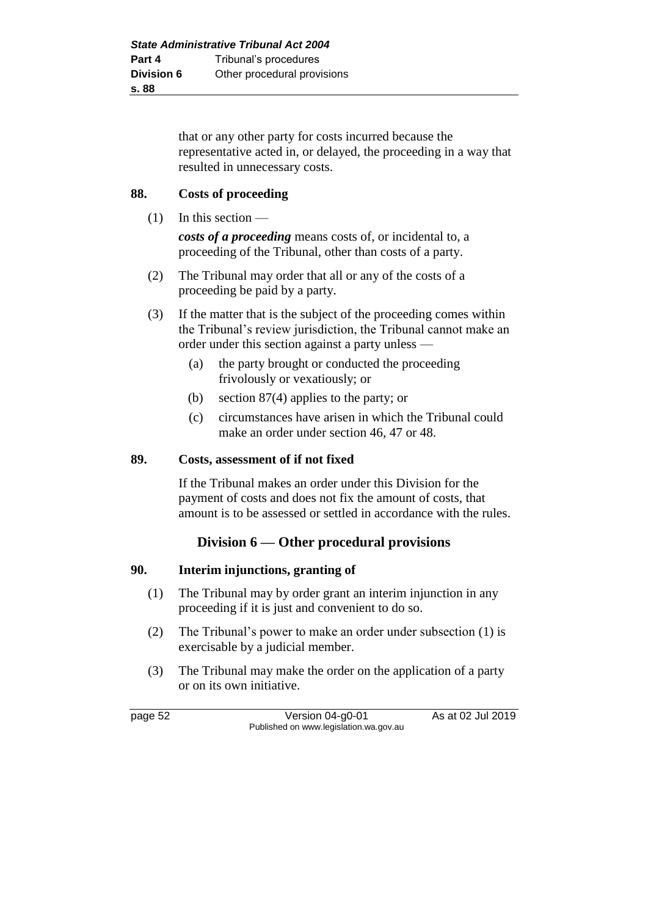that or any other party for costs incurred because the representative acted in, or delayed, the proceeding in a way that resulted in unnecessary costs.

### 88. Costs of proceeding

(1) In this section —

***costs of a proceeding*** means costs of, or incidental to, a proceeding of the Tribunal, other than costs of a party.

(2) The Tribunal may order that all or any of the costs of a proceeding be paid by a party.

(3) If the matter that is the subject of the proceeding comes within the Tribunal's review jurisdiction, the Tribunal cannot make an order under this section against a party unless —

- (a) the party brought or conducted the proceeding frivolously or vexatiously; or
- (b) section 87(4) applies to the party; or
- (c) circumstances have arisen in which the Tribunal could make an order under section 46, 47 or 48.

### 89. Costs, assessment of if not fixed

If the Tribunal makes an order under this Division for the payment of costs and does not fix the amount of costs, that amount is to be assessed or settled in accordance with the rules.

## Division 6 — Other procedural provisions

### 90. Interim injunctions, granting of

(1) The Tribunal may by order grant an interim injunction in any proceeding if it is just and convenient to do so.

(2) The Tribunal's power to make an order under subsection (1) is exercisable by a judicial member.

(3) The Tribunal may make the order on the application of a party or on its own initiative.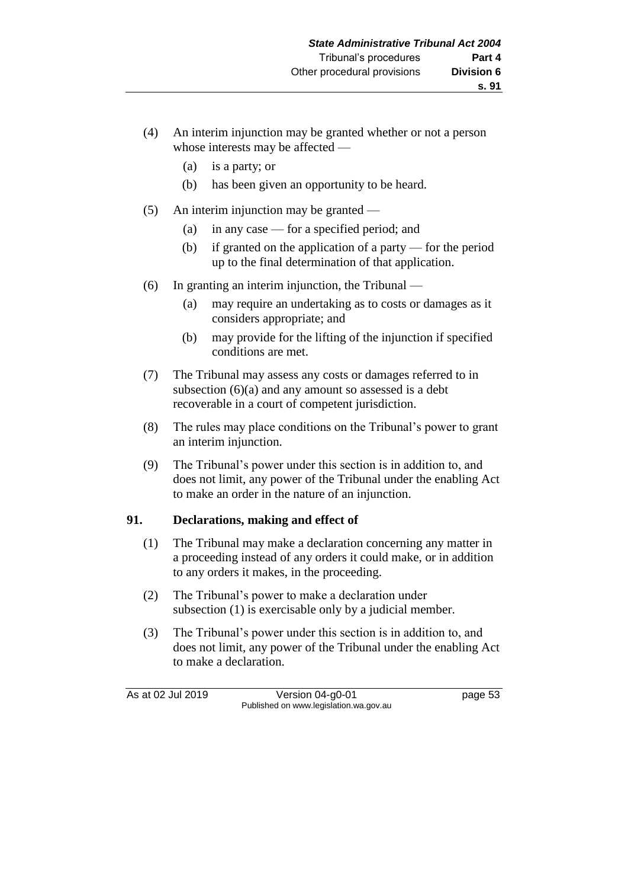(4) An interim injunction may be granted whether or not a person whose interests may be affected —

(a) is a party; or

(b) has been given an opportunity to be heard.

(5) An interim injunction may be granted —

(a) in any case — for a specified period; and

(b) if granted on the application of a party — for the period up to the final determination of that application.

(6) In granting an interim injunction, the Tribunal —

(a) may require an undertaking as to costs or damages as it considers appropriate; and

(b) may provide for the lifting of the injunction if specified conditions are met.

(7) The Tribunal may assess any costs or damages referred to in subsection (6)(a) and any amount so assessed is a debt recoverable in a court of competent jurisdiction.

(8) The rules may place conditions on the Tribunal's power to grant an interim injunction.

(9) The Tribunal's power under this section is in addition to, and does not limit, any power of the Tribunal under the enabling Act to make an order in the nature of an injunction.

## 91. Declarations, making and effect of

(1) The Tribunal may make a declaration concerning any matter in a proceeding instead of any orders it could make, or in addition to any orders it makes, in the proceeding.

(2) The Tribunal's power to make a declaration under subsection (1) is exercisable only by a judicial member.

(3) The Tribunal's power under this section is in addition to, and does not limit, any power of the Tribunal under the enabling Act to make a declaration.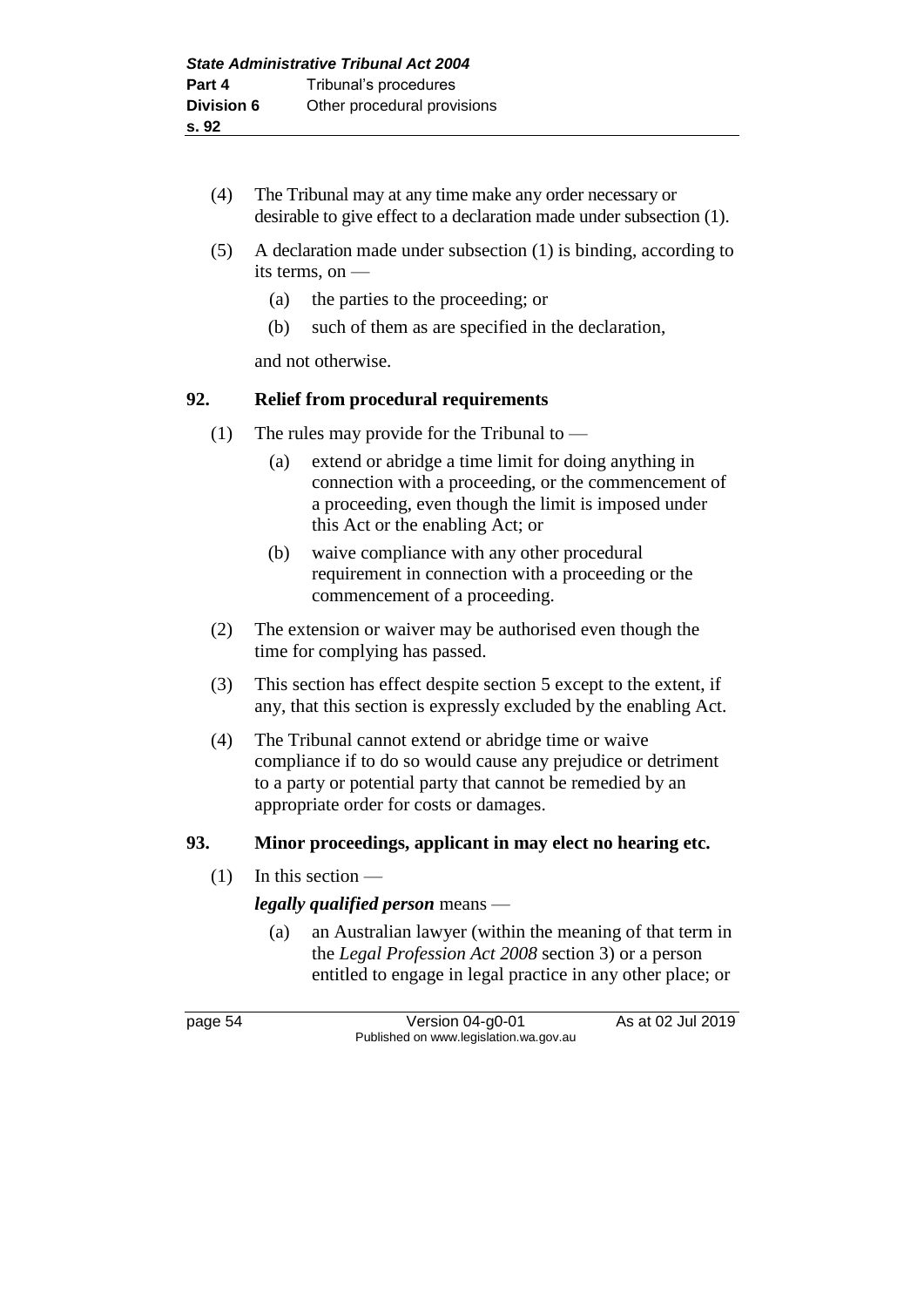(4) The Tribunal may at any time make any order necessary or desirable to give effect to a declaration made under subsection (1).

(5) A declaration made under subsection (1) is binding, according to its terms, on —

(a) the parties to the proceeding; or

(b) such of them as are specified in the declaration,

and not otherwise.

## 92. Relief from procedural requirements

(1) The rules may provide for the Tribunal to —

(a) extend or abridge a time limit for doing anything in connection with a proceeding, or the commencement of a proceeding, even though the limit is imposed under this Act or the enabling Act; or

(b) waive compliance with any other procedural requirement in connection with a proceeding or the commencement of a proceeding.

(2) The extension or waiver may be authorised even though the time for complying has passed.

(3) This section has effect despite section 5 except to the extent, if any, that this section is expressly excluded by the enabling Act.

(4) The Tribunal cannot extend or abridge time or waive compliance if to do so would cause any prejudice or detriment to a party or potential party that cannot be remedied by an appropriate order for costs or damages.

## 93. Minor proceedings, applicant in may elect no hearing etc.

(1) In this section —

***legally qualified person*** means —

(a) an Australian lawyer (within the meaning of that term in the *Legal Profession Act 2008* section 3) or a person entitled to engage in legal practice in any other place; or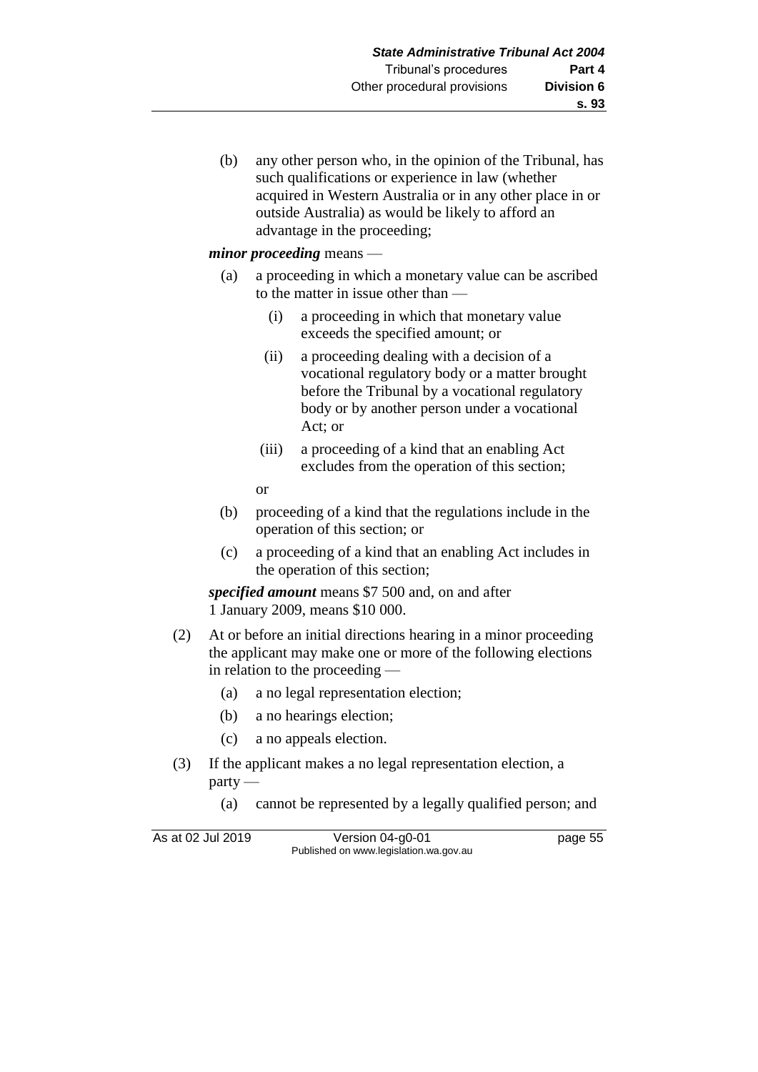(b) any other person who, in the opinion of the Tribunal, has such qualifications or experience in law (whether acquired in Western Australia or in any other place in or outside Australia) as would be likely to afford an advantage in the proceeding;

***minor proceeding*** means —

- (a) a proceeding in which a monetary value can be ascribed to the matter in issue other than —
  - (i) a proceeding in which that monetary value exceeds the specified amount; or
  - (ii) a proceeding dealing with a decision of a vocational regulatory body or a matter brought before the Tribunal by a vocational regulatory body or by another person under a vocational Act; or
  - (iii) a proceeding of a kind that an enabling Act excludes from the operation of this section;

  or
- (b) proceeding of a kind that the regulations include in the operation of this section; or
- (c) a proceeding of a kind that an enabling Act includes in the operation of this section;

***specified amount*** means $7 500 and, on and after 1 January 2009, means $10 000.

(2) At or before an initial directions hearing in a minor proceeding the applicant may make one or more of the following elections in relation to the proceeding —

- (a) a no legal representation election;
- (b) a no hearings election;
- (c) a no appeals election.

(3) If the applicant makes a no legal representation election, a party —

- (a) cannot be represented by a legally qualified person; and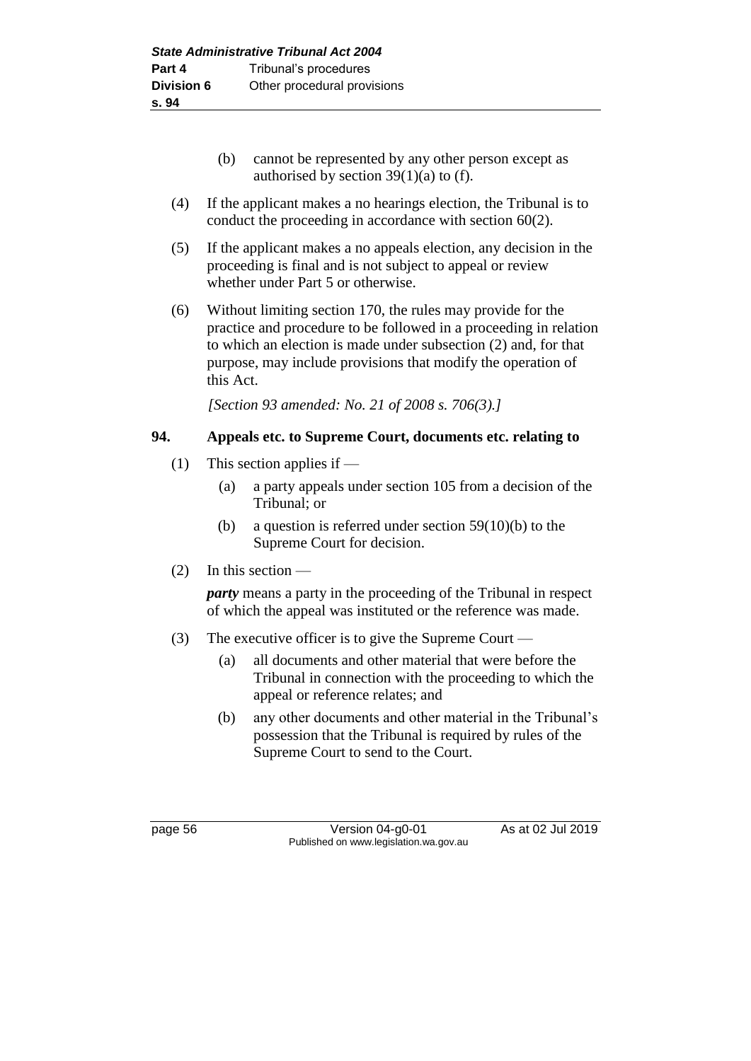(b) cannot be represented by any other person except as authorised by section 39(1)(a) to (f).

(4) If the applicant makes a no hearings election, the Tribunal is to conduct the proceeding in accordance with section 60(2).

(5) If the applicant makes a no appeals election, any decision in the proceeding is final and is not subject to appeal or review whether under Part 5 or otherwise.

(6) Without limiting section 170, the rules may provide for the practice and procedure to be followed in a proceeding in relation to which an election is made under subsection (2) and, for that purpose, may include provisions that modify the operation of this Act.

*[Section 93 amended: No. 21 of 2008 s. 706(3).]*

## 94. Appeals etc. to Supreme Court, documents etc. relating to

(1) This section applies if —

(a) a party appeals under section 105 from a decision of the Tribunal; or

(b) a question is referred under section 59(10)(b) to the Supreme Court for decision.

(2) In this section —

***party*** means a party in the proceeding of the Tribunal in respect of which the appeal was instituted or the reference was made.

(3) The executive officer is to give the Supreme Court —

(a) all documents and other material that were before the Tribunal in connection with the proceeding to which the appeal or reference relates; and

(b) any other documents and other material in the Tribunal's possession that the Tribunal is required by rules of the Supreme Court to send to the Court.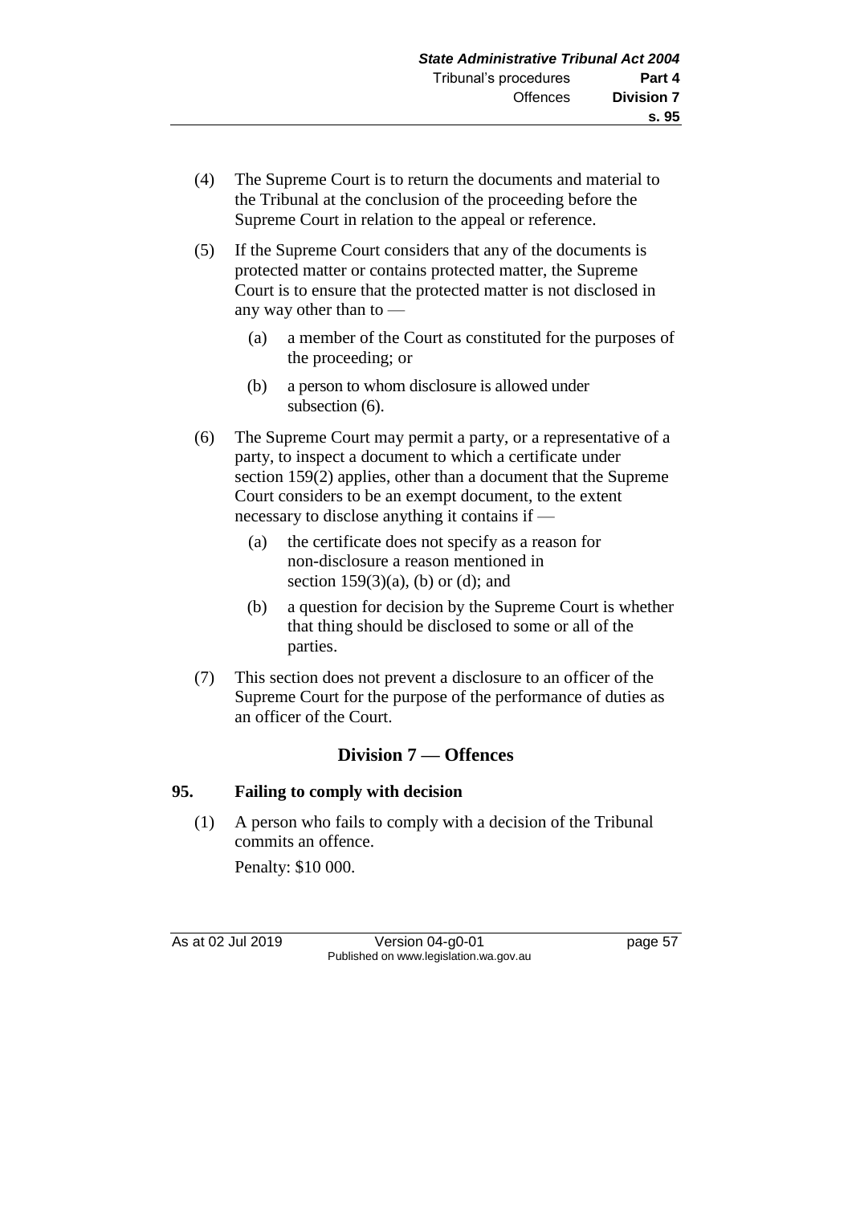(4) The Supreme Court is to return the documents and material to the Tribunal at the conclusion of the proceeding before the Supreme Court in relation to the appeal or reference.

(5) If the Supreme Court considers that any of the documents is protected matter or contains protected matter, the Supreme Court is to ensure that the protected matter is not disclosed in any way other than to —

(a) a member of the Court as constituted for the purposes of the proceeding; or

(b) a person to whom disclosure is allowed under subsection (6).

(6) The Supreme Court may permit a party, or a representative of a party, to inspect a document to which a certificate under section 159(2) applies, other than a document that the Supreme Court considers to be an exempt document, to the extent necessary to disclose anything it contains if —

(a) the certificate does not specify as a reason for non-disclosure a reason mentioned in section 159(3)(a), (b) or (d); and

(b) a question for decision by the Supreme Court is whether that thing should be disclosed to some or all of the parties.

(7) This section does not prevent a disclosure to an officer of the Supreme Court for the purpose of the performance of duties as an officer of the Court.

## Division 7 — Offences

### 95. Failing to comply with decision

(1) A person who fails to comply with a decision of the Tribunal commits an offence.

Penalty: $10 000.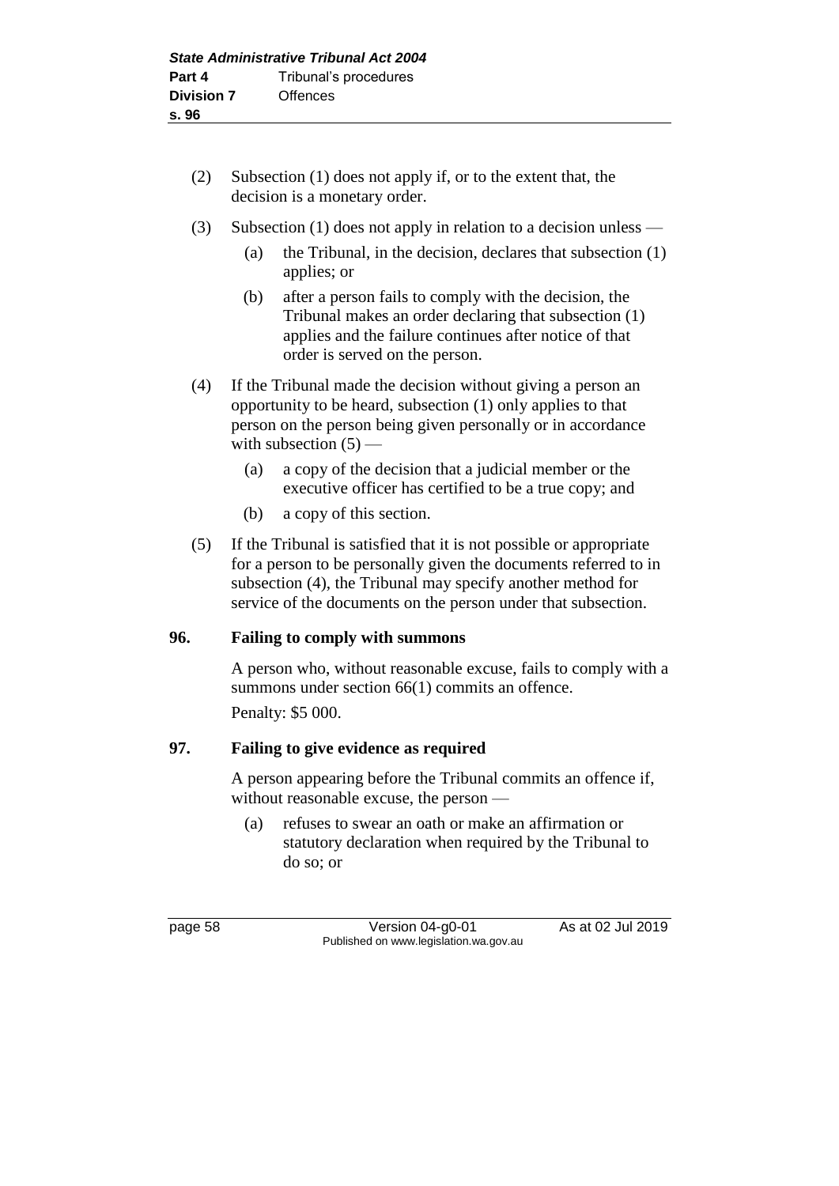(2) Subsection (1) does not apply if, or to the extent that, the decision is a monetary order.

(3) Subsection (1) does not apply in relation to a decision unless —

  (a) the Tribunal, in the decision, declares that subsection (1) applies; or

  (b) after a person fails to comply with the decision, the Tribunal makes an order declaring that subsection (1) applies and the failure continues after notice of that order is served on the person.

(4) If the Tribunal made the decision without giving a person an opportunity to be heard, subsection (1) only applies to that person on the person being given personally or in accordance with subsection (5) —

  (a) a copy of the decision that a judicial member or the executive officer has certified to be a true copy; and

  (b) a copy of this section.

(5) If the Tribunal is satisfied that it is not possible or appropriate for a person to be personally given the documents referred to in subsection (4), the Tribunal may specify another method for service of the documents on the person under that subsection.

**96. Failing to comply with summons**

A person who, without reasonable excuse, fails to comply with a summons under section 66(1) commits an offence.

Penalty: $5 000.

**97. Failing to give evidence as required**

A person appearing before the Tribunal commits an offence if, without reasonable excuse, the person —

  (a) refuses to swear an oath or make an affirmation or statutory declaration when required by the Tribunal to do so; or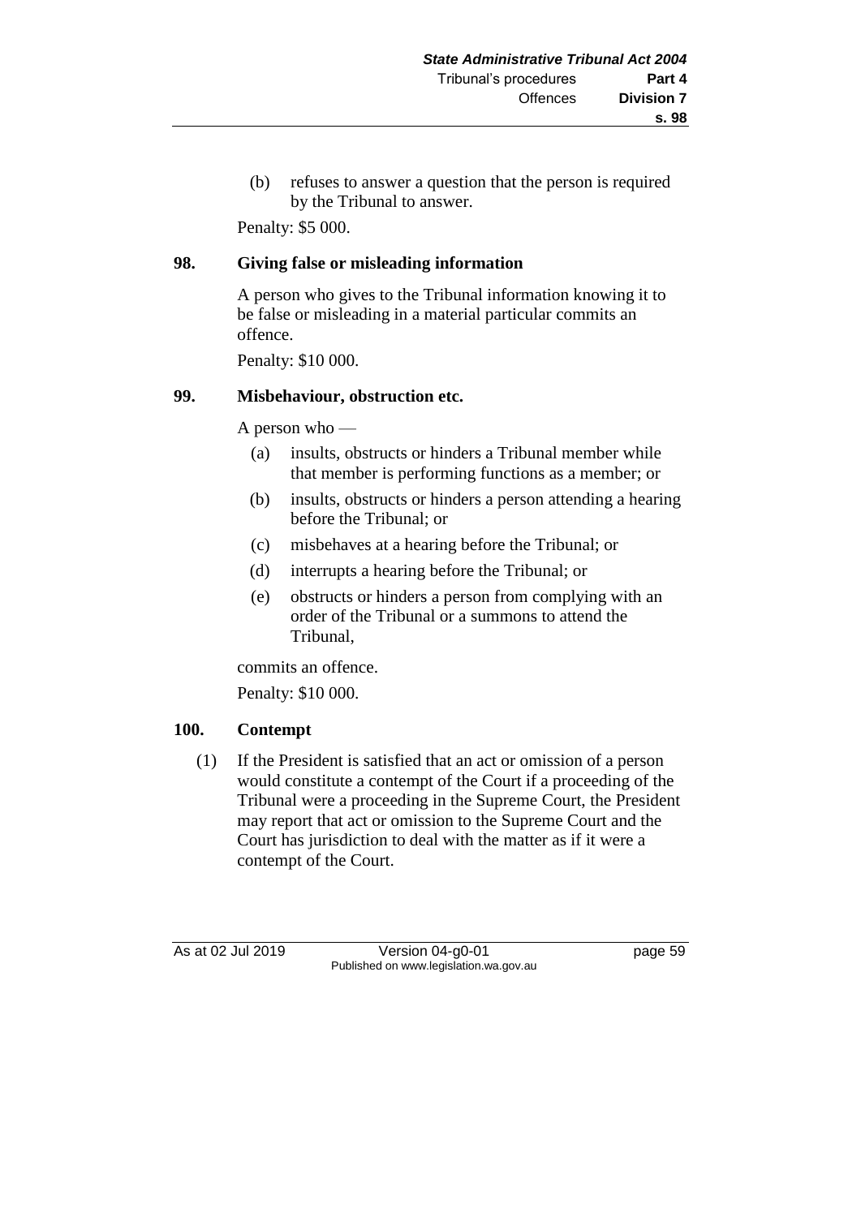(b) refuses to answer a question that the person is required by the Tribunal to answer.

Penalty: $5 000.

## 98. Giving false or misleading information

A person who gives to the Tribunal information knowing it to be false or misleading in a material particular commits an offence.

Penalty: $10 000.

## 99. Misbehaviour, obstruction etc.

A person who —

(a) insults, obstructs or hinders a Tribunal member while that member is performing functions as a member; or

(b) insults, obstructs or hinders a person attending a hearing before the Tribunal; or

(c) misbehaves at a hearing before the Tribunal; or

(d) interrupts a hearing before the Tribunal; or

(e) obstructs or hinders a person from complying with an order of the Tribunal or a summons to attend the Tribunal,

commits an offence.

Penalty: $10 000.

## 100. Contempt

(1) If the President is satisfied that an act or omission of a person would constitute a contempt of the Court if a proceeding of the Tribunal were a proceeding in the Supreme Court, the President may report that act or omission to the Supreme Court and the Court has jurisdiction to deal with the matter as if it were a contempt of the Court.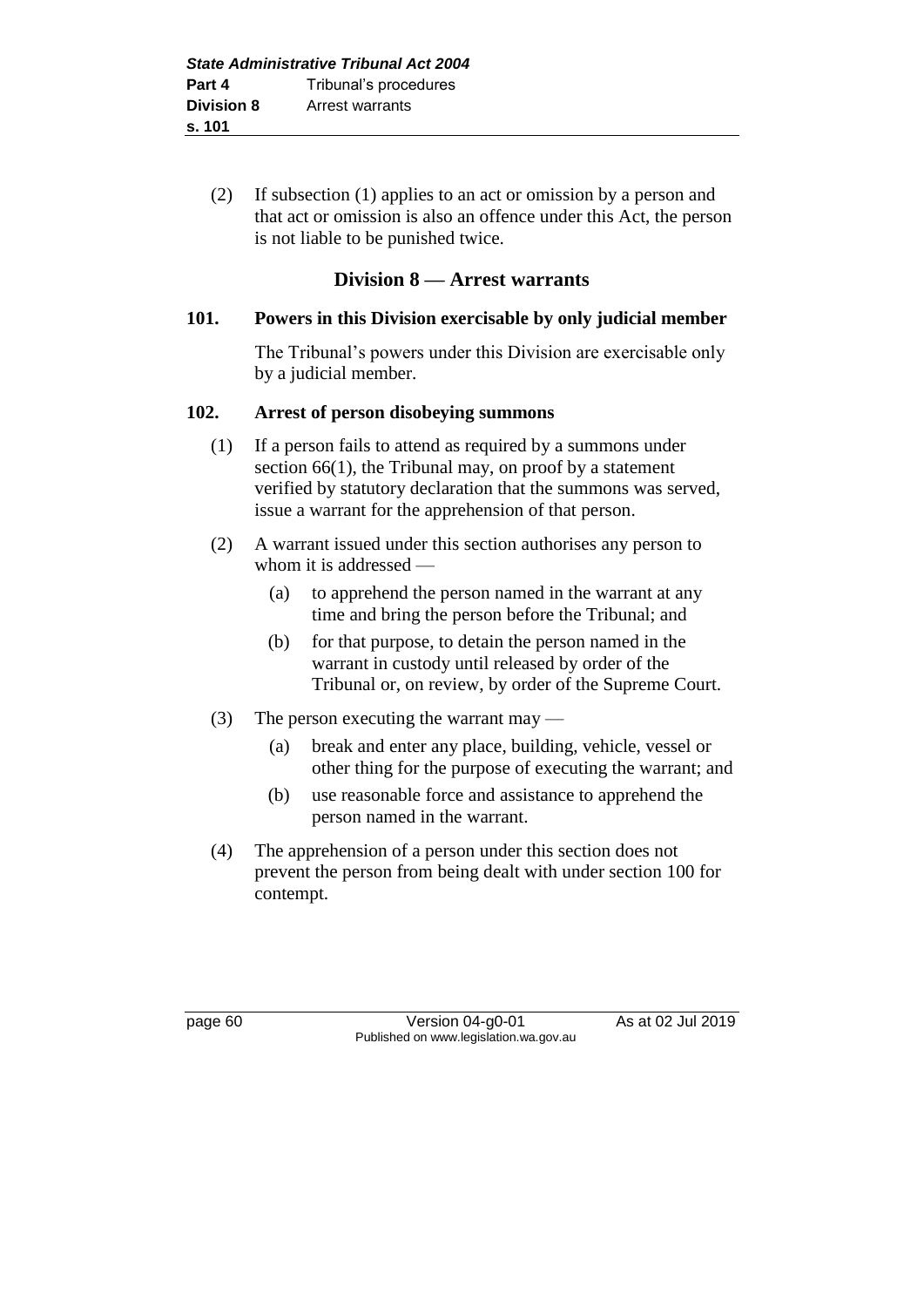(2) If subsection (1) applies to an act or omission by a person and that act or omission is also an offence under this Act, the person is not liable to be punished twice.

## Division 8 — Arrest warrants

### 101. Powers in this Division exercisable by only judicial member

The Tribunal's powers under this Division are exercisable only by a judicial member.

### 102. Arrest of person disobeying summons

(1) If a person fails to attend as required by a summons under section 66(1), the Tribunal may, on proof by a statement verified by statutory declaration that the summons was served, issue a warrant for the apprehension of that person.

(2) A warrant issued under this section authorises any person to whom it is addressed —

- (a) to apprehend the person named in the warrant at any time and bring the person before the Tribunal; and
- (b) for that purpose, to detain the person named in the warrant in custody until released by order of the Tribunal or, on review, by order of the Supreme Court.

(3) The person executing the warrant may —

- (a) break and enter any place, building, vehicle, vessel or other thing for the purpose of executing the warrant; and
- (b) use reasonable force and assistance to apprehend the person named in the warrant.

(4) The apprehension of a person under this section does not prevent the person from being dealt with under section 100 for contempt.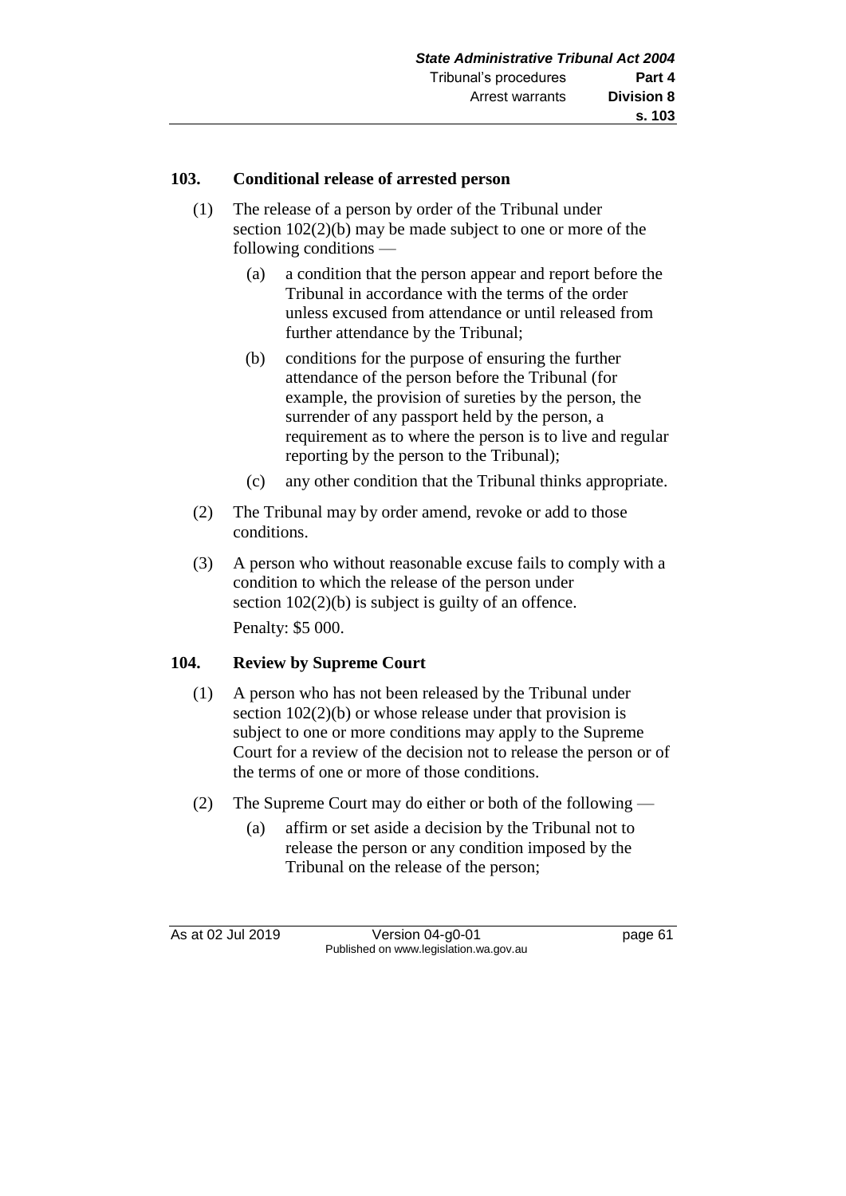### 103. Conditional release of arrested person

(1) The release of a person by order of the Tribunal under section 102(2)(b) may be made subject to one or more of the following conditions —

(a) a condition that the person appear and report before the Tribunal in accordance with the terms of the order unless excused from attendance or until released from further attendance by the Tribunal;

(b) conditions for the purpose of ensuring the further attendance of the person before the Tribunal (for example, the provision of sureties by the person, the surrender of any passport held by the person, a requirement as to where the person is to live and regular reporting by the person to the Tribunal);

(c) any other condition that the Tribunal thinks appropriate.

(2) The Tribunal may by order amend, revoke or add to those conditions.

(3) A person who without reasonable excuse fails to comply with a condition to which the release of the person under section 102(2)(b) is subject is guilty of an offence.

Penalty: $5 000.

### 104. Review by Supreme Court

(1) A person who has not been released by the Tribunal under section 102(2)(b) or whose release under that provision is subject to one or more conditions may apply to the Supreme Court for a review of the decision not to release the person or of the terms of one or more of those conditions.

(2) The Supreme Court may do either or both of the following —

(a) affirm or set aside a decision by the Tribunal not to release the person or any condition imposed by the Tribunal on the release of the person;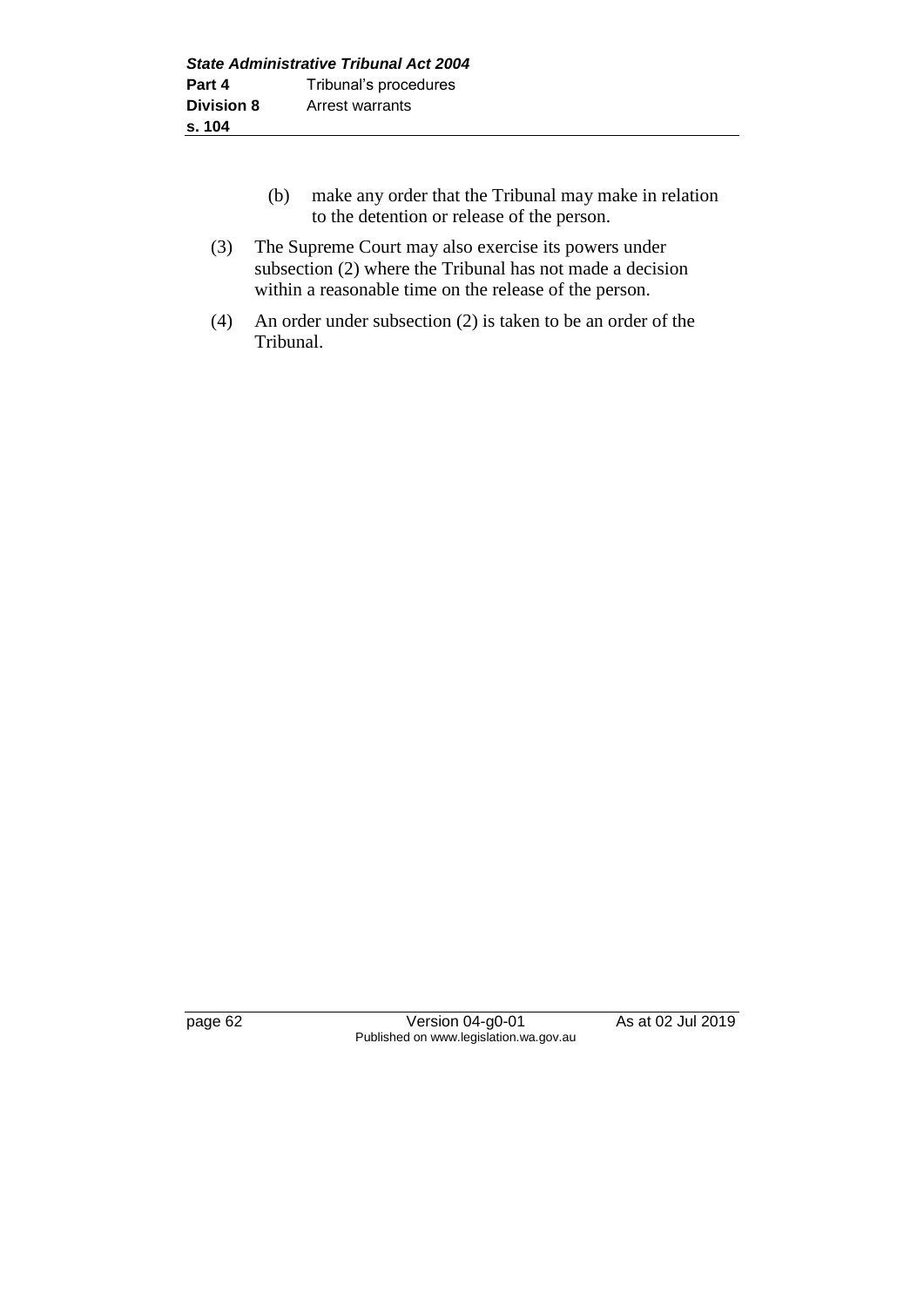(b) make any order that the Tribunal may make in relation to the detention or release of the person.

(3) The Supreme Court may also exercise its powers under subsection (2) where the Tribunal has not made a decision within a reasonable time on the release of the person.

(4) An order under subsection (2) is taken to be an order of the Tribunal.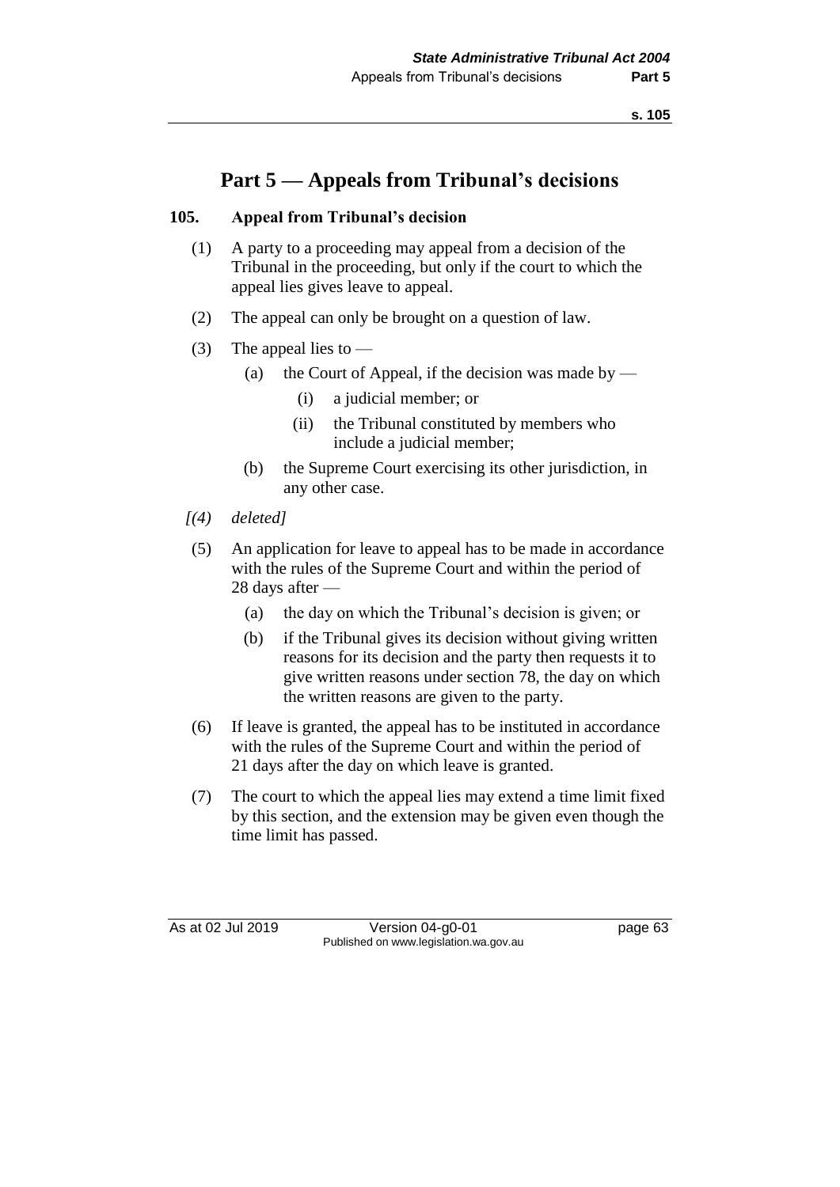# Part 5 — Appeals from Tribunal's decisions

## 105. Appeal from Tribunal's decision

(1) A party to a proceeding may appeal from a decision of the Tribunal in the proceeding, but only if the court to which the appeal lies gives leave to appeal.

(2) The appeal can only be brought on a question of law.

(3) The appeal lies to —

- (a) the Court of Appeal, if the decision was made by —
  - (i) a judicial member; or
  - (ii) the Tribunal constituted by members who include a judicial member;
- (b) the Supreme Court exercising its other jurisdiction, in any other case.

*[(4) deleted]*

(5) An application for leave to appeal has to be made in accordance with the rules of the Supreme Court and within the period of 28 days after —

- (a) the day on which the Tribunal's decision is given; or
- (b) if the Tribunal gives its decision without giving written reasons for its decision and the party then requests it to give written reasons under section 78, the day on which the written reasons are given to the party.

(6) If leave is granted, the appeal has to be instituted in accordance with the rules of the Supreme Court and within the period of 21 days after the day on which leave is granted.

(7) The court to which the appeal lies may extend a time limit fixed by this section, and the extension may be given even though the time limit has passed.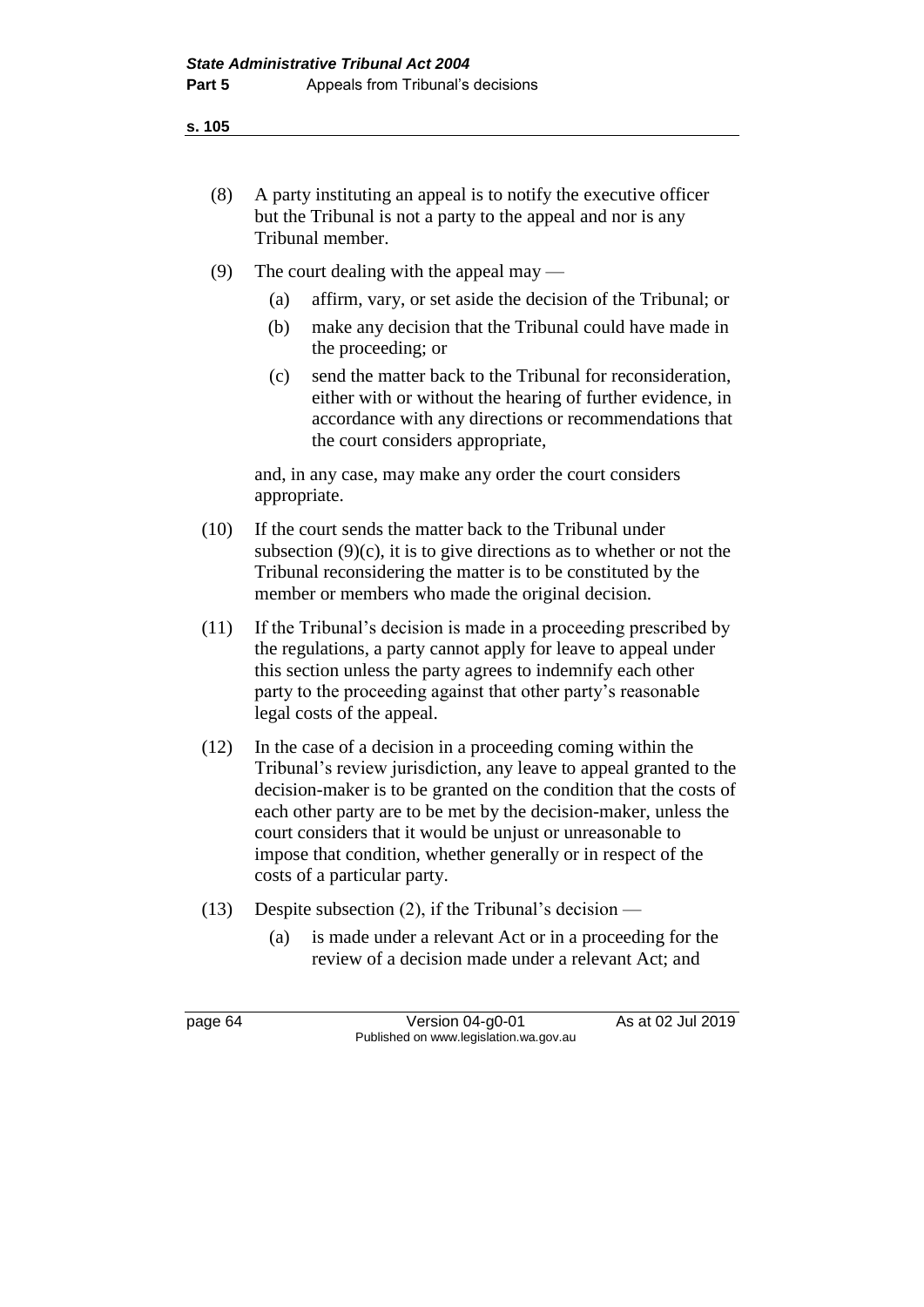(8) A party instituting an appeal is to notify the executive officer but the Tribunal is not a party to the appeal and nor is any Tribunal member.

(9) The court dealing with the appeal may —

  (a) affirm, vary, or set aside the decision of the Tribunal; or

  (b) make any decision that the Tribunal could have made in the proceeding; or

  (c) send the matter back to the Tribunal for reconsideration, either with or without the hearing of further evidence, in accordance with any directions or recommendations that the court considers appropriate,

and, in any case, may make any order the court considers appropriate.

(10) If the court sends the matter back to the Tribunal under subsection (9)(c), it is to give directions as to whether or not the Tribunal reconsidering the matter is to be constituted by the member or members who made the original decision.

(11) If the Tribunal's decision is made in a proceeding prescribed by the regulations, a party cannot apply for leave to appeal under this section unless the party agrees to indemnify each other party to the proceeding against that other party's reasonable legal costs of the appeal.

(12) In the case of a decision in a proceeding coming within the Tribunal's review jurisdiction, any leave to appeal granted to the decision-maker is to be granted on the condition that the costs of each other party are to be met by the decision-maker, unless the court considers that it would be unjust or unreasonable to impose that condition, whether generally or in respect of the costs of a particular party.

(13) Despite subsection (2), if the Tribunal's decision —

  (a) is made under a relevant Act or in a proceeding for the review of a decision made under a relevant Act; and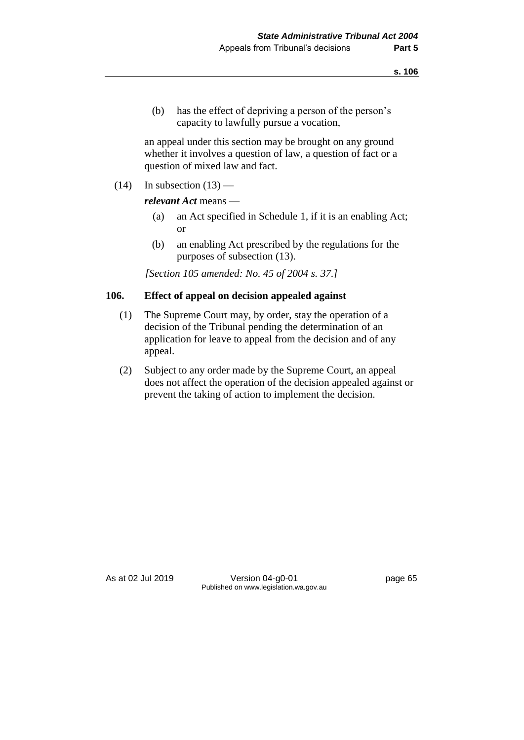(b) has the effect of depriving a person of the person's capacity to lawfully pursue a vocation,

an appeal under this section may be brought on any ground whether it involves a question of law, a question of fact or a question of mixed law and fact.

(14) In subsection (13) —

***relevant Act*** means —

(a) an Act specified in Schedule 1, if it is an enabling Act; or

(b) an enabling Act prescribed by the regulations for the purposes of subsection (13).

*[Section 105 amended: No. 45 of 2004 s. 37.]*

### 106. Effect of appeal on decision appealed against

(1) The Supreme Court may, by order, stay the operation of a decision of the Tribunal pending the determination of an application for leave to appeal from the decision and of any appeal.

(2) Subject to any order made by the Supreme Court, an appeal does not affect the operation of the decision appealed against or prevent the taking of action to implement the decision.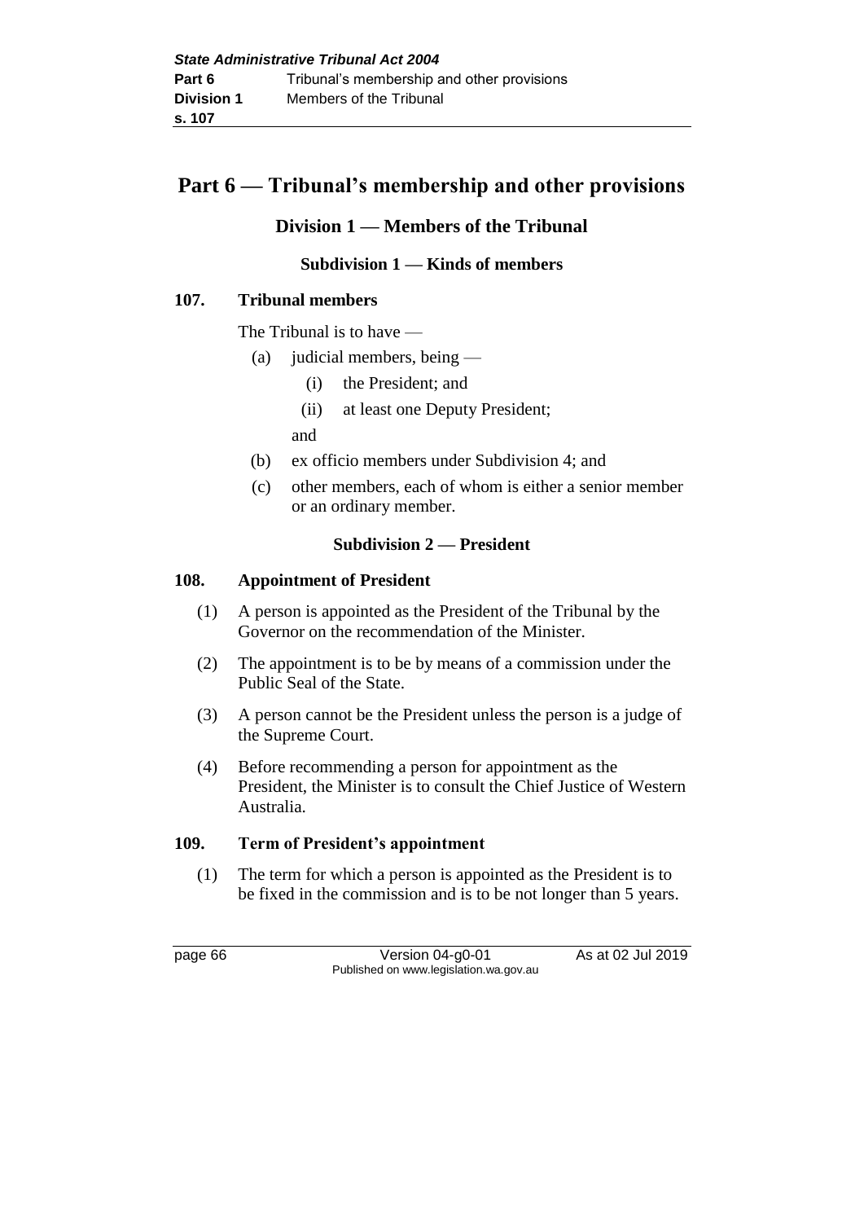# Part 6 — Tribunal's membership and other provisions

## Division 1 — Members of the Tribunal

### Subdivision 1 — Kinds of members

**107. Tribunal members**

The Tribunal is to have —

- (a) judicial members, being —
  - (i) the President; and
  - (ii) at least one Deputy President;

  and
- (b) ex officio members under Subdivision 4; and
- (c) other members, each of whom is either a senior member or an ordinary member.

### Subdivision 2 — President

**108. Appointment of President**

(1) A person is appointed as the President of the Tribunal by the Governor on the recommendation of the Minister.

(2) The appointment is to be by means of a commission under the Public Seal of the State.

(3) A person cannot be the President unless the person is a judge of the Supreme Court.

(4) Before recommending a person for appointment as the President, the Minister is to consult the Chief Justice of Western Australia.

**109. Term of President's appointment**

(1) The term for which a person is appointed as the President is to be fixed in the commission and is to be not longer than 5 years.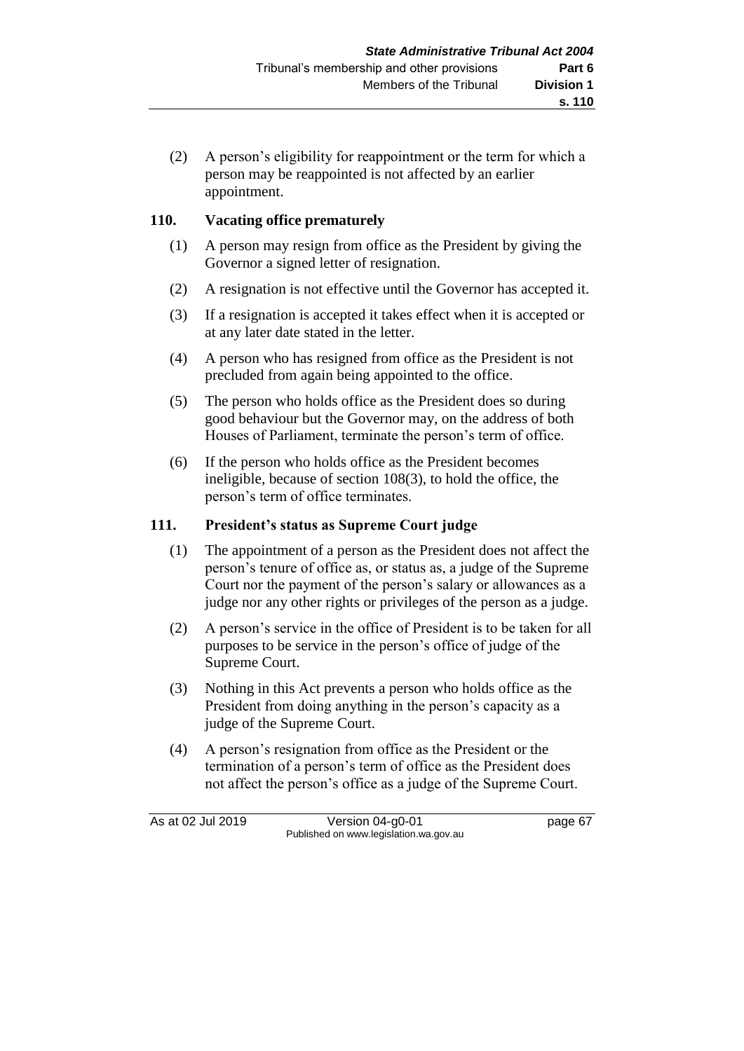(2) A person's eligibility for reappointment or the term for which a person may be reappointed is not affected by an earlier appointment.

## 110. Vacating office prematurely

(1) A person may resign from office as the President by giving the Governor a signed letter of resignation.

(2) A resignation is not effective until the Governor has accepted it.

(3) If a resignation is accepted it takes effect when it is accepted or at any later date stated in the letter.

(4) A person who has resigned from office as the President is not precluded from again being appointed to the office.

(5) The person who holds office as the President does so during good behaviour but the Governor may, on the address of both Houses of Parliament, terminate the person's term of office.

(6) If the person who holds office as the President becomes ineligible, because of section 108(3), to hold the office, the person's term of office terminates.

## 111. President's status as Supreme Court judge

(1) The appointment of a person as the President does not affect the person's tenure of office as, or status as, a judge of the Supreme Court nor the payment of the person's salary or allowances as a judge nor any other rights or privileges of the person as a judge.

(2) A person's service in the office of President is to be taken for all purposes to be service in the person's office of judge of the Supreme Court.

(3) Nothing in this Act prevents a person who holds office as the President from doing anything in the person's capacity as a judge of the Supreme Court.

(4) A person's resignation from office as the President or the termination of a person's term of office as the President does not affect the person's office as a judge of the Supreme Court.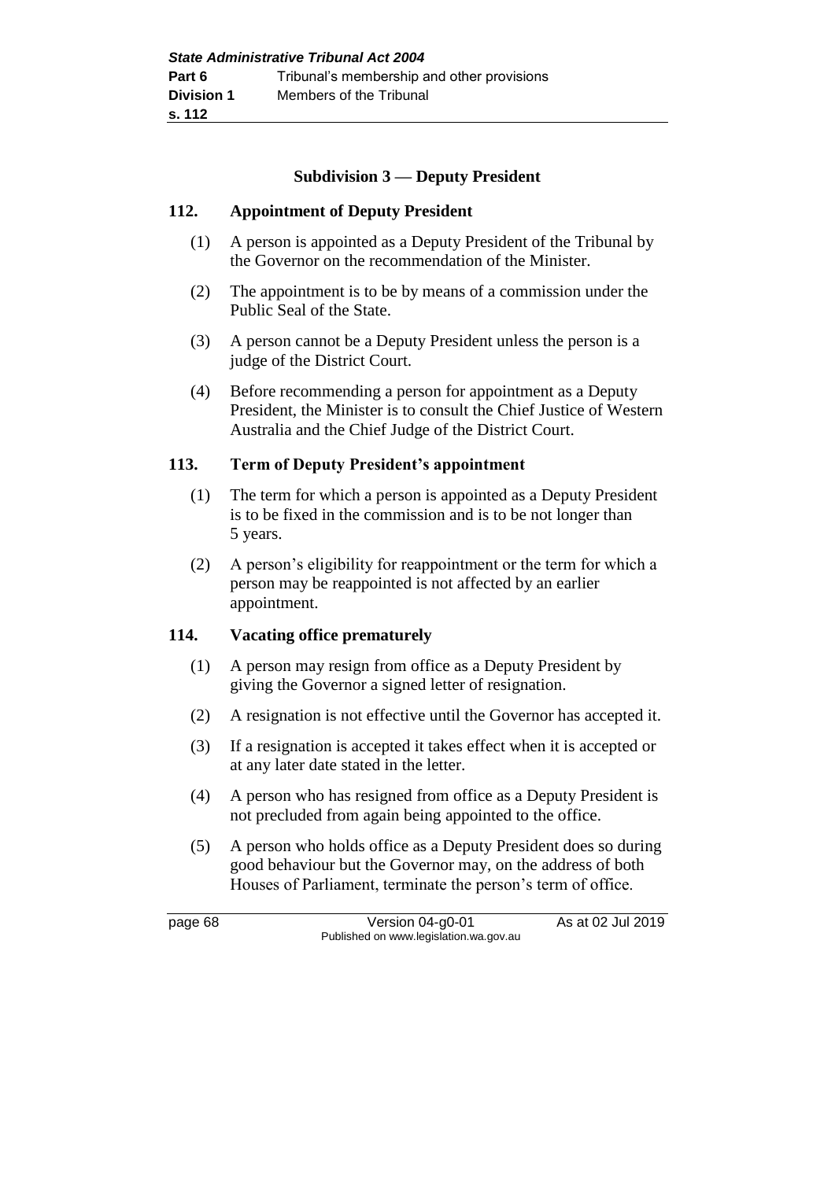### Subdivision 3 — Deputy President

**112. Appointment of Deputy President**

(1) A person is appointed as a Deputy President of the Tribunal by the Governor on the recommendation of the Minister.

(2) The appointment is to be by means of a commission under the Public Seal of the State.

(3) A person cannot be a Deputy President unless the person is a judge of the District Court.

(4) Before recommending a person for appointment as a Deputy President, the Minister is to consult the Chief Justice of Western Australia and the Chief Judge of the District Court.

**113. Term of Deputy President's appointment**

(1) The term for which a person is appointed as a Deputy President is to be fixed in the commission and is to be not longer than 5 years.

(2) A person's eligibility for reappointment or the term for which a person may be reappointed is not affected by an earlier appointment.

**114. Vacating office prematurely**

(1) A person may resign from office as a Deputy President by giving the Governor a signed letter of resignation.

(2) A resignation is not effective until the Governor has accepted it.

(3) If a resignation is accepted it takes effect when it is accepted or at any later date stated in the letter.

(4) A person who has resigned from office as a Deputy President is not precluded from again being appointed to the office.

(5) A person who holds office as a Deputy President does so during good behaviour but the Governor may, on the address of both Houses of Parliament, terminate the person's term of office.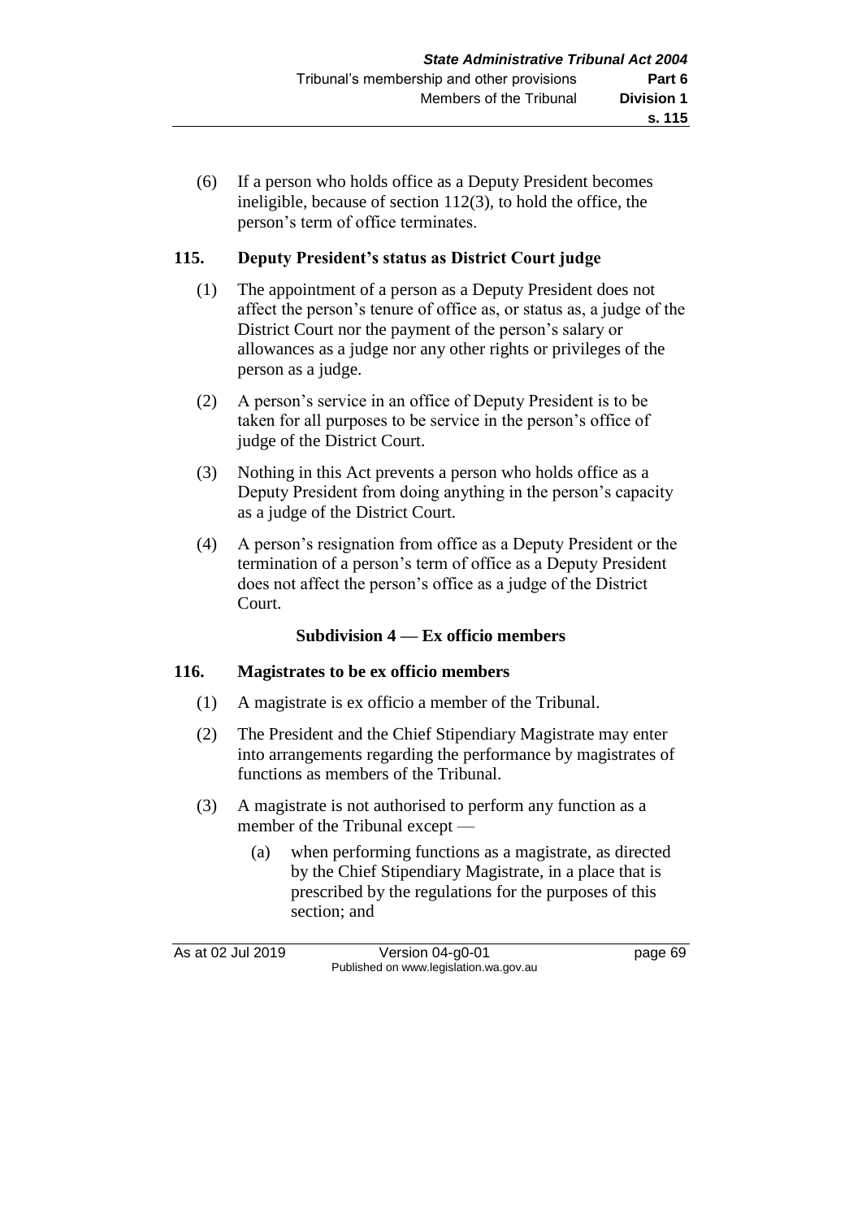(6) If a person who holds office as a Deputy President becomes ineligible, because of section 112(3), to hold the office, the person's term of office terminates.

## 115. Deputy President's status as District Court judge

(1) The appointment of a person as a Deputy President does not affect the person's tenure of office as, or status as, a judge of the District Court nor the payment of the person's salary or allowances as a judge nor any other rights or privileges of the person as a judge.

(2) A person's service in an office of Deputy President is to be taken for all purposes to be service in the person's office of judge of the District Court.

(3) Nothing in this Act prevents a person who holds office as a Deputy President from doing anything in the person's capacity as a judge of the District Court.

(4) A person's resignation from office as a Deputy President or the termination of a person's term of office as a Deputy President does not affect the person's office as a judge of the District Court.

### Subdivision 4 — Ex officio members

## 116. Magistrates to be ex officio members

(1) A magistrate is ex officio a member of the Tribunal.

(2) The President and the Chief Stipendiary Magistrate may enter into arrangements regarding the performance by magistrates of functions as members of the Tribunal.

(3) A magistrate is not authorised to perform any function as a member of the Tribunal except —

(a) when performing functions as a magistrate, as directed by the Chief Stipendiary Magistrate, in a place that is prescribed by the regulations for the purposes of this section; and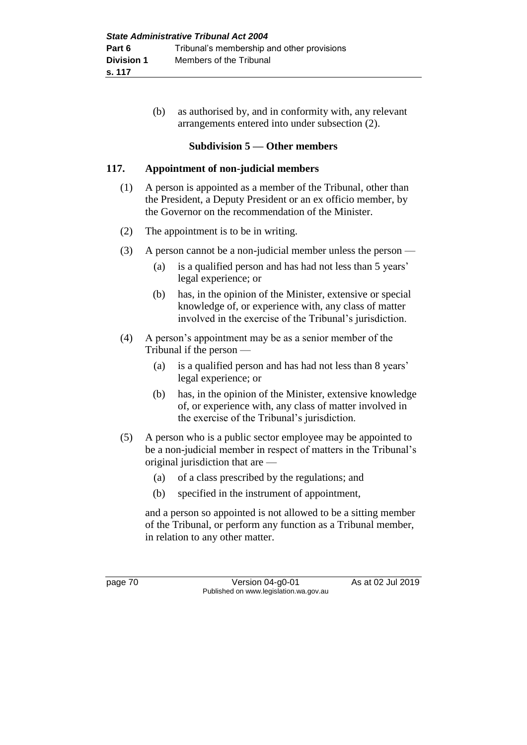(b) as authorised by, and in conformity with, any relevant arrangements entered into under subsection (2).

### Subdivision 5 — Other members

#### 117. Appointment of non-judicial members

(1) A person is appointed as a member of the Tribunal, other than the President, a Deputy President or an ex officio member, by the Governor on the recommendation of the Minister.

(2) The appointment is to be in writing.

(3) A person cannot be a non-judicial member unless the person —

- (a) is a qualified person and has had not less than 5 years' legal experience; or
- (b) has, in the opinion of the Minister, extensive or special knowledge of, or experience with, any class of matter involved in the exercise of the Tribunal's jurisdiction.

(4) A person's appointment may be as a senior member of the Tribunal if the person —

- (a) is a qualified person and has had not less than 8 years' legal experience; or
- (b) has, in the opinion of the Minister, extensive knowledge of, or experience with, any class of matter involved in the exercise of the Tribunal's jurisdiction.

(5) A person who is a public sector employee may be appointed to be a non-judicial member in respect of matters in the Tribunal's original jurisdiction that are —

- (a) of a class prescribed by the regulations; and
- (b) specified in the instrument of appointment,

and a person so appointed is not allowed to be a sitting member of the Tribunal, or perform any function as a Tribunal member, in relation to any other matter.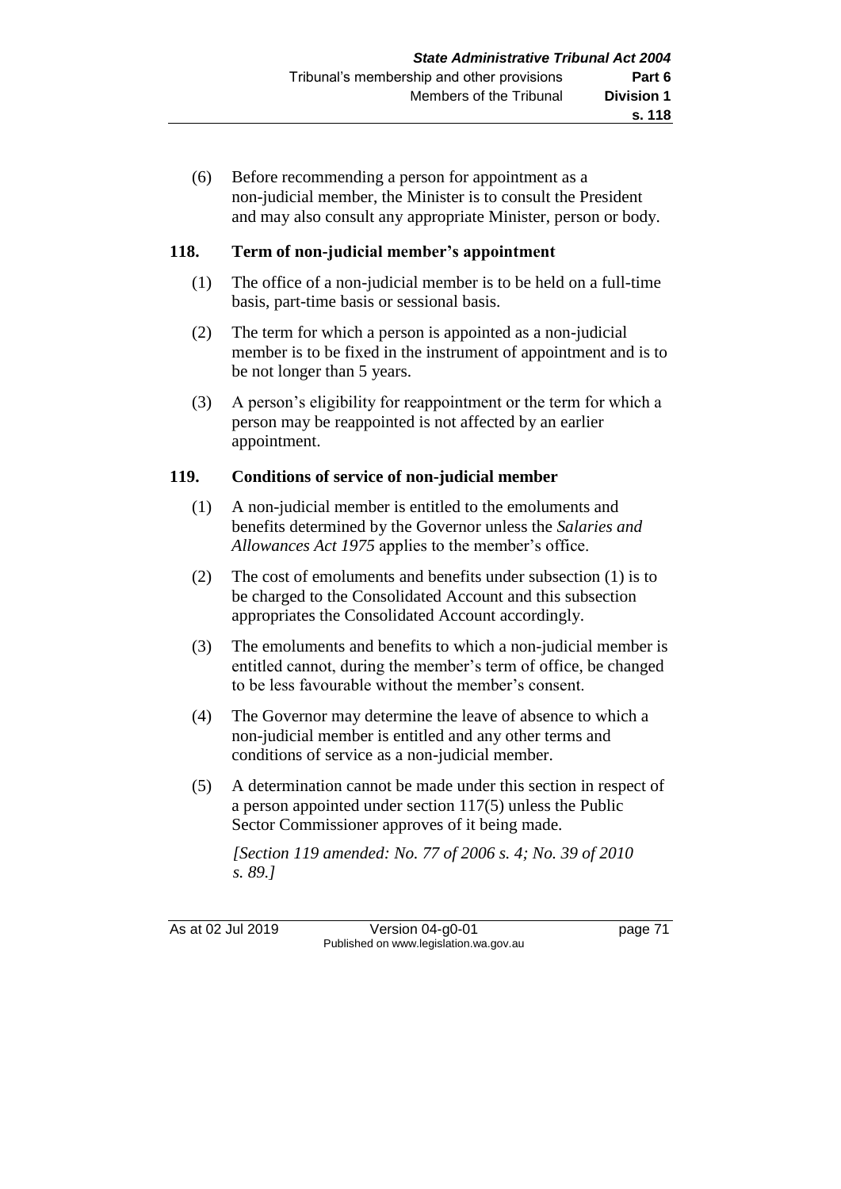(6) Before recommending a person for appointment as a non-judicial member, the Minister is to consult the President and may also consult any appropriate Minister, person or body.

### 118. Term of non-judicial member's appointment

(1) The office of a non-judicial member is to be held on a full-time basis, part-time basis or sessional basis.

(2) The term for which a person is appointed as a non-judicial member is to be fixed in the instrument of appointment and is to be not longer than 5 years.

(3) A person's eligibility for reappointment or the term for which a person may be reappointed is not affected by an earlier appointment.

### 119. Conditions of service of non-judicial member

(1) A non-judicial member is entitled to the emoluments and benefits determined by the Governor unless the *Salaries and Allowances Act 1975* applies to the member's office.

(2) The cost of emoluments and benefits under subsection (1) is to be charged to the Consolidated Account and this subsection appropriates the Consolidated Account accordingly.

(3) The emoluments and benefits to which a non-judicial member is entitled cannot, during the member's term of office, be changed to be less favourable without the member's consent.

(4) The Governor may determine the leave of absence to which a non-judicial member is entitled and any other terms and conditions of service as a non-judicial member.

(5) A determination cannot be made under this section in respect of a person appointed under section 117(5) unless the Public Sector Commissioner approves of it being made.

*[Section 119 amended: No. 77 of 2006 s. 4; No. 39 of 2010 s. 89.]*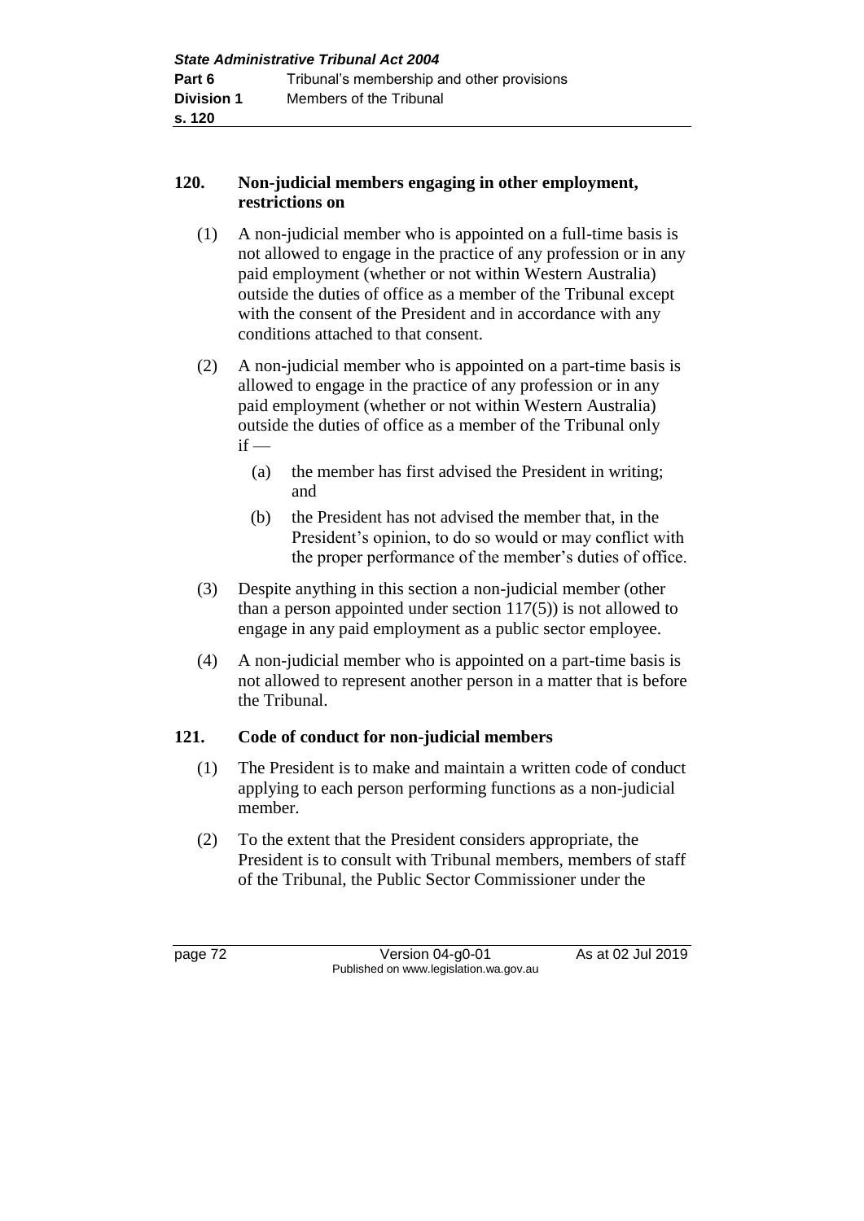## 120. Non-judicial members engaging in other employment, restrictions on

(1) A non-judicial member who is appointed on a full-time basis is not allowed to engage in the practice of any profession or in any paid employment (whether or not within Western Australia) outside the duties of office as a member of the Tribunal except with the consent of the President and in accordance with any conditions attached to that consent.

(2) A non-judicial member who is appointed on a part-time basis is allowed to engage in the practice of any profession or in any paid employment (whether or not within Western Australia) outside the duties of office as a member of the Tribunal only if —

  (a) the member has first advised the President in writing; and

  (b) the President has not advised the member that, in the President's opinion, to do so would or may conflict with the proper performance of the member's duties of office.

(3) Despite anything in this section a non-judicial member (other than a person appointed under section 117(5)) is not allowed to engage in any paid employment as a public sector employee.

(4) A non-judicial member who is appointed on a part-time basis is not allowed to represent another person in a matter that is before the Tribunal.

## 121. Code of conduct for non-judicial members

(1) The President is to make and maintain a written code of conduct applying to each person performing functions as a non-judicial member.

(2) To the extent that the President considers appropriate, the President is to consult with Tribunal members, members of staff of the Tribunal, the Public Sector Commissioner under the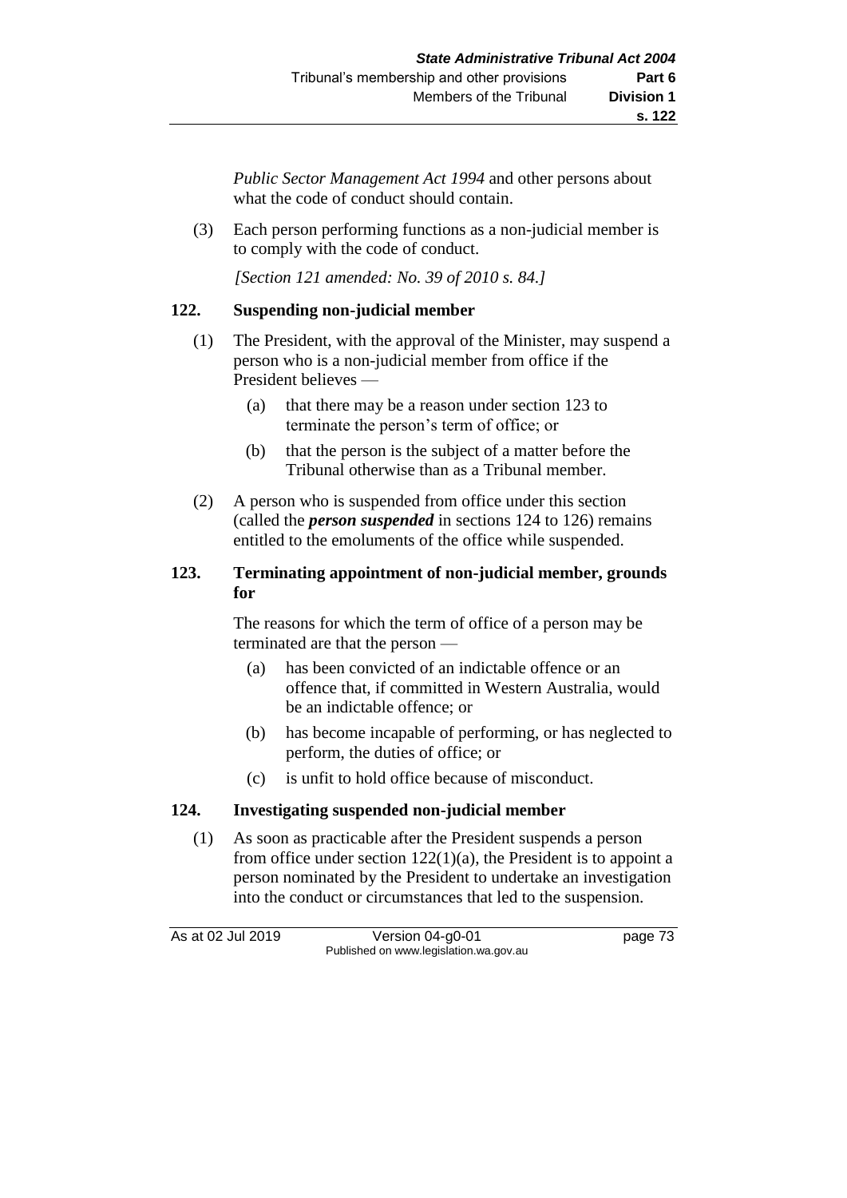*Public Sector Management Act 1994* and other persons about what the code of conduct should contain.

(3) Each person performing functions as a non-judicial member is to comply with the code of conduct.

*[Section 121 amended: No. 39 of 2010 s. 84.]*

## 122. Suspending non-judicial member

(1) The President, with the approval of the Minister, may suspend a person who is a non-judicial member from office if the President believes —

(a) that there may be a reason under section 123 to terminate the person's term of office; or

(b) that the person is the subject of a matter before the Tribunal otherwise than as a Tribunal member.

(2) A person who is suspended from office under this section (called the ***person suspended*** in sections 124 to 126) remains entitled to the emoluments of the office while suspended.

## 123. Terminating appointment of non-judicial member, grounds for

The reasons for which the term of office of a person may be terminated are that the person —

(a) has been convicted of an indictable offence or an offence that, if committed in Western Australia, would be an indictable offence; or

(b) has become incapable of performing, or has neglected to perform, the duties of office; or

(c) is unfit to hold office because of misconduct.

## 124. Investigating suspended non-judicial member

(1) As soon as practicable after the President suspends a person from office under section 122(1)(a), the President is to appoint a person nominated by the President to undertake an investigation into the conduct or circumstances that led to the suspension.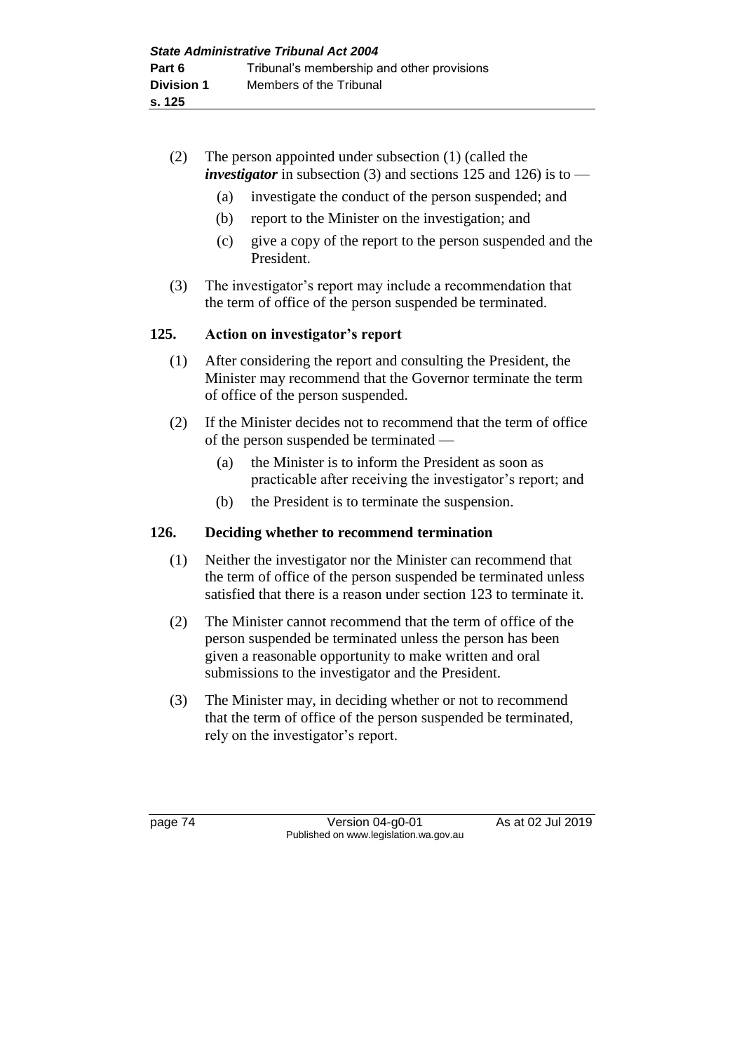(2) The person appointed under subsection (1) (called the ***investigator*** in subsection (3) and sections 125 and 126) is to —

(a) investigate the conduct of the person suspended; and

(b) report to the Minister on the investigation; and

(c) give a copy of the report to the person suspended and the President.

(3) The investigator's report may include a recommendation that the term of office of the person suspended be terminated.

**125. Action on investigator's report**

(1) After considering the report and consulting the President, the Minister may recommend that the Governor terminate the term of office of the person suspended.

(2) If the Minister decides not to recommend that the term of office of the person suspended be terminated —

(a) the Minister is to inform the President as soon as practicable after receiving the investigator's report; and

(b) the President is to terminate the suspension.

**126. Deciding whether to recommend termination**

(1) Neither the investigator nor the Minister can recommend that the term of office of the person suspended be terminated unless satisfied that there is a reason under section 123 to terminate it.

(2) The Minister cannot recommend that the term of office of the person suspended be terminated unless the person has been given a reasonable opportunity to make written and oral submissions to the investigator and the President.

(3) The Minister may, in deciding whether or not to recommend that the term of office of the person suspended be terminated, rely on the investigator's report.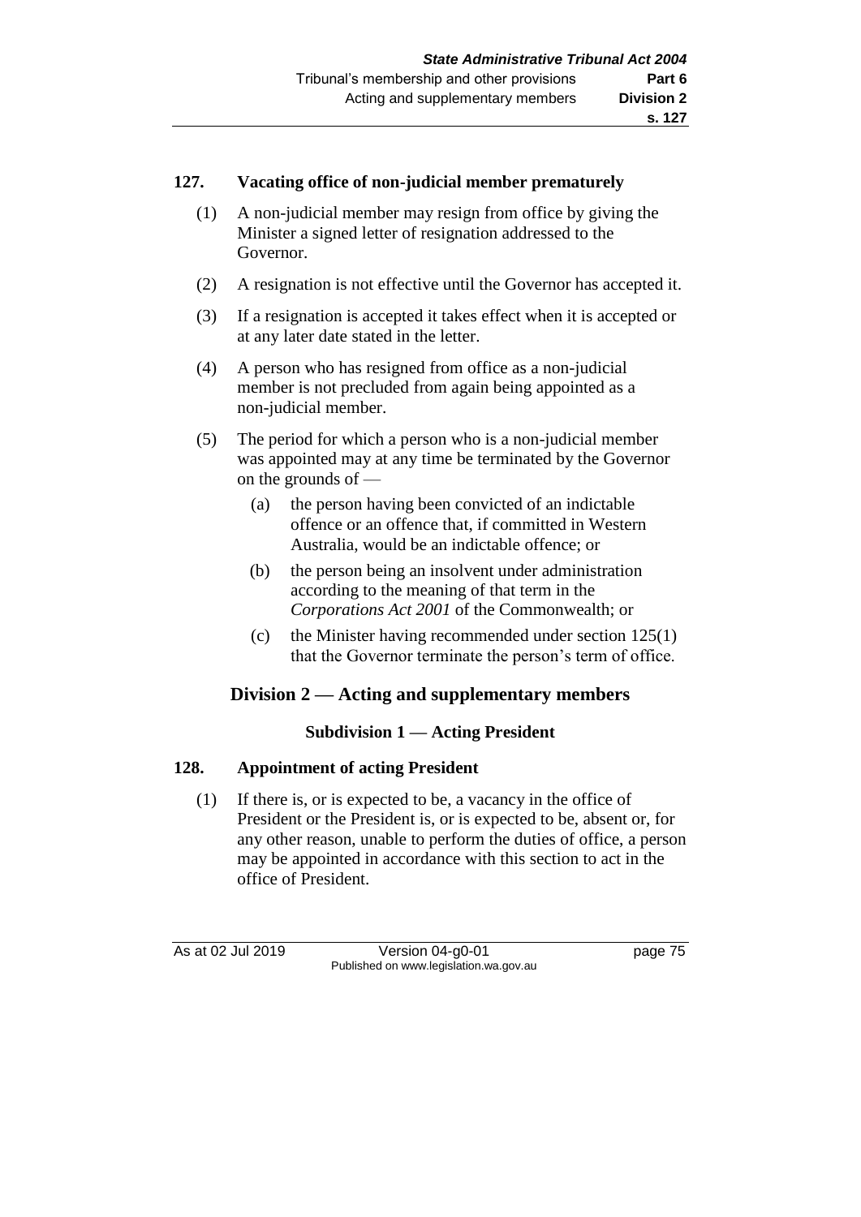### 127. Vacating office of non-judicial member prematurely

(1) A non-judicial member may resign from office by giving the Minister a signed letter of resignation addressed to the Governor.

(2) A resignation is not effective until the Governor has accepted it.

(3) If a resignation is accepted it takes effect when it is accepted or at any later date stated in the letter.

(4) A person who has resigned from office as a non-judicial member is not precluded from again being appointed as a non-judicial member.

(5) The period for which a person who is a non-judicial member was appointed may at any time be terminated by the Governor on the grounds of —

- (a) the person having been convicted of an indictable offence or an offence that, if committed in Western Australia, would be an indictable offence; or
- (b) the person being an insolvent under administration according to the meaning of that term in the *Corporations Act 2001* of the Commonwealth; or
- (c) the Minister having recommended under section 125(1) that the Governor terminate the person's term of office.

## Division 2 — Acting and supplementary members

### Subdivision 1 — Acting President

### 128. Appointment of acting President

(1) If there is, or is expected to be, a vacancy in the office of President or the President is, or is expected to be, absent or, for any other reason, unable to perform the duties of office, a person may be appointed in accordance with this section to act in the office of President.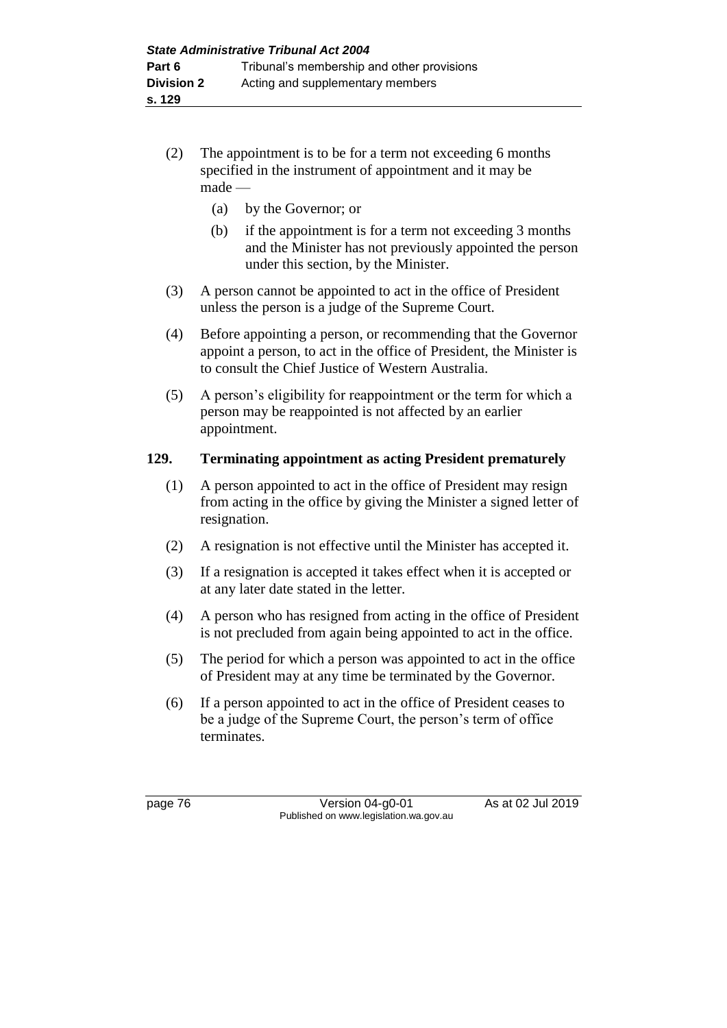(2) The appointment is to be for a term not exceeding 6 months specified in the instrument of appointment and it may be made —

(a) by the Governor; or

(b) if the appointment is for a term not exceeding 3 months and the Minister has not previously appointed the person under this section, by the Minister.

(3) A person cannot be appointed to act in the office of President unless the person is a judge of the Supreme Court.

(4) Before appointing a person, or recommending that the Governor appoint a person, to act in the office of President, the Minister is to consult the Chief Justice of Western Australia.

(5) A person's eligibility for reappointment or the term for which a person may be reappointed is not affected by an earlier appointment.

### 129. Terminating appointment as acting President prematurely

(1) A person appointed to act in the office of President may resign from acting in the office by giving the Minister a signed letter of resignation.

(2) A resignation is not effective until the Minister has accepted it.

(3) If a resignation is accepted it takes effect when it is accepted or at any later date stated in the letter.

(4) A person who has resigned from acting in the office of President is not precluded from again being appointed to act in the office.

(5) The period for which a person was appointed to act in the office of President may at any time be terminated by the Governor.

(6) If a person appointed to act in the office of President ceases to be a judge of the Supreme Court, the person's term of office terminates.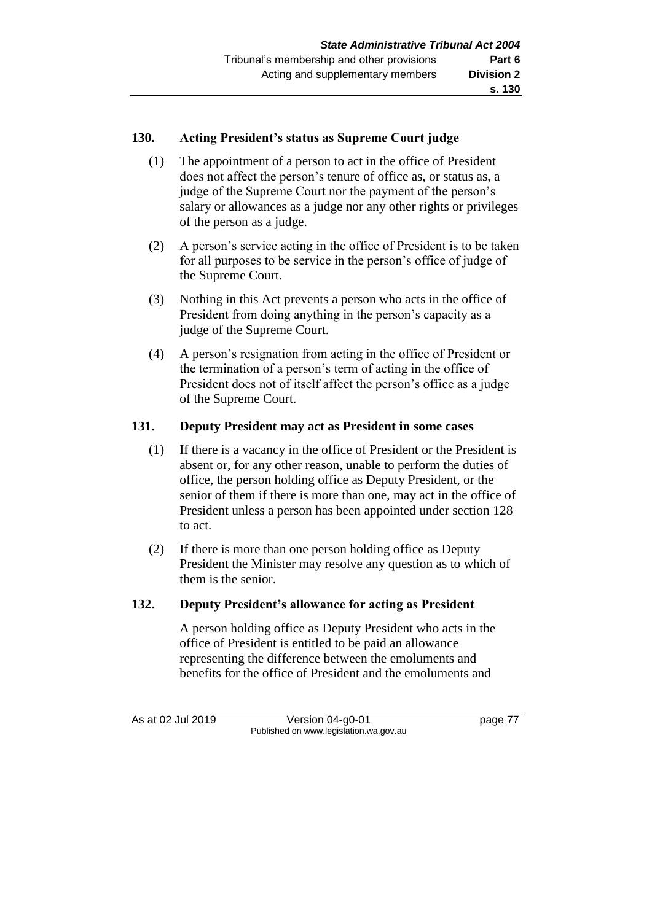### 130. Acting President's status as Supreme Court judge

(1) The appointment of a person to act in the office of President does not affect the person's tenure of office as, or status as, a judge of the Supreme Court nor the payment of the person's salary or allowances as a judge nor any other rights or privileges of the person as a judge.

(2) A person's service acting in the office of President is to be taken for all purposes to be service in the person's office of judge of the Supreme Court.

(3) Nothing in this Act prevents a person who acts in the office of President from doing anything in the person's capacity as a judge of the Supreme Court.

(4) A person's resignation from acting in the office of President or the termination of a person's term of acting in the office of President does not of itself affect the person's office as a judge of the Supreme Court.

### 131. Deputy President may act as President in some cases

(1) If there is a vacancy in the office of President or the President is absent or, for any other reason, unable to perform the duties of office, the person holding office as Deputy President, or the senior of them if there is more than one, may act in the office of President unless a person has been appointed under section 128 to act.

(2) If there is more than one person holding office as Deputy President the Minister may resolve any question as to which of them is the senior.

### 132. Deputy President's allowance for acting as President

A person holding office as Deputy President who acts in the office of President is entitled to be paid an allowance representing the difference between the emoluments and benefits for the office of President and the emoluments and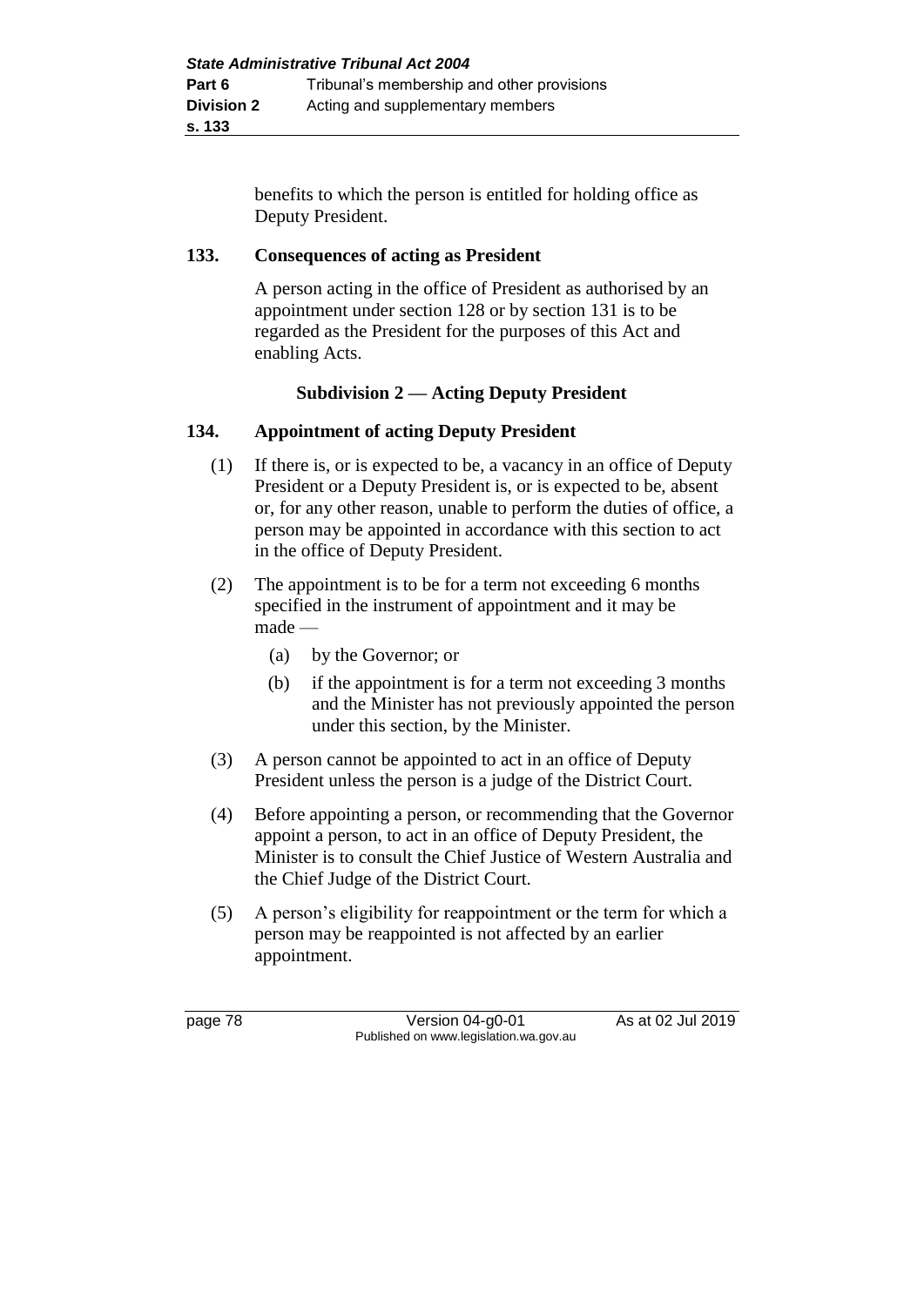benefits to which the person is entitled for holding office as Deputy President.

## 133. Consequences of acting as President

A person acting in the office of President as authorised by an appointment under section 128 or by section 131 is to be regarded as the President for the purposes of this Act and enabling Acts.

### Subdivision 2 — Acting Deputy President

## 134. Appointment of acting Deputy President

(1) If there is, or is expected to be, a vacancy in an office of Deputy President or a Deputy President is, or is expected to be, absent or, for any other reason, unable to perform the duties of office, a person may be appointed in accordance with this section to act in the office of Deputy President.

(2) The appointment is to be for a term not exceeding 6 months specified in the instrument of appointment and it may be made —

- (a) by the Governor; or
- (b) if the appointment is for a term not exceeding 3 months and the Minister has not previously appointed the person under this section, by the Minister.

(3) A person cannot be appointed to act in an office of Deputy President unless the person is a judge of the District Court.

(4) Before appointing a person, or recommending that the Governor appoint a person, to act in an office of Deputy President, the Minister is to consult the Chief Justice of Western Australia and the Chief Judge of the District Court.

(5) A person's eligibility for reappointment or the term for which a person may be reappointed is not affected by an earlier appointment.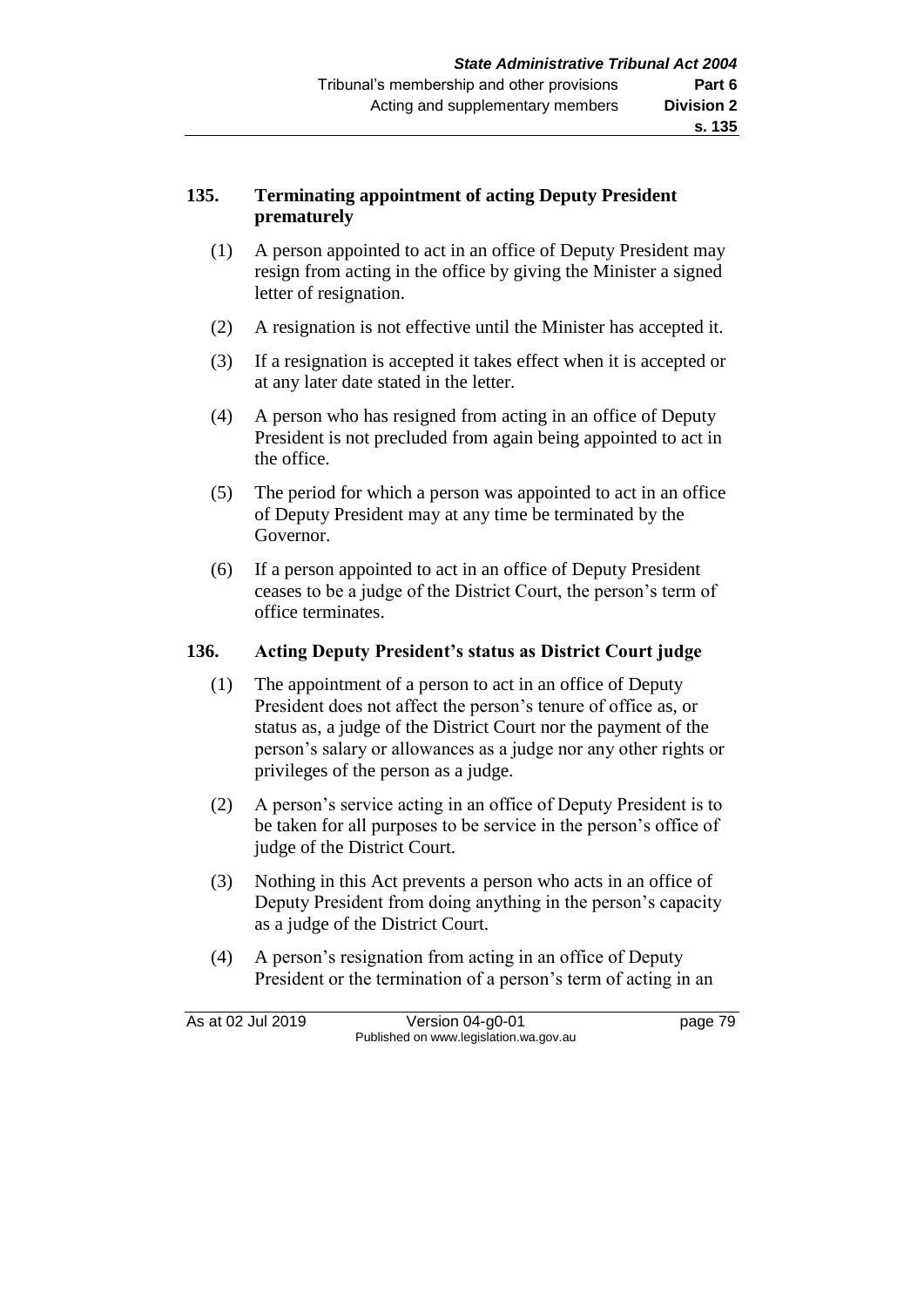## 135. Terminating appointment of acting Deputy President prematurely

(1) A person appointed to act in an office of Deputy President may resign from acting in the office by giving the Minister a signed letter of resignation.

(2) A resignation is not effective until the Minister has accepted it.

(3) If a resignation is accepted it takes effect when it is accepted or at any later date stated in the letter.

(4) A person who has resigned from acting in an office of Deputy President is not precluded from again being appointed to act in the office.

(5) The period for which a person was appointed to act in an office of Deputy President may at any time be terminated by the Governor.

(6) If a person appointed to act in an office of Deputy President ceases to be a judge of the District Court, the person's term of office terminates.

## 136. Acting Deputy President's status as District Court judge

(1) The appointment of a person to act in an office of Deputy President does not affect the person's tenure of office as, or status as, a judge of the District Court nor the payment of the person's salary or allowances as a judge nor any other rights or privileges of the person as a judge.

(2) A person's service acting in an office of Deputy President is to be taken for all purposes to be service in the person's office of judge of the District Court.

(3) Nothing in this Act prevents a person who acts in an office of Deputy President from doing anything in the person's capacity as a judge of the District Court.

(4) A person's resignation from acting in an office of Deputy President or the termination of a person's term of acting in an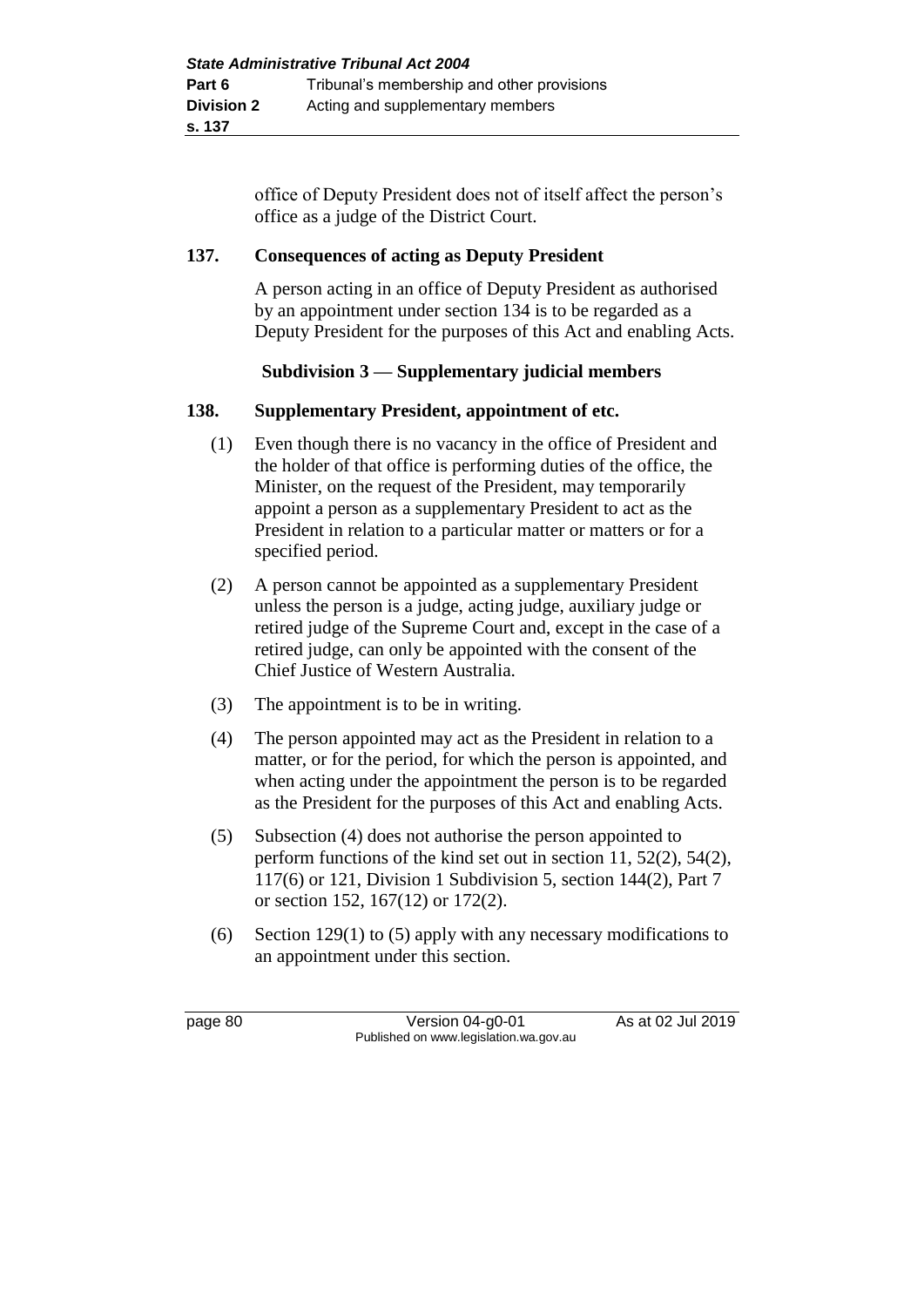office of Deputy President does not of itself affect the person's office as a judge of the District Court.

### 137. Consequences of acting as Deputy President

A person acting in an office of Deputy President as authorised by an appointment under section 134 is to be regarded as a Deputy President for the purposes of this Act and enabling Acts.

## Subdivision 3 — Supplementary judicial members

### 138. Supplementary President, appointment of etc.

(1) Even though there is no vacancy in the office of President and the holder of that office is performing duties of the office, the Minister, on the request of the President, may temporarily appoint a person as a supplementary President to act as the President in relation to a particular matter or matters or for a specified period.

(2) A person cannot be appointed as a supplementary President unless the person is a judge, acting judge, auxiliary judge or retired judge of the Supreme Court and, except in the case of a retired judge, can only be appointed with the consent of the Chief Justice of Western Australia.

(3) The appointment is to be in writing.

(4) The person appointed may act as the President in relation to a matter, or for the period, for which the person is appointed, and when acting under the appointment the person is to be regarded as the President for the purposes of this Act and enabling Acts.

(5) Subsection (4) does not authorise the person appointed to perform functions of the kind set out in section 11, 52(2), 54(2), 117(6) or 121, Division 1 Subdivision 5, section 144(2), Part 7 or section 152, 167(12) or 172(2).

(6) Section 129(1) to (5) apply with any necessary modifications to an appointment under this section.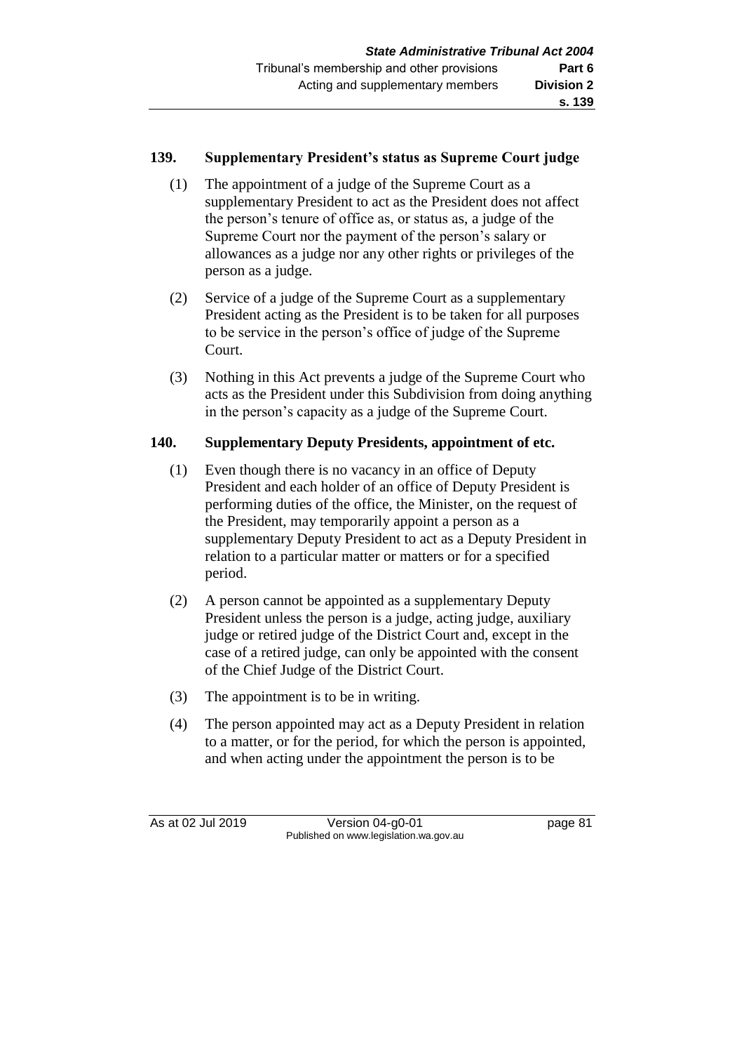### 139. Supplementary President's status as Supreme Court judge

(1) The appointment of a judge of the Supreme Court as a supplementary President to act as the President does not affect the person's tenure of office as, or status as, a judge of the Supreme Court nor the payment of the person's salary or allowances as a judge nor any other rights or privileges of the person as a judge.

(2) Service of a judge of the Supreme Court as a supplementary President acting as the President is to be taken for all purposes to be service in the person's office of judge of the Supreme Court.

(3) Nothing in this Act prevents a judge of the Supreme Court who acts as the President under this Subdivision from doing anything in the person's capacity as a judge of the Supreme Court.

### 140. Supplementary Deputy Presidents, appointment of etc.

(1) Even though there is no vacancy in an office of Deputy President and each holder of an office of Deputy President is performing duties of the office, the Minister, on the request of the President, may temporarily appoint a person as a supplementary Deputy President to act as a Deputy President in relation to a particular matter or matters or for a specified period.

(2) A person cannot be appointed as a supplementary Deputy President unless the person is a judge, acting judge, auxiliary judge or retired judge of the District Court and, except in the case of a retired judge, can only be appointed with the consent of the Chief Judge of the District Court.

(3) The appointment is to be in writing.

(4) The person appointed may act as a Deputy President in relation to a matter, or for the period, for which the person is appointed, and when acting under the appointment the person is to be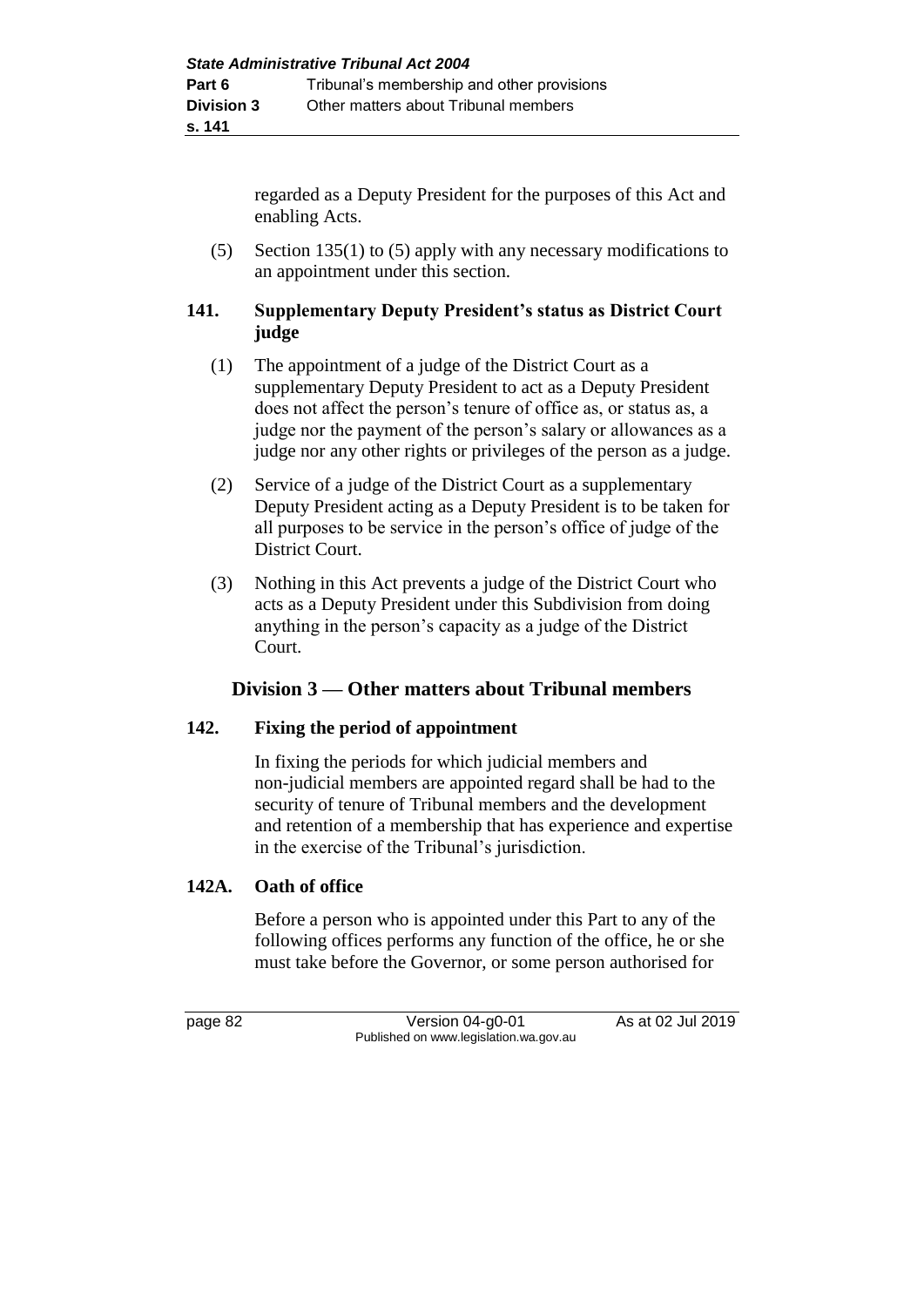regarded as a Deputy President for the purposes of this Act and enabling Acts.

(5) Section 135(1) to (5) apply with any necessary modifications to an appointment under this section.

### 141. Supplementary Deputy President's status as District Court judge

(1) The appointment of a judge of the District Court as a supplementary Deputy President to act as a Deputy President does not affect the person's tenure of office as, or status as, a judge nor the payment of the person's salary or allowances as a judge nor any other rights or privileges of the person as a judge.

(2) Service of a judge of the District Court as a supplementary Deputy President acting as a Deputy President is to be taken for all purposes to be service in the person's office of judge of the District Court.

(3) Nothing in this Act prevents a judge of the District Court who acts as a Deputy President under this Subdivision from doing anything in the person's capacity as a judge of the District Court.

## Division 3 — Other matters about Tribunal members

### 142. Fixing the period of appointment

In fixing the periods for which judicial members and non-judicial members are appointed regard shall be had to the security of tenure of Tribunal members and the development and retention of a membership that has experience and expertise in the exercise of the Tribunal's jurisdiction.

### 142A. Oath of office

Before a person who is appointed under this Part to any of the following offices performs any function of the office, he or she must take before the Governor, or some person authorised for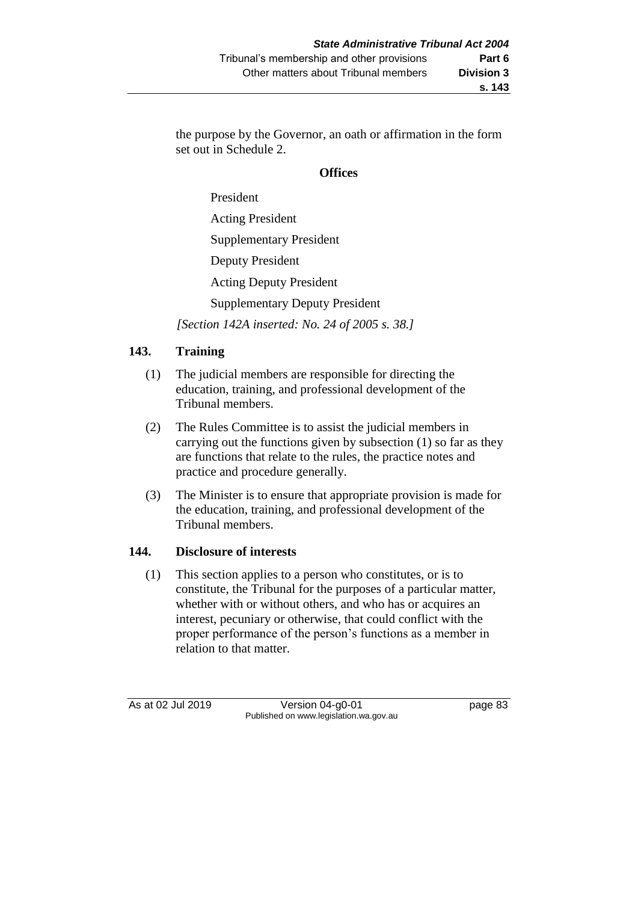the purpose by the Governor, an oath or affirmation in the form set out in Schedule 2.

**Offices**

President

Acting President

Supplementary President

Deputy President

Acting Deputy President

Supplementary Deputy President

*[Section 142A inserted: No. 24 of 2005 s. 38.]*

## 143. Training

(1) The judicial members are responsible for directing the education, training, and professional development of the Tribunal members.

(2) The Rules Committee is to assist the judicial members in carrying out the functions given by subsection (1) so far as they are functions that relate to the rules, the practice notes and practice and procedure generally.

(3) The Minister is to ensure that appropriate provision is made for the education, training, and professional development of the Tribunal members.

## 144. Disclosure of interests

(1) This section applies to a person who constitutes, or is to constitute, the Tribunal for the purposes of a particular matter, whether with or without others, and who has or acquires an interest, pecuniary or otherwise, that could conflict with the proper performance of the person's functions as a member in relation to that matter.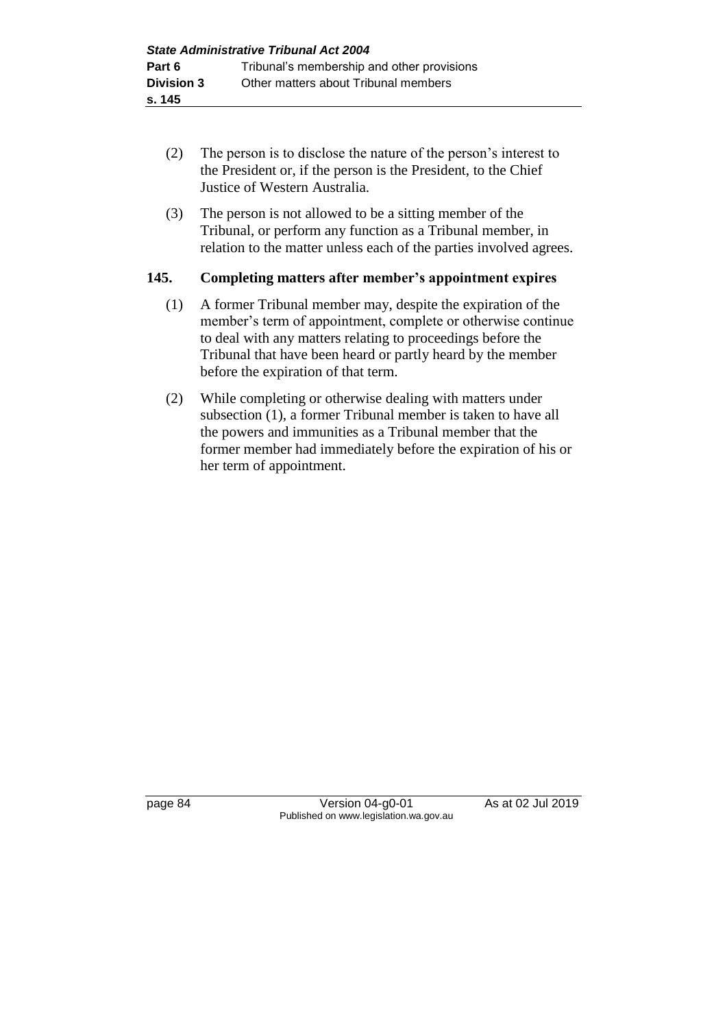(2) The person is to disclose the nature of the person's interest to the President or, if the person is the President, to the Chief Justice of Western Australia.

(3) The person is not allowed to be a sitting member of the Tribunal, or perform any function as a Tribunal member, in relation to the matter unless each of the parties involved agrees.

### 145. Completing matters after member's appointment expires

(1) A former Tribunal member may, despite the expiration of the member's term of appointment, complete or otherwise continue to deal with any matters relating to proceedings before the Tribunal that have been heard or partly heard by the member before the expiration of that term.

(2) While completing or otherwise dealing with matters under subsection (1), a former Tribunal member is taken to have all the powers and immunities as a Tribunal member that the former member had immediately before the expiration of his or her term of appointment.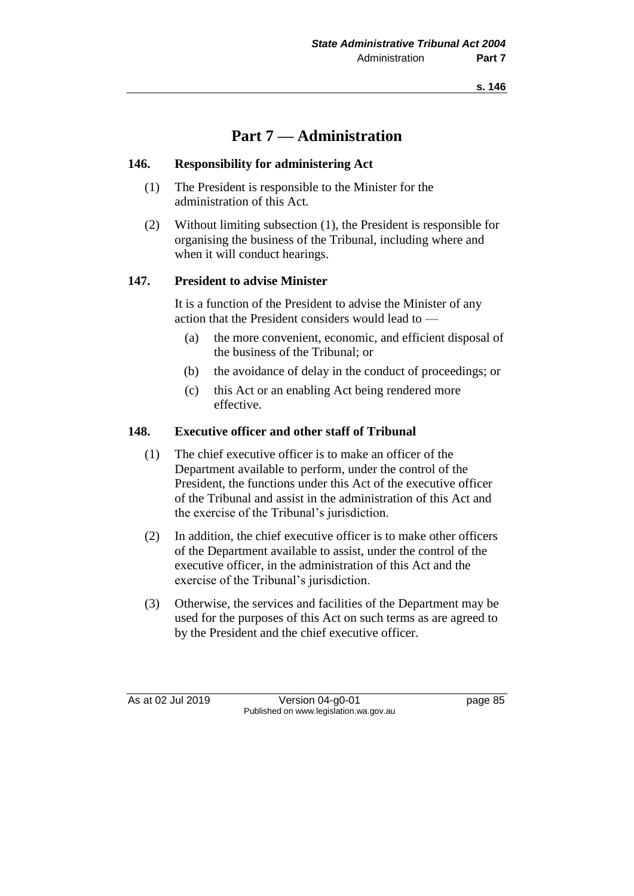# Part 7 — Administration

## 146. Responsibility for administering Act

(1) The President is responsible to the Minister for the administration of this Act.

(2) Without limiting subsection (1), the President is responsible for organising the business of the Tribunal, including where and when it will conduct hearings.

## 147. President to advise Minister

It is a function of the President to advise the Minister of any action that the President considers would lead to —

(a) the more convenient, economic, and efficient disposal of the business of the Tribunal; or

(b) the avoidance of delay in the conduct of proceedings; or

(c) this Act or an enabling Act being rendered more effective.

## 148. Executive officer and other staff of Tribunal

(1) The chief executive officer is to make an officer of the Department available to perform, under the control of the President, the functions under this Act of the executive officer of the Tribunal and assist in the administration of this Act and the exercise of the Tribunal's jurisdiction.

(2) In addition, the chief executive officer is to make other officers of the Department available to assist, under the control of the executive officer, in the administration of this Act and the exercise of the Tribunal's jurisdiction.

(3) Otherwise, the services and facilities of the Department may be used for the purposes of this Act on such terms as are agreed to by the President and the chief executive officer.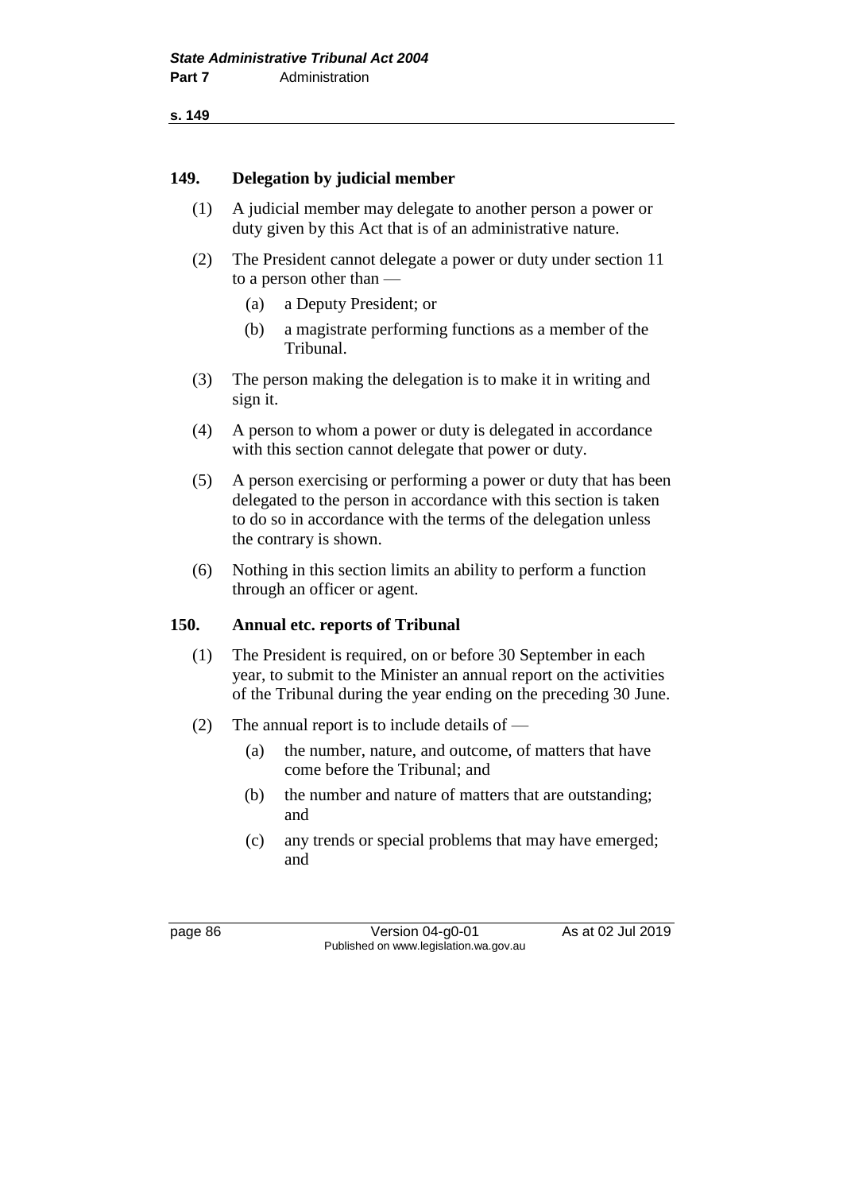## 149. Delegation by judicial member

(1) A judicial member may delegate to another person a power or duty given by this Act that is of an administrative nature.

(2) The President cannot delegate a power or duty under section 11 to a person other than —

  (a) a Deputy President; or

  (b) a magistrate performing functions as a member of the Tribunal.

(3) The person making the delegation is to make it in writing and sign it.

(4) A person to whom a power or duty is delegated in accordance with this section cannot delegate that power or duty.

(5) A person exercising or performing a power or duty that has been delegated to the person in accordance with this section is taken to do so in accordance with the terms of the delegation unless the contrary is shown.

(6) Nothing in this section limits an ability to perform a function through an officer or agent.

## 150. Annual etc. reports of Tribunal

(1) The President is required, on or before 30 September in each year, to submit to the Minister an annual report on the activities of the Tribunal during the year ending on the preceding 30 June.

(2) The annual report is to include details of —

  (a) the number, nature, and outcome, of matters that have come before the Tribunal; and

  (b) the number and nature of matters that are outstanding; and

  (c) any trends or special problems that may have emerged; and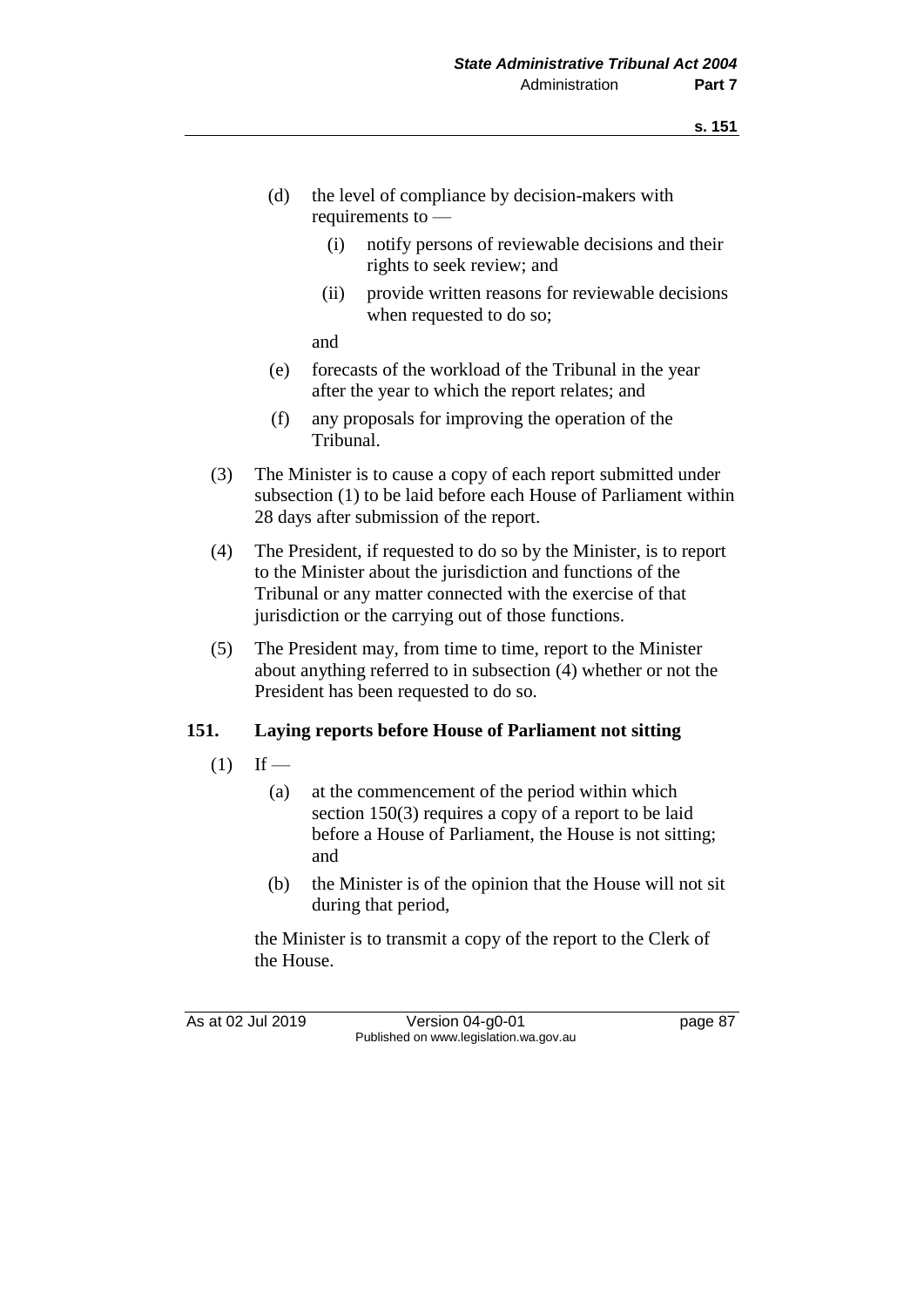(d) the level of compliance by decision-makers with requirements to —

  (i) notify persons of reviewable decisions and their rights to seek review; and

  (ii) provide written reasons for reviewable decisions when requested to do so;

  and

(e) forecasts of the workload of the Tribunal in the year after the year to which the report relates; and

(f) any proposals for improving the operation of the Tribunal.

(3) The Minister is to cause a copy of each report submitted under subsection (1) to be laid before each House of Parliament within 28 days after submission of the report.

(4) The President, if requested to do so by the Minister, is to report to the Minister about the jurisdiction and functions of the Tribunal or any matter connected with the exercise of that jurisdiction or the carrying out of those functions.

(5) The President may, from time to time, report to the Minister about anything referred to in subsection (4) whether or not the President has been requested to do so.

**151. Laying reports before House of Parliament not sitting**

(1) If —

  (a) at the commencement of the period within which section 150(3) requires a copy of a report to be laid before a House of Parliament, the House is not sitting; and

  (b) the Minister is of the opinion that the House will not sit during that period,

  the Minister is to transmit a copy of the report to the Clerk of the House.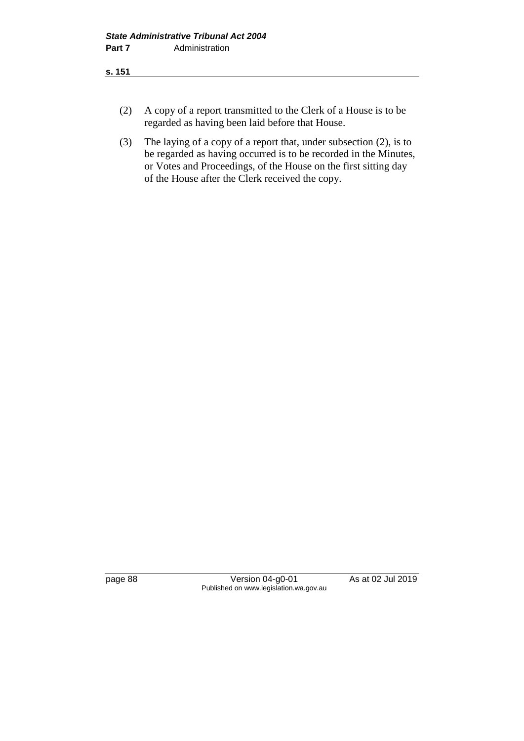(2) A copy of a report transmitted to the Clerk of a House is to be regarded as having been laid before that House.

(3) The laying of a copy of a report that, under subsection (2), is to be regarded as having occurred is to be recorded in the Minutes, or Votes and Proceedings, of the House on the first sitting day of the House after the Clerk received the copy.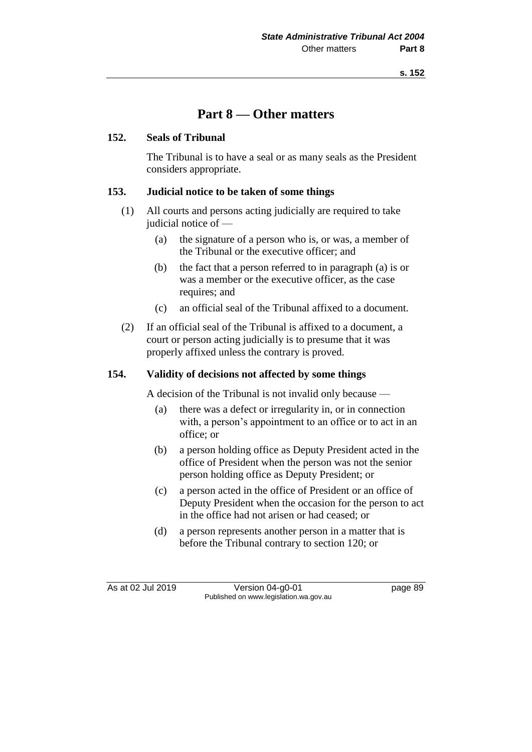# Part 8 — Other matters

### 152. Seals of Tribunal

The Tribunal is to have a seal or as many seals as the President considers appropriate.

### 153. Judicial notice to be taken of some things

(1) All courts and persons acting judicially are required to take judicial notice of —

   (a) the signature of a person who is, or was, a member of the Tribunal or the executive officer; and

   (b) the fact that a person referred to in paragraph (a) is or was a member or the executive officer, as the case requires; and

   (c) an official seal of the Tribunal affixed to a document.

(2) If an official seal of the Tribunal is affixed to a document, a court or person acting judicially is to presume that it was properly affixed unless the contrary is proved.

### 154. Validity of decisions not affected by some things

A decision of the Tribunal is not invalid only because —

   (a) there was a defect or irregularity in, or in connection with, a person's appointment to an office or to act in an office; or

   (b) a person holding office as Deputy President acted in the office of President when the person was not the senior person holding office as Deputy President; or

   (c) a person acted in the office of President or an office of Deputy President when the occasion for the person to act in the office had not arisen or had ceased; or

   (d) a person represents another person in a matter that is before the Tribunal contrary to section 120; or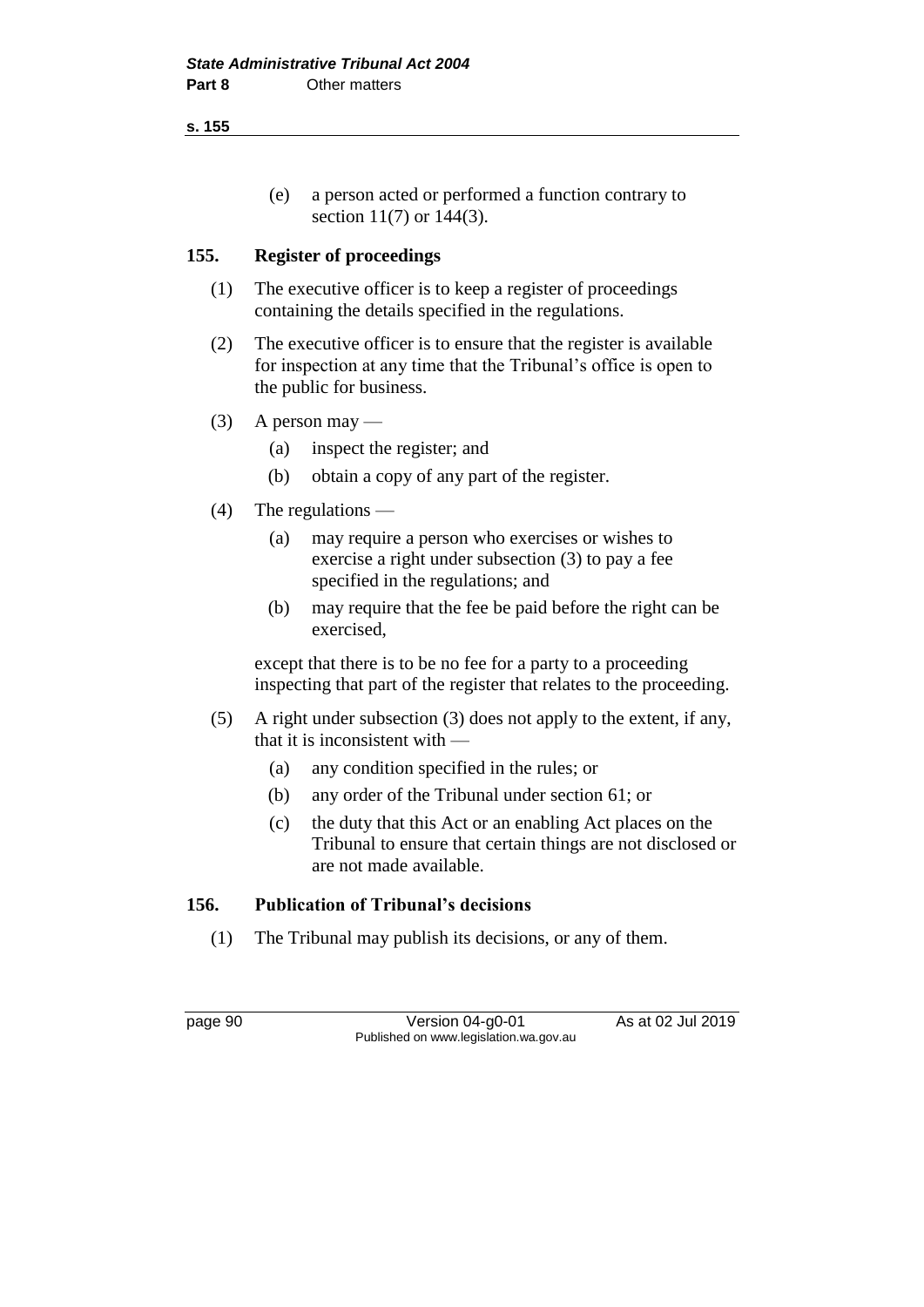(e) a person acted or performed a function contrary to section 11(7) or 144(3).

### 155. Register of proceedings

(1) The executive officer is to keep a register of proceedings containing the details specified in the regulations.

(2) The executive officer is to ensure that the register is available for inspection at any time that the Tribunal's office is open to the public for business.

(3) A person may —

(a) inspect the register; and

(b) obtain a copy of any part of the register.

(4) The regulations —

(a) may require a person who exercises or wishes to exercise a right under subsection (3) to pay a fee specified in the regulations; and

(b) may require that the fee be paid before the right can be exercised,

except that there is to be no fee for a party to a proceeding inspecting that part of the register that relates to the proceeding.

(5) A right under subsection (3) does not apply to the extent, if any, that it is inconsistent with —

(a) any condition specified in the rules; or

(b) any order of the Tribunal under section 61; or

(c) the duty that this Act or an enabling Act places on the Tribunal to ensure that certain things are not disclosed or are not made available.

### 156. Publication of Tribunal's decisions

(1) The Tribunal may publish its decisions, or any of them.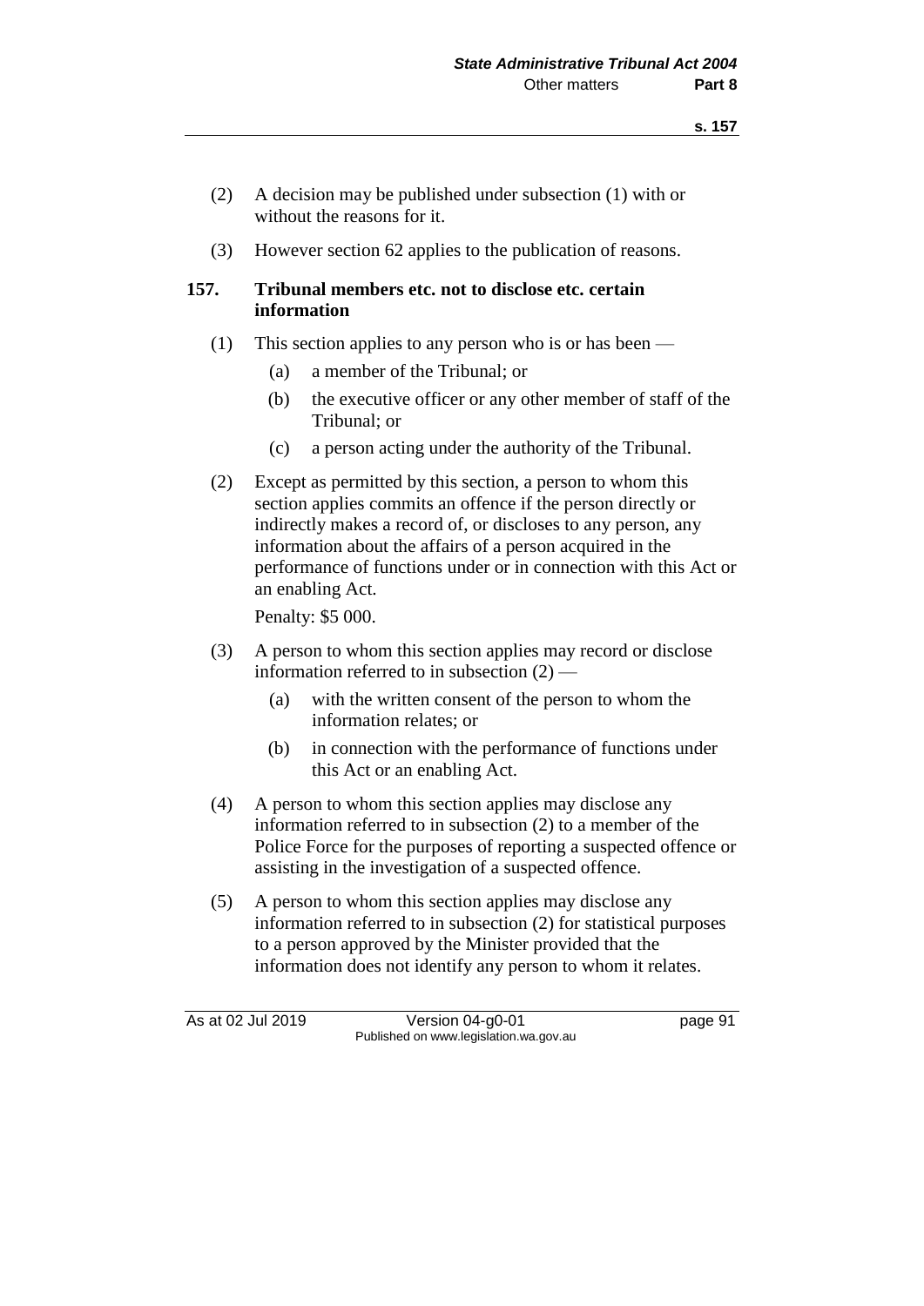(2) A decision may be published under subsection (1) with or without the reasons for it.

(3) However section 62 applies to the publication of reasons.

### 157. Tribunal members etc. not to disclose etc. certain information

(1) This section applies to any person who is or has been —

(a) a member of the Tribunal; or

(b) the executive officer or any other member of staff of the Tribunal; or

(c) a person acting under the authority of the Tribunal.

(2) Except as permitted by this section, a person to whom this section applies commits an offence if the person directly or indirectly makes a record of, or discloses to any person, any information about the affairs of a person acquired in the performance of functions under or in connection with this Act or an enabling Act.

Penalty: $5 000.

(3) A person to whom this section applies may record or disclose information referred to in subsection (2) —

(a) with the written consent of the person to whom the information relates; or

(b) in connection with the performance of functions under this Act or an enabling Act.

(4) A person to whom this section applies may disclose any information referred to in subsection (2) to a member of the Police Force for the purposes of reporting a suspected offence or assisting in the investigation of a suspected offence.

(5) A person to whom this section applies may disclose any information referred to in subsection (2) for statistical purposes to a person approved by the Minister provided that the information does not identify any person to whom it relates.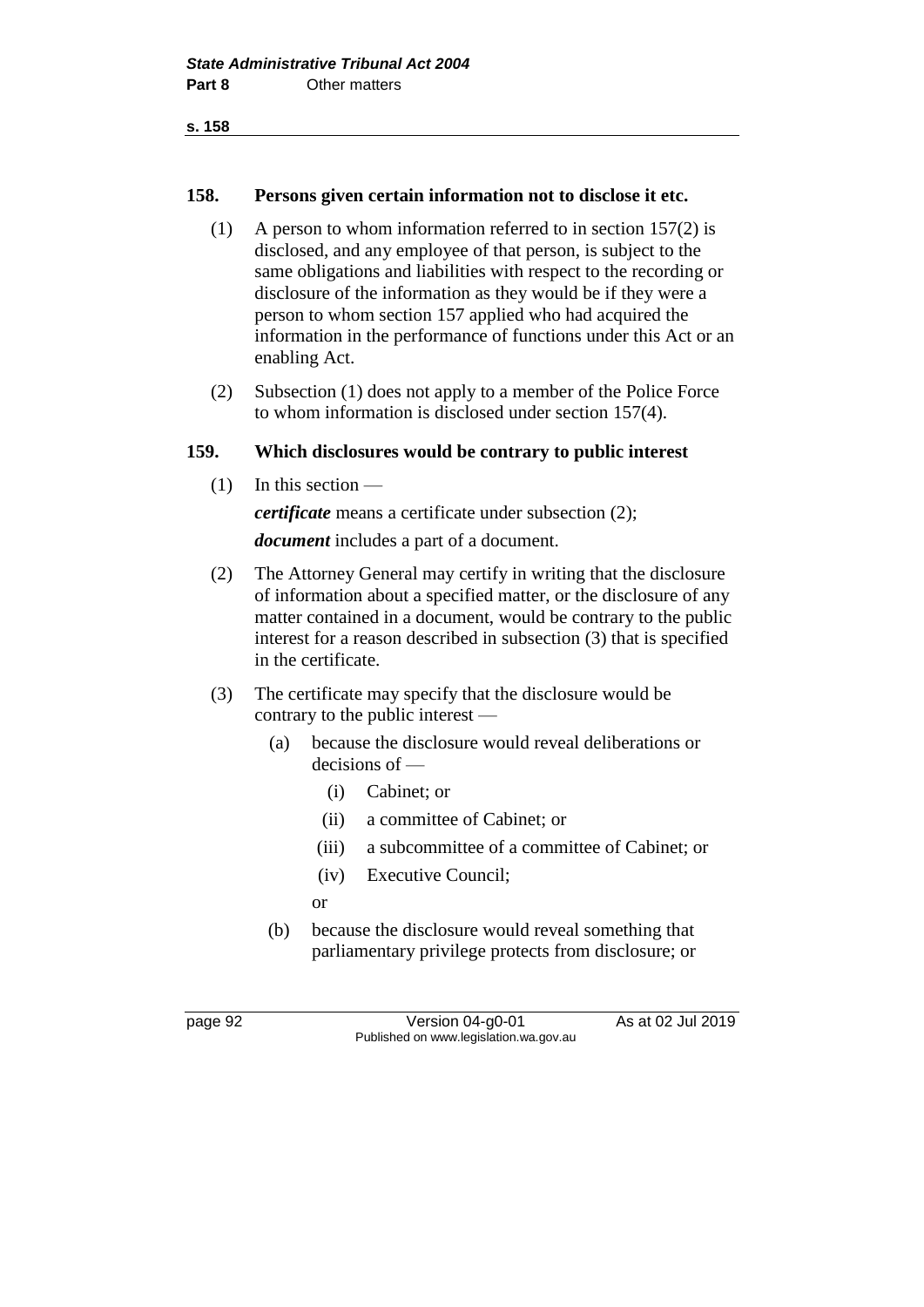## 158. Persons given certain information not to disclose it etc.

(1) A person to whom information referred to in section 157(2) is disclosed, and any employee of that person, is subject to the same obligations and liabilities with respect to the recording or disclosure of the information as they would be if they were a person to whom section 157 applied who had acquired the information in the performance of functions under this Act or an enabling Act.

(2) Subsection (1) does not apply to a member of the Police Force to whom information is disclosed under section 157(4).

## 159. Which disclosures would be contrary to public interest

(1) In this section —

***certificate*** means a certificate under subsection (2);

***document*** includes a part of a document.

(2) The Attorney General may certify in writing that the disclosure of information about a specified matter, or the disclosure of any matter contained in a document, would be contrary to the public interest for a reason described in subsection (3) that is specified in the certificate.

(3) The certificate may specify that the disclosure would be contrary to the public interest —

(a) because the disclosure would reveal deliberations or decisions of —

(i) Cabinet; or

(ii) a committee of Cabinet; or

(iii) a subcommittee of a committee of Cabinet; or

(iv) Executive Council;

or

(b) because the disclosure would reveal something that parliamentary privilege protects from disclosure; or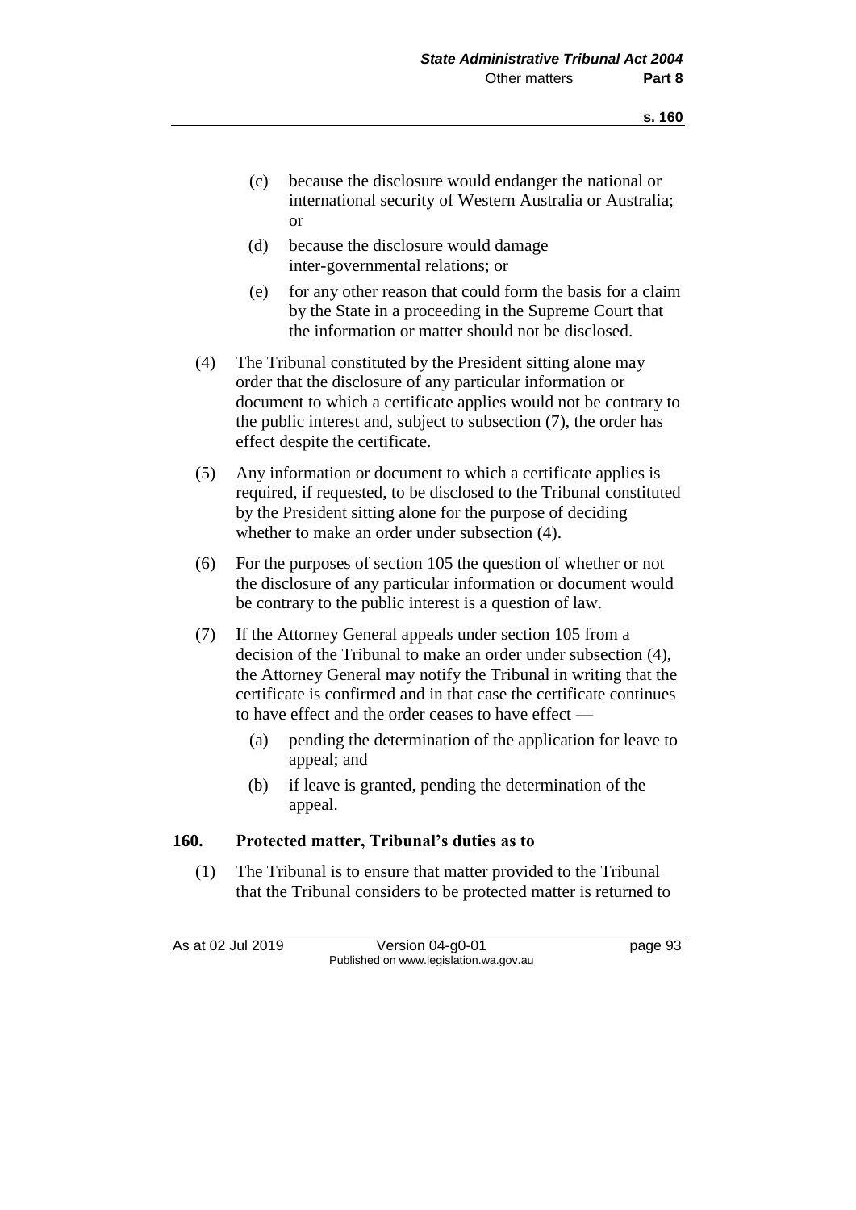(c) because the disclosure would endanger the national or international security of Western Australia or Australia; or

(d) because the disclosure would damage inter-governmental relations; or

(e) for any other reason that could form the basis for a claim by the State in a proceeding in the Supreme Court that the information or matter should not be disclosed.

(4) The Tribunal constituted by the President sitting alone may order that the disclosure of any particular information or document to which a certificate applies would not be contrary to the public interest and, subject to subsection (7), the order has effect despite the certificate.

(5) Any information or document to which a certificate applies is required, if requested, to be disclosed to the Tribunal constituted by the President sitting alone for the purpose of deciding whether to make an order under subsection (4).

(6) For the purposes of section 105 the question of whether or not the disclosure of any particular information or document would be contrary to the public interest is a question of law.

(7) If the Attorney General appeals under section 105 from a decision of the Tribunal to make an order under subsection (4), the Attorney General may notify the Tribunal in writing that the certificate is confirmed and in that case the certificate continues to have effect and the order ceases to have effect —

(a) pending the determination of the application for leave to appeal; and

(b) if leave is granted, pending the determination of the appeal.

### 160. Protected matter, Tribunal's duties as to

(1) The Tribunal is to ensure that matter provided to the Tribunal that the Tribunal considers to be protected matter is returned to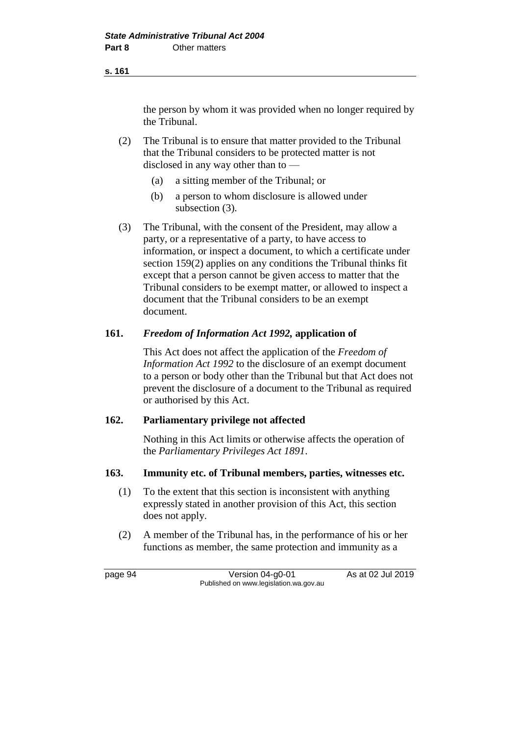the person by whom it was provided when no longer required by the Tribunal.

(2) The Tribunal is to ensure that matter provided to the Tribunal that the Tribunal considers to be protected matter is not disclosed in any way other than to —

(a) a sitting member of the Tribunal; or

(b) a person to whom disclosure is allowed under subsection (3).

(3) The Tribunal, with the consent of the President, may allow a party, or a representative of a party, to have access to information, or inspect a document, to which a certificate under section 159(2) applies on any conditions the Tribunal thinks fit except that a person cannot be given access to matter that the Tribunal considers to be exempt matter, or allowed to inspect a document that the Tribunal considers to be an exempt document.

### 161. *Freedom of Information Act 1992,* application of

This Act does not affect the application of the *Freedom of Information Act 1992* to the disclosure of an exempt document to a person or body other than the Tribunal but that Act does not prevent the disclosure of a document to the Tribunal as required or authorised by this Act.

### 162. Parliamentary privilege not affected

Nothing in this Act limits or otherwise affects the operation of the *Parliamentary Privileges Act 1891*.

### 163. Immunity etc. of Tribunal members, parties, witnesses etc.

(1) To the extent that this section is inconsistent with anything expressly stated in another provision of this Act, this section does not apply.

(2) A member of the Tribunal has, in the performance of his or her functions as member, the same protection and immunity as a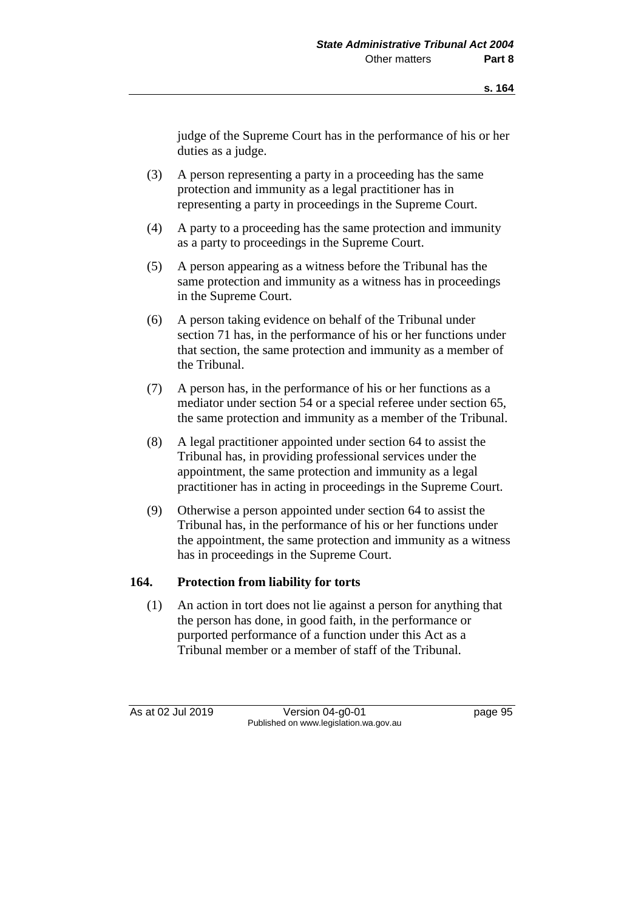judge of the Supreme Court has in the performance of his or her duties as a judge.

(3) A person representing a party in a proceeding has the same protection and immunity as a legal practitioner has in representing a party in proceedings in the Supreme Court.

(4) A party to a proceeding has the same protection and immunity as a party to proceedings in the Supreme Court.

(5) A person appearing as a witness before the Tribunal has the same protection and immunity as a witness has in proceedings in the Supreme Court.

(6) A person taking evidence on behalf of the Tribunal under section 71 has, in the performance of his or her functions under that section, the same protection and immunity as a member of the Tribunal.

(7) A person has, in the performance of his or her functions as a mediator under section 54 or a special referee under section 65, the same protection and immunity as a member of the Tribunal.

(8) A legal practitioner appointed under section 64 to assist the Tribunal has, in providing professional services under the appointment, the same protection and immunity as a legal practitioner has in acting in proceedings in the Supreme Court.

(9) Otherwise a person appointed under section 64 to assist the Tribunal has, in the performance of his or her functions under the appointment, the same protection and immunity as a witness has in proceedings in the Supreme Court.

## 164. Protection from liability for torts

(1) An action in tort does not lie against a person for anything that the person has done, in good faith, in the performance or purported performance of a function under this Act as a Tribunal member or a member of staff of the Tribunal.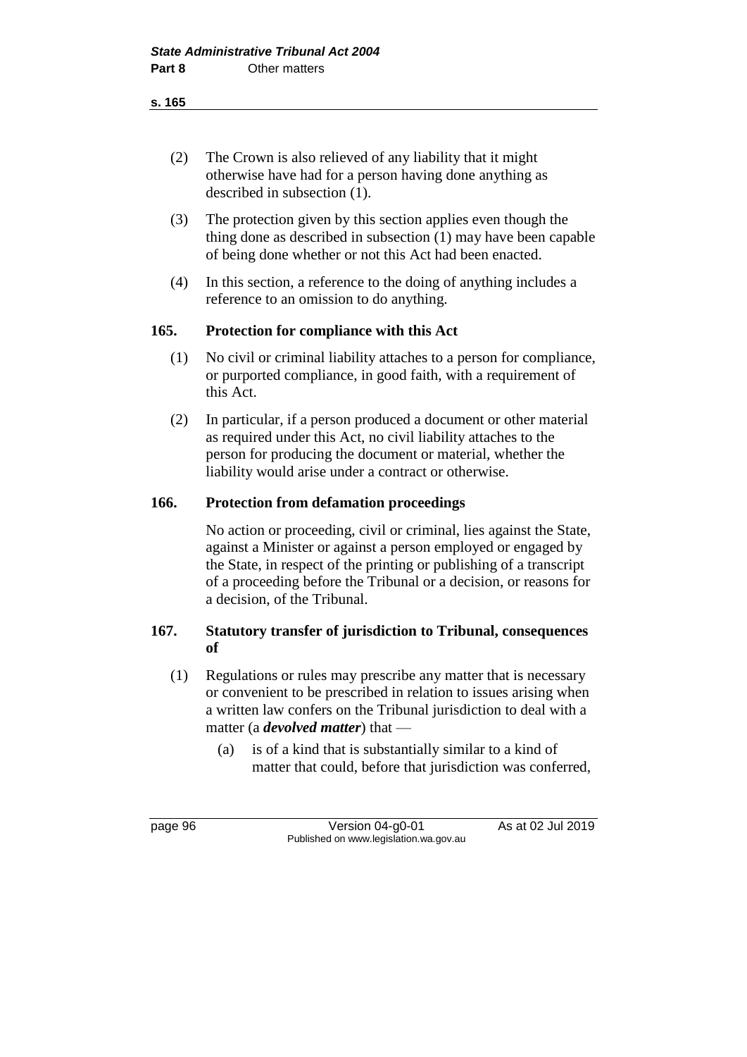(2) The Crown is also relieved of any liability that it might otherwise have had for a person having done anything as described in subsection (1).

(3) The protection given by this section applies even though the thing done as described in subsection (1) may have been capable of being done whether or not this Act had been enacted.

(4) In this section, a reference to the doing of anything includes a reference to an omission to do anything.

## 165. Protection for compliance with this Act

(1) No civil or criminal liability attaches to a person for compliance, or purported compliance, in good faith, with a requirement of this Act.

(2) In particular, if a person produced a document or other material as required under this Act, no civil liability attaches to the person for producing the document or material, whether the liability would arise under a contract or otherwise.

## 166. Protection from defamation proceedings

No action or proceeding, civil or criminal, lies against the State, against a Minister or against a person employed or engaged by the State, in respect of the printing or publishing of a transcript of a proceeding before the Tribunal or a decision, or reasons for a decision, of the Tribunal.

## 167. Statutory transfer of jurisdiction to Tribunal, consequences of

(1) Regulations or rules may prescribe any matter that is necessary or convenient to be prescribed in relation to issues arising when a written law confers on the Tribunal jurisdiction to deal with a matter (a ***devolved matter***) that —

(a) is of a kind that is substantially similar to a kind of matter that could, before that jurisdiction was conferred,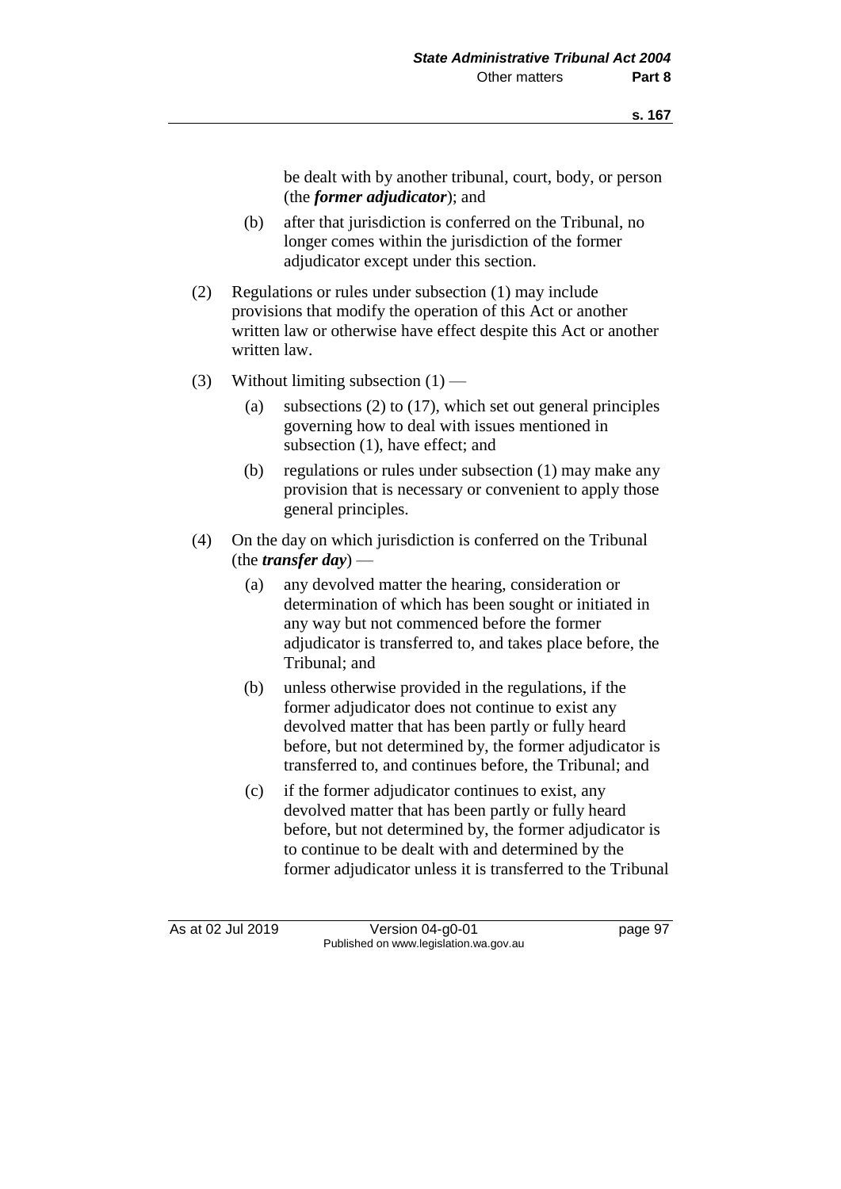be dealt with by another tribunal, court, body, or person (the ***former adjudicator***); and

(b) after that jurisdiction is conferred on the Tribunal, no longer comes within the jurisdiction of the former adjudicator except under this section.

(2) Regulations or rules under subsection (1) may include provisions that modify the operation of this Act or another written law or otherwise have effect despite this Act or another written law.

(3) Without limiting subsection (1) —

(a) subsections (2) to (17), which set out general principles governing how to deal with issues mentioned in subsection (1), have effect; and

(b) regulations or rules under subsection (1) may make any provision that is necessary or convenient to apply those general principles.

(4) On the day on which jurisdiction is conferred on the Tribunal (the ***transfer day***) —

(a) any devolved matter the hearing, consideration or determination of which has been sought or initiated in any way but not commenced before the former adjudicator is transferred to, and takes place before, the Tribunal; and

(b) unless otherwise provided in the regulations, if the former adjudicator does not continue to exist any devolved matter that has been partly or fully heard before, but not determined by, the former adjudicator is transferred to, and continues before, the Tribunal; and

(c) if the former adjudicator continues to exist, any devolved matter that has been partly or fully heard before, but not determined by, the former adjudicator is to continue to be dealt with and determined by the former adjudicator unless it is transferred to the Tribunal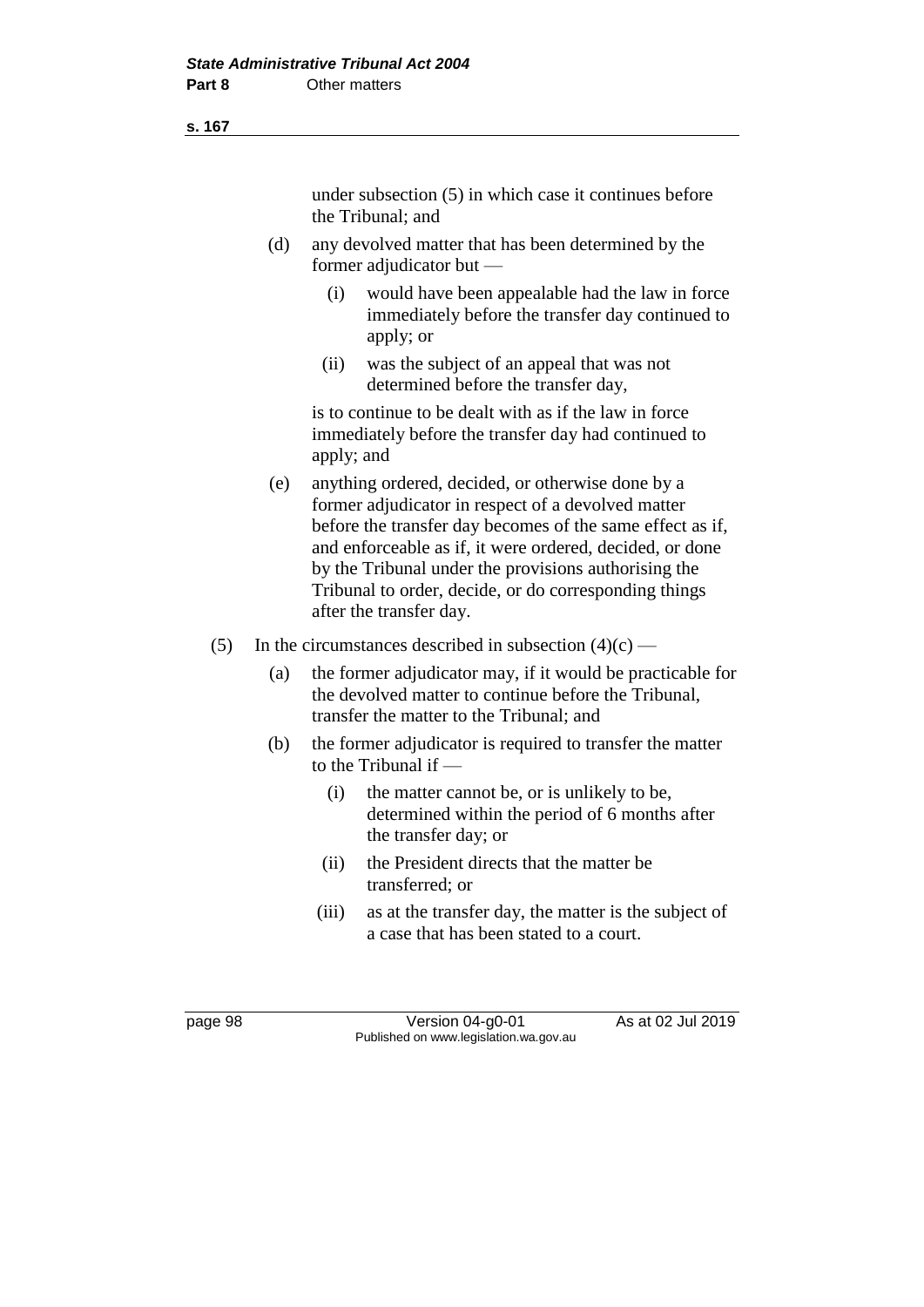under subsection (5) in which case it continues before the Tribunal; and

(d) any devolved matter that has been determined by the former adjudicator but —

   (i) would have been appealable had the law in force immediately before the transfer day continued to apply; or

   (ii) was the subject of an appeal that was not determined before the transfer day,

   is to continue to be dealt with as if the law in force immediately before the transfer day had continued to apply; and

(e) anything ordered, decided, or otherwise done by a former adjudicator in respect of a devolved matter before the transfer day becomes of the same effect as if, and enforceable as if, it were ordered, decided, or done by the Tribunal under the provisions authorising the Tribunal to order, decide, or do corresponding things after the transfer day.

(5) In the circumstances described in subsection (4)(c) —

   (a) the former adjudicator may, if it would be practicable for the devolved matter to continue before the Tribunal, transfer the matter to the Tribunal; and

   (b) the former adjudicator is required to transfer the matter to the Tribunal if —

      (i) the matter cannot be, or is unlikely to be, determined within the period of 6 months after the transfer day; or

      (ii) the President directs that the matter be transferred; or

      (iii) as at the transfer day, the matter is the subject of a case that has been stated to a court.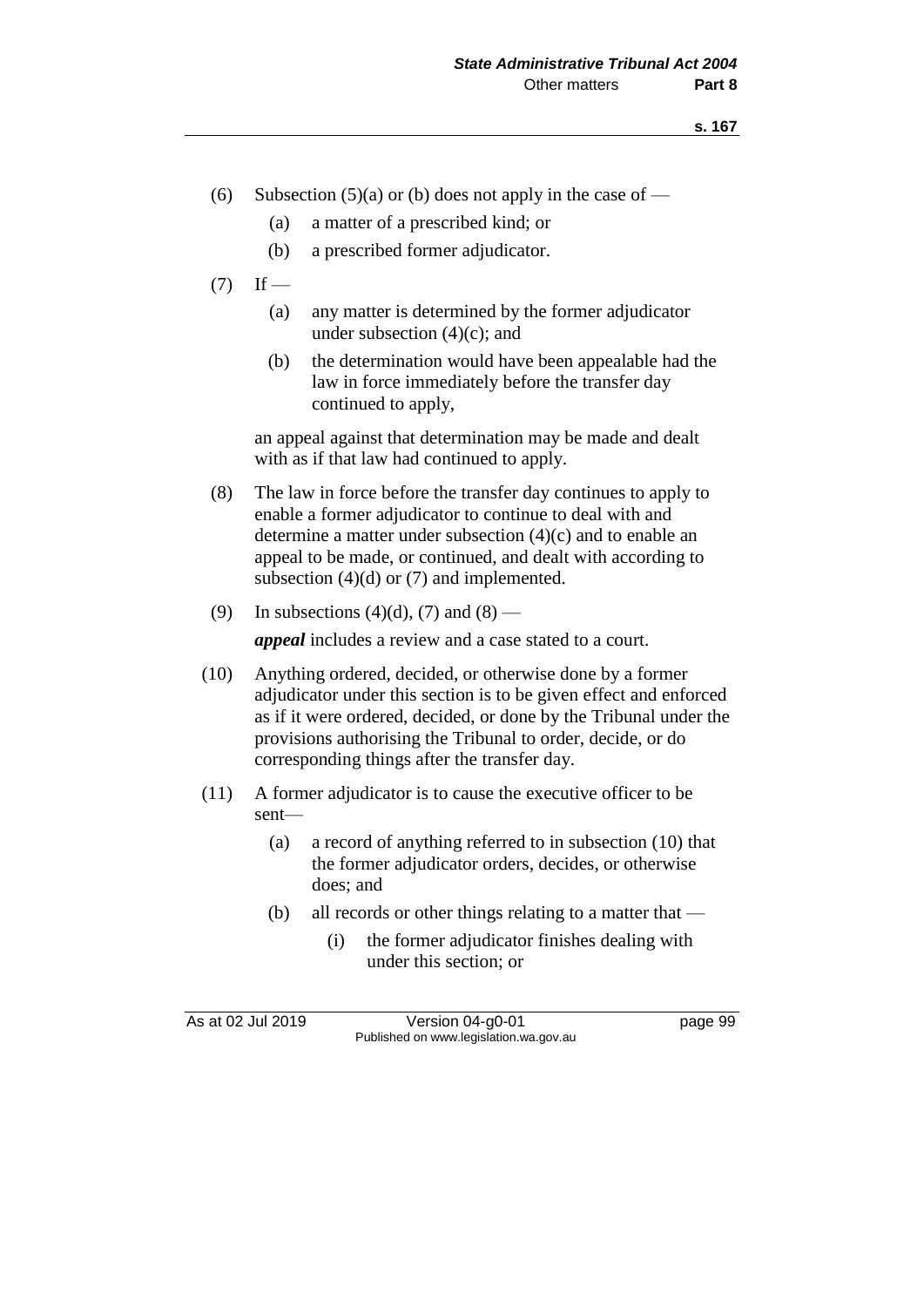(6) Subsection (5)(a) or (b) does not apply in the case of —

  (a) a matter of a prescribed kind; or

  (b) a prescribed former adjudicator.

(7) If —

  (a) any matter is determined by the former adjudicator under subsection (4)(c); and

  (b) the determination would have been appealable had the law in force immediately before the transfer day continued to apply,

  an appeal against that determination may be made and dealt with as if that law had continued to apply.

(8) The law in force before the transfer day continues to apply to enable a former adjudicator to continue to deal with and determine a matter under subsection (4)(c) and to enable an appeal to be made, or continued, and dealt with according to subsection (4)(d) or (7) and implemented.

(9) In subsections (4)(d), (7) and (8) —

  ***appeal*** includes a review and a case stated to a court.

(10) Anything ordered, decided, or otherwise done by a former adjudicator under this section is to be given effect and enforced as if it were ordered, decided, or done by the Tribunal under the provisions authorising the Tribunal to order, decide, or do corresponding things after the transfer day.

(11) A former adjudicator is to cause the executive officer to be sent—

  (a) a record of anything referred to in subsection (10) that the former adjudicator orders, decides, or otherwise does; and

  (b) all records or other things relating to a matter that —

    (i) the former adjudicator finishes dealing with under this section; or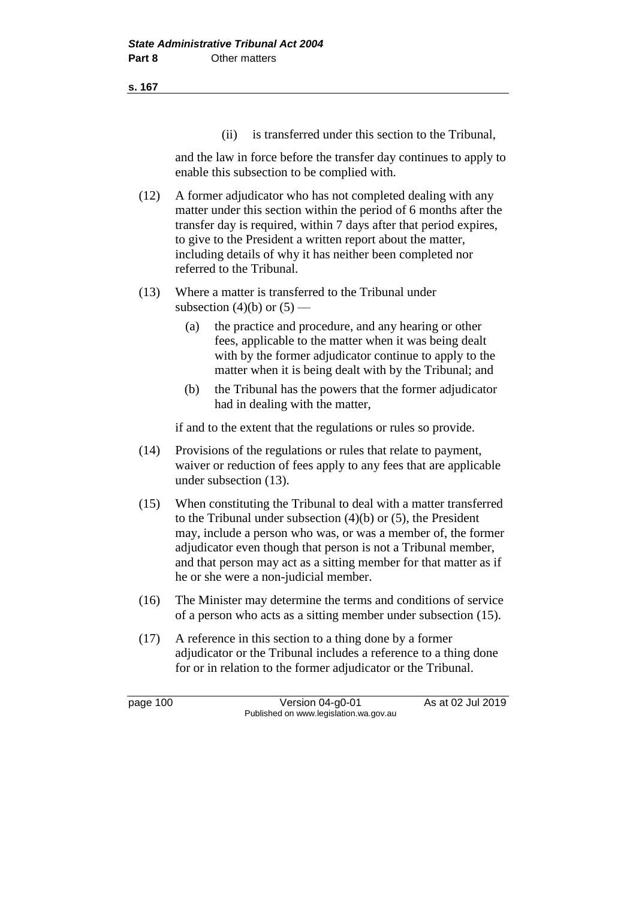(ii) is transferred under this section to the Tribunal,

and the law in force before the transfer day continues to apply to enable this subsection to be complied with.

(12) A former adjudicator who has not completed dealing with any matter under this section within the period of 6 months after the transfer day is required, within 7 days after that period expires, to give to the President a written report about the matter, including details of why it has neither been completed nor referred to the Tribunal.

(13) Where a matter is transferred to the Tribunal under subsection (4)(b) or (5) —

(a) the practice and procedure, and any hearing or other fees, applicable to the matter when it was being dealt with by the former adjudicator continue to apply to the matter when it is being dealt with by the Tribunal; and

(b) the Tribunal has the powers that the former adjudicator had in dealing with the matter,

if and to the extent that the regulations or rules so provide.

(14) Provisions of the regulations or rules that relate to payment, waiver or reduction of fees apply to any fees that are applicable under subsection (13).

(15) When constituting the Tribunal to deal with a matter transferred to the Tribunal under subsection (4)(b) or (5), the President may, include a person who was, or was a member of, the former adjudicator even though that person is not a Tribunal member, and that person may act as a sitting member for that matter as if he or she were a non-judicial member.

(16) The Minister may determine the terms and conditions of service of a person who acts as a sitting member under subsection (15).

(17) A reference in this section to a thing done by a former adjudicator or the Tribunal includes a reference to a thing done for or in relation to the former adjudicator or the Tribunal.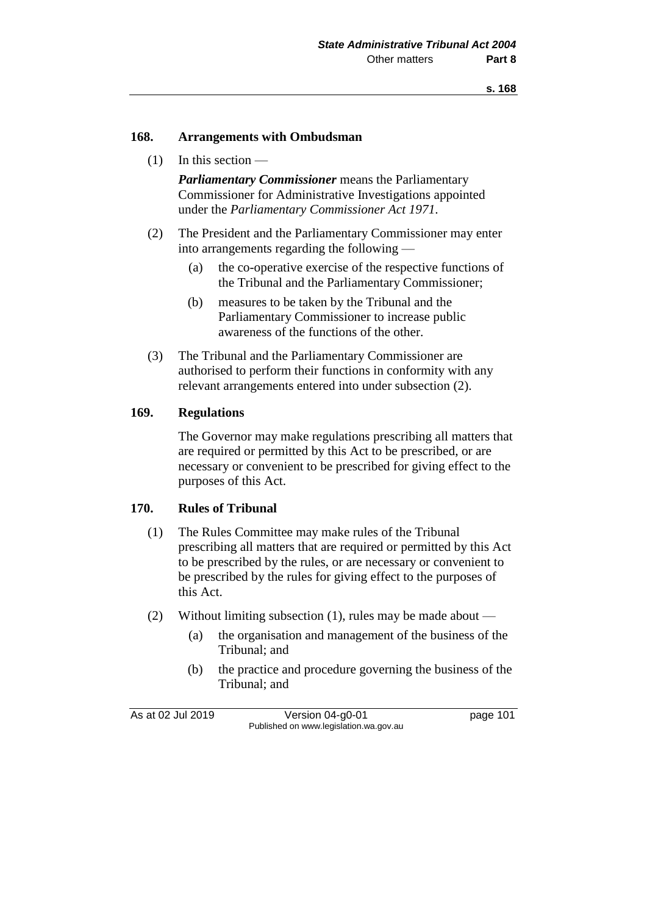## 168. Arrangements with Ombudsman

(1) In this section —

***Parliamentary Commissioner*** means the Parliamentary Commissioner for Administrative Investigations appointed under the *Parliamentary Commissioner Act 1971*.

(2) The President and the Parliamentary Commissioner may enter into arrangements regarding the following —

- (a) the co-operative exercise of the respective functions of the Tribunal and the Parliamentary Commissioner;
- (b) measures to be taken by the Tribunal and the Parliamentary Commissioner to increase public awareness of the functions of the other.

(3) The Tribunal and the Parliamentary Commissioner are authorised to perform their functions in conformity with any relevant arrangements entered into under subsection (2).

## 169. Regulations

The Governor may make regulations prescribing all matters that are required or permitted by this Act to be prescribed, or are necessary or convenient to be prescribed for giving effect to the purposes of this Act.

## 170. Rules of Tribunal

(1) The Rules Committee may make rules of the Tribunal prescribing all matters that are required or permitted by this Act to be prescribed by the rules, or are necessary or convenient to be prescribed by the rules for giving effect to the purposes of this Act.

(2) Without limiting subsection (1), rules may be made about —

- (a) the organisation and management of the business of the Tribunal; and
- (b) the practice and procedure governing the business of the Tribunal; and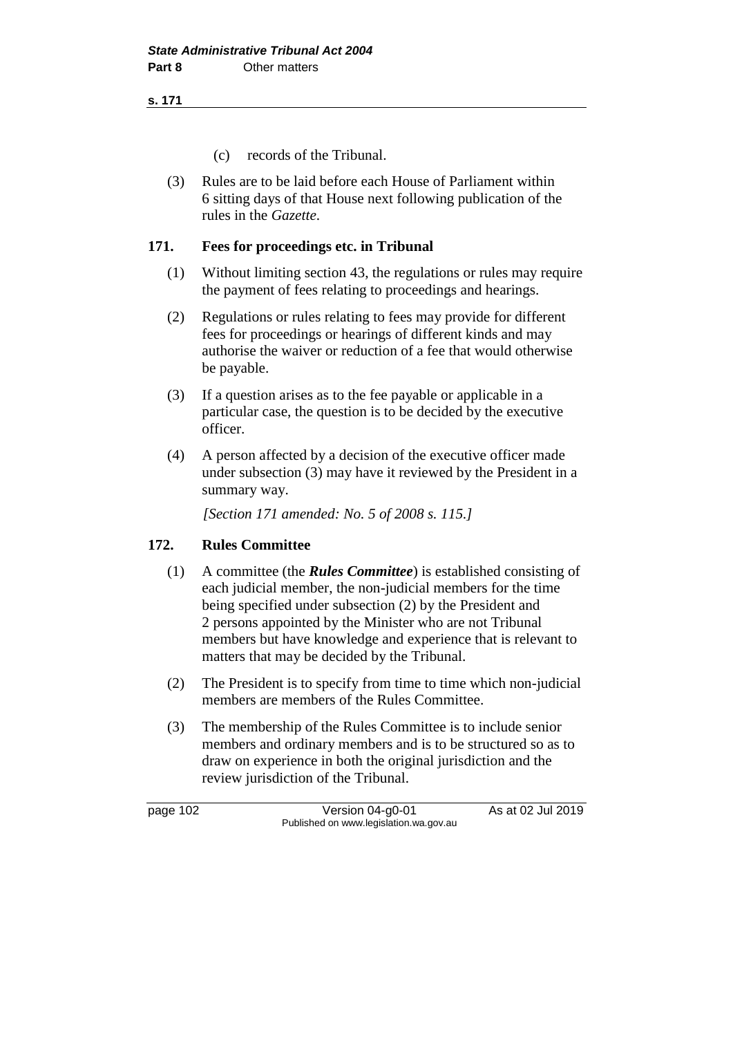(c) records of the Tribunal.

(3) Rules are to be laid before each House of Parliament within 6 sitting days of that House next following publication of the rules in the *Gazette*.

## 171. Fees for proceedings etc. in Tribunal

(1) Without limiting section 43, the regulations or rules may require the payment of fees relating to proceedings and hearings.

(2) Regulations or rules relating to fees may provide for different fees for proceedings or hearings of different kinds and may authorise the waiver or reduction of a fee that would otherwise be payable.

(3) If a question arises as to the fee payable or applicable in a particular case, the question is to be decided by the executive officer.

(4) A person affected by a decision of the executive officer made under subsection (3) may have it reviewed by the President in a summary way.

*[Section 171 amended: No. 5 of 2008 s. 115.]*

## 172. Rules Committee

(1) A committee (the ***Rules Committee***) is established consisting of each judicial member, the non-judicial members for the time being specified under subsection (2) by the President and 2 persons appointed by the Minister who are not Tribunal members but have knowledge and experience that is relevant to matters that may be decided by the Tribunal.

(2) The President is to specify from time to time which non-judicial members are members of the Rules Committee.

(3) The membership of the Rules Committee is to include senior members and ordinary members and is to be structured so as to draw on experience in both the original jurisdiction and the review jurisdiction of the Tribunal.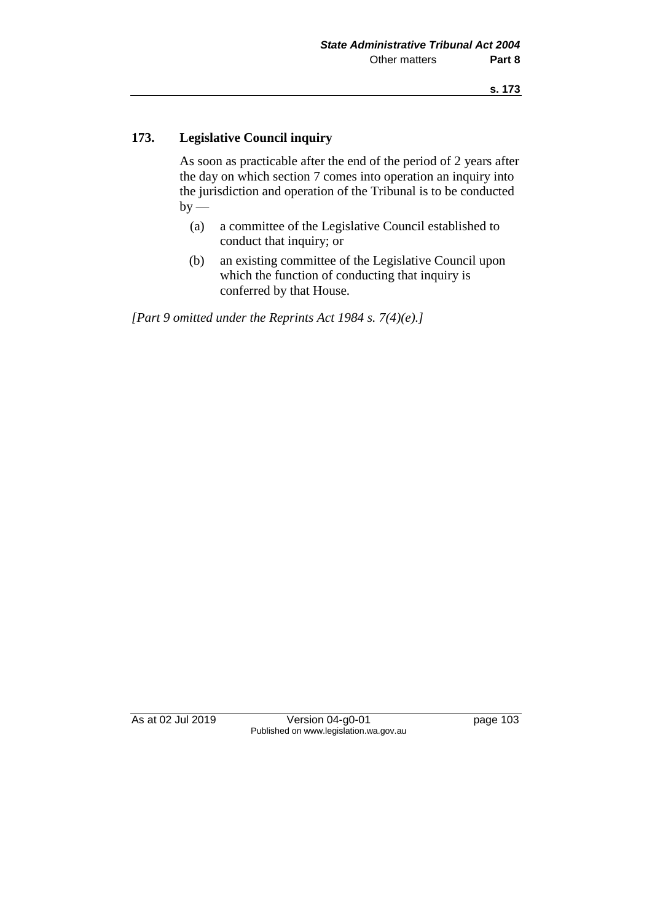### 173. Legislative Council inquiry

As soon as practicable after the end of the period of 2 years after the day on which section 7 comes into operation an inquiry into the jurisdiction and operation of the Tribunal is to be conducted by —

(a) a committee of the Legislative Council established to conduct that inquiry; or

(b) an existing committee of the Legislative Council upon which the function of conducting that inquiry is conferred by that House.

*[Part 9 omitted under the Reprints Act 1984 s. 7(4)(e).]*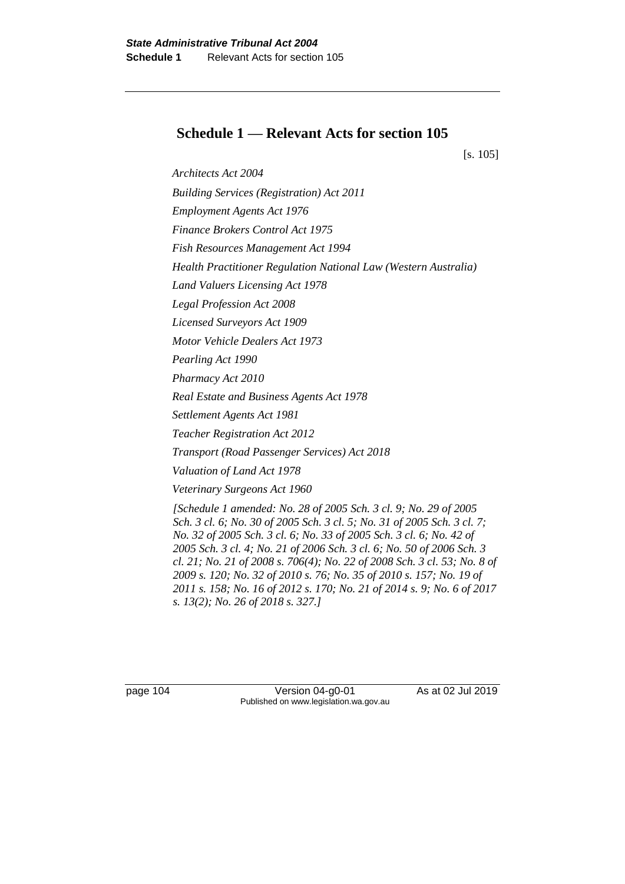## Schedule 1 — Relevant Acts for section 105

[s. 105]

*Architects Act 2004*

*Building Services (Registration) Act 2011*

*Employment Agents Act 1976*

*Finance Brokers Control Act 1975*

*Fish Resources Management Act 1994*

*Health Practitioner Regulation National Law (Western Australia)*

*Land Valuers Licensing Act 1978*

*Legal Profession Act 2008*

*Licensed Surveyors Act 1909*

*Motor Vehicle Dealers Act 1973*

*Pearling Act 1990*

*Pharmacy Act 2010*

*Real Estate and Business Agents Act 1978*

*Settlement Agents Act 1981*

*Teacher Registration Act 2012*

*Transport (Road Passenger Services) Act 2018*

*Valuation of Land Act 1978*

*Veterinary Surgeons Act 1960*

*[Schedule 1 amended: No. 28 of 2005 Sch. 3 cl. 9; No. 29 of 2005 Sch. 3 cl. 6; No. 30 of 2005 Sch. 3 cl. 5; No. 31 of 2005 Sch. 3 cl. 7; No. 32 of 2005 Sch. 3 cl. 6; No. 33 of 2005 Sch. 3 cl. 6; No. 42 of 2005 Sch. 3 cl. 4; No. 21 of 2006 Sch. 3 cl. 6; No. 50 of 2006 Sch. 3 cl. 21; No. 21 of 2008 s. 706(4); No. 22 of 2008 Sch. 3 cl. 53; No. 8 of 2009 s. 120; No. 32 of 2010 s. 76; No. 35 of 2010 s. 157; No. 19 of 2011 s. 158; No. 16 of 2012 s. 170; No. 21 of 2014 s. 9; No. 6 of 2017 s. 13(2); No. 26 of 2018 s. 327.]*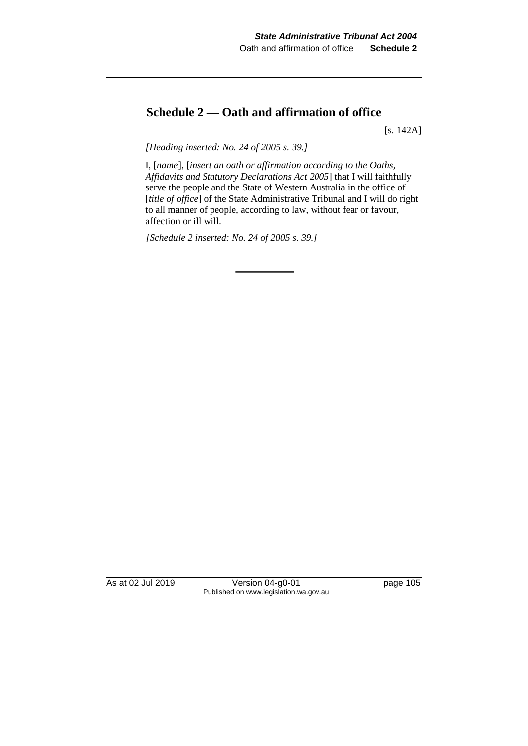## Schedule 2 — Oath and affirmation of office

[s. 142A]

*[Heading inserted: No. 24 of 2005 s. 39.]*

I, [*name*], [*insert an oath or affirmation according to the Oaths, Affidavits and Statutory Declarations Act 2005*] that I will faithfully serve the people and the State of Western Australia in the office of [*title of office*] of the State Administrative Tribunal and I will do right to all manner of people, according to law, without fear or favour, affection or ill will.

*[Schedule 2 inserted: No. 24 of 2005 s. 39.]*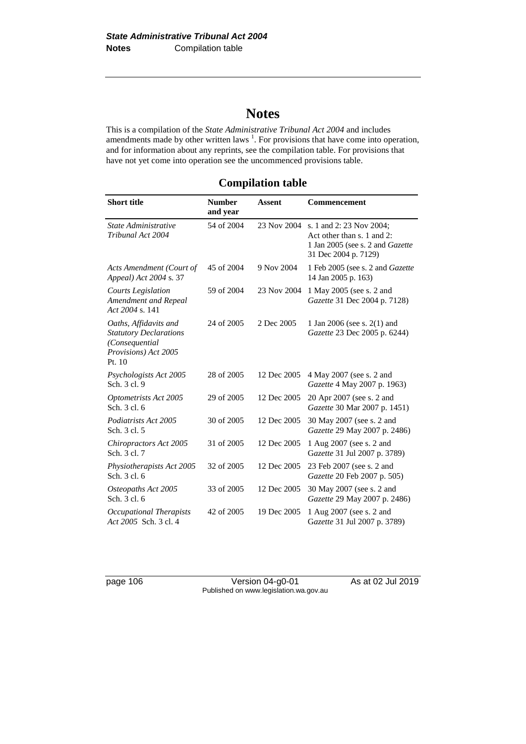# Notes

This is a compilation of the *State Administrative Tribunal Act 2004* and includes amendments made by other written laws [1]. For provisions that have come into operation, and for information about any reprints, see the compilation table. For provisions that have not yet come into operation see the uncommenced provisions table.

## Compilation table

| Short title | Number and year | Assent | Commencement |
|---|---|---|---|
| *State Administrative Tribunal Act 2004* | 54 of 2004 | 23 Nov 2004 | s. 1 and 2: 23 Nov 2004; Act other than s. 1 and 2: 1 Jan 2005 (see s. 2 and *Gazette* 31 Dec 2004 p. 7129) |
| *Acts Amendment (Court of Appeal) Act 2004* s. 37 | 45 of 2004 | 9 Nov 2004 | 1 Feb 2005 (see s. 2 and *Gazette* 14 Jan 2005 p. 163) |
| *Courts Legislation Amendment and Repeal Act 2004* s. 141 | 59 of 2004 | 23 Nov 2004 | 1 May 2005 (see s. 2 and *Gazette* 31 Dec 2004 p. 7128) |
| *Oaths, Affidavits and Statutory Declarations (Consequential Provisions) Act 2005* Pt. 10 | 24 of 2005 | 2 Dec 2005 | 1 Jan 2006 (see s. 2(1) and *Gazette* 23 Dec 2005 p. 6244) |
| *Psychologists Act 2005* Sch. 3 cl. 9 | 28 of 2005 | 12 Dec 2005 | 4 May 2007 (see s. 2 and *Gazette* 4 May 2007 p. 1963) |
| *Optometrists Act 2005* Sch. 3 cl. 6 | 29 of 2005 | 12 Dec 2005 | 20 Apr 2007 (see s. 2 and *Gazette* 30 Mar 2007 p. 1451) |
| *Podiatrists Act 2005* Sch. 3 cl. 5 | 30 of 2005 | 12 Dec 2005 | 30 May 2007 (see s. 2 and *Gazette* 29 May 2007 p. 2486) |
| *Chiropractors Act 2005* Sch. 3 cl. 7 | 31 of 2005 | 12 Dec 2005 | 1 Aug 2007 (see s. 2 and *Gazette* 31 Jul 2007 p. 3789) |
| *Physiotherapists Act 2005* Sch. 3 cl. 6 | 32 of 2005 | 12 Dec 2005 | 23 Feb 2007 (see s. 2 and *Gazette* 20 Feb 2007 p. 505) |
| *Osteopaths Act 2005* Sch. 3 cl. 6 | 33 of 2005 | 12 Dec 2005 | 30 May 2007 (see s. 2 and *Gazette* 29 May 2007 p. 2486) |
| *Occupational Therapists Act 2005* Sch. 3 cl. 4 | 42 of 2005 | 19 Dec 2005 | 1 Aug 2007 (see s. 2 and *Gazette* 31 Jul 2007 p. 3789) |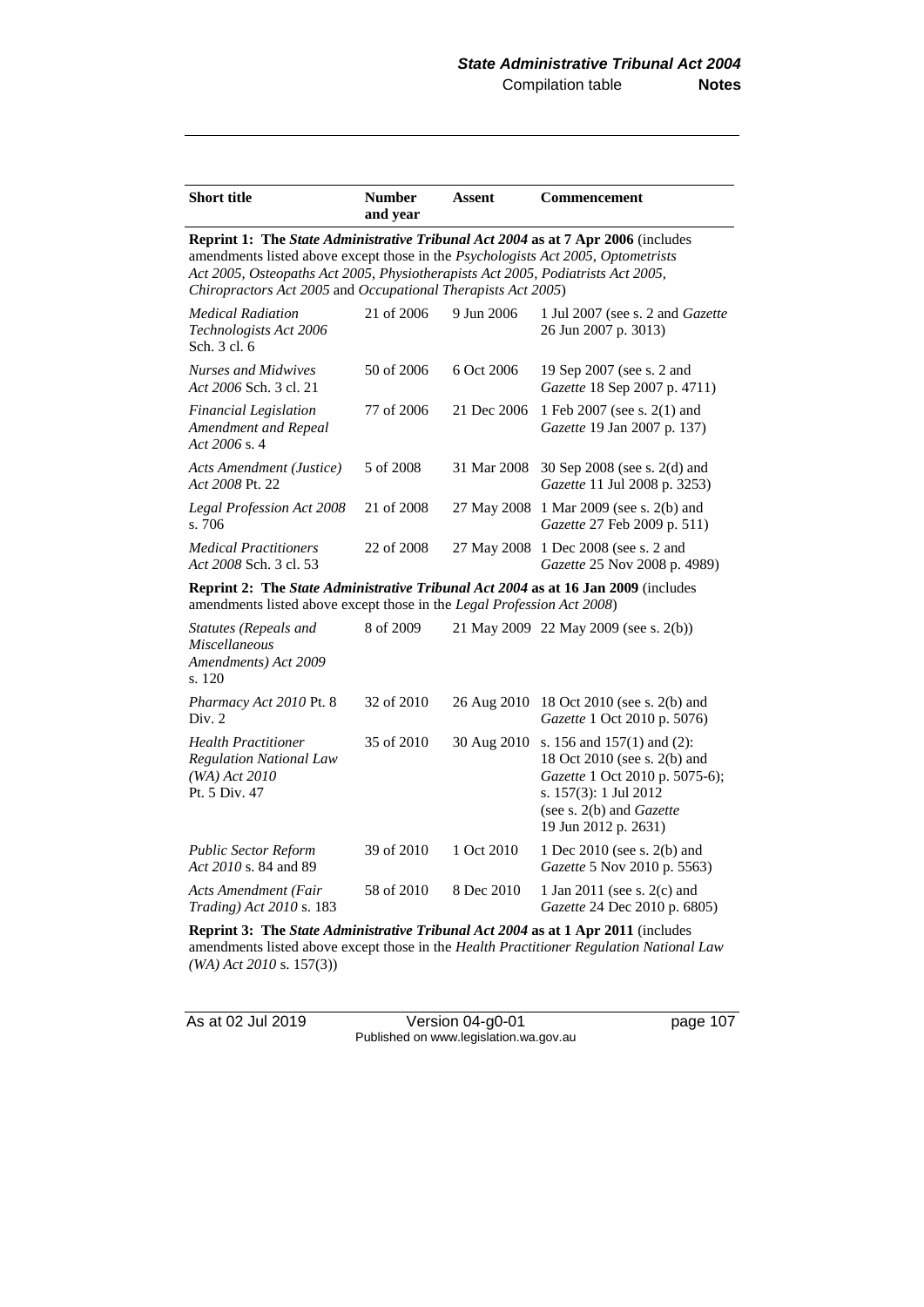| Short title | Number and year | Assent | Commencement |
|---|---|---|---|
| **Reprint 1: The *State Administrative Tribunal Act 2004* as at 7 Apr 2006** (includes amendments listed above except those in the *Psychologists Act 2005, Optometrists Act 2005, Osteopaths Act 2005, Physiotherapists Act 2005, Podiatrists Act 2005, Chiropractors Act 2005* and *Occupational Therapists Act 2005*) | | | |
| *Medical Radiation Technologists Act 2006* Sch. 3 cl. 6 | 21 of 2006 | 9 Jun 2006 | 1 Jul 2007 (see s. 2 and *Gazette* 26 Jun 2007 p. 3013) |
| *Nurses and Midwives Act 2006* Sch. 3 cl. 21 | 50 of 2006 | 6 Oct 2006 | 19 Sep 2007 (see s. 2 and *Gazette* 18 Sep 2007 p. 4711) |
| *Financial Legislation Amendment and Repeal Act 2006* s. 4 | 77 of 2006 | 21 Dec 2006 | 1 Feb 2007 (see s. 2(1) and *Gazette* 19 Jan 2007 p. 137) |
| *Acts Amendment (Justice) Act 2008* Pt. 22 | 5 of 2008 | 31 Mar 2008 | 30 Sep 2008 (see s. 2(d) and *Gazette* 11 Jul 2008 p. 3253) |
| *Legal Profession Act 2008* s. 706 | 21 of 2008 | 27 May 2008 | 1 Mar 2009 (see s. 2(b) and *Gazette* 27 Feb 2009 p. 511) |
| *Medical Practitioners Act 2008* Sch. 3 cl. 53 | 22 of 2008 | 27 May 2008 | 1 Dec 2008 (see s. 2 and *Gazette* 25 Nov 2008 p. 4989) |
| **Reprint 2: The *State Administrative Tribunal Act 2004* as at 16 Jan 2009** (includes amendments listed above except those in the *Legal Profession Act 2008*) | | | |
| *Statutes (Repeals and Miscellaneous Amendments) Act 2009* s. 120 | 8 of 2009 | 21 May 2009 | 22 May 2009 (see s. 2(b)) |
| *Pharmacy Act 2010* Pt. 8 Div. 2 | 32 of 2010 | 26 Aug 2010 | 18 Oct 2010 (see s. 2(b) and *Gazette* 1 Oct 2010 p. 5076) |
| *Health Practitioner Regulation National Law (WA) Act 2010* Pt. 5 Div. 47 | 35 of 2010 | 30 Aug 2010 | s. 156 and 157(1) and (2): 18 Oct 2010 (see s. 2(b) and *Gazette* 1 Oct 2010 p. 5075-6); s. 157(3): 1 Jul 2012 (see s. 2(b) and *Gazette* 19 Jun 2012 p. 2631) |
| *Public Sector Reform Act 2010* s. 84 and 89 | 39 of 2010 | 1 Oct 2010 | 1 Dec 2010 (see s. 2(b) and *Gazette* 5 Nov 2010 p. 5563) |
| *Acts Amendment (Fair Trading) Act 2010* s. 183 | 58 of 2010 | 8 Dec 2010 | 1 Jan 2011 (see s. 2(c) and *Gazette* 24 Dec 2010 p. 6805) |
| **Reprint 3: The *State Administrative Tribunal Act 2004* as at 1 Apr 2011** (includes amendments listed above except those in the *Health Practitioner Regulation National Law (WA) Act 2010* s. 157(3)) | | | |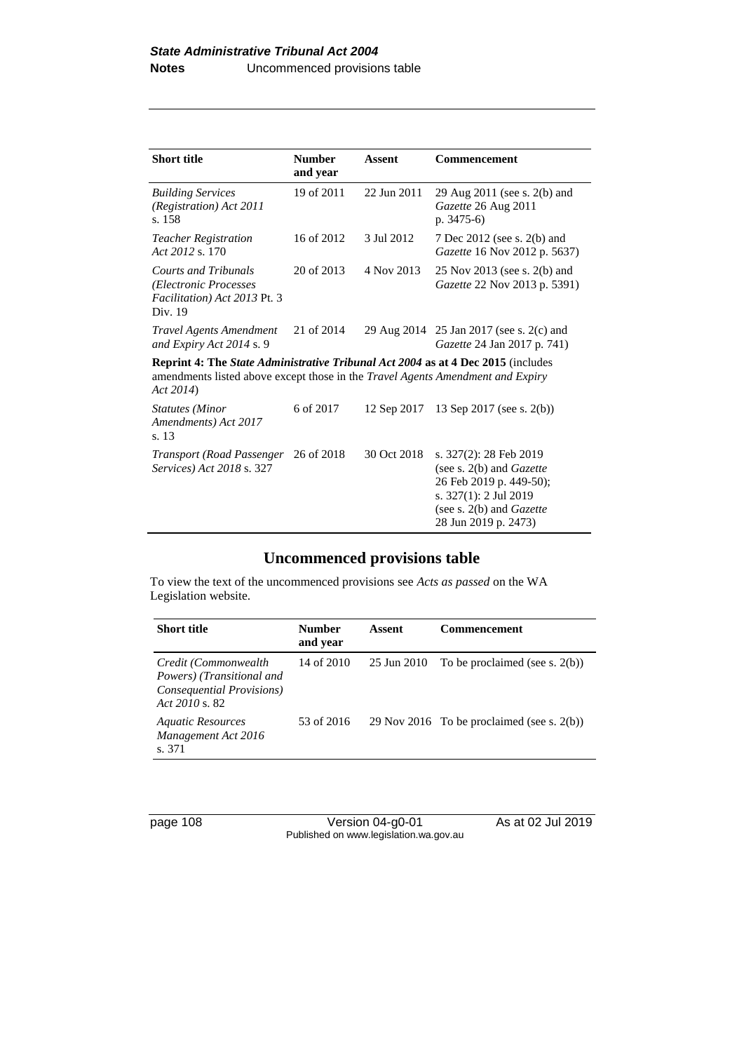| Short title | Number and year | Assent | Commencement |
|---|---|---|---|
| *Building Services (Registration) Act 2011* s. 158 | 19 of 2011 | 22 Jun 2011 | 29 Aug 2011 (see s. 2(b) and *Gazette* 26 Aug 2011 p. 3475-6) |
| *Teacher Registration Act 2012* s. 170 | 16 of 2012 | 3 Jul 2012 | 7 Dec 2012 (see s. 2(b) and *Gazette* 16 Nov 2012 p. 5637) |
| *Courts and Tribunals (Electronic Processes Facilitation) Act 2013* Pt. 3 Div. 19 | 20 of 2013 | 4 Nov 2013 | 25 Nov 2013 (see s. 2(b) and *Gazette* 22 Nov 2013 p. 5391) |
| *Travel Agents Amendment and Expiry Act 2014* s. 9 | 21 of 2014 | 29 Aug 2014 | 25 Jan 2017 (see s. 2(c) and *Gazette* 24 Jan 2017 p. 741) |
| **Reprint 4: The *State Administrative Tribunal Act 2004* as at 4 Dec 2015** (includes amendments listed above except those in the *Travel Agents Amendment and Expiry Act 2014*) | | | |
| *Statutes (Minor Amendments) Act 2017* s. 13 | 6 of 2017 | 12 Sep 2017 | 13 Sep 2017 (see s. 2(b)) |
| *Transport (Road Passenger Services) Act 2018* s. 327 | 26 of 2018 | 30 Oct 2018 | s. 327(2): 28 Feb 2019 (see s. 2(b) and *Gazette* 26 Feb 2019 p. 449-50); s. 327(1): 2 Jul 2019 (see s. 2(b) and *Gazette* 28 Jun 2019 p. 2473) |

## Uncommenced provisions table

To view the text of the uncommenced provisions see *Acts as passed* on the WA Legislation website.

| Short title | Number and year | Assent | Commencement |
|---|---|---|---|
| *Credit (Commonwealth Powers) (Transitional and Consequential Provisions) Act 2010* s. 82 | 14 of 2010 | 25 Jun 2010 | To be proclaimed (see s. 2(b)) |
| *Aquatic Resources Management Act 2016* s. 371 | 53 of 2016 | 29 Nov 2016 | To be proclaimed (see s. 2(b)) |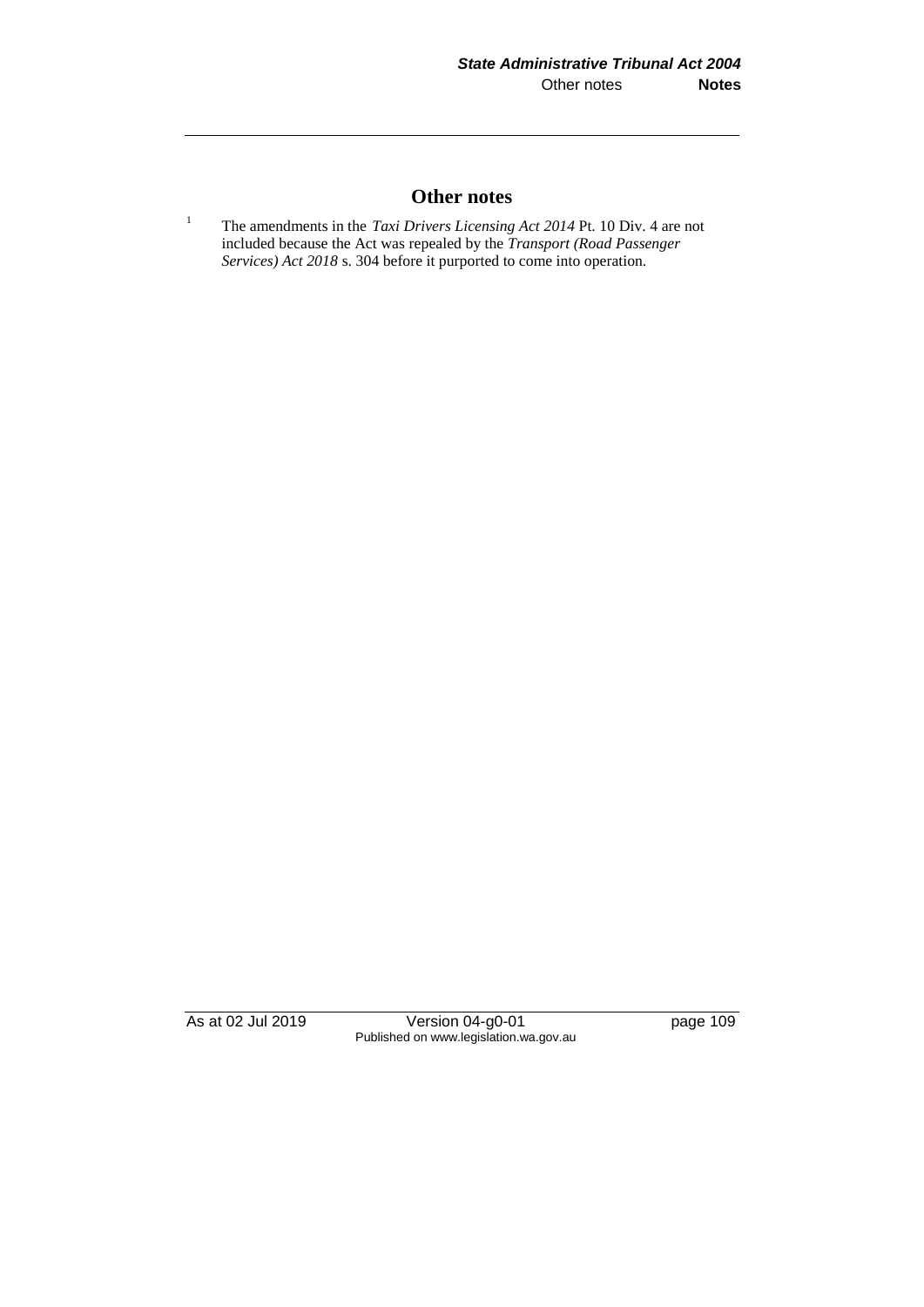# Other notes

[1] The amendments in the *Taxi Drivers Licensing Act 2014* Pt. 10 Div. 4 are not included because the Act was repealed by the *Transport (Road Passenger Services) Act 2018* s. 304 before it purported to come into operation.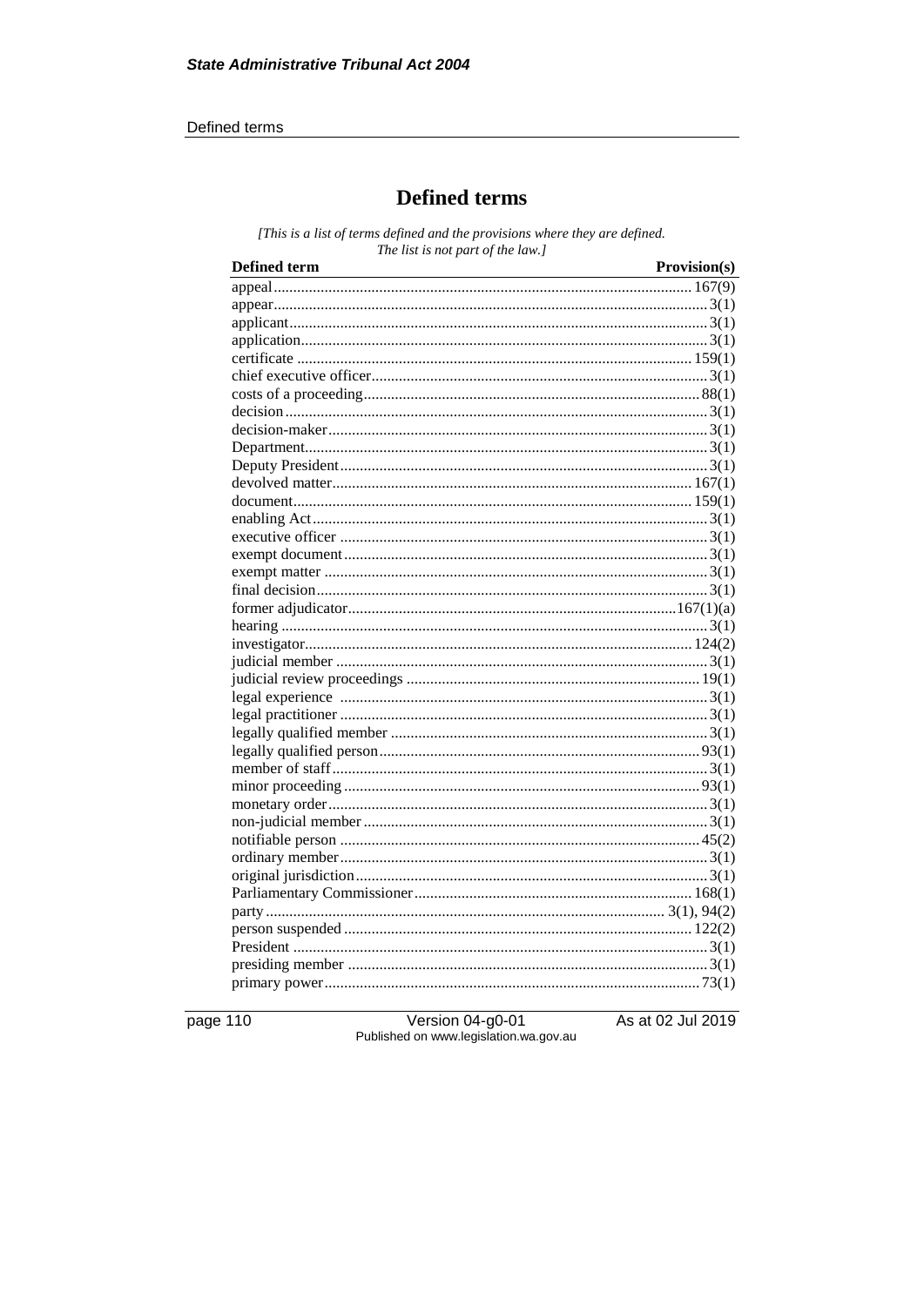# Defined terms

*[This is a list of terms defined and the provisions where they are defined. The list is not part of the law.]*

| Defined term | Provision(s) |
|---|---|
| appeal | 167(9) |
| appear | 3(1) |
| applicant | 3(1) |
| application | 3(1) |
| certificate | 159(1) |
| chief executive officer | 3(1) |
| costs of a proceeding | 88(1) |
| decision | 3(1) |
| decision-maker | 3(1) |
| Department | 3(1) |
| Deputy President | 3(1) |
| devolved matter | 167(1) |
| document | 159(1) |
| enabling Act | 3(1) |
| executive officer | 3(1) |
| exempt document | 3(1) |
| exempt matter | 3(1) |
| final decision | 3(1) |
| former adjudicator | 167(1)(a) |
| hearing | 3(1) |
| investigator | 124(2) |
| judicial member | 3(1) |
| judicial review proceedings | 19(1) |
| legal experience | 3(1) |
| legal practitioner | 3(1) |
| legally qualified member | 3(1) |
| legally qualified person | 93(1) |
| member of staff | 3(1) |
| minor proceeding | 93(1) |
| monetary order | 3(1) |
| non-judicial member | 3(1) |
| notifiable person | 45(2) |
| ordinary member | 3(1) |
| original jurisdiction | 3(1) |
| Parliamentary Commissioner | 168(1) |
| party | 3(1), 94(2) |
| person suspended | 122(2) |
| President | 3(1) |
| presiding member | 3(1) |
| primary power | 73(1) |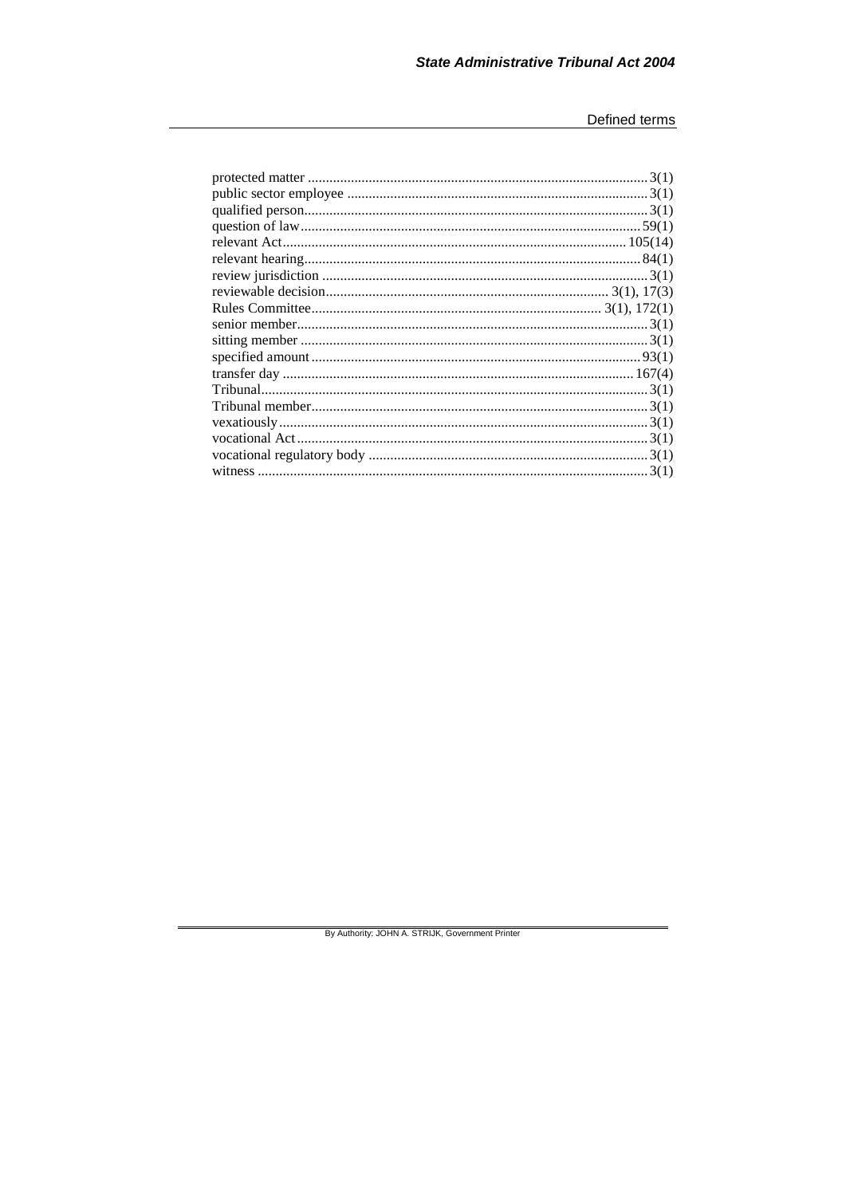protected matter ........................................................................................ 3(1)
public sector employee ................................................................................ 3(1)
qualified person.......................................................................................... 3(1)
question of law............................................................................................ 59(1)
relevant Act................................................................................................ 105(14)
relevant hearing.......................................................................................... 84(1)
review jurisdiction ...................................................................................... 3(1)
reviewable decision.............................................................................. 3(1), 17(3)
Rules Committee................................................................................ 3(1), 172(1)
senior member............................................................................................. 3(1)
sitting member ............................................................................................ 3(1)
specified amount ......................................................................................... 93(1)
transfer day ................................................................................................. 167(4)
Tribunal....................................................................................................... 3(1)
Tribunal member......................................................................................... 3(1)
vexatiously .................................................................................................. 3(1)
vocational Act ............................................................................................. 3(1)
vocational regulatory body .......................................................................... 3(1)
witness ........................................................................................................ 3(1)

By Authority: JOHN A. STRIJK, Government Printer